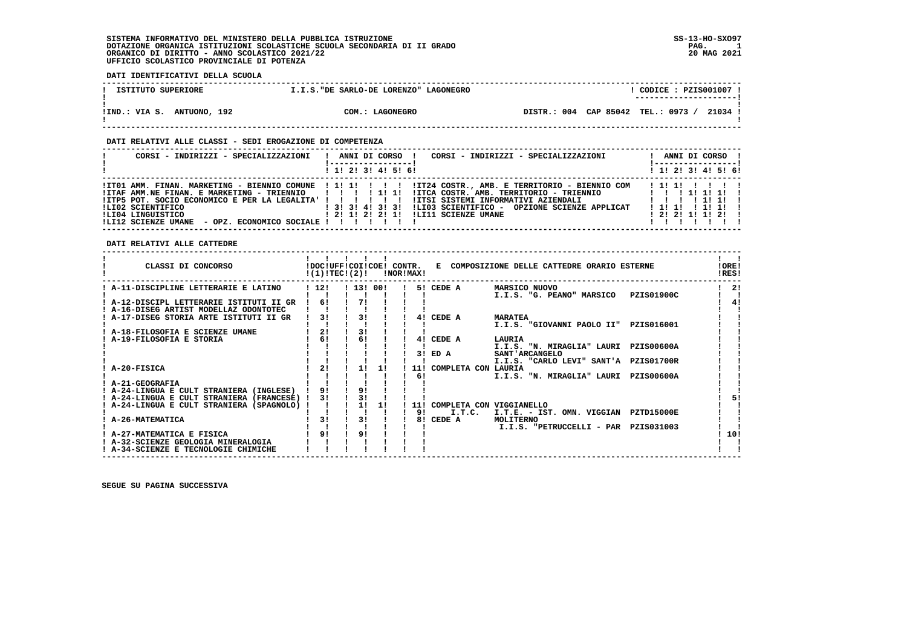SISTEMA INFORMATIVO DEL MINISTERO DELLA PUBBLICA ISTRUZIONE
DOTAZIONE ORGANICA ISTITUZIONI SCOLASTICHE SCUOLA SECONDARIA DI II GRADO
ORGANICO DI DIRITTO - ANNO SCOLASTICO 2021/22
UFFICIO SCOLASTICO PROVINCIALE DI POTENZA

SS-13-HO-SXO97
20 MAG 2021

**DATI IDENTIFICATIVI DELLA SCUOLA**

| ISTITUTO SUPERIORE | I.I.S."DE SARLO-DE LORENZO" LAGONEGRO | CODICE : PZIS001007 |
|---|---|---|
| IND.: VIA S. ANTUONO, 192 | COM.: LAGONEGRO | DISTR.: 004 CAP 85042 TEL.: 0973 / 21034 |

**DATI RELATIVI ALLE CLASSI - SEDI EROGAZIONE DI COMPETENZA**

| CORSI - INDIRIZZI - SPECIALIZZAZIONI | 1 | 2 | 3 | 4 | 5 | 6 | CORSI - INDIRIZZI - SPECIALIZZAZIONI | 1 | 2 | 3 | 4 | 5 | 6 |
|---|---|---|---|---|---|---|---|---|---|---|---|---|---|
| IT01 AMM. FINAN. MARKETING - BIENNIO COMUNE | 1 | 1 | | | | | IT24 COSTR., AMB. E TERRITORIO - BIENNIO COM | 1 | 1 | | | | |
| ITAF AMM.NE FINAN. E MARKETING - TRIENNIO | | | | 1 | 1 | | ITCA COSTR. AMB. TERRITORIO - TRIENNIO | | | 1 | 1 | 1 | |
| ITP5 POT. SOCIO ECONOMICO E PER LA LEGALITA' | | | | | | | ITSI SISTEMI INFORMATIVI AZIENDALI | | | | 1 | 1 | |
| LI02 SCIENTIFICO | 3 | 3 | 4 | 3 | 3 | | LI03 SCIENTIFICO - OPZIONE SCIENZE APPLICAT | 1 | 1 | | 1 | 1 | |
| LI04 LINGUISTICO | 2 | 1 | 2 | 2 | 1 | | LI11 SCIENZE UMANE | 2 | 2 | 1 | 1 | 2 | |
| LI12 SCIENZE UMANE - OPZ. ECONOMICO SOCIALE | | | | | | | | | | | | | |

**DATI RELATIVI ALLE CATTEDRE**

| CLASSI DI CONCORSO | DOC (1) | UFF TEC | COI (2) | COE | CONTR. NOR | CONTR. MAX | E COMPOSIZIONE DELLE CATTEDRE ORARIO ESTERNE | ORE RES |
|---|---|---|---|---|---|---|---|---|
| A-11-DISCIPLINE LETTERARIE E LATINO | 12 | | 13 | 00 | | 5 | CEDE A MARSICO NUOVO I.I.S. "G. PEANO" MARSICO PZIS01900C | 2 |
| A-12-DISCIPL LETTERARIE ISTITUTI II GR | 6 | | 7 | | | | | 4 |
| A-16-DISEG ARTIST MODELLAZ ODONTOTEC | | | | | | | | |
| A-17-DISEG STORIA ARTE ISTITUTI II GR | 3 | | 3 | | | 4 | CEDE A MARATEA I.I.S. "GIOVANNI PAOLO II" PZIS016001 | |
| A-18-FILOSOFIA E SCIENZE UMANE | 2 | | 3 | | | | | |
| A-19-FILOSOFIA E STORIA | 6 | | 6 | | | 4 | CEDE A LAURIA I.I.S. "N. MIRAGLIA" LAURI PZIS00600A | |
| | | | | | | 3 | ED A SANT'ARCANGELO I.I.S. "CARLO LEVI" SANT'A PZIS01700R | |
| A-20-FISICA | 2 | | 1 | 1 | 11 | 6 | COMPLETA CON LAURIA I.I.S. "N. MIRAGLIA" LAURI PZIS00600A | |
| A-21-GEOGRAFIA | | | | | | | | |
| A-24-LINGUA E CULT STRANIERA (INGLESE) | 9 | | 9 | | | | | |
| A-24-LINGUA E CULT STRANIERA (FRANCESE) | 3 | | 3 | | | | | 5 |
| A-24-LINGUA E CULT STRANIERA (SPAGNOLO) | | | 1 | 1 | 11 | 9 | COMPLETA CON VIGGIANELLO I.T.C. I.T.E. - IST. OMN. VIGGIAN PZTD15000E | |
| A-26-MATEMATICA | 3 | | 3 | | | 8 | CEDE A MOLITERNO I.I.S. "PETRUCCELLI - PAR PZIS031003 | |
| A-27-MATEMATICA E FISICA | 9 | | 9 | | | | | 10 |
| A-32-SCIENZE GEOLOGIA MINERALOGIA | | | | | | | | |
| A-34-SCIENZE E TECNOLOGIE CHIMICHE | | | | | | | | |

SEGUE SU PAGINA SUCCESSIVA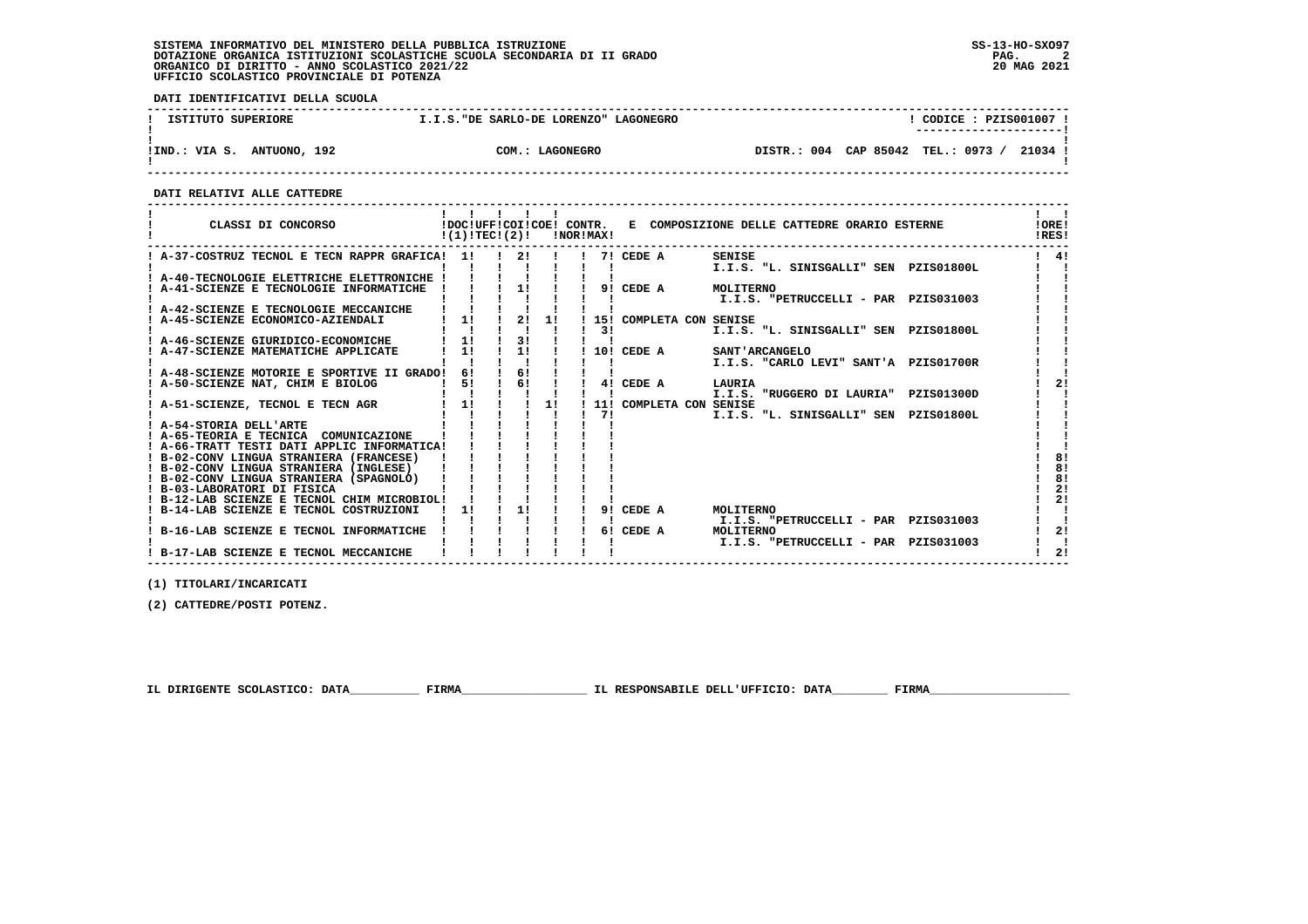SISTEMA INFORMATIVO DEL MINISTERO DELLA PUBBLICA ISTRUZIONE
DOTAZIONE ORGANICA ISTITUZIONI SCOLASTICHE SCUOLA SECONDARIA DI II GRADO
ORGANICO DI DIRITTO - ANNO SCOLASTICO 2021/22
UFFICIO SCOLASTICO PROVINCIALE DI POTENZA

SS-13-HO-SXO97
20 MAG 2021

**DATI IDENTIFICATIVI DELLA SCUOLA**

| ISTITUTO SUPERIORE | I.I.S."DE SARLO-DE LORENZO" LAGONEGRO | CODICE : PZIS001007 |
|---|---|---|
| IND.: VIA S. ANTUONO, 192 | COM.: LAGONEGRO | DISTR.: 004 CAP 85042 TEL.: 0973 / 21034 |

**DATI RELATIVI ALLE CATTEDRE**

| CLASSI DI CONCORSO | DOC (1) | UFF TEC | COI (2) | COE NOR | CONTR. MAX | E COMPOSIZIONE DELLE CATTEDRE ORARIO ESTERNE | ORE RES |
|---|---|---|---|---|---|---|---|
| A-37-COSTRUZ TECNOL E TECN RAPPR GRAFICA | 1 | | 2 | | | 7 CEDE A SENISE I.I.S. "L. SINISGALLI" SEN PZIS01800L | 4 |
| A-40-TECNOLOGIE ELETTRICHE ELETTRONICHE | | | | | | | |
| A-41-SCIENZE E TECNOLOGIE INFORMATICHE | | | 1 | | | 9 CEDE A MOLITERNO I.I.S. "PETRUCCELLI - PAR PZIS031003 | |
| A-42-SCIENZE E TECNOLOGIE MECCANICHE | | | | | | | |
| A-45-SCIENZE ECONOMICO-AZIENDALI | 1 | | 2 | 1 | | 15 COMPLETA CON SENISE 3 I.I.S. "L. SINISGALLI" SEN PZIS01800L | |
| A-46-SCIENZE GIURIDICO-ECONOMICHE | 1 | | 3 | | | | |
| A-47-SCIENZE MATEMATICHE APPLICATE | 1 | | 1 | | | 10 CEDE A SANT'ARCANGELO I.I.S. "CARLO LEVI" SANT'A PZIS01700R | |
| A-48-SCIENZE MOTORIE E SPORTIVE II GRADO | 6 | | 6 | | | | |
| A-50-SCIENZE NAT, CHIM E BIOLOG | 5 | | 6 | | | 4 CEDE A LAURIA I.I.S. "RUGGERO DI LAURIA" PZIS01300D | 2 |
| A-51-SCIENZE, TECNOL E TECN AGR | 1 | | | 1 | | 11 COMPLETA CON SENISE 7 I.I.S. "L. SINISGALLI" SEN PZIS01800L | |
| A-54-STORIA DELL'ARTE | | | | | | | |
| A-65-TEORIA E TECNICA COMUNICAZIONE | | | | | | | |
| A-66-TRATT TESTI DATI APPLIC INFORMATICA | | | | | | | |
| B-02-CONV LINGUA STRANIERA (FRANCESE) | | | | | | | 8 |
| B-02-CONV LINGUA STRANIERA (INGLESE) | | | | | | | 8 |
| B-02-CONV LINGUA STRANIERA (SPAGNOLO) | | | | | | | 8 |
| B-03-LABORATORI DI FISICA | | | | | | | 2 |
| B-12-LAB SCIENZE E TECNOL CHIM MICROBIOL | | | | | | | 2 |
| B-14-LAB SCIENZE E TECNOL COSTRUZIONI | 1 | | 1 | | | 9 CEDE A MOLITERNO I.I.S. "PETRUCCELLI - PAR PZIS031003 | |
| B-16-LAB SCIENZE E TECNOL INFORMATICHE | | | | | | 6 CEDE A MOLITERNO I.I.S. "PETRUCCELLI - PAR PZIS031003 | 2 |
| B-17-LAB SCIENZE E TECNOL MECCANICHE | | | | | | | 2 |

(1) TITOLARI/INCARICATI

(2) CATTEDRE/POSTI POTENZ.

IL DIRIGENTE SCOLASTICO: DATA__________ FIRMA__________________ IL RESPONSABILE DELL'UFFICIO: DATA________ FIRMA____________________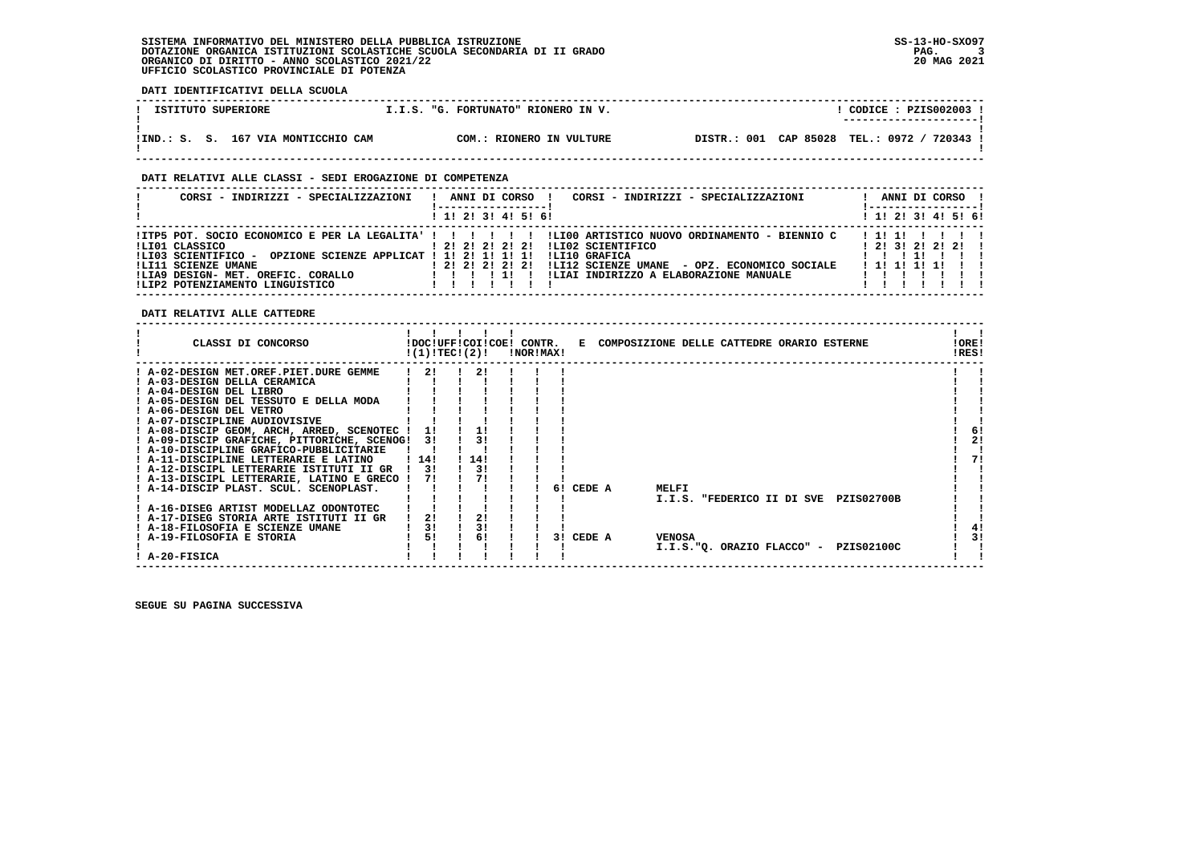SISTEMA INFORMATIVO DEL MINISTERO DELLA PUBBLICA ISTRUZIONE
DOTAZIONE ORGANICA ISTITUZIONI SCOLASTICHE SCUOLA SECONDARIA DI II GRADO
ORGANICO DI DIRITTO - ANNO SCOLASTICO 2021/22
UFFICIO SCOLASTICO PROVINCIALE DI POTENZA

SS-13-HO-SXO97
20 MAG 2021

**DATI IDENTIFICATIVI DELLA SCUOLA**

| ISTITUTO SUPERIORE | I.I.S. "G. FORTUNATO" RIONERO IN V. | CODICE : PZIS002003 |
|---|---|---|
| IND.: S. S. 167 VIA MONTICCHIO CAM | COM.: RIONERO IN VULTURE | DISTR.: 001 CAP 85028 TEL.: 0972 / 720343 |

**DATI RELATIVI ALLE CLASSI - SEDI EROGAZIONE DI COMPETENZA**

| CORSI - INDIRIZZI - SPECIALIZZAZIONI | 1 | 2 | 3 | 4 | 5 | 6 | CORSI - INDIRIZZI - SPECIALIZZAZIONI | 1 | 2 | 3 | 4 | 5 | 6 |
|---|---|---|---|---|---|---|---|---|---|---|---|---|---|
| ITP5 POT. SOCIO ECONOMICO E PER LA LEGALITA' | | | | | | | LI00 ARTISTICO NUOVO ORDINAMENTO - BIENNIO C | 1 | 1 | | | | |
| LI01 CLASSICO | 2 | 2 | 2 | 2 | 2 | | LI02 SCIENTIFICO | 2 | 3 | 2 | 2 | 2 | |
| LI03 SCIENTIFICO - OPZIONE SCIENZE APPLICAT | 1 | 2 | 1 | 1 | 1 | | LI10 GRAFICA | | | 1 | | | |
| LI11 SCIENZE UMANE | 2 | 2 | 2 | 2 | 2 | | LI12 SCIENZE UMANE - OPZ. ECONOMICO SOCIALE | 1 | 1 | 1 | 1 | | |
| LIA9 DESIGN- MET. OREFIC. CORALLO | | | | 1 | | | LIAI INDIRIZZO A ELABORAZIONE MANUALE | | | | | | |
| LIP2 POTENZIAMENTO LINGUISTICO | | | | | | | | | | | | | |

**DATI RELATIVI ALLE CATTEDRE**

| CLASSI DI CONCORSO | DOC (1) | UFF TEC | COI (2) | COE | CONTR. NOR | CONTR. MAX | E COMPOSIZIONE DELLE CATTEDRE ORARIO ESTERNE | ORE RES |
|---|---|---|---|---|---|---|---|---|
| A-02-DESIGN MET.OREF.PIET.DURE GEMME | 2 | | 2 | | | | | |
| A-03-DESIGN DELLA CERAMICA | | | | | | | | |
| A-04-DESIGN DEL LIBRO | | | | | | | | |
| A-05-DESIGN DEL TESSUTO E DELLA MODA | | | | | | | | |
| A-06-DESIGN DEL VETRO | | | | | | | | |
| A-07-DISCIPLINE AUDIOVISIVE | | | | | | | | |
| A-08-DISCIP GEOM, ARCH, ARRED, SCENOTEC | 1 | | 1 | | | | | 6 |
| A-09-DISCIP GRAFICHE, PITTORICHE, SCENOG | 3 | | 3 | | | | | 2 |
| A-10-DISCIPLINE GRAFICO-PUBBLICITARIE | | | | | | | | |
| A-11-DISCIPLINE LETTERARIE E LATINO | 14 | | 14 | | | | | 7 |
| A-12-DISCIPL LETTERARIE ISTITUTI II GR | 3 | | 3 | | | | | |
| A-13-DISCIPL LETTERARIE, LATINO E GRECO | 7 | | 7 | | | | | |
| A-14-DISCIP PLAST. SCUL. SCENOPLAST. | | | | | | | 6 CEDE A MELFI I.I.S. "FEDERICO II DI SVE PZIS02700B | |
| A-16-DISEG ARTIST MODELLAZ ODONTOTEC | | | | | | | | |
| A-17-DISEG STORIA ARTE ISTITUTI II GR | 2 | | 2 | | | | | |
| A-18-FILOSOFIA E SCIENZE UMANE | 3 | | 3 | | | | | 4 |
| A-19-FILOSOFIA E STORIA | 5 | | 6 | | | | 3 CEDE A VENOSA I.I.S."Q. ORAZIO FLACCO" - PZIS02100C | 3 |
| A-20-FISICA | | | | | | | | |

SEGUE SU PAGINA SUCCESSIVA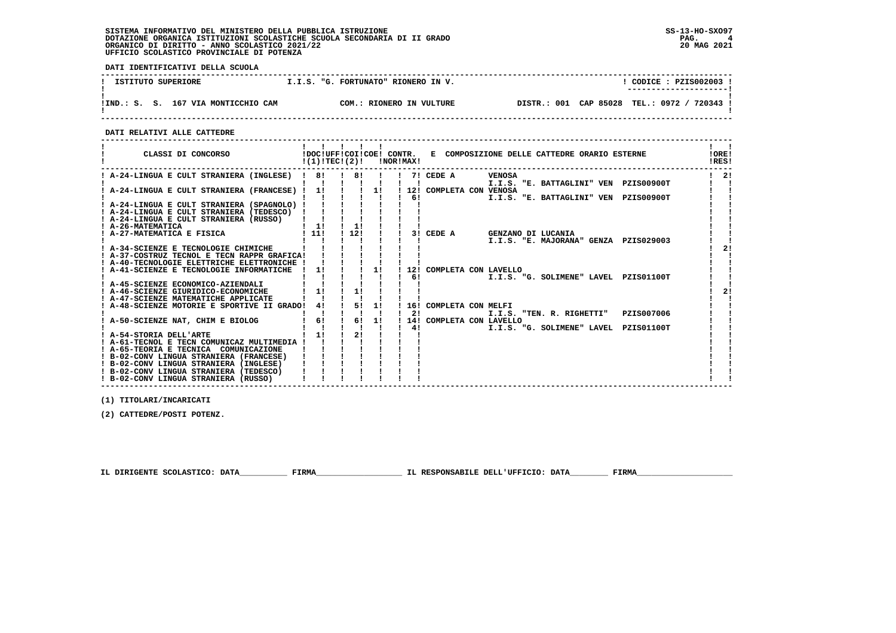SISTEMA INFORMATIVO DEL MINISTERO DELLA PUBBLICA ISTRUZIONE
DOTAZIONE ORGANICA ISTITUZIONI SCOLASTICHE SCUOLA SECONDARIA DI II GRADO
ORGANICO DI DIRITTO - ANNO SCOLASTICO 2021/22
UFFICIO SCOLASTICO PROVINCIALE DI POTENZA

SS-13-HO-SXO97
20 MAG 2021

**DATI IDENTIFICATIVI DELLA SCUOLA**

| ISTITUTO SUPERIORE | I.I.S. "G. FORTUNATO" RIONERO IN V. | CODICE : PZIS002003 |
|---|---|---|
| IND.: S. S. 167 VIA MONTICCHIO CAM | COM.: RIONERO IN VULTURE | DISTR.: 001 CAP 85028 TEL.: 0972 / 720343 |

**DATI RELATIVI ALLE CATTEDRE**

| CLASSI DI CONCORSO | DOC (1) | UFF TEC | COI (2) | COE | CONTR. NOR | CONTR. MAX | E COMPOSIZIONE DELLE CATTEDRE ORARIO ESTERNE | ORE RES |
|---|---|---|---|---|---|---|---|---|
| A-24-LINGUA E CULT STRANIERA (INGLESE) | 8 | | 8 | | | 7 | CEDE A VENOSA I.I.S. "E. BATTAGLINI" VEN PZIS00900T | 2 |
| A-24-LINGUA E CULT STRANIERA (FRANCESE) | 1 | | | 1 | | 12 / 6 | COMPLETA CON VENOSA I.I.S. "E. BATTAGLINI" VEN PZIS00900T | |
| A-24-LINGUA E CULT STRANIERA (SPAGNOLO) | | | | | | | | |
| A-24-LINGUA E CULT STRANIERA (TEDESCO) | | | | | | | | |
| A-24-LINGUA E CULT STRANIERA (RUSSO) | | | | | | | | |
| A-26-MATEMATICA | 1 | | 1 | | | | | |
| A-27-MATEMATICA E FISICA | 11 | | 12 | | | 3 | CEDE A GENZANO DI LUCANIA I.I.S. "E. MAJORANA" GENZA PZIS029003 | |
| A-34-SCIENZE E TECNOLOGIE CHIMICHE | | | | | | | | 2 |
| A-37-COSTRUZ TECNOL E TECN RAPPR GRAFICA | | | | | | | | |
| A-40-TECNOLOGIE ELETTRICHE ELETTRONICHE | | | | | | | | |
| A-41-SCIENZE E TECNOLOGIE INFORMATICHE | 1 | | | 1 | | 12 / 6 | COMPLETA CON LAVELLO I.I.S. "G. SOLIMENE" LAVEL PZIS01100T | |
| A-45-SCIENZE ECONOMICO-AZIENDALI | | | | | | | | |
| A-46-SCIENZE GIURIDICO-ECONOMICHE | 1 | | 1 | | | | | 2 |
| A-47-SCIENZE MATEMATICHE APPLICATE | | | | | | | | |
| A-48-SCIENZE MOTORIE E SPORTIVE II GRADO | 4 | | 5 | 1 | | 16 / 2 | COMPLETA CON MELFI I.I.S. "TEN. R. RIGHETTI" PZIS007006 | |
| A-50-SCIENZE NAT, CHIM E BIOLOG | 6 | | 6 | 1 | | 14 / 4 | COMPLETA CON LAVELLO I.I.S. "G. SOLIMENE" LAVEL PZIS01100T | |
| A-54-STORIA DELL'ARTE | 1 | | 2 | | | | | |
| A-61-TECNOL E TECN COMUNICAZ MULTIMEDIA | | | | | | | | |
| A-65-TEORIA E TECNICA COMUNICAZIONE | | | | | | | | |
| B-02-CONV LINGUA STRANIERA (FRANCESE) | | | | | | | | |
| B-02-CONV LINGUA STRANIERA (INGLESE) | | | | | | | | |
| B-02-CONV LINGUA STRANIERA (TEDESCO) | | | | | | | | |
| B-02-CONV LINGUA STRANIERA (RUSSO) | | | | | | | | |

(1) TITOLARI/INCARICATI

(2) CATTEDRE/POSTI POTENZ.

IL DIRIGENTE SCOLASTICO: DATA__________ FIRMA__________________ IL RESPONSABILE DELL'UFFICIO: DATA________ FIRMA____________________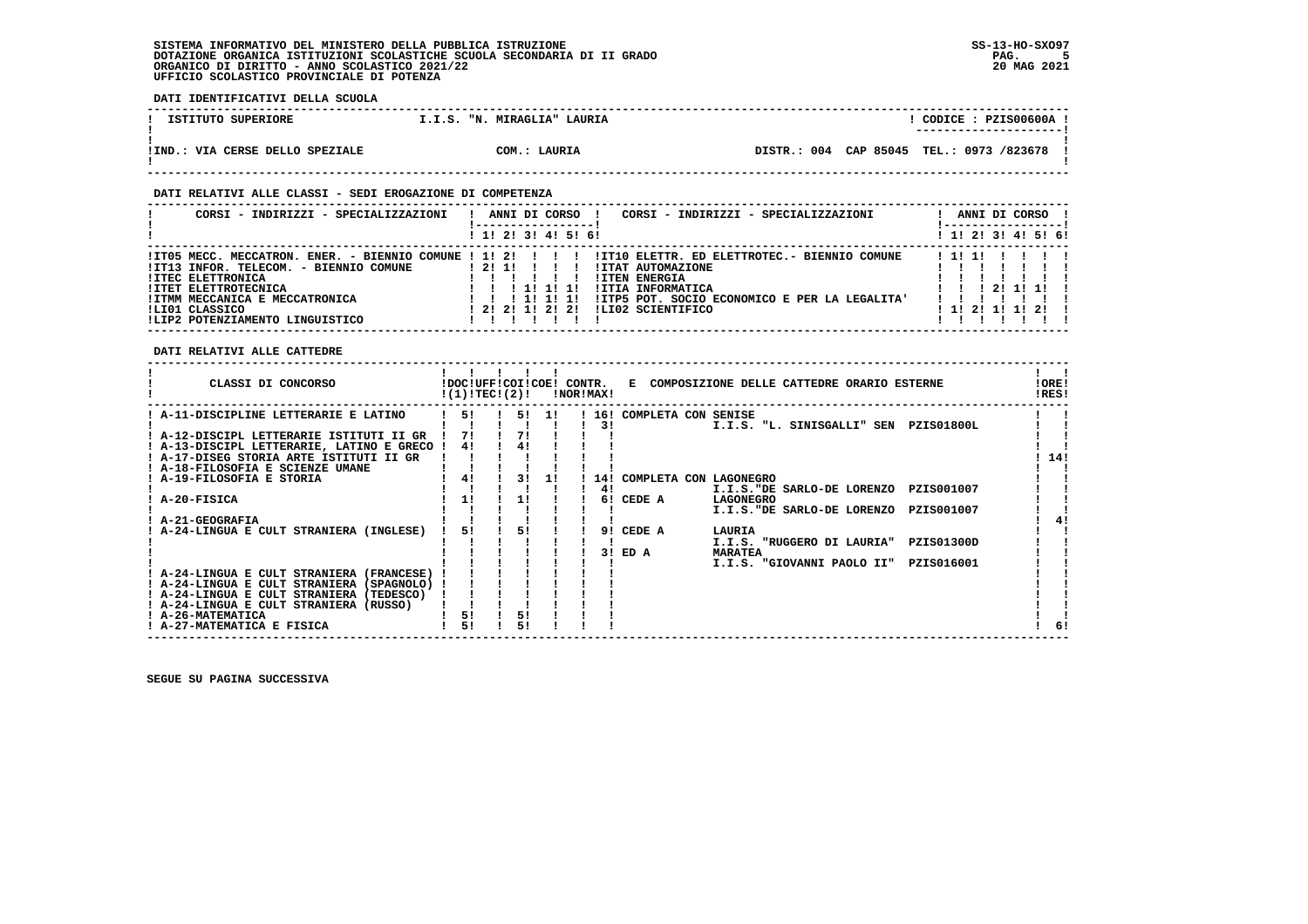**SISTEMA INFORMATIVO DEL MINISTERO DELLA PUBBLICA ISTRUZIONE**
**DOTAZIONE ORGANICA ISTITUZIONI SCOLASTICHE SCUOLA SECONDARIA DI II GRADO**
**ORGANICO DI DIRITTO - ANNO SCOLASTICO 2021/22**
**UFFICIO SCOLASTICO PROVINCIALE DI POTENZA**

SS-13-HO-SXO97
20 MAG 2021

**DATI IDENTIFICATIVI DELLA SCUOLA**

| ISTITUTO SUPERIORE | I.I.S. "N. MIRAGLIA" LAURIA | CODICE : PZIS00600A |
|---|---|---|
| IND.: VIA CERSE DELLO SPEZIALE | COM.: LAURIA | DISTR.: 004 CAP 85045 TEL.: 0973 /823678 |

**DATI RELATIVI ALLE CLASSI - SEDI EROGAZIONE DI COMPETENZA**

| CORSI - INDIRIZZI - SPECIALIZZAZIONI | 1 | 2 | 3 | 4 | 5 | 6 | CORSI - INDIRIZZI - SPECIALIZZAZIONI | 1 | 2 | 3 | 4 | 5 | 6 |
|---|---|---|---|---|---|---|---|---|---|---|---|---|---|
| IT05 MECC. MECCATRON. ENER. - BIENNIO COMUNE | 1 | 2 | | | | | IT10 ELETTR. ED ELETTROTEC.- BIENNIO COMUNE | 1 | 1 | | | | |
| IT13 INFOR. TELECOM. - BIENNIO COMUNE | 2 | 1 | | | | | ITAT AUTOMAZIONE | | | | | | |
| ITEC ELETTRONICA | | | | | | | ITEN ENERGIA | | | | | | |
| ITET ELETTROTECNICA | | | 1 | 1 | 1 | | ITIA INFORMATICA | | | 2 | 1 | 1 | |
| ITMM MECCANICA E MECCATRONICA | | | 1 | 1 | 1 | | ITP5 POT. SOCIO ECONOMICO E PER LA LEGALITA' | | | | | | |
| LI01 CLASSICO | 2 | 2 | 1 | 2 | 2 | | LI02 SCIENTIFICO | 1 | 2 | 1 | 1 | 2 | |
| LIP2 POTENZIAMENTO LINGUISTICO | | | | | | | | | | | | | |

**DATI RELATIVI ALLE CATTEDRE**

| CLASSI DI CONCORSO | DOC (1) | UFF TEC | COI (2) | COE | CONTR. NOR | CONTR. MAX | E COMPOSIZIONE DELLE CATTEDRE ORARIO ESTERNE | | | ORE RES |
|---|---|---|---|---|---|---|---|---|---|---|
| A-11-DISCIPLINE LETTERARIE E LATINO | 5 | | 5 | 1 | | 16 | COMPLETA CON SENISE | | | |
| | | | | | | 3 | | I.I.S. "L. SINISGALLI" SEN | PZIS01800L | |
| A-12-DISCIPL LETTERARIE ISTITUTI II GR | 7 | | 7 | | | | | | | |
| A-13-DISCIPL LETTERARIE, LATINO E GRECO | 4 | | 4 | | | | | | | |
| A-17-DISEG STORIA ARTE ISTITUTI II GR | | | | | | | | | | 14 |
| A-18-FILOSOFIA E SCIENZE UMANE | | | | | | | | | | |
| A-19-FILOSOFIA E STORIA | 4 | | 3 | 1 | | 14 | COMPLETA CON LAGONEGRO | | | |
| | | | | | | 4 | | I.I.S."DE SARLO-DE LORENZO | PZIS001007 | |
| A-20-FISICA | 1 | | 1 | | | 6 | CEDE A | LAGONEGRO | | |
| | | | | | | | | I.I.S."DE SARLO-DE LORENZO | PZIS001007 | |
| A-21-GEOGRAFIA | | | | | | | | | | 4 |
| A-24-LINGUA E CULT STRANIERA (INGLESE) | 5 | | 5 | | | 9 | CEDE A | LAURIA | | |
| | | | | | | | | I.I.S. "RUGGERO DI LAURIA" | PZIS01300D | |
| | | | | | | 3 | ED A | MARATEA | | |
| | | | | | | | | I.I.S. "GIOVANNI PAOLO II" | PZIS016001 | |
| A-24-LINGUA E CULT STRANIERA (FRANCESE) | | | | | | | | | | |
| A-24-LINGUA E CULT STRANIERA (SPAGNOLO) | | | | | | | | | | |
| A-24-LINGUA E CULT STRANIERA (TEDESCO) | | | | | | | | | | |
| A-24-LINGUA E CULT STRANIERA (RUSSO) | | | | | | | | | | |
| A-26-MATEMATICA | 5 | | 5 | | | | | | | |
| A-27-MATEMATICA E FISICA | 5 | | 5 | | | | | | | 6 |

**SEGUE SU PAGINA SUCCESSIVA**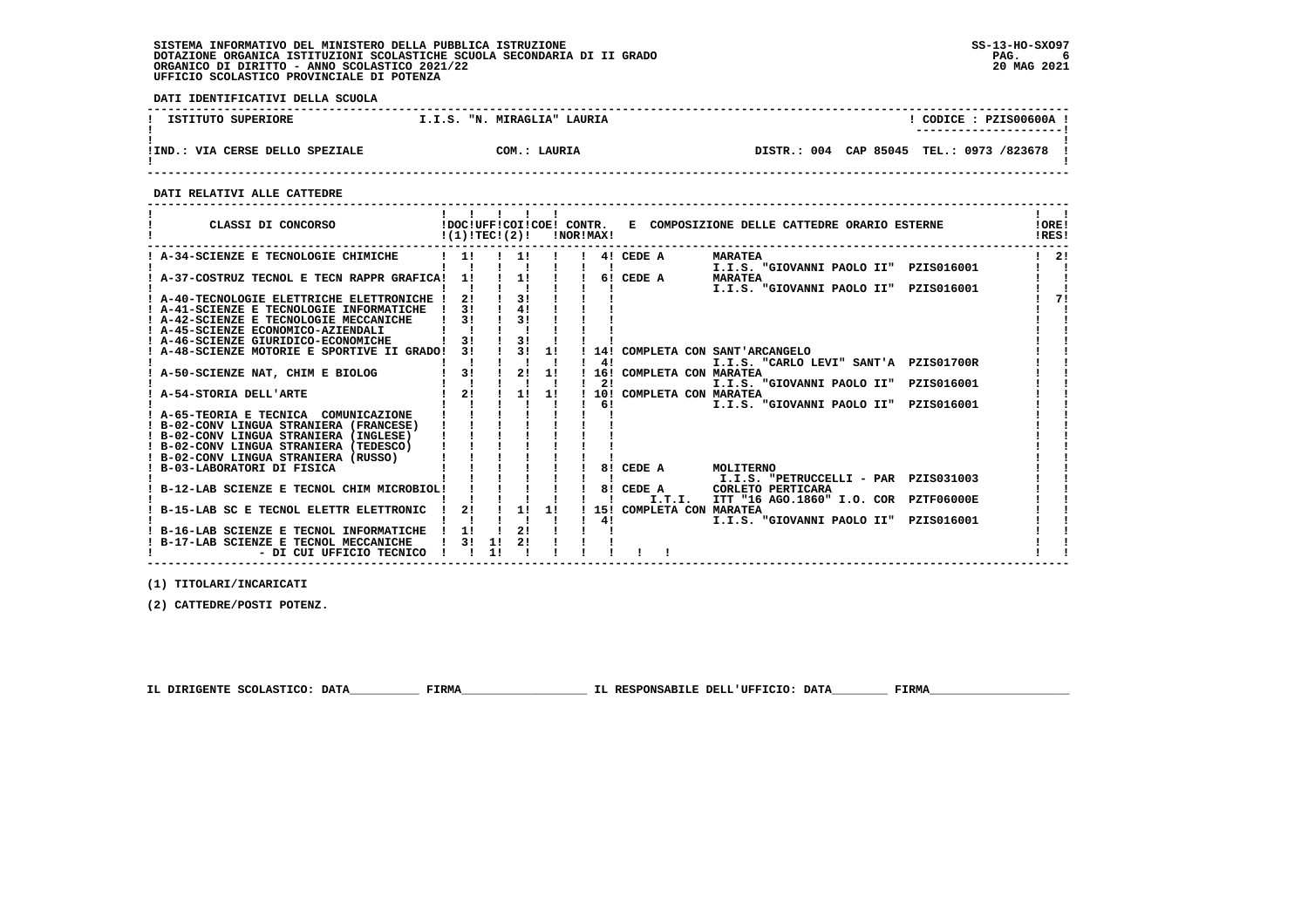SISTEMA INFORMATIVO DEL MINISTERO DELLA PUBBLICA ISTRUZIONE
DOTAZIONE ORGANICA ISTITUZIONI SCOLASTICHE SCUOLA SECONDARIA DI II GRADO
ORGANICO DI DIRITTO - ANNO SCOLASTICO 2021/22
UFFICIO SCOLASTICO PROVINCIALE DI POTENZA

SS-13-HO-SXO97
20 MAG 2021

**DATI IDENTIFICATIVI DELLA SCUOLA**

| ISTITUTO SUPERIORE | I.I.S. "N. MIRAGLIA" LAURIA | CODICE : PZIS00600A |
|---|---|---|
| IND.: VIA CERSE DELLO SPEZIALE | COM.: LAURIA | DISTR.: 004 CAP 85045 TEL.: 0973 /823678 |

**DATI RELATIVI ALLE CATTEDRE**

| CLASSI DI CONCORSO | DOC (1) | UFF TEC | COI (2) | COE | CONTR. NOR | CONTR. MAX | E COMPOSIZIONE DELLE CATTEDRE ORARIO ESTERNE | | ORE RES |
|---|---|---|---|---|---|---|---|---|---|
| A-34-SCIENZE E TECNOLOGIE CHIMICHE | 1 | | 1 | | | 4 | CEDE A | MARATEA | 2 |
| | | | | | | | | I.I.S. "GIOVANNI PAOLO II" PZIS016001 | |
| A-37-COSTRUZ TECNOL E TECN RAPPR GRAFICA | 1 | | 1 | | | 6 | CEDE A | MARATEA | |
| | | | | | | | | I.I.S. "GIOVANNI PAOLO II" PZIS016001 | |
| A-40-TECNOLOGIE ELETTRICHE ELETTRONICHE | 2 | | 3 | | | | | | 7 |
| A-41-SCIENZE E TECNOLOGIE INFORMATICHE | 3 | | 4 | | | | | | |
| A-42-SCIENZE E TECNOLOGIE MECCANICHE | 3 | | 3 | | | | | | |
| A-45-SCIENZE ECONOMICO-AZIENDALI | | | | | | | | | |
| A-46-SCIENZE GIURIDICO-ECONOMICHE | 3 | | 3 | | | | | | |
| A-48-SCIENZE MOTORIE E SPORTIVE II GRADO | 3 | | 3 | 1 | 14 | | COMPLETA CON | SANT'ARCANGELO | |
| | | | | | | 4 | | I.I.S. "CARLO LEVI" SANT'A PZIS01700R | |
| A-50-SCIENZE NAT, CHIM E BIOLOG | 3 | | 2 | 1 | 16 | | COMPLETA CON | MARATEA | |
| | | | | | | 2 | | I.I.S. "GIOVANNI PAOLO II" PZIS016001 | |
| A-54-STORIA DELL'ARTE | 2 | | 1 | 1 | 10 | | COMPLETA CON | MARATEA | |
| | | | | | | 6 | | I.I.S. "GIOVANNI PAOLO II" PZIS016001 | |
| A-65-TEORIA E TECNICA COMUNICAZIONE | | | | | | | | | |
| B-02-CONV LINGUA STRANIERA (FRANCESE) | | | | | | | | | |
| B-02-CONV LINGUA STRANIERA (INGLESE) | | | | | | | | | |
| B-02-CONV LINGUA STRANIERA (TEDESCO) | | | | | | | | | |
| B-02-CONV LINGUA STRANIERA (RUSSO) | | | | | | | | | |
| B-03-LABORATORI DI FISICA | | | | | | 8 | CEDE A | MOLITERNO | |
| | | | | | | | | I.I.S. "PETRUCCELLI - PAR PZIS031003 | |
| B-12-LAB SCIENZE E TECNOL CHIM MICROBIOL | | | | | | 8 | CEDE A | CORLETO PERTICARA | |
| | | | | | | | I.T.I. | ITT "16 AGO.1860" I.O. COR PZTF06000E | |
| B-15-LAB SC E TECNOL ELETTR ELETTRONIC | 2 | | 1 | 1 | 15 | | COMPLETA CON | MARATEA | |
| | | | | | | 4 | | I.I.S. "GIOVANNI PAOLO II" PZIS016001 | |
| B-16-LAB SCIENZE E TECNOL INFORMATICHE | 1 | | 2 | | | | | | |
| B-17-LAB SCIENZE E TECNOL MECCANICHE | 3 | 1 | 2 | | | | | | |
| - DI CUI UFFICIO TECNICO | | 1 | | | | | | | |

(1) TITOLARI/INCARICATI

(2) CATTEDRE/POSTI POTENZ.

IL DIRIGENTE SCOLASTICO: DATA__________ FIRMA__________________ IL RESPONSABILE DELL'UFFICIO: DATA________ FIRMA____________________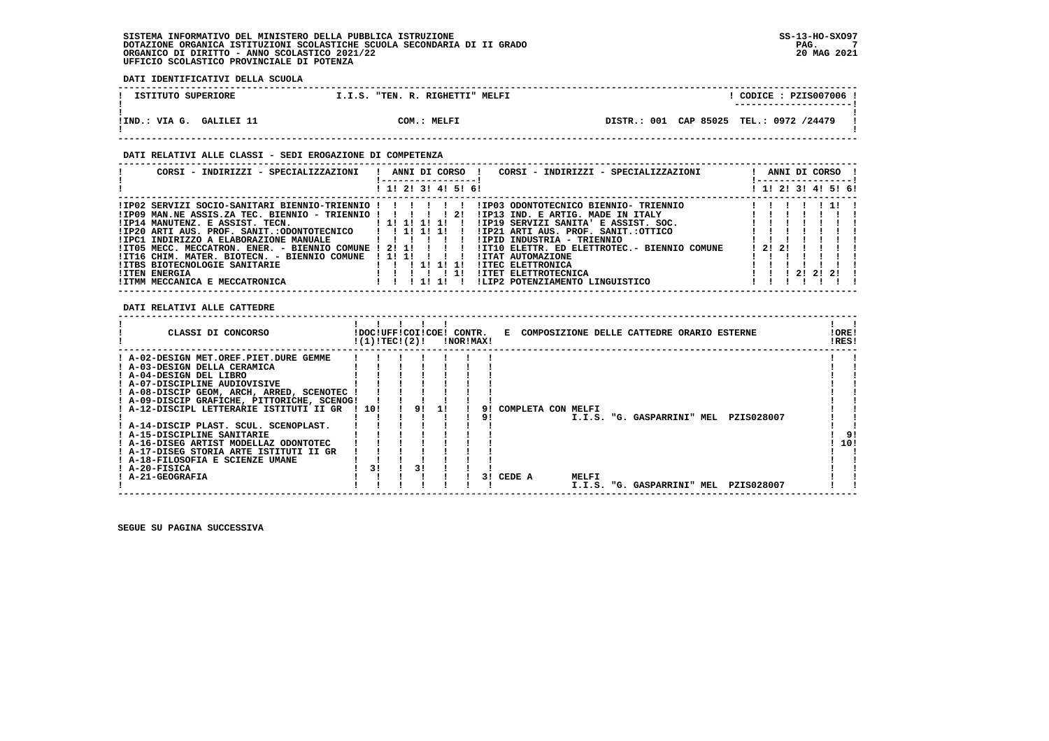SISTEMA INFORMATIVO DEL MINISTERO DELLA PUBBLICA ISTRUZIONE
DOTAZIONE ORGANICA ISTITUZIONI SCOLASTICHE SCUOLA SECONDARIA DI II GRADO
ORGANICO DI DIRITTO - ANNO SCOLASTICO 2021/22
UFFICIO SCOLASTICO PROVINCIALE DI POTENZA

SS-13-HO-SXO97
20 MAG 2021

**DATI IDENTIFICATIVI DELLA SCUOLA**

| ISTITUTO SUPERIORE | I.I.S. "TEN. R. RIGHETTI" MELFI | CODICE : PZIS007006 |
|---|---|---|
| IND.: VIA G. GALILEI 11 | COM.: MELFI | DISTR.: 001 CAP 85025 TEL.: 0972 /24479 |

**DATI RELATIVI ALLE CLASSI - SEDI EROGAZIONE DI COMPETENZA**

| CORSI - INDIRIZZI - SPECIALIZZAZIONI | 1 | 2 | 3 | 4 | 5 | 6 | CORSI - INDIRIZZI - SPECIALIZZAZIONI | 1 | 2 | 3 | 4 | 5 | 6 |
|---|---|---|---|---|---|---|---|---|---|---|---|---|---|
| IP02 SERVIZI SOCIO-SANITARI BIENNIO-TRIENNIO | | | | | | | IP03 ODONTOTECNICO BIENNIO- TRIENNIO | | | | | 1 | |
| IP09 MAN.NE ASSIS.ZA TEC. BIENNIO - TRIENNIO | | | | | 2 | | IP13 IND. E ARTIG. MADE IN ITALY | | | | | | |
| IP14 MANUTENZ. E ASSIST. TECN. | 1 | 1 | 1 | 1 | | | IP19 SERVIZI SANITA' E ASSIST. SOC. | | | | | | |
| IP20 ARTI AUS. PROF. SANIT.:ODONTOTECNICO | | 1 | 1 | 1 | | | IP21 ARTI AUS. PROF. SANIT.:OTTICO | | | | | | |
| IPC1 INDIRIZZO A ELABORAZIONE MANUALE | | | | | | | IPID INDUSTRIA - TRIENNIO | | | | | | |
| IT05 MECC. MECCATRON. ENER. - BIENNIO COMUNE | 2 | 1 | | | | | IT10 ELETTR. ED ELETTROTEC.- BIENNIO COMUNE | 2 | 2 | | | | |
| IT16 CHIM. MATER. BIOTECN. - BIENNIO COMUNE | 1 | 1 | | | | | ITAT AUTOMAZIONE | | | | | | |
| ITBS BIOTECNOLOGIE SANITARIE | | | 1 | 1 | 1 | | ITEC ELETTRONICA | | | | | | |
| ITEN ENERGIA | | | | | 1 | | ITET ELETTROTECNICA | | | 2 | 2 | 2 | |
| ITMM MECCANICA E MECCATRONICA | | | 1 | 1 | | | LIP2 POTENZIAMENTO LINGUISTICO | | | | | | |

**DATI RELATIVI ALLE CATTEDRE**

| CLASSI DI CONCORSO | DOC (1) | UFF TEC | COI (2) | COE | CONTR. NOR | CONTR. MAX | E COMPOSIZIONE DELLE CATTEDRE ORARIO ESTERNE | ORE RES |
|---|---|---|---|---|---|---|---|---|
| A-02-DESIGN MET.OREF.PIET.DURE GEMME | | | | | | | | |
| A-03-DESIGN DELLA CERAMICA | | | | | | | | |
| A-04-DESIGN DEL LIBRO | | | | | | | | |
| A-07-DISCIPLINE AUDIOVISIVE | | | | | | | | |
| A-08-DISCIP GEOM, ARCH, ARRED, SCENOTEC | | | | | | | | |
| A-09-DISCIP GRAFICHE, PITTORICHE, SCENOG | | | | | | | | |
| A-12-DISCIPL LETTERARIE ISTITUTI II GR | 10 | | 9 | 1 | | 9 | COMPLETA CON MELFI | |
| | | | | | | 9 | I.I.S. "G. GASPARRINI" MEL PZIS028007 | |
| A-14-DISCIP PLAST. SCUL. SCENOPLAST. | | | | | | | | |
| A-15-DISCIPLINE SANITARIE | | | | | | | | 9 |
| A-16-DISEG ARTIST MODELLAZ ODONTOTEC | | | | | | | | 10 |
| A-17-DISEG STORIA ARTE ISTITUTI II GR | | | | | | | | |
| A-18-FILOSOFIA E SCIENZE UMANE | | | | | | | | |
| A-20-FISICA | 3 | | 3 | | | | | |
| A-21-GEOGRAFIA | | | | | | 3 | CEDE A MELFI | |
| | | | | | | | I.I.S. "G. GASPARRINI" MEL PZIS028007 | |

SEGUE SU PAGINA SUCCESSIVA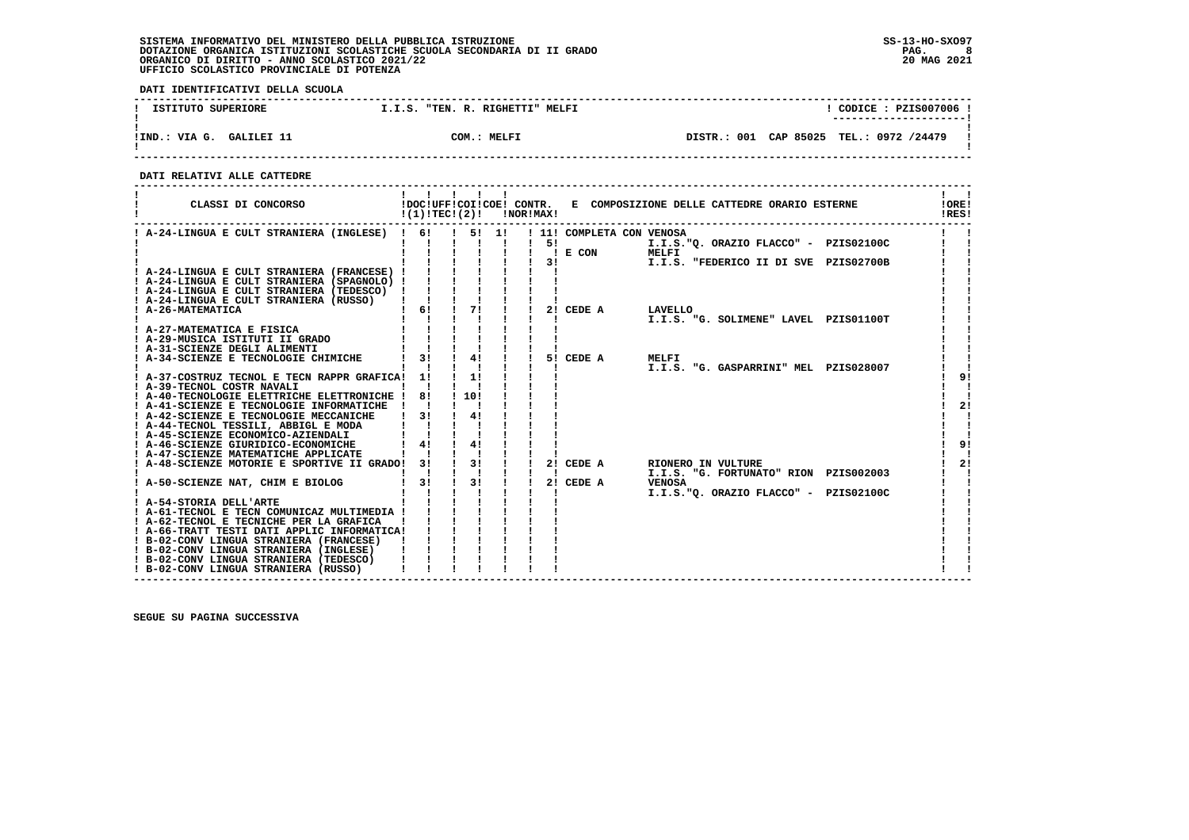SISTEMA INFORMATIVO DEL MINISTERO DELLA PUBBLICA ISTRUZIONE
DOTAZIONE ORGANICA ISTITUZIONI SCOLASTICHE SCUOLA SECONDARIA DI II GRADO
ORGANICO DI DIRITTO - ANNO SCOLASTICO 2021/22
UFFICIO SCOLASTICO PROVINCIALE DI POTENZA

SS-13-HO-SXO97
20 MAG 2021

**DATI IDENTIFICATIVI DELLA SCUOLA**

| ISTITUTO SUPERIORE | I.I.S. "TEN. R. RIGHETTI" MELFI | CODICE : PZIS007006 |
|---|---|---|
| IND.: VIA G. GALILEI 11 | COM.: MELFI | DISTR.: 001 CAP 85025 TEL.: 0972 /24479 |

**DATI RELATIVI ALLE CATTEDRE**

| CLASSI DI CONCORSO | DOC (1) | UFF TEC | COI (2) | COE | CONTR. NOR | CONTR. MAX | E COMPOSIZIONE DELLE CATTEDRE ORARIO ESTERNE | | ORE RES |
|---|---|---|---|---|---|---|---|---|---|
| A-24-LINGUA E CULT STRANIERA (INGLESE) | 6 | | 5 | 1 | | 11 | COMPLETA CON VENOSA | | |
| | | | | | | 5 | | I.I.S."Q. ORAZIO FLACCO" - PZIS02100C | |
| | | | | | | | E CON | MELFI | |
| | | | | | | 3 | | I.I.S. "FEDERICO II DI SVE PZIS02700B | |
| A-24-LINGUA E CULT STRANIERA (FRANCESE) | | | | | | | | | |
| A-24-LINGUA E CULT STRANIERA (SPAGNOLO) | | | | | | | | | |
| A-24-LINGUA E CULT STRANIERA (TEDESCO) | | | | | | | | | |
| A-24-LINGUA E CULT STRANIERA (RUSSO) | | | | | | | | | |
| A-26-MATEMATICA | 6 | | 7 | | | 2 | CEDE A | LAVELLO | |
| | | | | | | | | I.I.S. "G. SOLIMENE" LAVEL PZIS01100T | |
| A-27-MATEMATICA E FISICA | | | | | | | | | |
| A-29-MUSICA ISTITUTI II GRADO | | | | | | | | | |
| A-31-SCIENZE DEGLI ALIMENTI | | | | | | | | | |
| A-34-SCIENZE E TECNOLOGIE CHIMICHE | 3 | | 4 | | | 5 | CEDE A | MELFI | |
| | | | | | | | | I.I.S. "G. GASPARRINI" MEL PZIS028007 | |
| A-37-COSTRUZ TECNOL E TECN RAPPR GRAFICA | 1 | | 1 | | | | | | 9 |
| A-39-TECNOL COSTR NAVALI | | | | | | | | | |
| A-40-TECNOLOGIE ELETTRICHE ELETTRONICHE | 8 | | 10 | | | | | | |
| A-41-SCIENZE E TECNOLOGIE INFORMATICHE | | | | | | | | | 2 |
| A-42-SCIENZE E TECNOLOGIE MECCANICHE | 3 | | 4 | | | | | | |
| A-44-TECNOL TESSILI, ABBIGL E MODA | | | | | | | | | |
| A-45-SCIENZE ECONOMICO-AZIENDALI | | | | | | | | | |
| A-46-SCIENZE GIURIDICO-ECONOMICHE | 4 | | 4 | | | | | | 9 |
| A-47-SCIENZE MATEMATICHE APPLICATE | | | | | | | | | |
| A-48-SCIENZE MOTORIE E SPORTIVE II GRADO | 3 | | 3 | | | 2 | CEDE A | RIONERO IN VULTURE | 2 |
| | | | | | | | | I.I.S. "G. FORTUNATO" RION PZIS002003 | |
| A-50-SCIENZE NAT, CHIM E BIOLOG | 3 | | 3 | | | 2 | CEDE A | VENOSA | |
| | | | | | | | | I.I.S."Q. ORAZIO FLACCO" - PZIS02100C | |
| A-54-STORIA DELL'ARTE | | | | | | | | | |
| A-61-TECNOL E TECN COMUNICAZ MULTIMEDIA | | | | | | | | | |
| A-62-TECNOL E TECNICHE PER LA GRAFICA | | | | | | | | | |
| A-66-TRATT TESTI DATI APPLIC INFORMATICA | | | | | | | | | |
| B-02-CONV LINGUA STRANIERA (FRANCESE) | | | | | | | | | |
| B-02-CONV LINGUA STRANIERA (INGLESE) | | | | | | | | | |
| B-02-CONV LINGUA STRANIERA (TEDESCO) | | | | | | | | | |
| B-02-CONV LINGUA STRANIERA (RUSSO) | | | | | | | | | |

SEGUE SU PAGINA SUCCESSIVA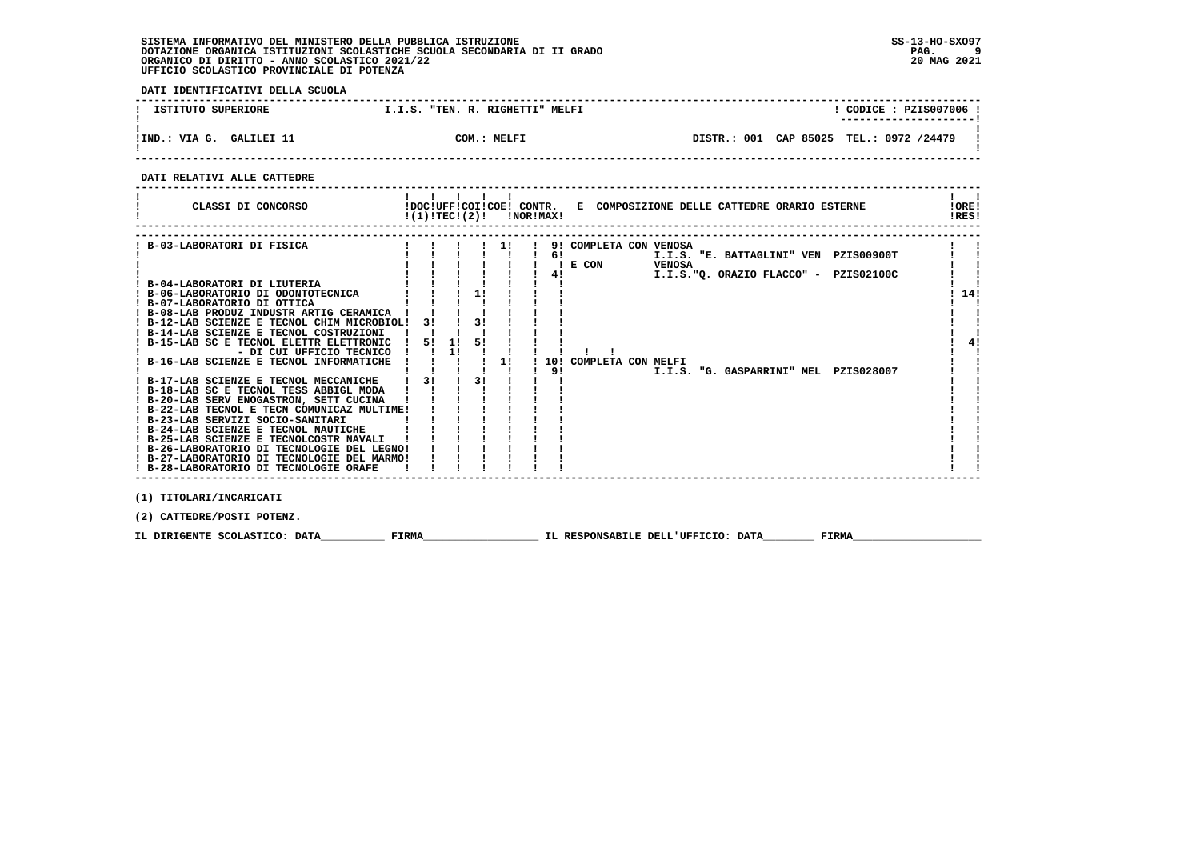SISTEMA INFORMATIVO DEL MINISTERO DELLA PUBBLICA ISTRUZIONE
DOTAZIONE ORGANICA ISTITUZIONI SCOLASTICHE SCUOLA SECONDARIA DI II GRADO
ORGANICO DI DIRITTO - ANNO SCOLASTICO 2021/22
UFFICIO SCOLASTICO PROVINCIALE DI POTENZA

SS-13-HO-SXO97
20 MAG 2021

**DATI IDENTIFICATIVI DELLA SCUOLA**

| ISTITUTO SUPERIORE | I.I.S. "TEN. R. RIGHETTI" MELFI | CODICE : PZIS007006 |
|---|---|---|
| IND.: VIA G. GALILEI 11 | COM.: MELFI | DISTR.: 001 CAP 85025 TEL.: 0972 /24479 |

**DATI RELATIVI ALLE CATTEDRE**

| CLASSI DI CONCORSO | DOC (1) | UFF TEC | COI (2) | COE | CONTR. NOR | CONTR. MAX | E COMPOSIZIONE DELLE CATTEDRE ORARIO ESTERNE | ORE RES |
|---|---|---|---|---|---|---|---|---|
| B-03-LABORATORI DI FISICA | | | | 1 | | 9 | COMPLETA CON VENOSA | |
| | | | | | | 6 | I.I.S. "E. BATTAGLINI" VEN PZIS00900T | |
| | | | | | | | E CON VENOSA | |
| | | | | | | 4 | I.I.S."Q. ORAZIO FLACCO" - PZIS02100C | |
| B-04-LABORATORI DI LIUTERIA | | | | | | | | |
| B-06-LABORATORIO DI ODONTOTECNICA | | | 1 | | | | | 14 |
| B-07-LABORATORIO DI OTTICA | | | | | | | | |
| B-08-LAB PRODUZ INDUSTR ARTIG CERAMICA | | | | | | | | |
| B-12-LAB SCIENZE E TECNOL CHIM MICROBIOL | 3 | | 3 | | | | | |
| B-14-LAB SCIENZE E TECNOL COSTRUZIONI | | | | | | | | |
| B-15-LAB SC E TECNOL ELETTR ELETTRONIC | 5 | 1 | 5 | | | | | 4 |
| - DI CUI UFFICIO TECNICO | | 1 | | | | | | |
| B-16-LAB SCIENZE E TECNOL INFORMATICHE | | | | 1 | | 10 | COMPLETA CON MELFI | |
| | | | | | | 9 | I.I.S. "G. GASPARRINI" MEL PZIS028007 | |
| B-17-LAB SCIENZE E TECNOL MECCANICHE | 3 | | 3 | | | | | |
| B-18-LAB SC E TECNOL TESS ABBIGL MODA | | | | | | | | |
| B-20-LAB SERV ENOGASTRON, SETT CUCINA | | | | | | | | |
| B-22-LAB TECNOL E TECN COMUNICAZ MULTIME | | | | | | | | |
| B-23-LAB SERVIZI SOCIO-SANITARI | | | | | | | | |
| B-24-LAB SCIENZE E TECNOL NAUTICHE | | | | | | | | |
| B-25-LAB SCIENZE E TECNOLCOSTR NAVALI | | | | | | | | |
| B-26-LABORATORIO DI TECNOLOGIE DEL LEGNO | | | | | | | | |
| B-27-LABORATORIO DI TECNOLOGIE DEL MARMO | | | | | | | | |
| B-28-LABORATORIO DI TECNOLOGIE ORAFE | | | | | | | | |

(1) TITOLARI/INCARICATI

(2) CATTEDRE/POSTI POTENZ.

IL DIRIGENTE SCOLASTICO: DATA__________ FIRMA__________________ IL RESPONSABILE DELL'UFFICIO: DATA________ FIRMA____________________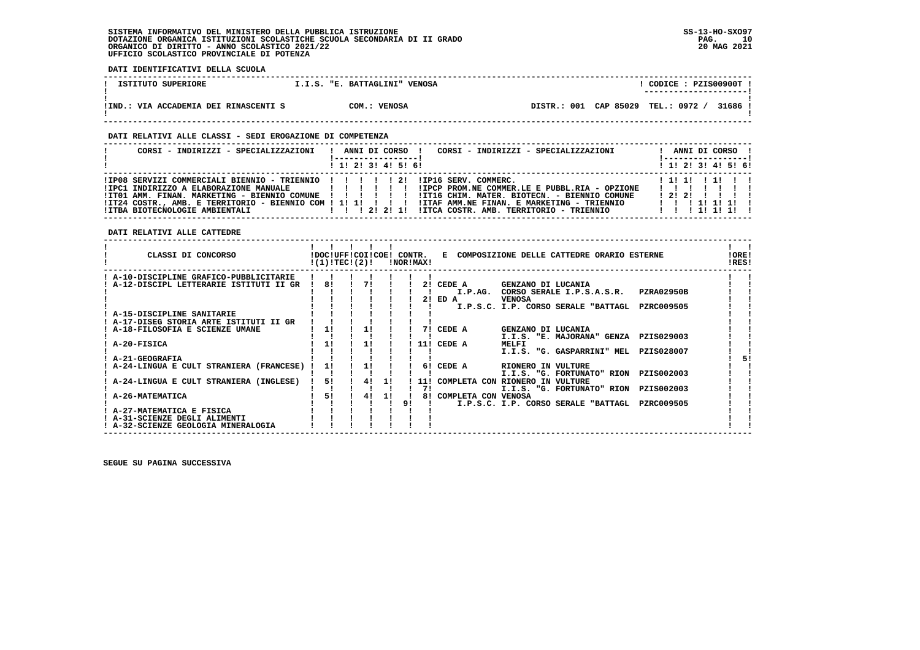SISTEMA INFORMATIVO DEL MINISTERO DELLA PUBBLICA ISTRUZIONE
DOTAZIONE ORGANICA ISTITUZIONI SCOLASTICHE SCUOLA SECONDARIA DI II GRADO
ORGANICO DI DIRITTO - ANNO SCOLASTICO 2021/22
UFFICIO SCOLASTICO PROVINCIALE DI POTENZA

SS-13-HO-SXO97
20 MAG 2021

**DATI IDENTIFICATIVI DELLA SCUOLA**

| ISTITUTO SUPERIORE | I.I.S. "E. BATTAGLINI" VENOSA | CODICE : PZIS00900T |
|---|---|---|
| IND.: VIA ACCADEMIA DEI RINASCENTI S | COM.: VENOSA | DISTR.: 001 CAP 85029 TEL.: 0972 / 31686 |

**DATI RELATIVI ALLE CLASSI - SEDI EROGAZIONE DI COMPETENZA**

| CORSI - INDIRIZZI - SPECIALIZZAZIONI | 1 | 2 | 3 | 4 | 5 | 6 | CORSI - INDIRIZZI - SPECIALIZZAZIONI | 1 | 2 | 3 | 4 | 5 | 6 |
|---|---|---|---|---|---|---|---|---|---|---|---|---|---|
| IP08 SERVIZI COMMERCIALI BIENNIO - TRIENNIO | | | | | 2 | | IP16 SERV. COMMERC. | 1 | 1 | | 1 | | |
| IPC1 INDIRIZZO A ELABORAZIONE MANUALE | | | | | | | IPCP PROM.NE COMMER.LE E PUBBL.RIA - OPZIONE | | | | | | |
| IT01 AMM. FINAN. MARKETING - BIENNIO COMUNE | | | | | | | IT16 CHIM. MATER. BIOTECN. - BIENNIO COMUNE | 2 | 2 | | | | |
| IT24 COSTR., AMB. E TERRITORIO - BIENNIO COM | 1 | 1 | | | | | ITAF AMM.NE FINAN. E MARKETING - TRIENNIO | | | 1 | 1 | 1 | |
| ITBA BIOTECNOLOGIE AMBIENTALI | | | 2 | 2 | 1 | | ITCA COSTR. AMB. TERRITORIO - TRIENNIO | | | 1 | 1 | 1 | |

**DATI RELATIVI ALLE CATTEDRE**

| CLASSI DI CONCORSO | DOC (1) | UFF TEC | COI (2) | COE | CONTR. NOR | CONTR. MAX | E COMPOSIZIONE DELLE CATTEDRE ORARIO ESTERNE | ORE RES |
|---|---|---|---|---|---|---|---|---|
| A-10-DISCIPLINE GRAFICO-PUBBLICITARIE | | | | | | | | |
| A-12-DISCIPL LETTERARIE ISTITUTI II GR | 8 | | 7 | | | 2 | CEDE A GENZANO DI LUCANIA I.P.AG. CORSO SERALE I.P.S.A.S.R. PZRA02950B | |
| | | | | | | 2 | ED A VENOSA I.P.S.C. I.P. CORSO SERALE "BATTAGL PZRC009505 | |
| A-15-DISCIPLINE SANITARIE | | | | | | | | |
| A-17-DISEG STORIA ARTE ISTITUTI II GR | | | | | | | | |
| A-18-FILOSOFIA E SCIENZE UMANE | 1 | | 1 | | | 7 | CEDE A GENZANO DI LUCANIA I.I.S. "E. MAJORANA" GENZA PZIS029003 | |
| A-20-FISICA | 1 | | 1 | | | 11 | CEDE A MELFI I.I.S. "G. GASPARRINI" MEL PZIS028007 | |
| A-21-GEOGRAFIA | | | | | | | | 5 |
| A-24-LINGUA E CULT STRANIERA (FRANCESE) | 1 | | 1 | | | 6 | CEDE A RIONERO IN VULTURE I.I.S. "G. FORTUNATO" RION PZIS002003 | |
| A-24-LINGUA E CULT STRANIERA (INGLESE) | 5 | | 4 | 1 | | 11 | COMPLETA CON RIONERO IN VULTURE | |
| | | | | | | 7 | I.I.S. "G. FORTUNATO" RION PZIS002003 | |
| A-26-MATEMATICA | 5 | | 4 | 1 | | 8 | COMPLETA CON VENOSA | |
| | | | | | 9 | | I.P.S.C. I.P. CORSO SERALE "BATTAGL PZRC009505 | |
| A-27-MATEMATICA E FISICA | | | | | | | | |
| A-31-SCIENZE DEGLI ALIMENTI | | | | | | | | |
| A-32-SCIENZE GEOLOGIA MINERALOGIA | | | | | | | | |

SEGUE SU PAGINA SUCCESSIVA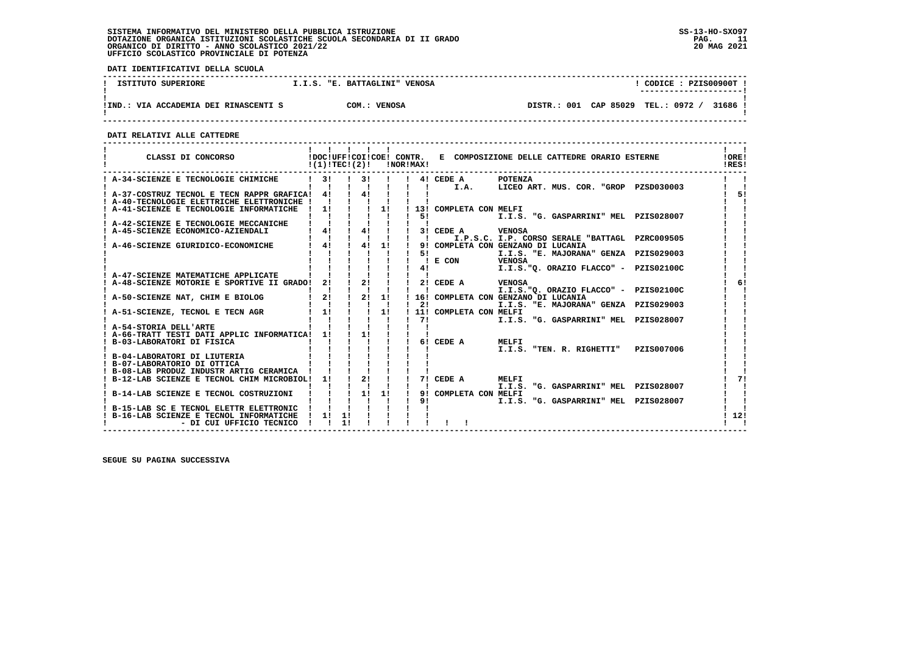SISTEMA INFORMATIVO DEL MINISTERO DELLA PUBBLICA ISTRUZIONE
DOTAZIONE ORGANICA ISTITUZIONI SCOLASTICHE SCUOLA SECONDARIA DI II GRADO
ORGANICO DI DIRITTO - ANNO SCOLASTICO 2021/22
UFFICIO SCOLASTICO PROVINCIALE DI POTENZA

SS-13-HO-SXO97
20 MAG 2021

**DATI IDENTIFICATIVI DELLA SCUOLA**

| ISTITUTO SUPERIORE | I.I.S. "E. BATTAGLINI" VENOSA | CODICE : PZIS00900T |
|---|---|---|
| IND.: VIA ACCADEMIA DEI RINASCENTI S | COM.: VENOSA | DISTR.: 001 CAP 85029 TEL.: 0972 / 31686 |

**DATI RELATIVI ALLE CATTEDRE**

| CLASSI DI CONCORSO | DOC (1) | UFF TEC | COI (2) | COE | CONTR. NOR | CONTR. MAX | E COMPOSIZIONE DELLE CATTEDRE ORARIO ESTERNE | ORE RES |
|---|---|---|---|---|---|---|---|---|
| A-34-SCIENZE E TECNOLOGIE CHIMICHE | 3 | | 3 | | | 4 | CEDE A POTENZA<br>I.A. LICEO ART. MUS. COR. "GROP PZSD030003 | |
| A-37-COSTRUZ TECNOL E TECN RAPPR GRAFICA | 4 | | 4 | | | | | 5 |
| A-40-TECNOLOGIE ELETTRICHE ELETTRONICHE | | | | | | | | |
| A-41-SCIENZE E TECNOLOGIE INFORMATICHE | 1 | | | 1 | | 13<br>5 | COMPLETA CON MELFI<br>I.I.S. "G. GASPARRINI" MEL PZIS028007 | |
| A-42-SCIENZE E TECNOLOGIE MECCANICHE | | | | | | | | |
| A-45-SCIENZE ECONOMICO-AZIENDALI | 4 | | 4 | | | 3 | CEDE A VENOSA<br>I.P.S.C. I.P. CORSO SERALE "BATTAGL PZRC009505 | |
| A-46-SCIENZE GIURIDICO-ECONOMICHE | 4 | | 4 | 1 | | 9<br>5<br><br>4 | COMPLETA CON GENZANO DI LUCANIA<br>I.I.S. "E. MAJORANA" GENZA PZIS029003<br>E CON VENOSA<br>I.I.S."Q. ORAZIO FLACCO" - PZIS02100C | |
| A-47-SCIENZE MATEMATICHE APPLICATE | | | | | | | | |
| A-48-SCIENZE MOTORIE E SPORTIVE II GRADO | 2 | | 2 | | | 2 | CEDE A VENOSA<br>I.I.S."Q. ORAZIO FLACCO" - PZIS02100C | 6 |
| A-50-SCIENZE NAT, CHIM E BIOLOG | 2 | | 2 | 1 | | 16<br>2 | COMPLETA CON GENZANO DI LUCANIA<br>I.I.S. "E. MAJORANA" GENZA PZIS029003 | |
| A-51-SCIENZE, TECNOL E TECN AGR | 1 | | | 1 | | 11<br>7 | COMPLETA CON MELFI<br>I.I.S. "G. GASPARRINI" MEL PZIS028007 | |
| A-54-STORIA DELL'ARTE | | | | | | | | |
| A-66-TRATT TESTI DATI APPLIC INFORMATICA | 1 | | 1 | | | | | |
| B-03-LABORATORI DI FISICA | | | | | | 6 | CEDE A MELFI<br>I.I.S. "TEN. R. RIGHETTI" PZIS007006 | |
| B-04-LABORATORI DI LIUTERIA | | | | | | | | |
| B-07-LABORATORIO DI OTTICA | | | | | | | | |
| B-08-LAB PRODUZ INDUSTR ARTIG CERAMICA | | | | | | | | |
| B-12-LAB SCIENZE E TECNOL CHIM MICROBIOL | 1 | | 2 | | | 7 | CEDE A MELFI<br>I.I.S. "G. GASPARRINI" MEL PZIS028007 | 7 |
| B-14-LAB SCIENZE E TECNOL COSTRUZIONI | | | 1 | 1 | | 9<br>9 | COMPLETA CON MELFI<br>I.I.S. "G. GASPARRINI" MEL PZIS028007 | |
| B-15-LAB SC E TECNOL ELETTR ELETTRONIC | | | | | | | | |
| B-16-LAB SCIENZE E TECNOL INFORMATICHE | 1 | 1 | | | | | | 12 |
| - DI CUI UFFICIO TECNICO | | 1 | | | | | | |

SEGUE SU PAGINA SUCCESSIVA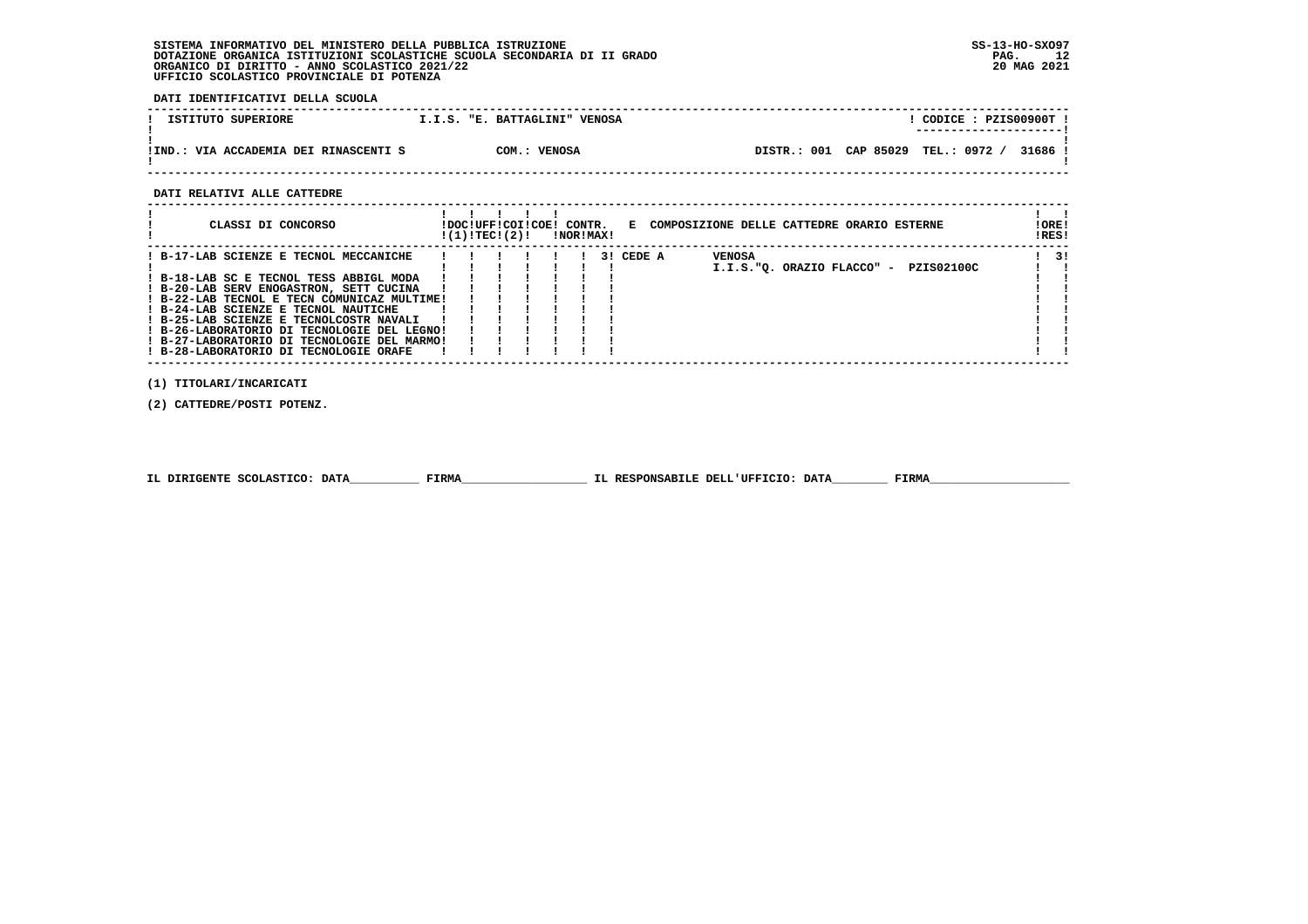SISTEMA INFORMATIVO DEL MINISTERO DELLA PUBBLICA ISTRUZIONE
DOTAZIONE ORGANICA ISTITUZIONI SCOLASTICHE SCUOLA SECONDARIA DI II GRADO
ORGANICO DI DIRITTO - ANNO SCOLASTICO 2021/22
UFFICIO SCOLASTICO PROVINCIALE DI POTENZA

SS-13-HO-SXO97
20 MAG 2021

**DATI IDENTIFICATIVI DELLA SCUOLA**

| ISTITUTO SUPERIORE | I.I.S. "E. BATTAGLINI" VENOSA | CODICE : PZIS00900T |
|---|---|---|
| IND.: VIA ACCADEMIA DEI RINASCENTI S | COM.: VENOSA | DISTR.: 001 CAP 85029 TEL.: 0972 / 31686 |

**DATI RELATIVI ALLE CATTEDRE**

| CLASSI DI CONCORSO | DOC (1) | UFF TEC | COI (2) | COE | CONTR. NOR | CONTR. MAX | E COMPOSIZIONE DELLE CATTEDRE ORARIO ESTERNE | ORE RES |
|---|---|---|---|---|---|---|---|---|
| B-17-LAB SCIENZE E TECNOL MECCANICHE | | | | | | 3 | CEDE A VENOSA I.I.S."Q. ORAZIO FLACCO" - PZIS02100C | 3 |
| B-18-LAB SC E TECNOL TESS ABBIGL MODA | | | | | | | | |
| B-20-LAB SERV ENOGASTRON, SETT CUCINA | | | | | | | | |
| B-22-LAB TECNOL E TECN COMUNICAZ MULTIME | | | | | | | | |
| B-24-LAB SCIENZE E TECNOL NAUTICHE | | | | | | | | |
| B-25-LAB SCIENZE E TECNOLCOSTR NAVALI | | | | | | | | |
| B-26-LABORATORIO DI TECNOLOGIE DEL LEGNO | | | | | | | | |
| B-27-LABORATORIO DI TECNOLOGIE DEL MARMO | | | | | | | | |
| B-28-LABORATORIO DI TECNOLOGIE ORAFE | | | | | | | | |

(1) TITOLARI/INCARICATI

(2) CATTEDRE/POSTI POTENZ.

IL DIRIGENTE SCOLASTICO: DATA__________ FIRMA__________________ IL RESPONSABILE DELL'UFFICIO: DATA________ FIRMA____________________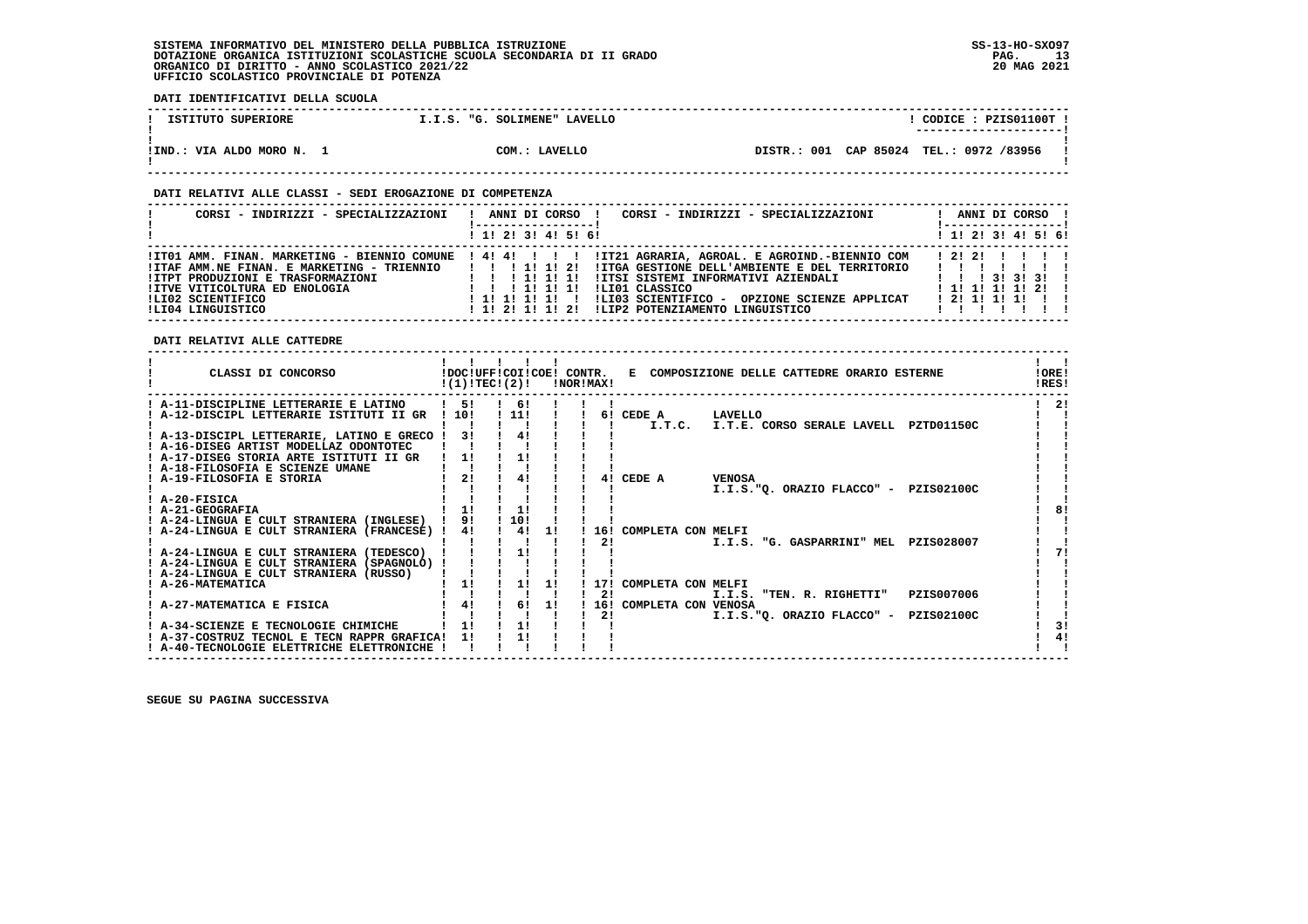SISTEMA INFORMATIVO DEL MINISTERO DELLA PUBBLICA ISTRUZIONE
DOTAZIONE ORGANICA ISTITUZIONI SCOLASTICHE SCUOLA SECONDARIA DI II GRADO
ORGANICO DI DIRITTO - ANNO SCOLASTICO 2021/22
UFFICIO SCOLASTICO PROVINCIALE DI POTENZA

SS-13-HO-SXO97
20 MAG 2021

**DATI IDENTIFICATIVI DELLA SCUOLA**

| ISTITUTO SUPERIORE | I.I.S. "G. SOLIMENE" LAVELLO | ! CODICE : PZIS01100T ! |
|---|---|---|
| IND.: VIA ALDO MORO N. 1 | COM.: LAVELLO | DISTR.: 001 CAP 85024 TEL.: 0972 /83956 |

**DATI RELATIVI ALLE CLASSI - SEDI EROGAZIONE DI COMPETENZA**

| CORSI - INDIRIZZI - SPECIALIZZAZIONI | 1 | 2 | 3 | 4 | 5 | 6 | CORSI - INDIRIZZI - SPECIALIZZAZIONI | 1 | 2 | 3 | 4 | 5 | 6 |
|---|---|---|---|---|---|---|---|---|---|---|---|---|---|
| IT01 AMM. FINAN. MARKETING - BIENNIO COMUNE | 4 | 4 | | | | | IT21 AGRARIA, AGROAL. E AGROIND.-BIENNIO COM | 2 | 2 | | | | |
| ITAF AMM.NE FINAN. E MARKETING - TRIENNIO | | | 1 | 1 | 2 | | ITGA GESTIONE DELL'AMBIENTE E DEL TERRITORIO | | | | | | |
| ITPT PRODUZIONI E TRASFORMAZIONI | | | 1 | 1 | 1 | | ITSI SISTEMI INFORMATIVI AZIENDALI | | | 3 | 3 | 3 | |
| ITVE VITICOLTURA ED ENOLOGIA | | | 1 | 1 | 1 | | LI01 CLASSICO | 1 | 1 | 1 | 1 | 2 | |
| LI02 SCIENTIFICO | 1 | 1 | 1 | 1 | | | LI03 SCIENTIFICO - OPZIONE SCIENZE APPLICAT | 2 | 1 | 1 | 1 | | |
| LI04 LINGUISTICO | 1 | 2 | 1 | 1 | 2 | | LIP2 POTENZIAMENTO LINGUISTICO | | | | | | |

**DATI RELATIVI ALLE CATTEDRE**

| CLASSI DI CONCORSO | DOC (1) | UFF TEC | COI (2) | COE | CONTR. NOR | CONTR. MAX | E COMPOSIZIONE DELLE CATTEDRE ORARIO ESTERNE | ORE RES |
|---|---|---|---|---|---|---|---|---|
| A-11-DISCIPLINE LETTERARIE E LATINO | 5 | | 6 | | | | | 2 |
| A-12-DISCIPL LETTERARIE ISTITUTI II GR | 10 | | 11 | | | 6 | CEDE A LAVELLO I.T.C. I.T.E. CORSO SERALE LAVELL PZTD01150C | |
| A-13-DISCIPL LETTERARIE, LATINO E GRECO | 3 | | 4 | | | | | |
| A-16-DISEG ARTIST MODELLAZ ODONTOTEC | | | | | | | | |
| A-17-DISEG STORIA ARTE ISTITUTI II GR | 1 | | 1 | | | | | |
| A-18-FILOSOFIA E SCIENZE UMANE | | | | | | | | |
| A-19-FILOSOFIA E STORIA | 2 | | 4 | | | 4 | CEDE A VENOSA I.I.S."Q. ORAZIO FLACCO" - PZIS02100C | |
| A-20-FISICA | | | | | | | | |
| A-21-GEOGRAFIA | 1 | | 1 | | | | | 8 |
| A-24-LINGUA E CULT STRANIERA (INGLESE) | 9 | | 10 | | | | | |
| A-24-LINGUA E CULT STRANIERA (FRANCESE) | 4 | | 4 | 1 | 16 | 2 | COMPLETA CON MELFI I.I.S. "G. GASPARRINI" MEL PZIS028007 | |
| A-24-LINGUA E CULT STRANIERA (TEDESCO) | | | 1 | | | | | 7 |
| A-24-LINGUA E CULT STRANIERA (SPAGNOLO) | | | | | | | | |
| A-24-LINGUA E CULT STRANIERA (RUSSO) | | | | | | | | |
| A-26-MATEMATICA | 1 | | 1 | 1 | 17 | 2 | COMPLETA CON MELFI I.I.S. "TEN. R. RIGHETTI" PZIS007006 | |
| A-27-MATEMATICA E FISICA | 4 | | 6 | 1 | 16 | 2 | COMPLETA CON VENOSA I.I.S."Q. ORAZIO FLACCO" - PZIS02100C | |
| A-34-SCIENZE E TECNOLOGIE CHIMICHE | 1 | | 1 | | | | | 3 |
| A-37-COSTRUZ TECNOL E TECN RAPPR GRAFICA | 1 | | 1 | | | | | 4 |
| A-40-TECNOLOGIE ELETTRICHE ELETTRONICHE | | | | | | | | |

SEGUE SU PAGINA SUCCESSIVA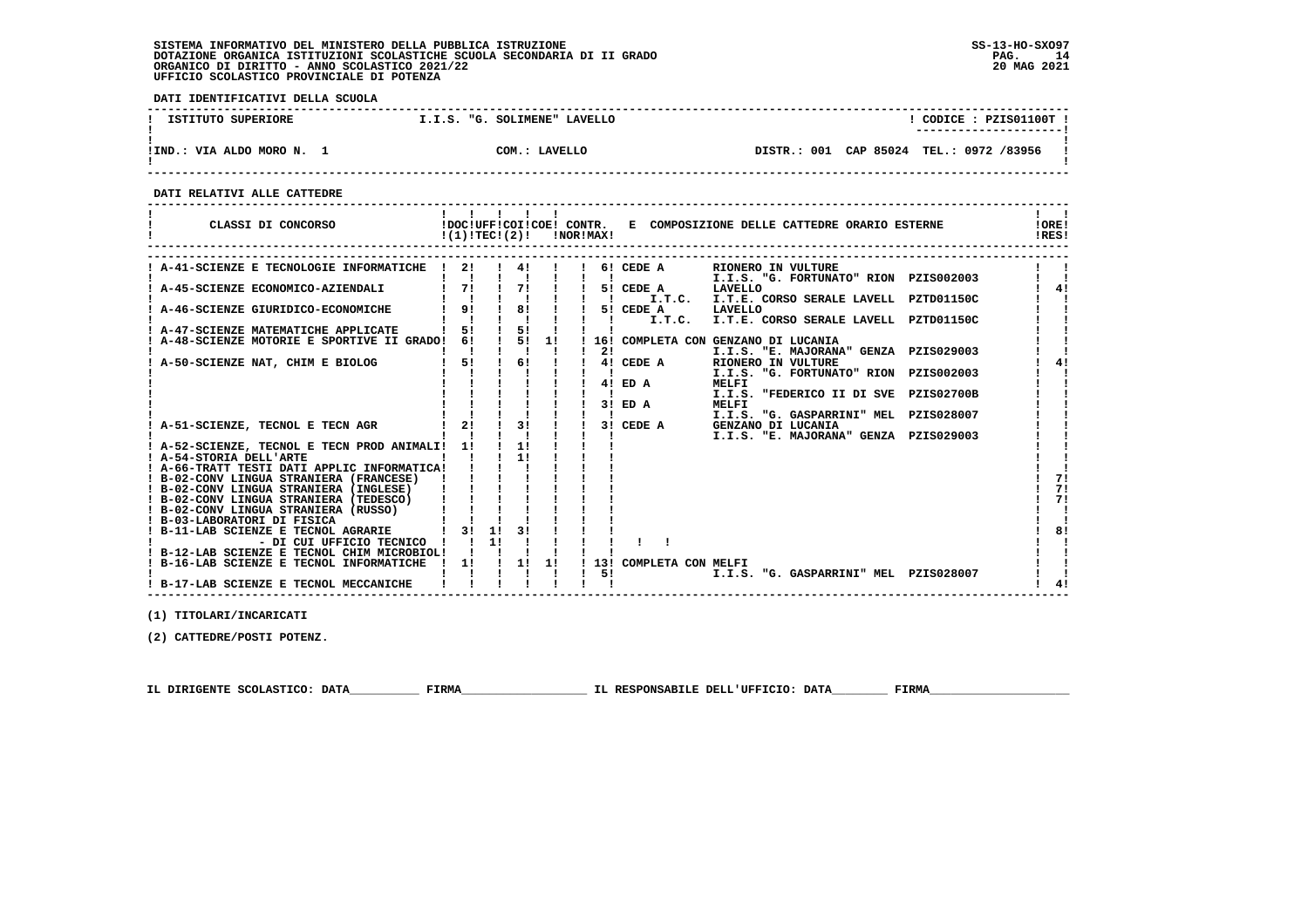SISTEMA INFORMATIVO DEL MINISTERO DELLA PUBBLICA ISTRUZIONE
DOTAZIONE ORGANICA ISTITUZIONI SCOLASTICHE SCUOLA SECONDARIA DI II GRADO
ORGANICO DI DIRITTO - ANNO SCOLASTICO 2021/22
UFFICIO SCOLASTICO PROVINCIALE DI POTENZA

SS-13-HO-SXO97
20 MAG 2021

**DATI IDENTIFICATIVI DELLA SCUOLA**

| ISTITUTO SUPERIORE | I.I.S. "G. SOLIMENE" LAVELLO | CODICE : PZIS01100T |
|---|---|---|
| IND.: VIA ALDO MORO N. 1 | COM.: LAVELLO | DISTR.: 001 CAP 85024 TEL.: 0972 /83956 |

**DATI RELATIVI ALLE CATTEDRE**

| CLASSI DI CONCORSO | DOC (1) | UFF TEC | COI (2) | COE | CONTR. NOR | CONTR. MAX | E COMPOSIZIONE DELLE CATTEDRE ORARIO ESTERNE | | | ORE RES |
|---|---|---|---|---|---|---|---|---|---|---|
| A-41-SCIENZE E TECNOLOGIE INFORMATICHE | 2 | | 4 | | | 6 | CEDE A | RIONERO IN VULTURE | | |
| | | | | | | | | I.I.S. "G. FORTUNATO" RION | PZIS002003 | |
| A-45-SCIENZE ECONOMICO-AZIENDALI | 7 | | 7 | | | 5 | CEDE A | LAVELLO | | 4 |
| | | | | | | | I.T.C. | I.T.E. CORSO SERALE LAVELL | PZTD01150C | |
| A-46-SCIENZE GIURIDICO-ECONOMICHE | 9 | | 8 | | | 5 | CEDE A | LAVELLO | | |
| | | | | | | | I.T.C. | I.T.E. CORSO SERALE LAVELL | PZTD01150C | |
| A-47-SCIENZE MATEMATICHE APPLICATE | 5 | | 5 | | | | | | | |
| A-48-SCIENZE MOTORIE E SPORTIVE II GRADO | 6 | | 5 | 1 | | 16 | COMPLETA CON | GENZANO DI LUCANIA | | |
| | | | | | | 2 | | I.I.S. "E. MAJORANA" GENZA | PZIS029003 | |
| A-50-SCIENZE NAT, CHIM E BIOLOG | 5 | | 6 | | | 4 | CEDE A | RIONERO IN VULTURE | | 4 |
| | | | | | | | | I.I.S. "G. FORTUNATO" RION | PZIS002003 | |
| | | | | | | 4 | ED A | MELFI | | |
| | | | | | | | | I.I.S. "FEDERICO II DI SVE | PZIS02700B | |
| | | | | | | 3 | ED A | MELFI | | |
| | | | | | | | | I.I.S. "G. GASPARRINI" MEL | PZIS028007 | |
| A-51-SCIENZE, TECNOL E TECN AGR | 2 | | 3 | | | 3 | CEDE A | GENZANO DI LUCANIA | | |
| | | | | | | | | I.I.S. "E. MAJORANA" GENZA | PZIS029003 | |
| A-52-SCIENZE, TECNOL E TECN PROD ANIMALI | 1 | | 1 | | | | | | | |
| A-54-STORIA DELL'ARTE | | | 1 | | | | | | | |
| A-66-TRATT TESTI DATI APPLIC INFORMATICA | | | | | | | | | | |
| B-02-CONV LINGUA STRANIERA (FRANCESE) | | | | | | | | | | 7 |
| B-02-CONV LINGUA STRANIERA (INGLESE) | | | | | | | | | | 7 |
| B-02-CONV LINGUA STRANIERA (TEDESCO) | | | | | | | | | | 7 |
| B-02-CONV LINGUA STRANIERA (RUSSO) | | | | | | | | | | |
| B-03-LABORATORI DI FISICA | | | | | | | | | | |
| B-11-LAB SCIENZE E TECNOL AGRARIE | 3 | 1 | 3 | | | | | | | 8 |
| - DI CUI UFFICIO TECNICO | | 1 | | | | | | | | |
| B-12-LAB SCIENZE E TECNOL CHIM MICROBIOL | | | | | | | | | | |
| B-16-LAB SCIENZE E TECNOL INFORMATICHE | 1 | | 1 | 1 | | 13 | COMPLETA CON | MELFI | | |
| | | | | | | 5 | | I.I.S. "G. GASPARRINI" MEL | PZIS028007 | |
| B-17-LAB SCIENZE E TECNOL MECCANICHE | | | | | | | | | | 4 |

(1) TITOLARI/INCARICATI

(2) CATTEDRE/POSTI POTENZ.

IL DIRIGENTE SCOLASTICO: DATA__________ FIRMA__________________ IL RESPONSABILE DELL'UFFICIO: DATA________ FIRMA____________________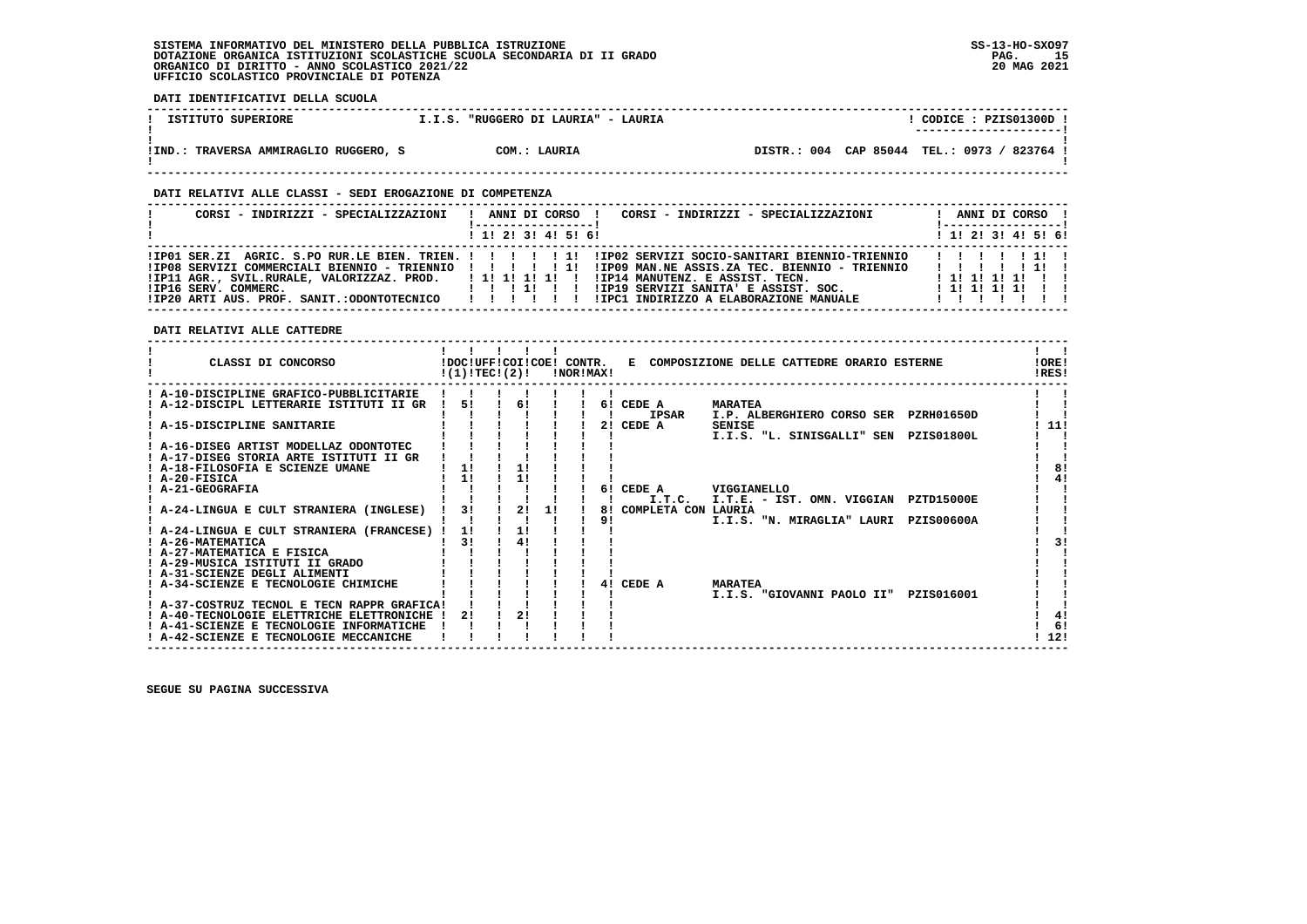SISTEMA INFORMATIVO DEL MINISTERO DELLA PUBBLICA ISTRUZIONE
DOTAZIONE ORGANICA ISTITUZIONI SCOLASTICHE SCUOLA SECONDARIA DI II GRADO
ORGANICO DI DIRITTO - ANNO SCOLASTICO 2021/22
UFFICIO SCOLASTICO PROVINCIALE DI POTENZA

SS-13-HO-SXO97
20 MAG 2021

**DATI IDENTIFICATIVI DELLA SCUOLA**

| ISTITUTO SUPERIORE | I.I.S. "RUGGERO DI LAURIA" - LAURIA | CODICE : PZIS01300D |
|---|---|---|
| IND.: TRAVERSA AMMIRAGLIO RUGGERO, S | COM.: LAURIA | DISTR.: 004 CAP 85044 TEL.: 0973 / 823764 |

**DATI RELATIVI ALLE CLASSI - SEDI EROGAZIONE DI COMPETENZA**

| CORSI - INDIRIZZI - SPECIALIZZAZIONI | 1 | 2 | 3 | 4 | 5 | 6 | CORSI - INDIRIZZI - SPECIALIZZAZIONI | 1 | 2 | 3 | 4 | 5 | 6 |
|---|---|---|---|---|---|---|---|---|---|---|---|---|---|
| IP01 SER.ZI AGRIC. S.PO RUR.LE BIEN. TRIEN. | | | | | 1 | | IP02 SERVIZI SOCIO-SANITARI BIENNIO-TRIENNIO | | | | | 1 | |
| IP08 SERVIZI COMMERCIALI BIENNIO - TRIENNIO | | | | | 1 | | IP09 MAN.NE ASSIS.ZA TEC. BIENNIO - TRIENNIO | | | | | 1 | |
| IP11 AGR., SVIL.RURALE, VALORIZZAZ. PROD. | 1 | 1 | 1 | 1 | | | IP14 MANUTENZ. E ASSIST. TECN. | 1 | 1 | 1 | 1 | | |
| IP16 SERV. COMMERC. | | | 1 | | | | IP19 SERVIZI SANITA' E ASSIST. SOC. | 1 | 1 | 1 | 1 | | |
| IP20 ARTI AUS. PROF. SANIT.:ODONTOTECNICO | | | | | | | IPC1 INDIRIZZO A ELABORAZIONE MANUALE | | | | | | |

**DATI RELATIVI ALLE CATTEDRE**

| CLASSI DI CONCORSO | DOC (1) | UFF TEC | COI (2) | COE | CONTR. NOR | CONTR. MAX | E COMPOSIZIONE DELLE CATTEDRE ORARIO ESTERNE | ORE RES |
|---|---|---|---|---|---|---|---|---|
| A-10-DISCIPLINE GRAFICO-PUBBLICITARIE | | | | | | | | |
| A-12-DISCIPL LETTERARIE ISTITUTI II GR | 5 | | 6 | | | 6 | CEDE A MARATEA IPSAR I.P. ALBERGHIERO CORSO SER PZRH01650D | |
| A-15-DISCIPLINE SANITARIE | | | | | | 2 | CEDE A SENISE I.I.S. "L. SINISGALLI" SEN PZIS01800L | 11 |
| A-16-DISEG ARTIST MODELLAZ ODONTOTEC | | | | | | | | |
| A-17-DISEG STORIA ARTE ISTITUTI II GR | | | | | | | | |
| A-18-FILOSOFIA E SCIENZE UMANE | 1 | | 1 | | | | | 8 |
| A-20-FISICA | 1 | | 1 | | | | | 4 |
| A-21-GEOGRAFIA | | | | | | 6 | CEDE A VIGGIANELLO I.T.C. I.T.E. - IST. OMN. VIGGIAN PZTD15000E | |
| A-24-LINGUA E CULT STRANIERA (INGLESE) | 3 | | 2 | 1 | | 8 / 9 | COMPLETA CON LAURIA I.I.S. "N. MIRAGLIA" LAURI PZIS00600A | |
| A-24-LINGUA E CULT STRANIERA (FRANCESE) | 1 | | 1 | | | | | |
| A-26-MATEMATICA | 3 | | 4 | | | | | 3 |
| A-27-MATEMATICA E FISICA | | | | | | | | |
| A-29-MUSICA ISTITUTI II GRADO | | | | | | | | |
| A-31-SCIENZE DEGLI ALIMENTI | | | | | | | | |
| A-34-SCIENZE E TECNOLOGIE CHIMICHE | | | | | | 4 | CEDE A MARATEA I.I.S. "GIOVANNI PAOLO II" PZIS016001 | |
| A-37-COSTRUZ TECNOL E TECN RAPPR GRAFICA | | | | | | | | |
| A-40-TECNOLOGIE ELETTRICHE ELETTRONICHE | 2 | | 2 | | | | | 4 |
| A-41-SCIENZE E TECNOLOGIE INFORMATICHE | | | | | | | | 6 |
| A-42-SCIENZE E TECNOLOGIE MECCANICHE | | | | | | | | 12 |

SEGUE SU PAGINA SUCCESSIVA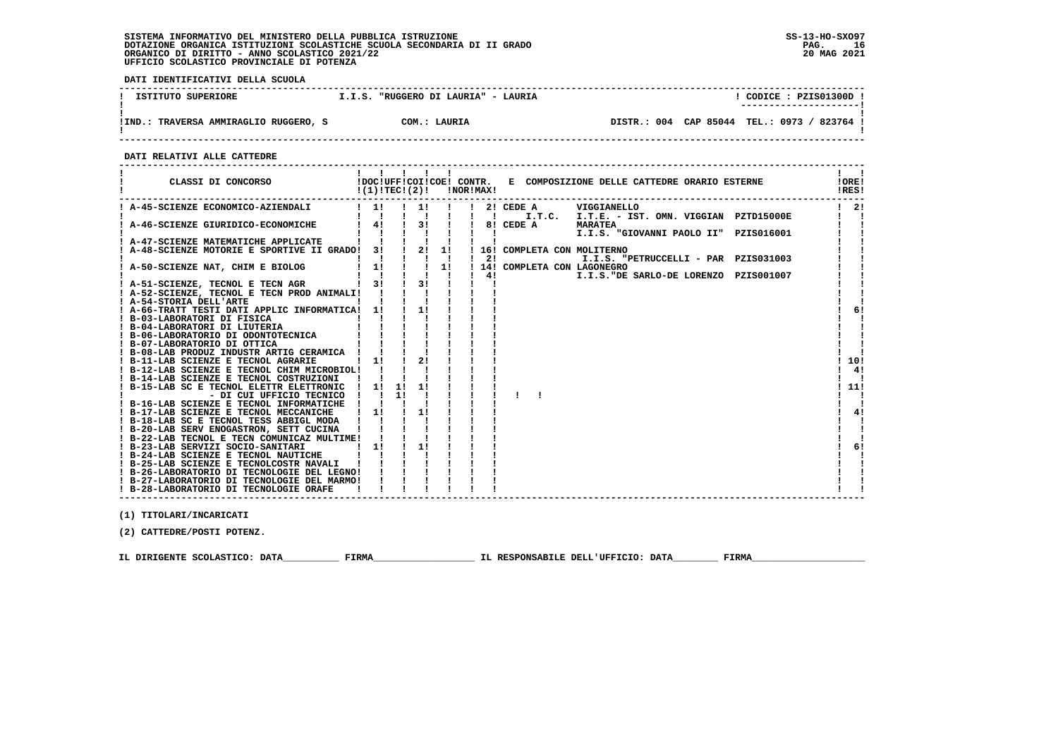SISTEMA INFORMATIVO DEL MINISTERO DELLA PUBBLICA ISTRUZIONE
DOTAZIONE ORGANICA ISTITUZIONI SCOLASTICHE SCUOLA SECONDARIA DI II GRADO
ORGANICO DI DIRITTO - ANNO SCOLASTICO 2021/22
UFFICIO SCOLASTICO PROVINCIALE DI POTENZA

SS-13-HO-SXO97
20 MAG 2021

**DATI IDENTIFICATIVI DELLA SCUOLA**

| ISTITUTO SUPERIORE | I.I.S. "RUGGERO DI LAURIA" - LAURIA | CODICE : PZIS01300D |
|---|---|---|
| IND.: TRAVERSA AMMIRAGLIO RUGGERO, S | COM.: LAURIA | DISTR.: 004 CAP 85044 TEL.: 0973 / 823764 |

**DATI RELATIVI ALLE CATTEDRE**

| CLASSI DI CONCORSO | DOC (1) | UFF TEC | COI (2) | COE | CONTR. NOR | CONTR. MAX | E COMPOSIZIONE DELLE CATTEDRE ORARIO ESTERNE | ORE RES |
|---|---|---|---|---|---|---|---|---|
| A-45-SCIENZE ECONOMICO-AZIENDALI | 1 | | 1 | | | 2 | CEDE A I.T.C. VIGGIANELLO I.T.E. - IST. OMN. VIGGIAN PZTD15000E | 2 |
| A-46-SCIENZE GIURIDICO-ECONOMICHE | 4 | | 3 | | | 8 | CEDE A MARATEA I.I.S. "GIOVANNI PAOLO II" PZIS016001 | |
| A-47-SCIENZE MATEMATICHE APPLICATE | | | | | | | | |
| A-48-SCIENZE MOTORIE E SPORTIVE II GRADO | 3 | | 2 | 1 | | 16 / 2 | COMPLETA CON MOLITERNO I.I.S. "PETRUCCELLI - PAR PZIS031003 | |
| A-50-SCIENZE NAT, CHIM E BIOLOG | 1 | | | 1 | | 14 / 4 | COMPLETA CON LAGONEGRO I.I.S."DE SARLO-DE LORENZO PZIS001007 | |
| A-51-SCIENZE, TECNOL E TECN AGR | 3 | | 3 | | | | | |
| A-52-SCIENZE, TECNOL E TECN PROD ANIMALI | | | | | | | | |
| A-54-STORIA DELL'ARTE | | | | | | | | |
| A-66-TRATT TESTI DATI APPLIC INFORMATICA | 1 | | 1 | | | | | 6 |
| B-03-LABORATORI DI FISICA | | | | | | | | |
| B-04-LABORATORI DI LIUTERIA | | | | | | | | |
| B-06-LABORATORIO DI ODONTOTECNICA | | | | | | | | |
| B-07-LABORATORIO DI OTTICA | | | | | | | | |
| B-08-LAB PRODUZ INDUSTR ARTIG CERAMICA | | | | | | | | |
| B-11-LAB SCIENZE E TECNOL AGRARIE | 1 | | 2 | | | | | 10 |
| B-12-LAB SCIENZE E TECNOL CHIM MICROBIOL | | | | | | | | 4 |
| B-14-LAB SCIENZE E TECNOL COSTRUZIONI | | | | | | | | |
| B-15-LAB SC E TECNOL ELETTR ELETTRONIC | 1 | 1 | 1 | | | | | 11 |
| - DI CUI UFFICIO TECNICO | | 1 | | | | | | |
| B-16-LAB SCIENZE E TECNOL INFORMATICHE | | | | | | | | |
| B-17-LAB SCIENZE E TECNOL MECCANICHE | 1 | | 1 | | | | | 4 |
| B-18-LAB SC E TECNOL TESS ABBIGL MODA | | | | | | | | |
| B-20-LAB SERV ENOGASTRON, SETT CUCINA | | | | | | | | |
| B-22-LAB TECNOL E TECN COMUNICAZ MULTIME | | | | | | | | |
| B-23-LAB SERVIZI SOCIO-SANITARI | 1 | | 1 | | | | | 6 |
| B-24-LAB SCIENZE E TECNOL NAUTICHE | | | | | | | | |
| B-25-LAB SCIENZE E TECNOLCOSTR NAVALI | | | | | | | | |
| B-26-LABORATORIO DI TECNOLOGIE DEL LEGNO | | | | | | | | |
| B-27-LABORATORIO DI TECNOLOGIE DEL MARMO | | | | | | | | |
| B-28-LABORATORIO DI TECNOLOGIE ORAFE | | | | | | | | |

(1) TITOLARI/INCARICATI

(2) CATTEDRE/POSTI POTENZ.

IL DIRIGENTE SCOLASTICO: DATA__________ FIRMA__________________ IL RESPONSABILE DELL'UFFICIO: DATA________ FIRMA____________________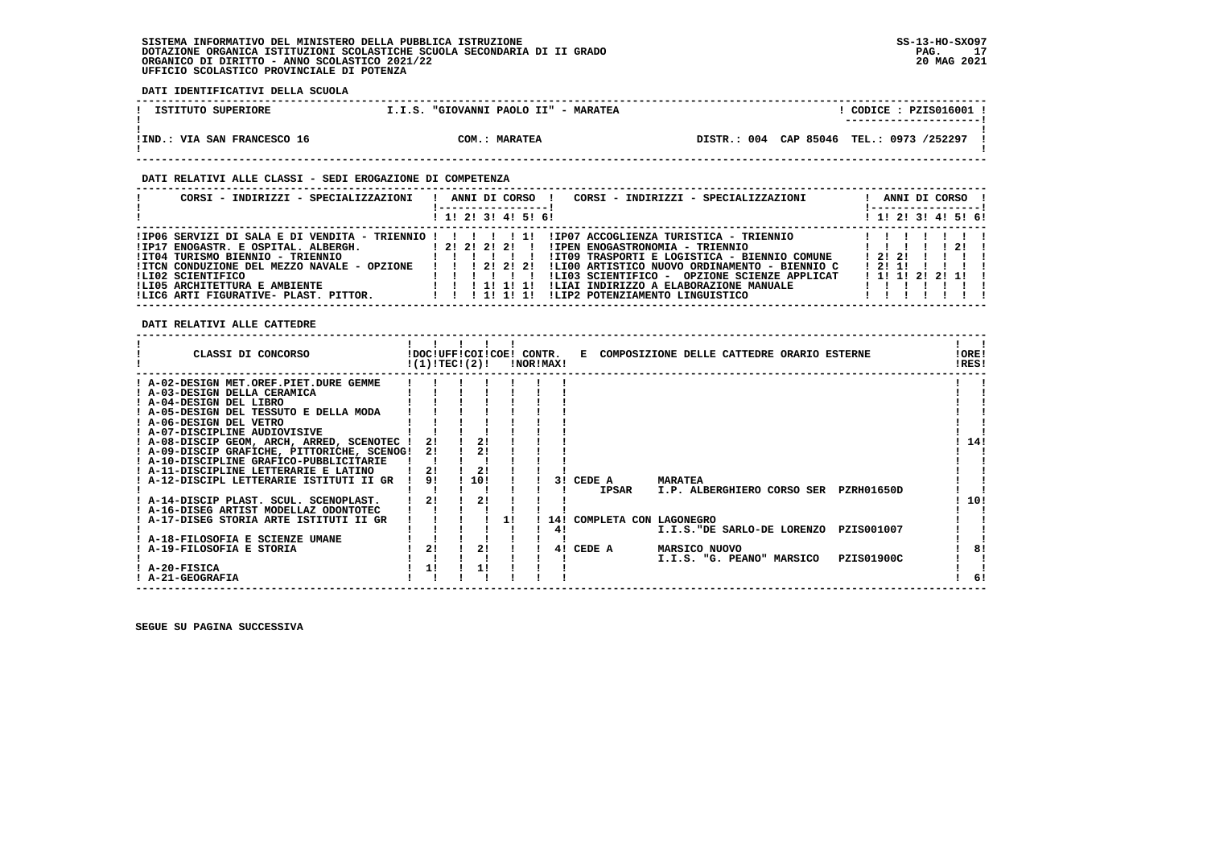SISTEMA INFORMATIVO DEL MINISTERO DELLA PUBBLICA ISTRUZIONE
DOTAZIONE ORGANICA ISTITUZIONI SCOLASTICHE SCUOLA SECONDARIA DI II GRADO
ORGANICO DI DIRITTO - ANNO SCOLASTICO 2021/22
UFFICIO SCOLASTICO PROVINCIALE DI POTENZA

SS-13-HO-SXO97
20 MAG 2021

**DATI IDENTIFICATIVI DELLA SCUOLA**

| ISTITUTO SUPERIORE | I.I.S. "GIOVANNI PAOLO II" - MARATEA | CODICE : PZIS016001 |
|---|---|---|
| IND.: VIA SAN FRANCESCO 16 | COM.: MARATEA | DISTR.: 004 CAP 85046 TEL.: 0973 /252297 |

**DATI RELATIVI ALLE CLASSI - SEDI EROGAZIONE DI COMPETENZA**

| CORSI - INDIRIZZI - SPECIALIZZAZIONI | 1 | 2 | 3 | 4 | 5 | 6 | CORSI - INDIRIZZI - SPECIALIZZAZIONI | 1 | 2 | 3 | 4 | 5 | 6 |
|---|---|---|---|---|---|---|---|---|---|---|---|---|---|
| IP06 SERVIZI DI SALA E DI VENDITA - TRIENNIO | | | | | 1 | | IP07 ACCOGLIENZA TURISTICA - TRIENNIO | | | | | | |
| IP17 ENOGASTR. E OSPITAL. ALBERGH. | 2 | 2 | 2 | 2 | | | IPEN ENOGASTRONOMIA - TRIENNIO | | | | | 2 | |
| IT04 TURISMO BIENNIO - TRIENNIO | | | | | | | IT09 TRASPORTI E LOGISTICA - BIENNIO COMUNE | 2 | 2 | | | | |
| ITCN CONDUZIONE DEL MEZZO NAVALE - OPZIONE | | | 2 | 2 | 2 | | LI00 ARTISTICO NUOVO ORDINAMENTO - BIENNIO C | 2 | 1 | | | | |
| LI02 SCIENTIFICO | | | | | | | LI03 SCIENTIFICO - OPZIONE SCIENZE APPLICAT | 1 | 1 | 2 | 2 | 1 | |
| LI05 ARCHITETTURA E AMBIENTE | | | 1 | 1 | 1 | | LIAI INDIRIZZO A ELABORAZIONE MANUALE | | | | | | |
| LIC6 ARTI FIGURATIVE- PLAST. PITTOR. | | | 1 | 1 | 1 | | LIP2 POTENZIAMENTO LINGUISTICO | | | | | | |

**DATI RELATIVI ALLE CATTEDRE**

| CLASSI DI CONCORSO | DOC (1) | UFF TEC | COI (2) | COE | CONTR. NOR | CONTR. MAX | E COMPOSIZIONE DELLE CATTEDRE ORARIO ESTERNE | ORE RES |
|---|---|---|---|---|---|---|---|---|
| A-02-DESIGN MET.OREF.PIET.DURE GEMME | | | | | | | | |
| A-03-DESIGN DELLA CERAMICA | | | | | | | | |
| A-04-DESIGN DEL LIBRO | | | | | | | | |
| A-05-DESIGN DEL TESSUTO E DELLA MODA | | | | | | | | |
| A-06-DESIGN DEL VETRO | | | | | | | | |
| A-07-DISCIPLINE AUDIOVISIVE | | | | | | | | |
| A-08-DISCIP GEOM, ARCH, ARRED, SCENOTEC | 2 | | 2 | | | | | 14 |
| A-09-DISCIP GRAFICHE, PITTORICHE, SCENOG | 2 | | 2 | | | | | |
| A-10-DISCIPLINE GRAFICO-PUBBLICITARIE | | | | | | | | |
| A-11-DISCIPLINE LETTERARIE E LATINO | 2 | | 2 | | | | | |
| A-12-DISCIPL LETTERARIE ISTITUTI II GR | 9 | | 10 | | | 3 | CEDE A MARATEA IPSAR I.P. ALBERGHIERO CORSO SER PZRH01650D | |
| A-14-DISCIP PLAST. SCUL. SCENOPLAST. | 2 | | 2 | | | | | 10 |
| A-16-DISEG ARTIST MODELLAZ ODONTOTEC | | | | | | | | |
| A-17-DISEG STORIA ARTE ISTITUTI II GR | | | | 1 | | 14 / 4 | COMPLETA CON LAGONEGRO I.I.S."DE SARLO-DE LORENZO PZIS001007 | |
| A-18-FILOSOFIA E SCIENZE UMANE | | | | | | | | |
| A-19-FILOSOFIA E STORIA | 2 | | 2 | | | 4 | CEDE A MARSICO NUOVO I.I.S. "G. PEANO" MARSICO PZIS01900C | 8 |
| A-20-FISICA | 1 | | 1 | | | | | |
| A-21-GEOGRAFIA | | | | | | | | 6 |

SEGUE SU PAGINA SUCCESSIVA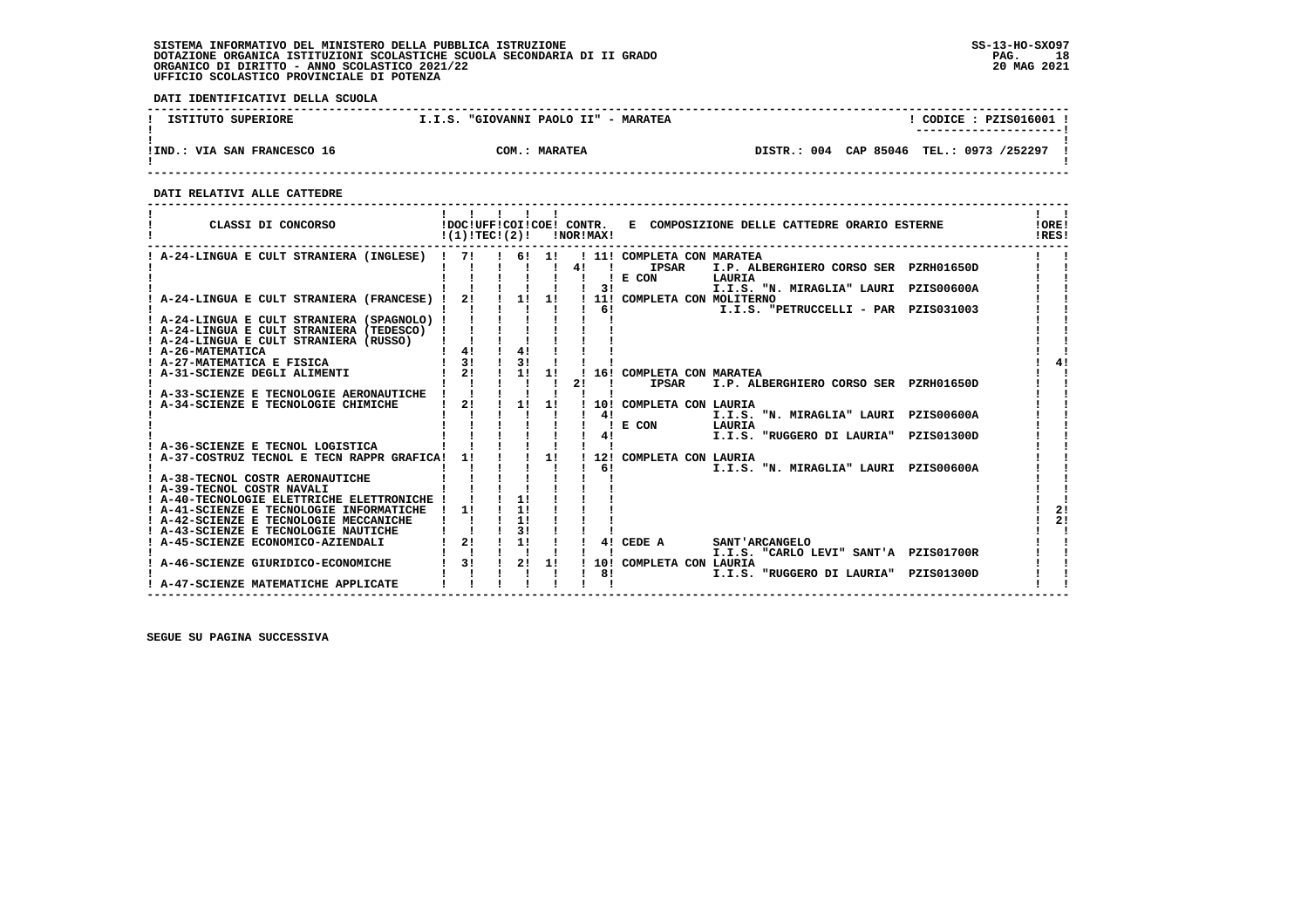SISTEMA INFORMATIVO DEL MINISTERO DELLA PUBBLICA ISTRUZIONE
DOTAZIONE ORGANICA ISTITUZIONI SCOLASTICHE SCUOLA SECONDARIA DI II GRADO
ORGANICO DI DIRITTO - ANNO SCOLASTICO 2021/22
UFFICIO SCOLASTICO PROVINCIALE DI POTENZA

SS-13-HO-SXO97
20 MAG 2021

**DATI IDENTIFICATIVI DELLA SCUOLA**

| ISTITUTO SUPERIORE | I.I.S. "GIOVANNI PAOLO II" - MARATEA | CODICE : PZIS016001 |
|---|---|---|
| IND.: VIA SAN FRANCESCO 16 | COM.: MARATEA | DISTR.: 004 CAP 85046 TEL.: 0973 /252297 |

**DATI RELATIVI ALLE CATTEDRE**

| CLASSI DI CONCORSO | DOC (1) | UFF TEC | COI (2) | COE | CONTR. NOR | CONTR. MAX | E COMPOSIZIONE DELLE CATTEDRE ORARIO ESTERNE | ORE RES |
|---|---|---|---|---|---|---|---|---|
| A-24-LINGUA E CULT STRANIERA (INGLESE) | 7 | | 6 | 1 | | 11 | COMPLETA CON MARATEA | |
| | | | | | 4 | | IPSAR I.P. ALBERGHIERO CORSO SER PZRH01650D | |
| | | | | | | | E CON LAURIA | |
| | | | | | | 3 | I.I.S. "N. MIRAGLIA" LAURI PZIS00600A | |
| A-24-LINGUA E CULT STRANIERA (FRANCESE) | 2 | | 1 | 1 | | 11 | COMPLETA CON MOLITERNO | |
| | | | | | | 6 | I.I.S. "PETRUCCELLI - PAR PZIS031003 | |
| A-24-LINGUA E CULT STRANIERA (SPAGNOLO) | | | | | | | | |
| A-24-LINGUA E CULT STRANIERA (TEDESCO) | | | | | | | | |
| A-24-LINGUA E CULT STRANIERA (RUSSO) | | | | | | | | |
| A-26-MATEMATICA | 4 | | 4 | | | | | |
| A-27-MATEMATICA E FISICA | 3 | | 3 | | | | | 4 |
| A-31-SCIENZE DEGLI ALIMENTI | 2 | | 1 | 1 | | 16 | COMPLETA CON MARATEA | |
| | | | | | 2 | | IPSAR I.P. ALBERGHIERO CORSO SER PZRH01650D | |
| A-33-SCIENZE E TECNOLOGIE AERONAUTICHE | | | | | | | | |
| A-34-SCIENZE E TECNOLOGIE CHIMICHE | 2 | | 1 | 1 | | 10 | COMPLETA CON LAURIA | |
| | | | | | | 4 | I.I.S. "N. MIRAGLIA" LAURI PZIS00600A | |
| | | | | | | | E CON LAURIA | |
| | | | | | | 4 | I.I.S. "RUGGERO DI LAURIA" PZIS01300D | |
| A-36-SCIENZE E TECNOL LOGISTICA | | | | | | | | |
| A-37-COSTRUZ TECNOL E TECN RAPPR GRAFICA | 1 | | | 1 | | 12 | COMPLETA CON LAURIA | |
| | | | | | | 6 | I.I.S. "N. MIRAGLIA" LAURI PZIS00600A | |
| A-38-TECNOL COSTR AERONAUTICHE | | | | | | | | |
| A-39-TECNOL COSTR NAVALI | | | | | | | | |
| A-40-TECNOLOGIE ELETTRICHE ELETTRONICHE | | | 1 | | | | | |
| A-41-SCIENZE E TECNOLOGIE INFORMATICHE | 1 | | 1 | | | | | 2 |
| A-42-SCIENZE E TECNOLOGIE MECCANICHE | | | 1 | | | | | 2 |
| A-43-SCIENZE E TECNOLOGIE NAUTICHE | | | 3 | | | | | |
| A-45-SCIENZE ECONOMICO-AZIENDALI | 2 | | 1 | | | 4 | CEDE A SANT'ARCANGELO | |
| | | | | | | | I.I.S. "CARLO LEVI" SANT'A PZIS01700R | |
| A-46-SCIENZE GIURIDICO-ECONOMICHE | 3 | | 2 | 1 | | 10 | COMPLETA CON LAURIA | |
| | | | | | | 8 | I.I.S. "RUGGERO DI LAURIA" PZIS01300D | |
| A-47-SCIENZE MATEMATICHE APPLICATE | | | | | | | | |

SEGUE SU PAGINA SUCCESSIVA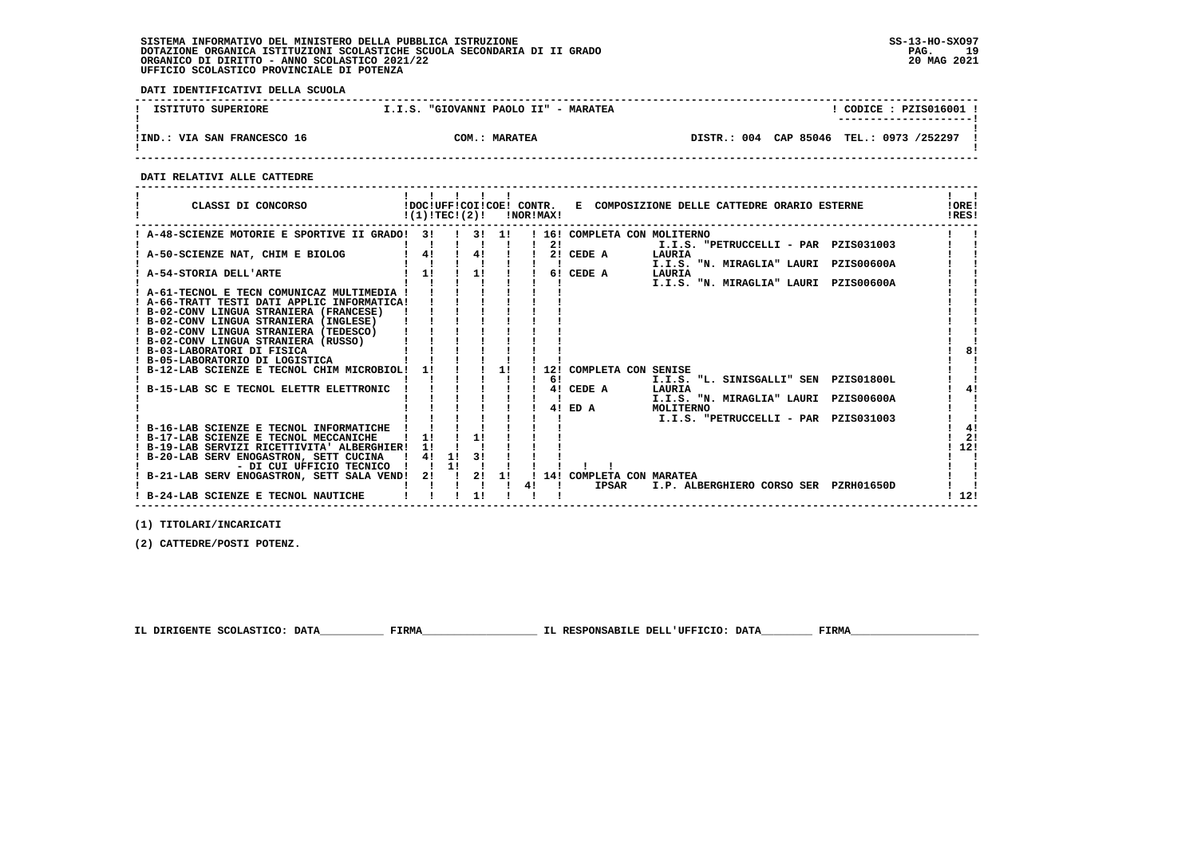SISTEMA INFORMATIVO DEL MINISTERO DELLA PUBBLICA ISTRUZIONE
DOTAZIONE ORGANICA ISTITUZIONI SCOLASTICHE SCUOLA SECONDARIA DI II GRADO
ORGANICO DI DIRITTO - ANNO SCOLASTICO 2021/22
UFFICIO SCOLASTICO PROVINCIALE DI POTENZA

SS-13-HO-SXO97
20 MAG 2021

**DATI IDENTIFICATIVI DELLA SCUOLA**

| ISTITUTO SUPERIORE | I.I.S. "GIOVANNI PAOLO II" - MARATEA | CODICE : PZIS016001 |
|---|---|---|
| IND.: VIA SAN FRANCESCO 16 | COM.: MARATEA | DISTR.: 004 CAP 85046 TEL.: 0973 /252297 |

**DATI RELATIVI ALLE CATTEDRE**

| CLASSI DI CONCORSO | DOC (1) | UFF TEC | COI (2) | COE | CONTR. NOR | CONTR. MAX | E COMPOSIZIONE DELLE CATTEDRE ORARIO ESTERNE | ORE RES |
|---|---|---|---|---|---|---|---|---|
| A-48-SCIENZE MOTORIE E SPORTIVE II GRADO | 3 | | 3 | 1 | | 16 | COMPLETA CON MOLITERNO | |
| | | | | | | 2 | I.I.S. "PETRUCCELLI - PAR PZIS031003 | |
| A-50-SCIENZE NAT, CHIM E BIOLOG | 4 | | 4 | | | 2 | CEDE A LAURIA I.I.S. "N. MIRAGLIA" LAURI PZIS00600A | |
| A-54-STORIA DELL'ARTE | 1 | | 1 | | | 6 | CEDE A LAURIA I.I.S. "N. MIRAGLIA" LAURI PZIS00600A | |
| A-61-TECNOL E TECN COMUNICAZ MULTIMEDIA | | | | | | | | |
| A-66-TRATT TESTI DATI APPLIC INFORMATICA | | | | | | | | |
| B-02-CONV LINGUA STRANIERA (FRANCESE) | | | | | | | | |
| B-02-CONV LINGUA STRANIERA (INGLESE) | | | | | | | | |
| B-02-CONV LINGUA STRANIERA (TEDESCO) | | | | | | | | |
| B-02-CONV LINGUA STRANIERA (RUSSO) | | | | | | | | |
| B-03-LABORATORI DI FISICA | | | | | | | | 8 |
| B-05-LABORATORIO DI LOGISTICA | | | | | | | | |
| B-12-LAB SCIENZE E TECNOL CHIM MICROBIOL | 1 | | | 1 | | 12 | COMPLETA CON SENISE | |
| | | | | | | 6 | I.I.S. "L. SINISGALLI" SEN PZIS01800L | |
| B-15-LAB SC E TECNOL ELETTR ELETTRONIC | | | | | | 4 | CEDE A LAURIA I.I.S. "N. MIRAGLIA" LAURI PZIS00600A | 4 |
| | | | | | | 4 | ED A MOLITERNO I.I.S. "PETRUCCELLI - PAR PZIS031003 | |
| B-16-LAB SCIENZE E TECNOL INFORMATICHE | | | | | | | | 4 |
| B-17-LAB SCIENZE E TECNOL MECCANICHE | 1 | | 1 | | | | | 2 |
| B-19-LAB SERVIZI RICETTIVITA' ALBERGHIER | 1 | | | | | | | 12 |
| B-20-LAB SERV ENOGASTRON, SETT CUCINA | 4 | 1 | 3 | | | | | |
| - DI CUI UFFICIO TECNICO | | 1 | | | | | | |
| B-21-LAB SERV ENOGASTRON, SETT SALA VEND | 2 | | 2 | 1 | | 14 | COMPLETA CON MARATEA | |
| | | | | | 4 | | IPSAR I.P. ALBERGHIERO CORSO SER PZRH01650D | |
| B-24-LAB SCIENZE E TECNOL NAUTICHE | | | 1 | | | | | 12 |

(1) TITOLARI/INCARICATI

(2) CATTEDRE/POSTI POTENZ.

IL DIRIGENTE SCOLASTICO: DATA__________ FIRMA__________________ IL RESPONSABILE DELL'UFFICIO: DATA________ FIRMA____________________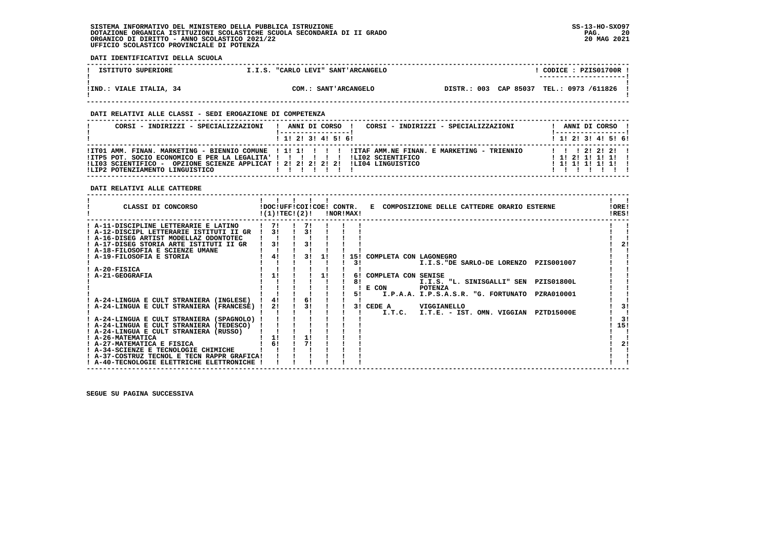SISTEMA INFORMATIVO DEL MINISTERO DELLA PUBBLICA ISTRUZIONE
DOTAZIONE ORGANICA ISTITUZIONI SCOLASTICHE SCUOLA SECONDARIA DI II GRADO
ORGANICO DI DIRITTO - ANNO SCOLASTICO 2021/22
UFFICIO SCOLASTICO PROVINCIALE DI POTENZA

SS-13-HO-SXO97
20 MAG 2021

**DATI IDENTIFICATIVI DELLA SCUOLA**

| ISTITUTO SUPERIORE | I.I.S. "CARLO LEVI" SANT'ARCANGELO | CODICE : PZIS01700R |
|---|---|---|
| IND.: VIALE ITALIA, 34 | COM.: SANT'ARCANGELO | DISTR.: 003 CAP 85037 TEL.: 0973 /611826 |

**DATI RELATIVI ALLE CLASSI - SEDI EROGAZIONE DI COMPETENZA**

| CORSI - INDIRIZZI - SPECIALIZZAZIONI | 1 | 2 | 3 | 4 | 5 | 6 | CORSI - INDIRIZZI - SPECIALIZZAZIONI | 1 | 2 | 3 | 4 | 5 | 6 |
|---|---|---|---|---|---|---|---|---|---|---|---|---|---|
| IT01 AMM. FINAN. MARKETING - BIENNIO COMUNE | 1 | 1 | | | | | ITAF AMM.NE FINAN. E MARKETING - TRIENNIO | | | 2 | 2 | 2 | |
| ITP5 POT. SOCIO ECONOMICO E PER LA LEGALITA' | | | | | | | LI02 SCIENTIFICO | 1 | 2 | 1 | 1 | 1 | |
| LI03 SCIENTIFICO - OPZIONE SCIENZE APPLICAT | 2 | 2 | 2 | 2 | 2 | | LI04 LINGUISTICO | 1 | 1 | 1 | 1 | 1 | |
| LIP2 POTENZIAMENTO LINGUISTICO | | | | | | | | | | | | | |

**DATI RELATIVI ALLE CATTEDRE**

| CLASSI DI CONCORSO | DOC (1) | UFF TEC | COI (2) | COE | CONTR. NOR | CONTR. MAX | E COMPOSIZIONE DELLE CATTEDRE ORARIO ESTERNE | ORE RES |
|---|---|---|---|---|---|---|---|---|
| A-11-DISCIPLINE LETTERARIE E LATINO | 7 | | 7 | | | | | |
| A-12-DISCIPL LETTERARIE ISTITUTI II GR | 3 | | 3 | | | | | |
| A-16-DISEG ARTIST MODELLAZ ODONTOTEC | | | | | | | | |
| A-17-DISEG STORIA ARTE ISTITUTI II GR | 3 | | 3 | | | | | 2 |
| A-18-FILOSOFIA E SCIENZE UMANE | | | | | | | | |
| A-19-FILOSOFIA E STORIA | 4 | | 3 | 1 | | 15 | COMPLETA CON LAGONEGRO | |
| | | | | | | 3 | I.I.S."DE SARLO-DE LORENZO PZIS001007 | |
| A-20-FISICA | | | | | | | | |
| A-21-GEOGRAFIA | 1 | | | 1 | | 6 | COMPLETA CON SENISE | |
| | | | | | | 8 | I.I.S. "L. SINISGALLI" SEN PZIS01800L | |
| | | | | | | | E CON POTENZA | |
| | | | | | | 5 | I.P.A.A. I.P.S.A.S.R. "G. FORTUNATO PZRA010001 | |
| A-24-LINGUA E CULT STRANIERA (INGLESE) | 4 | | 6 | | | | | |
| A-24-LINGUA E CULT STRANIERA (FRANCESE) | 2 | | 3 | | | 3 | CEDE A VIGGIANELLO | 3 |
| | | | | | | | I.T.C. I.T.E. - IST. OMN. VIGGIAN PZTD15000E | |
| A-24-LINGUA E CULT STRANIERA (SPAGNOLO) | | | | | | | | 3 |
| A-24-LINGUA E CULT STRANIERA (TEDESCO) | | | | | | | | 15 |
| A-24-LINGUA E CULT STRANIERA (RUSSO) | | | | | | | | |
| A-26-MATEMATICA | 1 | | 1 | | | | | |
| A-27-MATEMATICA E FISICA | 6 | | 7 | | | | | 2 |
| A-34-SCIENZE E TECNOLOGIE CHIMICHE | | | | | | | | |
| A-37-COSTRUZ TECNOL E TECN RAPPR GRAFICA | | | | | | | | |
| A-40-TECNOLOGIE ELETTRICHE ELETTRONICHE | | | | | | | | |

SEGUE SU PAGINA SUCCESSIVA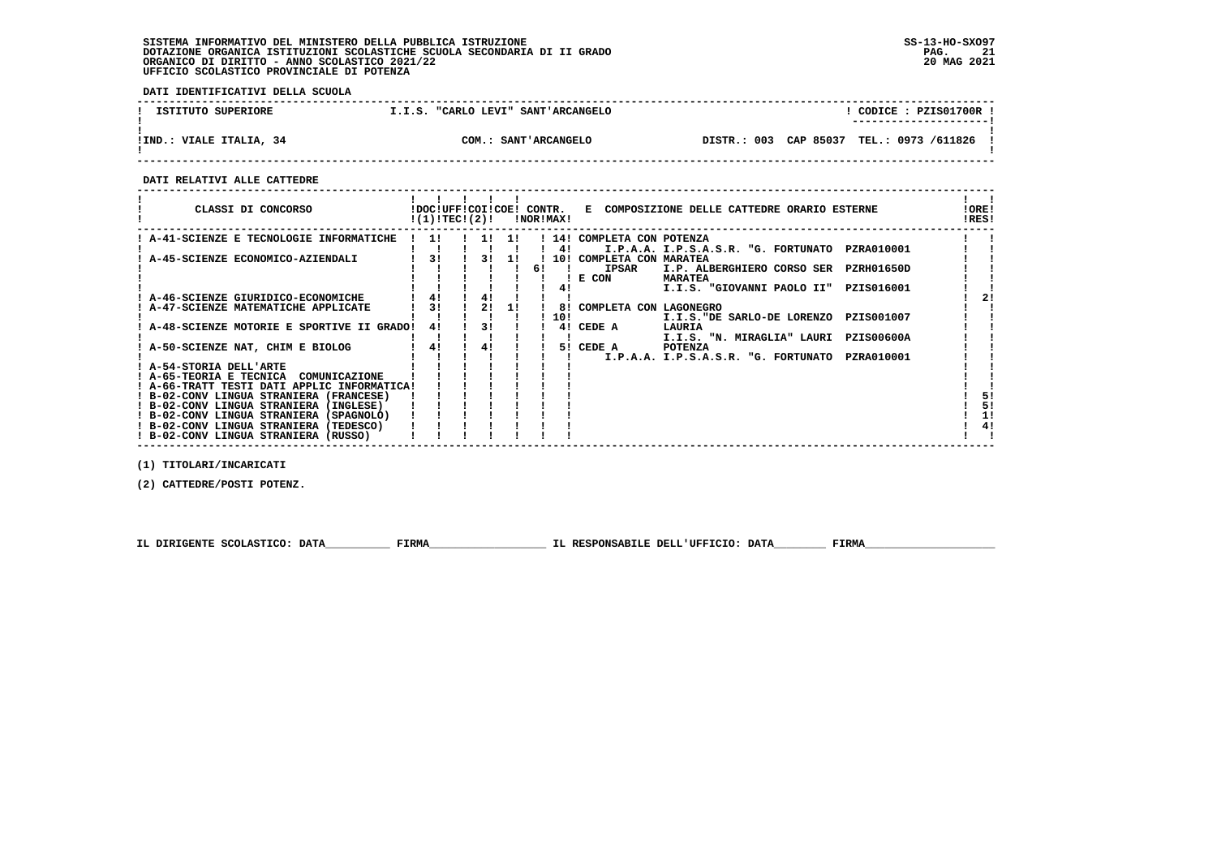SISTEMA INFORMATIVO DEL MINISTERO DELLA PUBBLICA ISTRUZIONE
DOTAZIONE ORGANICA ISTITUZIONI SCOLASTICHE SCUOLA SECONDARIA DI II GRADO
ORGANICO DI DIRITTO - ANNO SCOLASTICO 2021/22
UFFICIO SCOLASTICO PROVINCIALE DI POTENZA

SS-13-HO-SXO97
20 MAG 2021

**DATI IDENTIFICATIVI DELLA SCUOLA**

| ISTITUTO SUPERIORE | I.I.S. "CARLO LEVI" SANT'ARCANGELO | CODICE : PZIS01700R |
|---|---|---|
| IND.: VIALE ITALIA, 34 | COM.: SANT'ARCANGELO | DISTR.: 003 CAP 85037 TEL.: 0973 /611826 |

**DATI RELATIVI ALLE CATTEDRE**

| CLASSI DI CONCORSO | DOC (1) | UFF TEC | COI (2) | COE | CONTR. NOR | CONTR. MAX | E | COMPOSIZIONE DELLE CATTEDRE ORARIO ESTERNE | | ORE RES |
|---|---|---|---|---|---|---|---|---|---|---|
| A-41-SCIENZE E TECNOLOGIE INFORMATICHE | 1 | | 1 | 1 | | 14 | COMPLETA CON POTENZA | | | |
| | | | | | | 4 | I.P.A.A. | I.P.S.A.S.R. "G. FORTUNATO | PZRA010001 | |
| A-45-SCIENZE ECONOMICO-AZIENDALI | 3 | | 3 | 1 | | 10 | COMPLETA CON MARATEA | | | |
| | | | | | 6 | | IPSAR | I.P. ALBERGHIERO CORSO SER | PZRH01650D | |
| | | | | | | | E CON | MARATEA | | |
| | | | | | | 4 | | I.I.S. "GIOVANNI PAOLO II" | PZIS016001 | |
| A-46-SCIENZE GIURIDICO-ECONOMICHE | 4 | | 4 | | | | | | | 2 |
| A-47-SCIENZE MATEMATICHE APPLICATE | 3 | | 2 | 1 | | 8 | COMPLETA CON LAGONEGRO | | | |
| | | | | | | 10 | | I.I.S."DE SARLO-DE LORENZO | PZIS001007 | |
| A-48-SCIENZE MOTORIE E SPORTIVE II GRADO | 4 | | 3 | | | 4 | CEDE A | LAURIA | | |
| | | | | | | | | I.I.S. "N. MIRAGLIA" LAURI | PZIS00600A | |
| A-50-SCIENZE NAT, CHIM E BIOLOG | 4 | | 4 | | | 5 | CEDE A | POTENZA | | |
| | | | | | | | I.P.A.A. | I.P.S.A.S.R. "G. FORTUNATO | PZRA010001 | |
| A-54-STORIA DELL'ARTE | | | | | | | | | | |
| A-65-TEORIA E TECNICA COMUNICAZIONE | | | | | | | | | | |
| A-66-TRATT TESTI DATI APPLIC INFORMATICA | | | | | | | | | | |
| B-02-CONV LINGUA STRANIERA (FRANCESE) | | | | | | | | | | 5 |
| B-02-CONV LINGUA STRANIERA (INGLESE) | | | | | | | | | | 5 |
| B-02-CONV LINGUA STRANIERA (SPAGNOLO) | | | | | | | | | | 1 |
| B-02-CONV LINGUA STRANIERA (TEDESCO) | | | | | | | | | | 4 |
| B-02-CONV LINGUA STRANIERA (RUSSO) | | | | | | | | | | |

(1) TITOLARI/INCARICATI

(2) CATTEDRE/POSTI POTENZ.

IL DIRIGENTE SCOLASTICO: DATA__________ FIRMA__________________ IL RESPONSABILE DELL'UFFICIO: DATA________ FIRMA____________________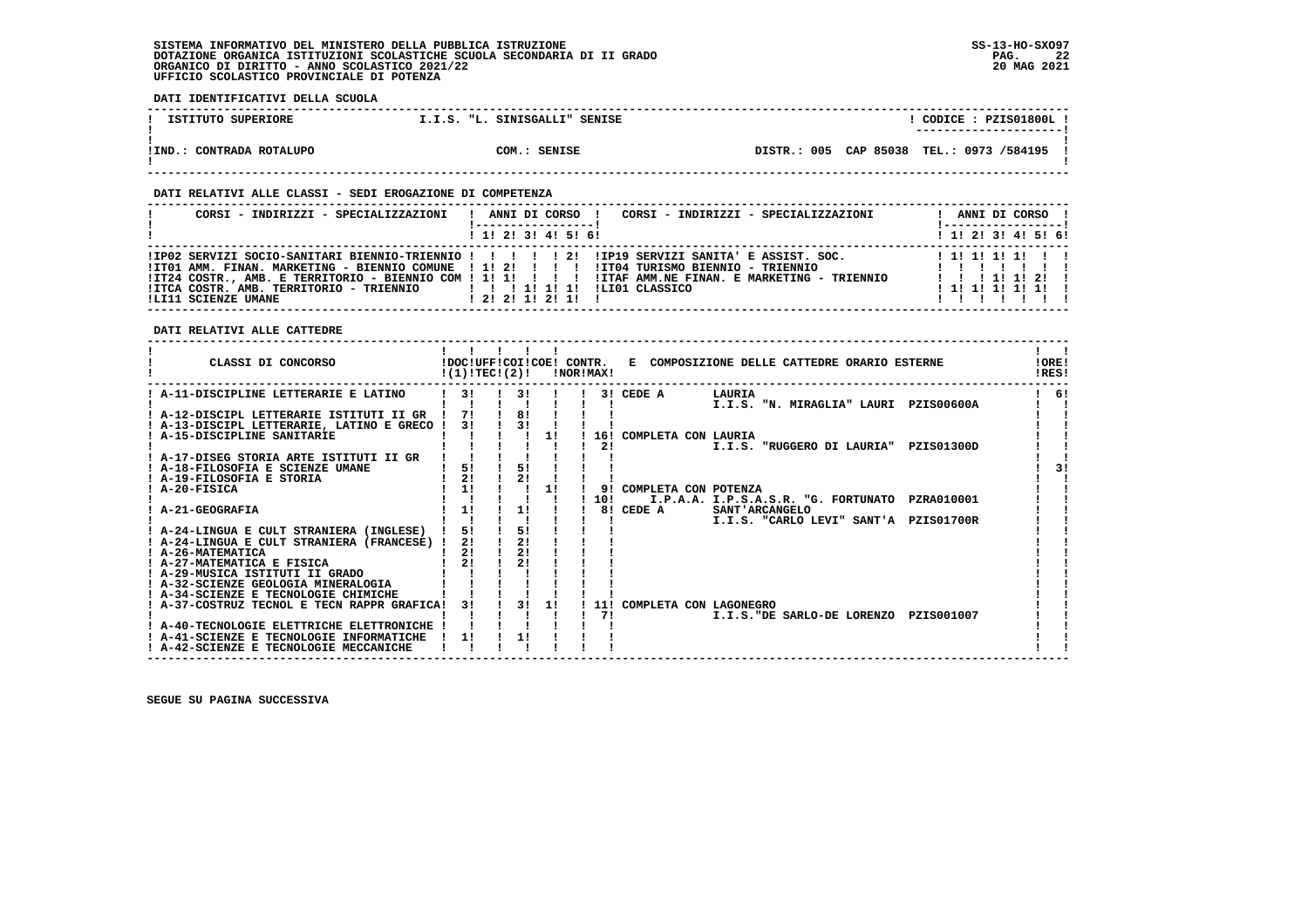SISTEMA INFORMATIVO DEL MINISTERO DELLA PUBBLICA ISTRUZIONE
DOTAZIONE ORGANICA ISTITUZIONI SCOLASTICHE SCUOLA SECONDARIA DI II GRADO
ORGANICO DI DIRITTO - ANNO SCOLASTICO 2021/22
UFFICIO SCOLASTICO PROVINCIALE DI POTENZA

SS-13-HO-SXO97
20 MAG 2021

**DATI IDENTIFICATIVI DELLA SCUOLA**

| ISTITUTO SUPERIORE | I.I.S. "L. SINISGALLI" SENISE | | CODICE : PZIS01800L |
|---|---|---|---|
| IND.: CONTRADA ROTALUPO | COM.: SENISE | DISTR.: 005 CAP 85038 | TEL.: 0973 /584195 |

**DATI RELATIVI ALLE CLASSI - SEDI EROGAZIONE DI COMPETENZA**

| CORSI - INDIRIZZI - SPECIALIZZAZIONI | 1 | 2 | 3 | 4 | 5 | 6 | CORSI - INDIRIZZI - SPECIALIZZAZIONI | 1 | 2 | 3 | 4 | 5 | 6 |
|---|---|---|---|---|---|---|---|---|---|---|---|---|---|
| IP02 SERVIZI SOCIO-SANITARI BIENNIO-TRIENNIO | | | | | 2 | | IP19 SERVIZI SANITA' E ASSIST. SOC. | 1 | 1 | 1 | 1 | | |
| IT01 AMM. FINAN. MARKETING - BIENNIO COMUNE | 1 | 2 | | | | | IT04 TURISMO BIENNIO - TRIENNIO | | | | | | |
| IT24 COSTR., AMB. E TERRITORIO - BIENNIO COM | 1 | 1 | | | | | ITAF AMM.NE FINAN. E MARKETING - TRIENNIO | | | 1 | 1 | 2 | |
| ITCA COSTR. AMB. TERRITORIO - TRIENNIO | | | 1 | 1 | 1 | | LI01 CLASSICO | 1 | 1 | 1 | 1 | 1 | |
| LI11 SCIENZE UMANE | 2 | 2 | 1 | 2 | 1 | | | | | | | | |

**DATI RELATIVI ALLE CATTEDRE**

| CLASSI DI CONCORSO | DOC (1) | UFF TEC | COI (2) | COE | CONTR. NOR | CONTR. MAX | E COMPOSIZIONE DELLE CATTEDRE ORARIO ESTERNE | ORE RES |
|---|---|---|---|---|---|---|---|---|
| A-11-DISCIPLINE LETTERARIE E LATINO | 3 | | 3 | | | 3 | CEDE A LAURIA I.I.S. "N. MIRAGLIA" LAURI PZIS00600A | 6 |
| A-12-DISCIPL LETTERARIE ISTITUTI II GR | 7 | | 8 | | | | | |
| A-13-DISCIPL LETTERARIE, LATINO E GRECO | 3 | | 3 | | | | | |
| A-15-DISCIPLINE SANITARIE | | | | 1 | 16 | 2 | COMPLETA CON LAURIA I.I.S. "RUGGERO DI LAURIA" PZIS01300D | |
| A-17-DISEG STORIA ARTE ISTITUTI II GR | | | | | | | | |
| A-18-FILOSOFIA E SCIENZE UMANE | 5 | | 5 | | | | | 3 |
| A-19-FILOSOFIA E STORIA | 2 | | 2 | | | | | |
| A-20-FISICA | 1 | | | 1 | 9 | 10 | COMPLETA CON POTENZA I.P.A.A. I.P.S.A.S.R. "G. FORTUNATO PZRA010001 | |
| A-21-GEOGRAFIA | 1 | | 1 | | | 8 | CEDE A SANT'ARCANGELO I.I.S. "CARLO LEVI" SANT'A PZIS01700R | |
| A-24-LINGUA E CULT STRANIERA (INGLESE) | 5 | | 5 | | | | | |
| A-24-LINGUA E CULT STRANIERA (FRANCESE) | 2 | | 2 | | | | | |
| A-26-MATEMATICA | 2 | | 2 | | | | | |
| A-27-MATEMATICA E FISICA | 2 | | 2 | | | | | |
| A-29-MUSICA ISTITUTI II GRADO | | | | | | | | |
| A-32-SCIENZE GEOLOGIA MINERALOGIA | | | | | | | | |
| A-34-SCIENZE E TECNOLOGIE CHIMICHE | | | | | | | | |
| A-37-COSTRUZ TECNOL E TECN RAPPR GRAFICA | 3 | | 3 | 1 | 11 | 7 | COMPLETA CON LAGONEGRO I.I.S."DE SARLO-DE LORENZO PZIS001007 | |
| A-40-TECNOLOGIE ELETTRICHE ELETTRONICHE | | | | | | | | |
| A-41-SCIENZE E TECNOLOGIE INFORMATICHE | 1 | | 1 | | | | | |
| A-42-SCIENZE E TECNOLOGIE MECCANICHE | | | | | | | | |

SEGUE SU PAGINA SUCCESSIVA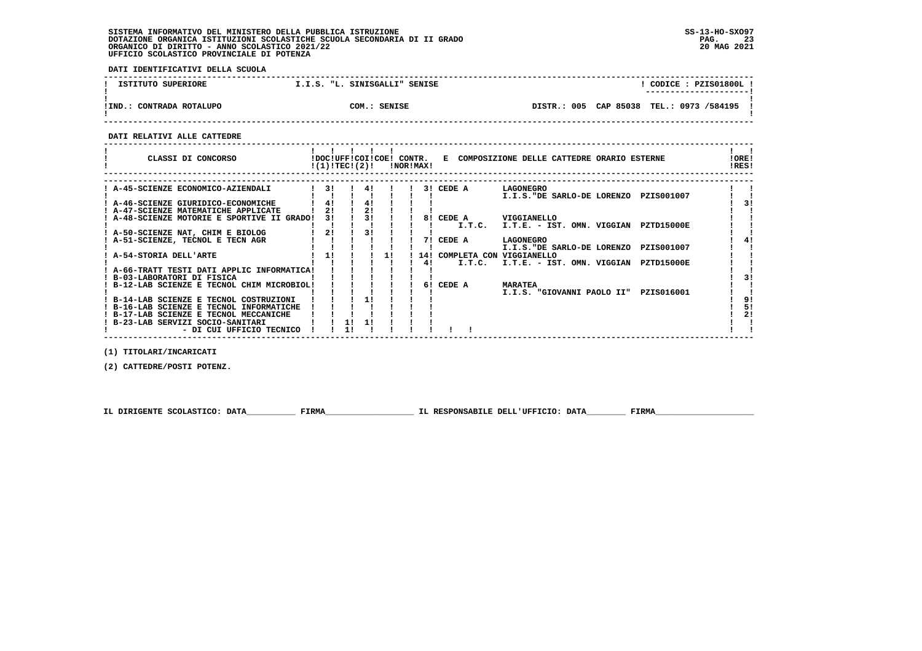SISTEMA INFORMATIVO DEL MINISTERO DELLA PUBBLICA ISTRUZIONE
DOTAZIONE ORGANICA ISTITUZIONI SCOLASTICHE SCUOLA SECONDARIA DI II GRADO
ORGANICO DI DIRITTO - ANNO SCOLASTICO 2021/22
UFFICIO SCOLASTICO PROVINCIALE DI POTENZA

SS-13-HO-SXO97
20 MAG 2021

**DATI IDENTIFICATIVI DELLA SCUOLA**

| ISTITUTO SUPERIORE | I.I.S. "L. SINISGALLI" SENISE | CODICE : PZIS01800L |
|---|---|---|
| IND.: CONTRADA ROTALUPO | COM.: SENISE | DISTR.: 005 CAP 85038 TEL.: 0973 /584195 |

**DATI RELATIVI ALLE CATTEDRE**

| CLASSI DI CONCORSO | DOC (1) | UFF TEC | COI (2) | COE | CONTR. NOR | CONTR. MAX | E COMPOSIZIONE DELLE CATTEDRE ORARIO ESTERNE | ORE RES |
|---|---|---|---|---|---|---|---|---|
| A-45-SCIENZE ECONOMICO-AZIENDALI | 3 | | 4 | | | 3 | CEDE A LAGONEGRO I.I.S."DE SARLO-DE LORENZO PZIS001007 | |
| A-46-SCIENZE GIURIDICO-ECONOMICHE | 4 | | 4 | | | | | 3 |
| A-47-SCIENZE MATEMATICHE APPLICATE | 2 | | 2 | | | | | |
| A-48-SCIENZE MOTORIE E SPORTIVE II GRADO | 3 | | 3 | | | 8 | CEDE A VIGGIANELLO I.T.C. I.T.E. - IST. OMN. VIGGIAN PZTD15000E | |
| A-50-SCIENZE NAT, CHIM E BIOLOG | 2 | | 3 | | | | | |
| A-51-SCIENZE, TECNOL E TECN AGR | | | | | | 7 | CEDE A LAGONEGRO I.I.S."DE SARLO-DE LORENZO PZIS001007 | 4 |
| A-54-STORIA DELL'ARTE | 1 | | | 1 | | 14 / 4 | COMPLETA CON VIGGIANELLO I.T.C. I.T.E. - IST. OMN. VIGGIAN PZTD15000E | |
| A-66-TRATT TESTI DATI APPLIC INFORMATICA | | | | | | | | |
| B-03-LABORATORI DI FISICA | | | | | | | | 3 |
| B-12-LAB SCIENZE E TECNOL CHIM MICROBIOL | | | | | | 6 | CEDE A MARATEA I.I.S. "GIOVANNI PAOLO II" PZIS016001 | |
| B-14-LAB SCIENZE E TECNOL COSTRUZIONI | | | 1 | | | | | 9 |
| B-16-LAB SCIENZE E TECNOL INFORMATICHE | | | | | | | | 5 |
| B-17-LAB SCIENZE E TECNOL MECCANICHE | | | | | | | | 2 |
| B-23-LAB SERVIZI SOCIO-SANITARI | | 1 | 1 | | | | | |
| - DI CUI UFFICIO TECNICO | | 1 | | | | | | |

(1) TITOLARI/INCARICATI

(2) CATTEDRE/POSTI POTENZ.

IL DIRIGENTE SCOLASTICO: DATA__________ FIRMA__________________ IL RESPONSABILE DELL'UFFICIO: DATA________ FIRMA____________________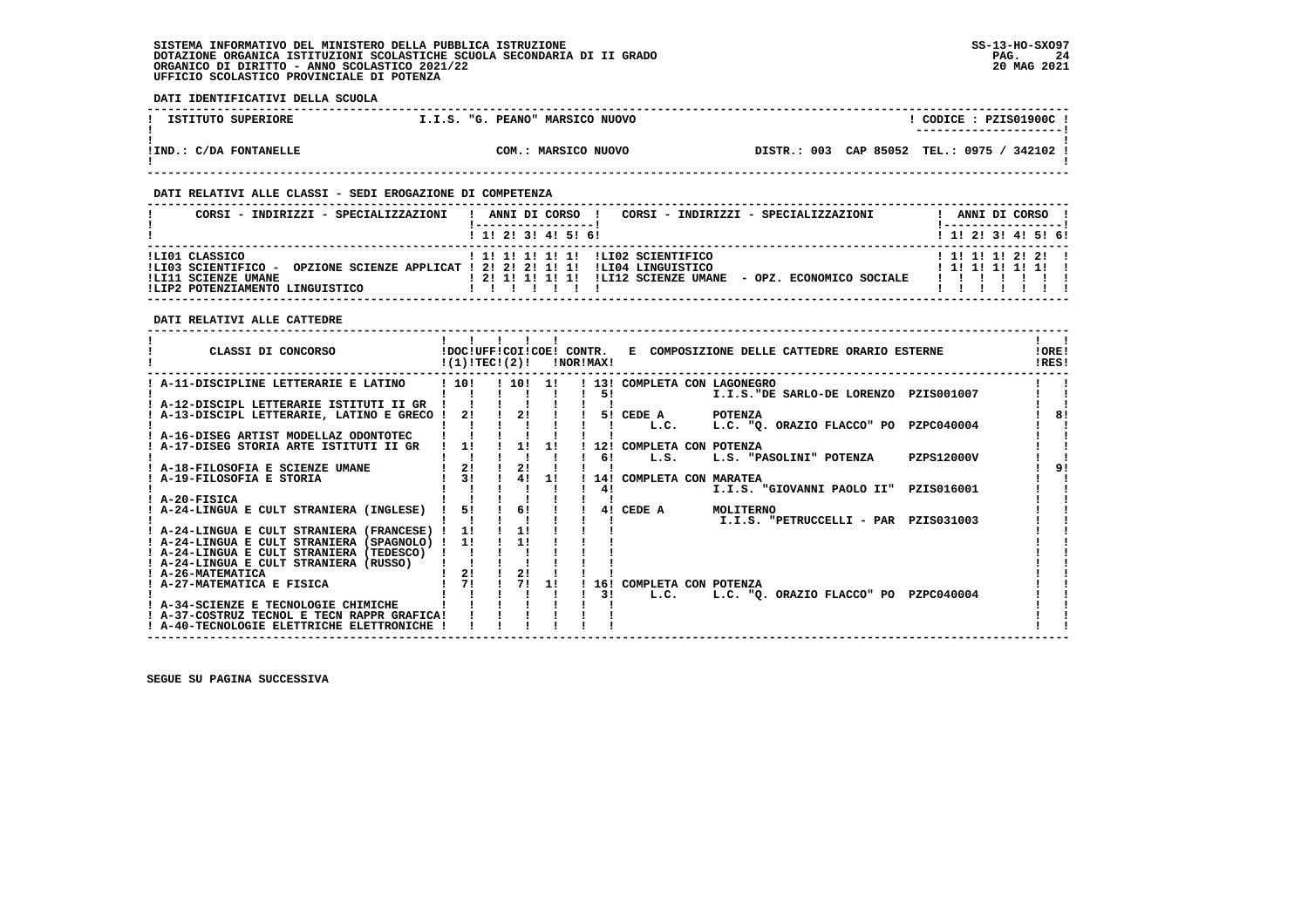SISTEMA INFORMATIVO DEL MINISTERO DELLA PUBBLICA ISTRUZIONE
DOTAZIONE ORGANICA ISTITUZIONI SCOLASTICHE SCUOLA SECONDARIA DI II GRADO
ORGANICO DI DIRITTO - ANNO SCOLASTICO 2021/22
UFFICIO SCOLASTICO PROVINCIALE DI POTENZA

SS-13-HO-SXO97
20 MAG 2021

**DATI IDENTIFICATIVI DELLA SCUOLA**

| ISTITUTO SUPERIORE | I.I.S. "G. PEANO" MARSICO NUOVO | CODICE : PZIS01900C |
|---|---|---|
| IND.: C/DA FONTANELLE | COM.: MARSICO NUOVO | DISTR.: 003 CAP 85052 TEL.: 0975 / 342102 |

**DATI RELATIVI ALLE CLASSI - SEDI EROGAZIONE DI COMPETENZA**

| CORSI - INDIRIZZI - SPECIALIZZAZIONI | 1 | 2 | 3 | 4 | 5 | 6 | CORSI - INDIRIZZI - SPECIALIZZAZIONI | 1 | 2 | 3 | 4 | 5 | 6 |
|---|---|---|---|---|---|---|---|---|---|---|---|---|---|
| LI01 CLASSICO | 1 | 1 | 1 | 1 | 1 | | LI02 SCIENTIFICO | 1 | 1 | 1 | 2 | 2 | |
| LI03 SCIENTIFICO - OPZIONE SCIENZE APPLICAT | 2 | 2 | 2 | 1 | 1 | | LI04 LINGUISTICO | 1 | 1 | 1 | 1 | 1 | |
| LI11 SCIENZE UMANE | 2 | 1 | 1 | 1 | 1 | | LI12 SCIENZE UMANE - OPZ. ECONOMICO SOCIALE | | | | | | |
| LIP2 POTENZIAMENTO LINGUISTICO | | | | | | | | | | | | | |

**DATI RELATIVI ALLE CATTEDRE**

| CLASSI DI CONCORSO | DOC (1) | UFF TEC | COI (2) | COE | CONTR. NOR | CONTR. MAX | E COMPOSIZIONE DELLE CATTEDRE ORARIO ESTERNE | ORE RES |
|---|---|---|---|---|---|---|---|---|
| A-11-DISCIPLINE LETTERARIE E LATINO | 10 | | 10 | 1 | 13 | 5 | COMPLETA CON LAGONEGRO I.I.S."DE SARLO-DE LORENZO PZIS001007 | |
| A-12-DISCIPL LETTERARIE ISTITUTI II GR | | | | | | | | |
| A-13-DISCIPL LETTERARIE, LATINO E GRECO | 2 | | 2 | | | 5 | CEDE A POTENZA L.C. L.C. "Q. ORAZIO FLACCO" PO PZPC040004 | 8 |
| A-16-DISEG ARTIST MODELLAZ ODONTOTEC | | | | | | | | |
| A-17-DISEG STORIA ARTE ISTITUTI II GR | 1 | | 1 | 1 | 12 | 6 | COMPLETA CON POTENZA L.S. L.S. "PASOLINI" POTENZA PZPS12000V | |
| A-18-FILOSOFIA E SCIENZE UMANE | 2 | | 2 | | | | | 9 |
| A-19-FILOSOFIA E STORIA | 3 | | 4 | 1 | 14 | 4 | COMPLETA CON MARATEA I.I.S. "GIOVANNI PAOLO II" PZIS016001 | |
| A-20-FISICA | | | | | | | | |
| A-24-LINGUA E CULT STRANIERA (INGLESE) | 5 | | 6 | | | 4 | CEDE A MOLITERNO I.I.S. "PETRUCCELLI - PAR PZIS031003 | |
| A-24-LINGUA E CULT STRANIERA (FRANCESE) | 1 | | 1 | | | | | |
| A-24-LINGUA E CULT STRANIERA (SPAGNOLO) | 1 | | 1 | | | | | |
| A-24-LINGUA E CULT STRANIERA (TEDESCO) | | | | | | | | |
| A-24-LINGUA E CULT STRANIERA (RUSSO) | | | | | | | | |
| A-26-MATEMATICA | 2 | | 2 | | | | | |
| A-27-MATEMATICA E FISICA | 7 | | 7 | 1 | 16 | 3 | COMPLETA CON POTENZA L.C. L.C. "Q. ORAZIO FLACCO" PO PZPC040004 | |
| A-34-SCIENZE E TECNOLOGIE CHIMICHE | | | | | | | | |
| A-37-COSTRUZ TECNOL E TECN RAPPR GRAFICA | | | | | | | | |
| A-40-TECNOLOGIE ELETTRICHE ELETTRONICHE | | | | | | | | |

SEGUE SU PAGINA SUCCESSIVA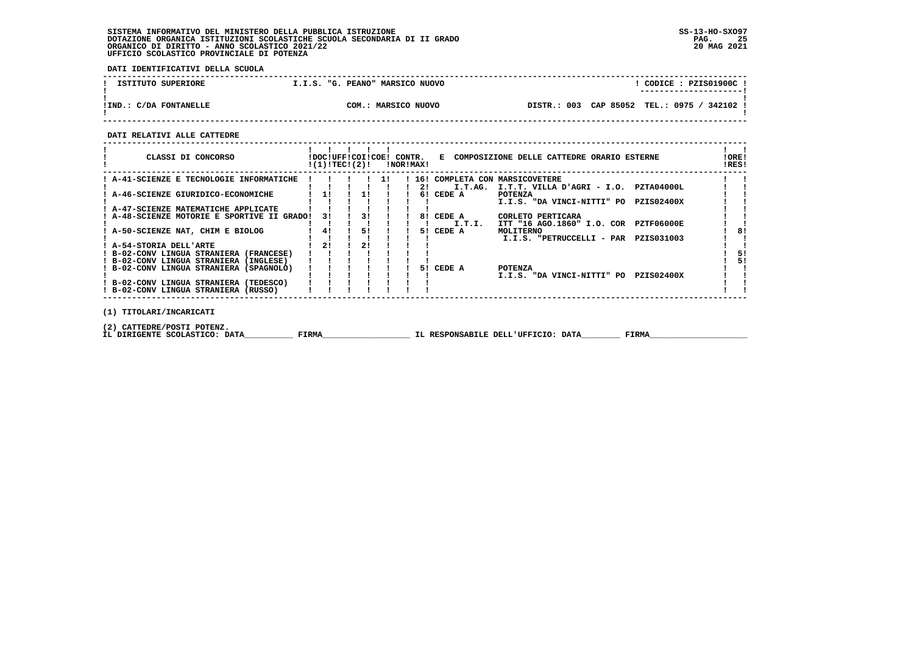SISTEMA INFORMATIVO DEL MINISTERO DELLA PUBBLICA ISTRUZIONE
DOTAZIONE ORGANICA ISTITUZIONI SCOLASTICHE SCUOLA SECONDARIA DI II GRADO
ORGANICO DI DIRITTO - ANNO SCOLASTICO 2021/22
UFFICIO SCOLASTICO PROVINCIALE DI POTENZA

SS-13-HO-SXO97
20 MAG 2021

**DATI IDENTIFICATIVI DELLA SCUOLA**

| ISTITUTO SUPERIORE | I.I.S. "G. PEANO" MARSICO NUOVO | CODICE : PZIS01900C |
|---|---|---|
| IND.: C/DA FONTANELLE | COM.: MARSICO NUOVO | DISTR.: 003 CAP 85052 TEL.: 0975 / 342102 |

**DATI RELATIVI ALLE CATTEDRE**

| CLASSI DI CONCORSO | DOC (1) | UFF TEC | COI (2) | COE | CONTR. NOR | CONTR. MAX | E COMPOSIZIONE DELLE CATTEDRE ORARIO ESTERNE | ORE RES |
|---|---|---|---|---|---|---|---|---|
| A-41-SCIENZE E TECNOLOGIE INFORMATICHE | | | | 1 | | 16 | COMPLETA CON MARSICOVETERE | |
| | | | | | | 2 | I.T.AG. I.T.T. VILLA D'AGRI - I.O. PZTA04000L | |
| A-46-SCIENZE GIURIDICO-ECONOMICHE | 1 | | 1 | | | 6 | CEDE A POTENZA | |
| | | | | | | | I.I.S. "DA VINCI-NITTI" PO PZIS02400X | |
| A-47-SCIENZE MATEMATICHE APPLICATE | | | | | | | | |
| A-48-SCIENZE MOTORIE E SPORTIVE II GRADO | 3 | | 3 | | | 8 | CEDE A CORLETO PERTICARA | |
| | | | | | | | I.T.I. ITT "16 AGO.1860" I.O. COR PZTF06000E | |
| A-50-SCIENZE NAT, CHIM E BIOLOG | 4 | | 5 | | | 5 | CEDE A MOLITERNO | 8 |
| | | | | | | | I.I.S. "PETRUCCELLI - PAR PZIS031003 | |
| A-54-STORIA DELL'ARTE | 2 | | 2 | | | | | |
| B-02-CONV LINGUA STRANIERA (FRANCESE) | | | | | | | | 5 |
| B-02-CONV LINGUA STRANIERA (INGLESE) | | | | | | | | 5 |
| B-02-CONV LINGUA STRANIERA (SPAGNOLO) | | | | | | 5 | CEDE A POTENZA | |
| | | | | | | | I.I.S. "DA VINCI-NITTI" PO PZIS02400X | |
| B-02-CONV LINGUA STRANIERA (TEDESCO) | | | | | | | | |
| B-02-CONV LINGUA STRANIERA (RUSSO) | | | | | | | | |

(1) TITOLARI/INCARICATI

(2) CATTEDRE/POSTI POTENZ.

IL DIRIGENTE SCOLASTICO: DATA__________ FIRMA__________________ IL RESPONSABILE DELL'UFFICIO: DATA________ FIRMA____________________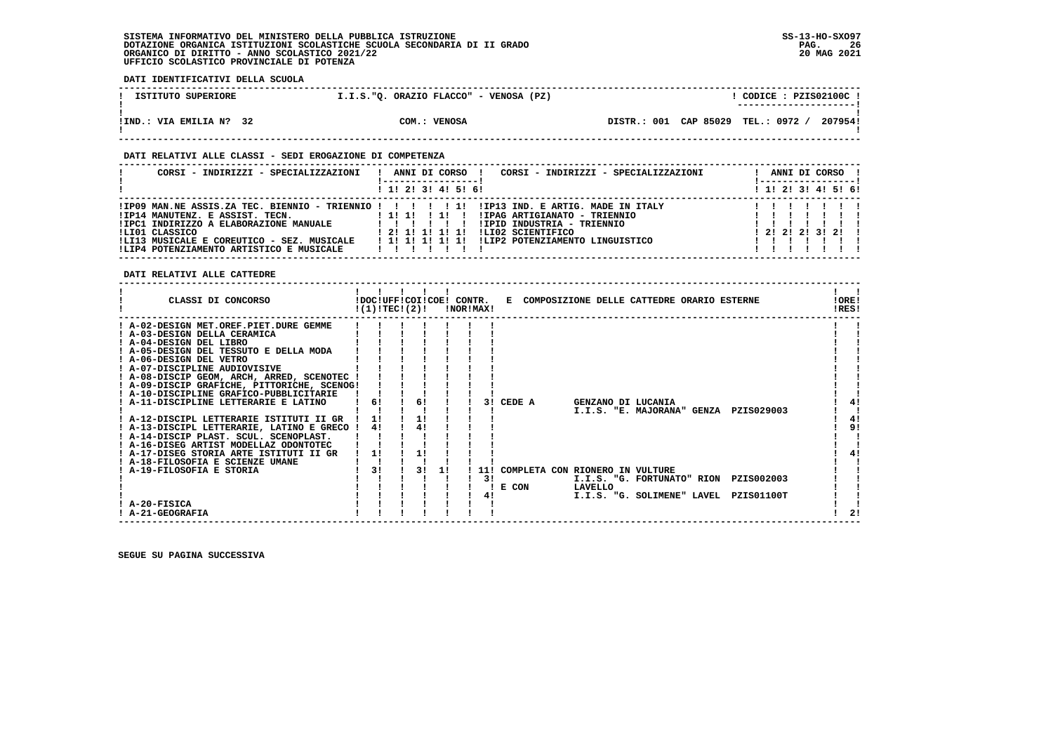SISTEMA INFORMATIVO DEL MINISTERO DELLA PUBBLICA ISTRUZIONE
DOTAZIONE ORGANICA ISTITUZIONI SCOLASTICHE SCUOLA SECONDARIA DI II GRADO
ORGANICO DI DIRITTO - ANNO SCOLASTICO 2021/22
UFFICIO SCOLASTICO PROVINCIALE DI POTENZA

SS-13-HO-SXO97
20 MAG 2021

**DATI IDENTIFICATIVI DELLA SCUOLA**

| ISTITUTO SUPERIORE | I.I.S."Q. ORAZIO FLACCO" - VENOSA (PZ) | CODICE : PZIS02100C |
|---|---|---|
| IND.: VIA EMILIA N? 32 | COM.: VENOSA | DISTR.: 001 CAP 85029 TEL.: 0972 / 207954 |

**DATI RELATIVI ALLE CLASSI - SEDI EROGAZIONE DI COMPETENZA**

| CORSI - INDIRIZZI - SPECIALIZZAZIONI | 1 | 2 | 3 | 4 | 5 | 6 | CORSI - INDIRIZZI - SPECIALIZZAZIONI | 1 | 2 | 3 | 4 | 5 | 6 |
|---|---|---|---|---|---|---|---|---|---|---|---|---|---|
| IP09 MAN.NE ASSIS.ZA TEC. BIENNIO - TRIENNIO | | | | | 1 | | IP13 IND. E ARTIG. MADE IN ITALY | | | | | | |
| IP14 MANUTENZ. E ASSIST. TECN. | 1 | 1 | | 1 | | | IPAG ARTIGIANATO - TRIENNIO | | | | | | |
| IPC1 INDIRIZZO A ELABORAZIONE MANUALE | | | | | | | IPID INDUSTRIA - TRIENNIO | | | | | | |
| LI01 CLASSICO | 2 | 1 | 1 | 1 | 1 | | LI02 SCIENTIFICO | 2 | 2 | 2 | 3 | 2 | |
| LI13 MUSICALE E COREUTICO - SEZ. MUSICALE | 1 | 1 | 1 | 1 | 1 | | LIP2 POTENZIAMENTO LINGUISTICO | | | | | | |
| LIP4 POTENZIAMENTO ARTISTICO E MUSICALE | | | | | | | | | | | | | |

**DATI RELATIVI ALLE CATTEDRE**

| CLASSI DI CONCORSO | DOC (1) | UFF TEC | COI (2) | COE | CONTR. NOR | CONTR. MAX | E COMPOSIZIONE DELLE CATTEDRE ORARIO ESTERNE | ORE RES |
|---|---|---|---|---|---|---|---|---|
| A-02-DESIGN MET.OREF.PIET.DURE GEMME | | | | | | | | |
| A-03-DESIGN DELLA CERAMICA | | | | | | | | |
| A-04-DESIGN DEL LIBRO | | | | | | | | |
| A-05-DESIGN DEL TESSUTO E DELLA MODA | | | | | | | | |
| A-06-DESIGN DEL VETRO | | | | | | | | |
| A-07-DISCIPLINE AUDIOVISIVE | | | | | | | | |
| A-08-DISCIP GEOM, ARCH, ARRED, SCENOTEC | | | | | | | | |
| A-09-DISCIP GRAFICHE, PITTORICHE, SCENOG | | | | | | | | |
| A-10-DISCIPLINE GRAFICO-PUBBLICITARIE | | | | | | | | |
| A-11-DISCIPLINE LETTERARIE E LATINO | 6 | | 6 | | | 3 | CEDE A GENZANO DI LUCANIA I.I.S. "E. MAJORANA" GENZA PZIS029003 | 4 |
| A-12-DISCIPL LETTERARIE ISTITUTI II GR | 1 | | 1 | | | | | 4 |
| A-13-DISCIPL LETTERARIE, LATINO E GRECO | 4 | | 4 | | | | | 9 |
| A-14-DISCIP PLAST. SCUL. SCENOPLAST. | | | | | | | | |
| A-16-DISEG ARTIST MODELLAZ ODONTOTEC | | | | | | | | |
| A-17-DISEG STORIA ARTE ISTITUTI II GR | 1 | | 1 | | | | | 4 |
| A-18-FILOSOFIA E SCIENZE UMANE | | | | | | | | |
| A-19-FILOSOFIA E STORIA | 3 | | 3 | 1 | | 11 | COMPLETA CON RIONERO IN VULTURE | |
| | | | | | | 3 | I.I.S. "G. FORTUNATO" RION PZIS002003 | |
| | | | | | | | E CON LAVELLO | |
| | | | | | | 4 | I.I.S. "G. SOLIMENE" LAVEL PZIS01100T | |
| A-20-FISICA | | | | | | | | |
| A-21-GEOGRAFIA | | | | | | | | 2 |

SEGUE SU PAGINA SUCCESSIVA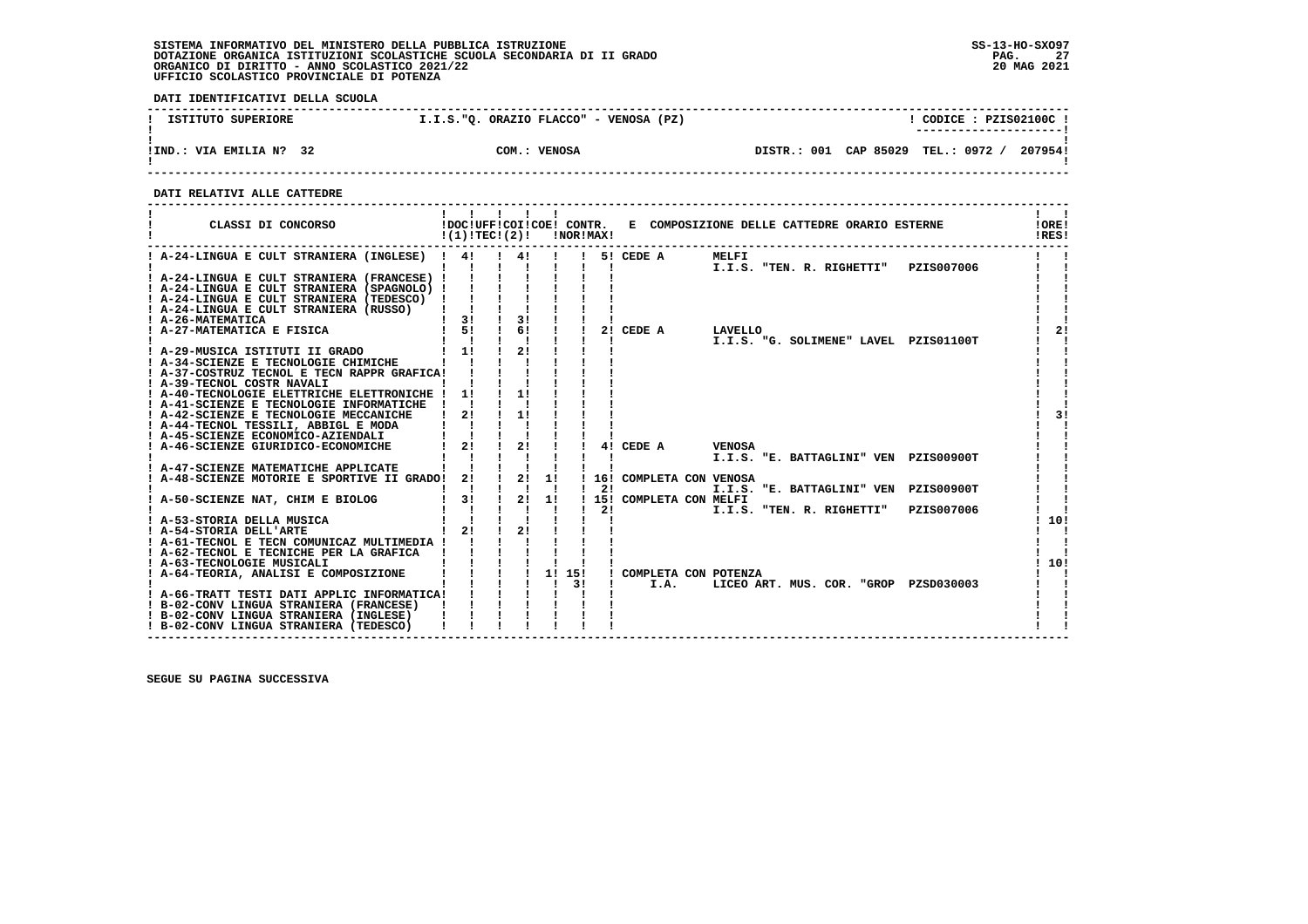SISTEMA INFORMATIVO DEL MINISTERO DELLA PUBBLICA ISTRUZIONE
DOTAZIONE ORGANICA ISTITUZIONI SCOLASTICHE SCUOLA SECONDARIA DI II GRADO
ORGANICO DI DIRITTO - ANNO SCOLASTICO 2021/22
UFFICIO SCOLASTICO PROVINCIALE DI POTENZA

SS-13-HO-SXO97
20 MAG 2021

**DATI IDENTIFICATIVI DELLA SCUOLA**

| ISTITUTO SUPERIORE | I.I.S."Q. ORAZIO FLACCO" - VENOSA (PZ) | CODICE : PZIS02100C |
|---|---|---|
| IND.: VIA EMILIA N? 32 | COM.: VENOSA | DISTR.: 001 CAP 85029 TEL.: 0972 / 207954 |

**DATI RELATIVI ALLE CATTEDRE**

| CLASSI DI CONCORSO | DOC (1) | UFF TEC | COI (2) | COE | CONTR. NOR | CONTR. MAX | E COMPOSIZIONE DELLE CATTEDRE ORARIO ESTERNE | ORE RES |
|---|---|---|---|---|---|---|---|---|
| A-24-LINGUA E CULT STRANIERA (INGLESE) | 4 | | 4 | | | 5 | CEDE A MELFI I.I.S. "TEN. R. RIGHETTI" PZIS007006 | |
| A-24-LINGUA E CULT STRANIERA (FRANCESE) | | | | | | | | |
| A-24-LINGUA E CULT STRANIERA (SPAGNOLO) | | | | | | | | |
| A-24-LINGUA E CULT STRANIERA (TEDESCO) | | | | | | | | |
| A-24-LINGUA E CULT STRANIERA (RUSSO) | | | | | | | | |
| A-26-MATEMATICA | 3 | | 3 | | | | | |
| A-27-MATEMATICA E FISICA | 5 | | 6 | | | 2 | CEDE A LAVELLO I.I.S. "G. SOLIMENE" LAVEL PZIS01100T | 2 |
| A-29-MUSICA ISTITUTI II GRADO | 1 | | 2 | | | | | |
| A-34-SCIENZE E TECNOLOGIE CHIMICHE | | | | | | | | |
| A-37-COSTRUZ TECNOL E TECN RAPPR GRAFICA | | | | | | | | |
| A-39-TECNOL COSTR NAVALI | | | | | | | | |
| A-40-TECNOLOGIE ELETTRICHE ELETTRONICHE | 1 | | 1 | | | | | |
| A-41-SCIENZE E TECNOLOGIE INFORMATICHE | | | | | | | | |
| A-42-SCIENZE E TECNOLOGIE MECCANICHE | 2 | | 1 | | | | | 3 |
| A-44-TECNOL TESSILI, ABBIGL E MODA | | | | | | | | |
| A-45-SCIENZE ECONOMICO-AZIENDALI | | | | | | | | |
| A-46-SCIENZE GIURIDICO-ECONOMICHE | 2 | | 2 | | | 4 | CEDE A VENOSA I.I.S. "E. BATTAGLINI" VEN PZIS00900T | |
| A-47-SCIENZE MATEMATICHE APPLICATE | | | | | | | | |
| A-48-SCIENZE MOTORIE E SPORTIVE II GRADO | 2 | | 2 | 1 | | 16 / 2 | COMPLETA CON VENOSA I.I.S. "E. BATTAGLINI" VEN PZIS00900T | |
| A-50-SCIENZE NAT, CHIM E BIOLOG | 3 | | 2 | 1 | | 15 / 2 | COMPLETA CON MELFI I.I.S. "TEN. R. RIGHETTI" PZIS007006 | |
| A-53-STORIA DELLA MUSICA | | | | | | | | 10 |
| A-54-STORIA DELL'ARTE | 2 | | 2 | | | | | |
| A-61-TECNOL E TECN COMUNICAZ MULTIMEDIA | | | | | | | | |
| A-62-TECNOL E TECNICHE PER LA GRAFICA | | | | | | | | |
| A-63-TECNOLOGIE MUSICALI | | | | | | | | 10 |
| A-64-TEORIA, ANALISI E COMPOSIZIONE | | | | 1 | 15 / 3 | | COMPLETA CON POTENZA I.A. LICEO ART. MUS. COR. "GROP PZSD030003 | |
| A-66-TRATT TESTI DATI APPLIC INFORMATICA | | | | | | | | |
| B-02-CONV LINGUA STRANIERA (FRANCESE) | | | | | | | | |
| B-02-CONV LINGUA STRANIERA (INGLESE) | | | | | | | | |
| B-02-CONV LINGUA STRANIERA (TEDESCO) | | | | | | | | |

SEGUE SU PAGINA SUCCESSIVA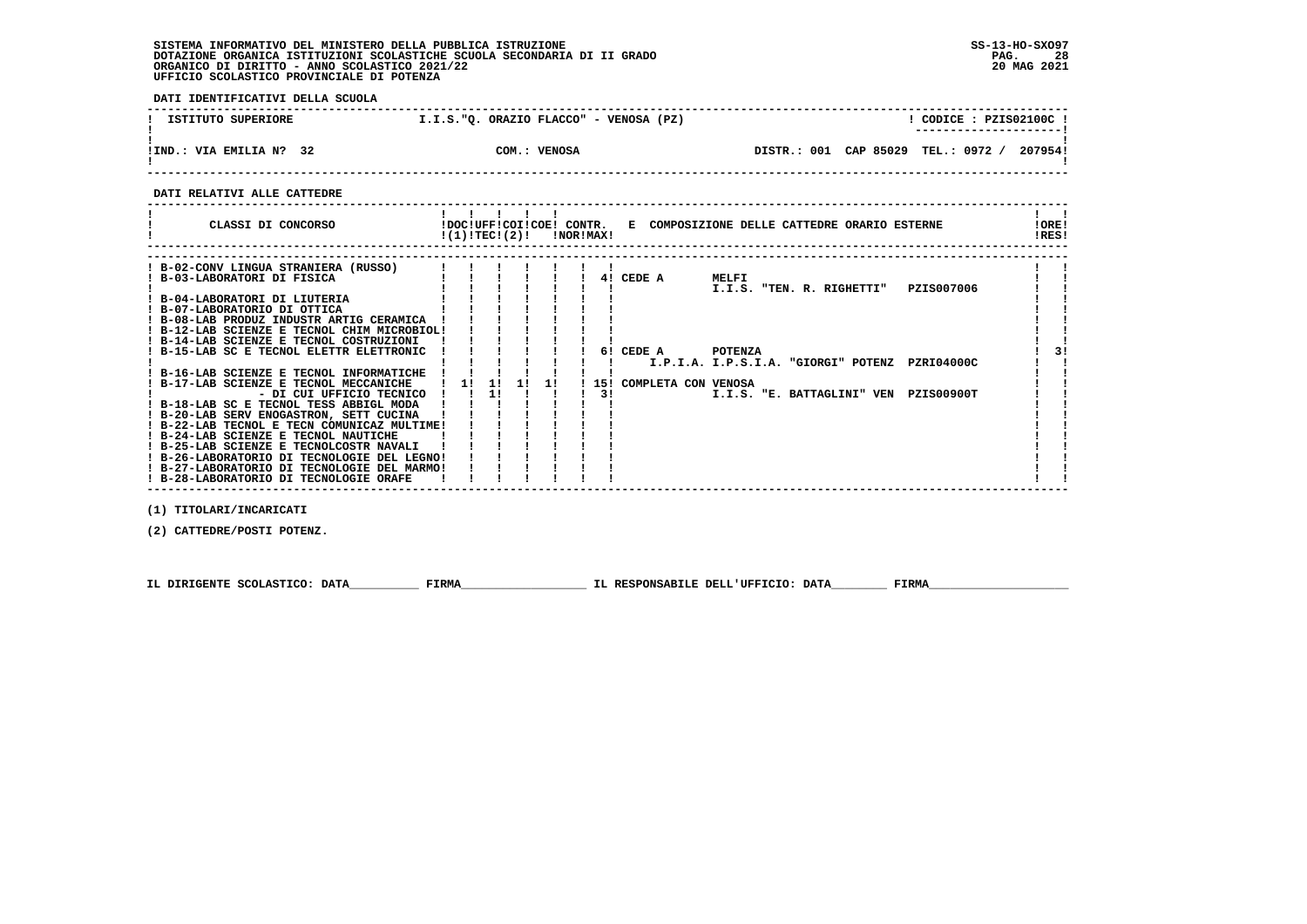SISTEMA INFORMATIVO DEL MINISTERO DELLA PUBBLICA ISTRUZIONE
DOTAZIONE ORGANICA ISTITUZIONI SCOLASTICHE SCUOLA SECONDARIA DI II GRADO
ORGANICO DI DIRITTO - ANNO SCOLASTICO 2021/22
UFFICIO SCOLASTICO PROVINCIALE DI POTENZA

SS-13-HO-SXO97
20 MAG 2021

**DATI IDENTIFICATIVI DELLA SCUOLA**

| ISTITUTO SUPERIORE | I.I.S."Q. ORAZIO FLACCO" - VENOSA (PZ) | CODICE : PZIS02100C |
|---|---|---|
| IND.: VIA EMILIA N? 32 | COM.: VENOSA | DISTR.: 001 CAP 85029 TEL.: 0972 / 207954 |

**DATI RELATIVI ALLE CATTEDRE**

| CLASSI DI CONCORSO | DOC (1) | UFF TEC | COI (2) | COE | CONTR. NOR | CONTR. MAX | E COMPOSIZIONE DELLE CATTEDRE ORARIO ESTERNE | ORE RES |
|---|---|---|---|---|---|---|---|---|
| B-02-CONV LINGUA STRANIERA (RUSSO) | | | | | | | | |
| B-03-LABORATORI DI FISICA | | | | | | 4 | CEDE A MELFI I.I.S. "TEN. R. RIGHETTI" PZIS007006 | |
| B-04-LABORATORI DI LIUTERIA | | | | | | | | |
| B-07-LABORATORIO DI OTTICA | | | | | | | | |
| B-08-LAB PRODUZ INDUSTR ARTIG CERAMICA | | | | | | | | |
| B-12-LAB SCIENZE E TECNOL CHIM MICROBIOL | | | | | | | | |
| B-14-LAB SCIENZE E TECNOL COSTRUZIONI | | | | | | | | |
| B-15-LAB SC E TECNOL ELETTR ELETTRONIC | | | | | | 6 | CEDE A POTENZA I.P.I.A. I.P.S.I.A. "GIORGI" POTENZ PZRI04000C | 3 |
| B-16-LAB SCIENZE E TECNOL INFORMATICHE | | | | | | | | |
| B-17-LAB SCIENZE E TECNOL MECCANICHE | 1 | 1 | 1 | 1 | | 15 | COMPLETA CON VENOSA I.I.S. "E. BATTAGLINI" VEN PZIS00900T | |
| - DI CUI UFFICIO TECNICO | | 1 | | | | 3 | | |
| B-18-LAB SC E TECNOL TESS ABBIGL MODA | | | | | | | | |
| B-20-LAB SERV ENOGASTRON, SETT CUCINA | | | | | | | | |
| B-22-LAB TECNOL E TECN COMUNICAZ MULTIME | | | | | | | | |
| B-24-LAB SCIENZE E TECNOL NAUTICHE | | | | | | | | |
| B-25-LAB SCIENZE E TECNOLCOSTR NAVALI | | | | | | | | |
| B-26-LABORATORIO DI TECNOLOGIE DEL LEGNO | | | | | | | | |
| B-27-LABORATORIO DI TECNOLOGIE DEL MARMO | | | | | | | | |
| B-28-LABORATORIO DI TECNOLOGIE ORAFE | | | | | | | | |

(1) TITOLARI/INCARICATI

(2) CATTEDRE/POSTI POTENZ.

IL DIRIGENTE SCOLASTICO: DATA__________ FIRMA__________________ IL RESPONSABILE DELL'UFFICIO: DATA________ FIRMA____________________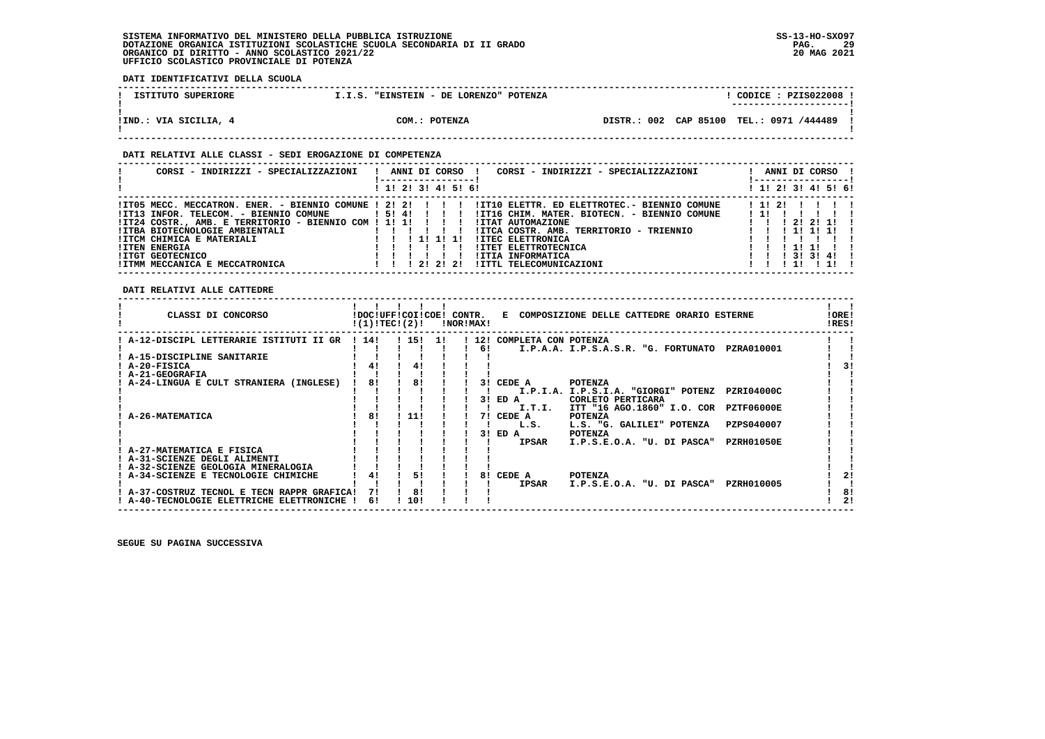SISTEMA INFORMATIVO DEL MINISTERO DELLA PUBBLICA ISTRUZIONE
DOTAZIONE ORGANICA ISTITUZIONI SCOLASTICHE SCUOLA SECONDARIA DI II GRADO
ORGANICO DI DIRITTO - ANNO SCOLASTICO 2021/22
UFFICIO SCOLASTICO PROVINCIALE DI POTENZA

SS-13-HO-SXO97
20 MAG 2021

**DATI IDENTIFICATIVI DELLA SCUOLA**

| ISTITUTO SUPERIORE | I.I.S. "EINSTEIN - DE LORENZO" POTENZA | CODICE : PZIS022008 |
|---|---|---|
| IND.: VIA SICILIA, 4 | COM.: POTENZA | DISTR.: 002 CAP 85100 TEL.: 0971 /444489 |

**DATI RELATIVI ALLE CLASSI - SEDI EROGAZIONE DI COMPETENZA**

| CORSI - INDIRIZZI - SPECIALIZZAZIONI | 1 | 2 | 3 | 4 | 5 | 6 | CORSI - INDIRIZZI - SPECIALIZZAZIONI | 1 | 2 | 3 | 4 | 5 | 6 |
|---|---|---|---|---|---|---|---|---|---|---|---|---|---|
| IT05 MECC. MECCATRON. ENER. - BIENNIO COMUNE | 2 | 2 | | | | | IT10 ELETTR. ED ELETTROTEC.- BIENNIO COMUNE | 1 | 2 | | | | |
| IT13 INFOR. TELECOM. - BIENNIO COMUNE | 5 | 4 | | | | | IT16 CHIM. MATER. BIOTECN. - BIENNIO COMUNE | 1 | | | | | |
| IT24 COSTR., AMB. E TERRITORIO - BIENNIO COM | 1 | 1 | | | | | ITAT AUTOMAZIONE | | | 2 | 2 | 1 | |
| ITBA BIOTECNOLOGIE AMBIENTALI | | | | | | | ITCA COSTR. AMB. TERRITORIO - TRIENNIO | | | 1 | 1 | 1 | |
| ITCM CHIMICA E MATERIALI | | | 1 | 1 | 1 | | ITEC ELETTRONICA | | | | | | |
| ITEN ENERGIA | | | | | | | ITET ELETTROTECNICA | | | 1 | 1 | | |
| ITGT GEOTECNICO | | | | | | | ITIA INFORMATICA | | | 3 | 3 | 4 | |
| ITMM MECCANICA E MECCATRONICA | | | 2 | 2 | 2 | | ITTL TELECOMUNICAZIONI | | | 1 | | 1 | |

**DATI RELATIVI ALLE CATTEDRE**

| CLASSI DI CONCORSO | DOC (1) | UFF TEC | COI (2) | COE | CONTR. NOR | MAX | E COMPOSIZIONE DELLE CATTEDRE ORARIO ESTERNE | ORE RES |
|---|---|---|---|---|---|---|---|---|
| A-12-DISCIPL LETTERARIE ISTITUTI II GR | 14 | | 15 | 1 | | 12 | COMPLETA CON POTENZA | |
| | | | | | | 6 | I.P.A.A. I.P.S.A.S.R. "G. FORTUNATO PZRA010001 | |
| A-15-DISCIPLINE SANITARIE | | | | | | | | |
| A-20-FISICA | 4 | | 4 | | | | | 3 |
| A-21-GEOGRAFIA | | | | | | | | |
| A-24-LINGUA E CULT STRANIERA (INGLESE) | 8 | | 8 | | | 3 | CEDE A POTENZA | |
| | | | | | | | I.P.I.A. I.P.S.I.A. "GIORGI" POTENZ PZRI04000C | |
| | | | | | | 3 | ED A CORLETO PERTICARA | |
| | | | | | | | I.T.I. ITT "16 AGO.1860" I.O. COR PZTF06000E | |
| A-26-MATEMATICA | 8 | | 11 | | | 7 | CEDE A POTENZA | |
| | | | | | | | L.S. L.S. "G. GALILEI" POTENZA PZPS040007 | |
| | | | | | | 3 | ED A POTENZA | |
| | | | | | | | IPSAR I.P.S.E.O.A. "U. DI PASCA" PZRH01050E | |
| A-27-MATEMATICA E FISICA | | | | | | | | |
| A-31-SCIENZE DEGLI ALIMENTI | | | | | | | | |
| A-32-SCIENZE GEOLOGIA MINERALOGIA | | | | | | | | |
| A-34-SCIENZE E TECNOLOGIE CHIMICHE | 4 | | 5 | | | 8 | CEDE A POTENZA | 2 |
| | | | | | | | IPSAR I.P.S.E.O.A. "U. DI PASCA" PZRH010005 | |
| A-37-COSTRUZ TECNOL E TECN RAPPR GRAFICA | 7 | | 8 | | | | | 8 |
| A-40-TECNOLOGIE ELETTRICHE ELETTRONICHE | 6 | | 10 | | | | | 2 |

SEGUE SU PAGINA SUCCESSIVA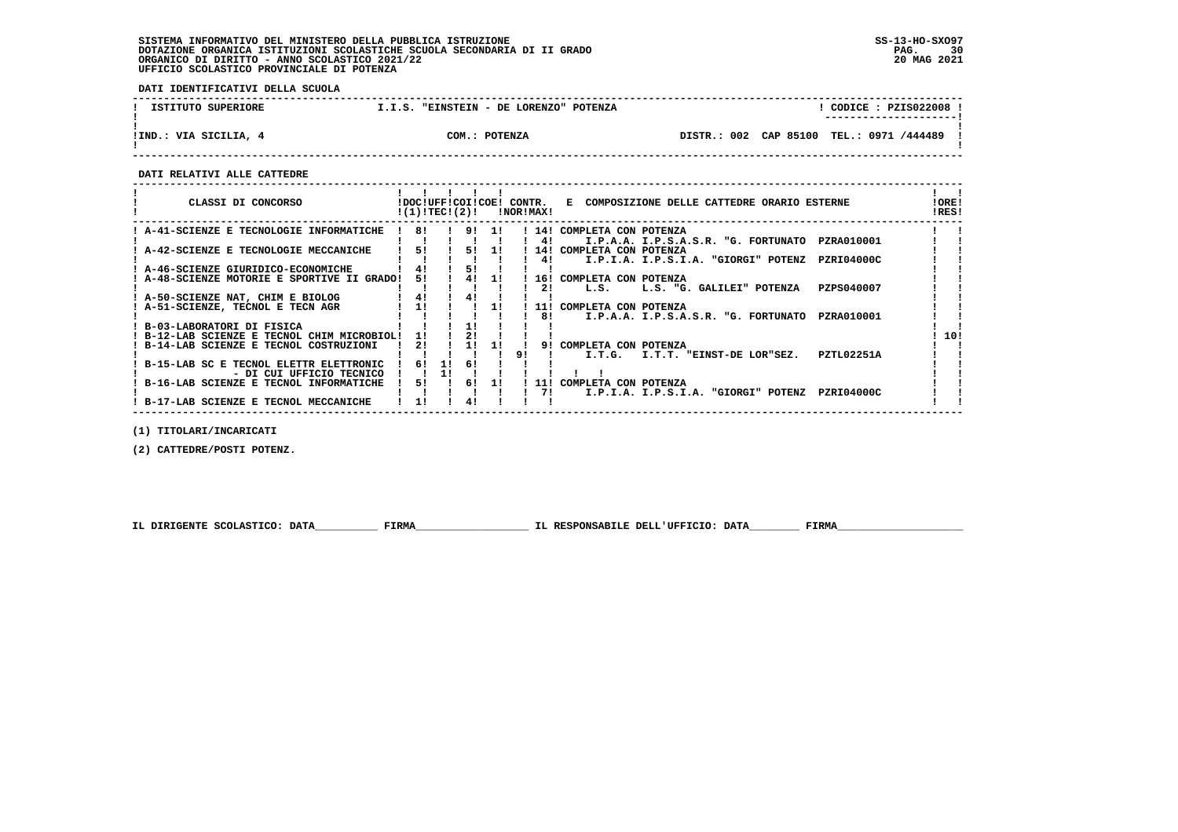SISTEMA INFORMATIVO DEL MINISTERO DELLA PUBBLICA ISTRUZIONE
DOTAZIONE ORGANICA ISTITUZIONI SCOLASTICHE SCUOLA SECONDARIA DI II GRADO
ORGANICO DI DIRITTO - ANNO SCOLASTICO 2021/22
UFFICIO SCOLASTICO PROVINCIALE DI POTENZA

SS-13-HO-SXO97
20 MAG 2021

**DATI IDENTIFICATIVI DELLA SCUOLA**

| ISTITUTO SUPERIORE | I.I.S. "EINSTEIN - DE LORENZO" POTENZA | CODICE : PZIS022008 |
|---|---|---|
| IND.: VIA SICILIA, 4 | COM.: POTENZA | DISTR.: 002 CAP 85100 TEL.: 0971 /444489 |

**DATI RELATIVI ALLE CATTEDRE**

| CLASSI DI CONCORSO | DOC (1) | UFF TEC | COI | COE (2) | CONTR. NOR | CONTR. MAX | E COMPOSIZIONE DELLE CATTEDRE ORARIO ESTERNE | ORE RES |
|---|---|---|---|---|---|---|---|---|
| A-41-SCIENZE E TECNOLOGIE INFORMATICHE | 8 | | 9 | 1 | | 14 | COMPLETA CON POTENZA | |
| | | | | | | 4 | I.P.A.A. I.P.S.A.S.R. "G. FORTUNATO PZRA010001 | |
| A-42-SCIENZE E TECNOLOGIE MECCANICHE | 5 | | 5 | 1 | | 14 | COMPLETA CON POTENZA | |
| | | | | | | 4 | I.P.I.A. I.P.S.I.A. "GIORGI" POTENZ PZRI04000C | |
| A-46-SCIENZE GIURIDICO-ECONOMICHE | 4 | | 5 | | | | | |
| A-48-SCIENZE MOTORIE E SPORTIVE II GRADO | 5 | | 4 | 1 | | 16 | COMPLETA CON POTENZA | |
| | | | | | | 2 | L.S. L.S. "G. GALILEI" POTENZA PZPS040007 | |
| A-50-SCIENZE NAT, CHIM E BIOLOG | 4 | | 4 | | | | | |
| A-51-SCIENZE, TECNOL E TECN AGR | 1 | | | 1 | | 11 | COMPLETA CON POTENZA | |
| | | | | | | 8 | I.P.A.A. I.P.S.A.S.R. "G. FORTUNATO PZRA010001 | |
| B-03-LABORATORI DI FISICA | | | 1 | | | | | |
| B-12-LAB SCIENZE E TECNOL CHIM MICROBIOL | 1 | | 2 | | | | | 10 |
| B-14-LAB SCIENZE E TECNOL COSTRUZIONI | 2 | | 1 | 1 | | 9 | COMPLETA CON POTENZA | |
| | | | | | 9 | | I.T.G. I.T.T. "EINST-DE LOR"SEZ. PZTL02251A | |
| B-15-LAB SC E TECNOL ELETTR ELETTRONIC | 6 | 1 | 6 | | | | | |
| - DI CUI UFFICIO TECNICO | | 1 | | | | | | |
| B-16-LAB SCIENZE E TECNOL INFORMATICHE | 5 | | 6 | 1 | | 11 | COMPLETA CON POTENZA | |
| | | | | | | 7 | I.P.I.A. I.P.S.I.A. "GIORGI" POTENZ PZRI04000C | |
| B-17-LAB SCIENZE E TECNOL MECCANICHE | 1 | | 4 | | | | | |

(1) TITOLARI/INCARICATI

(2) CATTEDRE/POSTI POTENZ.

IL DIRIGENTE SCOLASTICO: DATA__________ FIRMA__________________ IL RESPONSABILE DELL'UFFICIO: DATA________ FIRMA____________________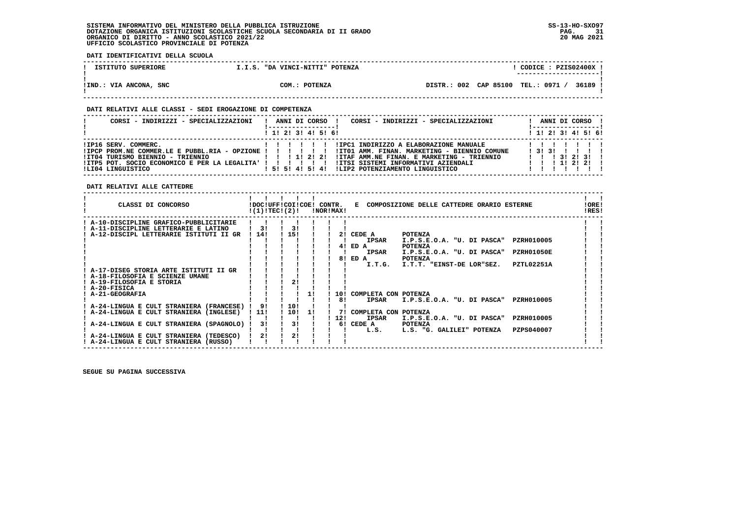SISTEMA INFORMATIVO DEL MINISTERO DELLA PUBBLICA ISTRUZIONE
DOTAZIONE ORGANICA ISTITUZIONI SCOLASTICHE SCUOLA SECONDARIA DI II GRADO
ORGANICO DI DIRITTO - ANNO SCOLASTICO 2021/22
UFFICIO SCOLASTICO PROVINCIALE DI POTENZA

SS-13-HO-SXO97
20 MAG 2021

**DATI IDENTIFICATIVI DELLA SCUOLA**

| ISTITUTO SUPERIORE | I.I.S. "DA VINCI-NITTI" POTENZA | CODICE : PZIS02400X |
|---|---|---|
| IND.: VIA ANCONA, SNC | COM.: POTENZA | DISTR.: 002 CAP 85100 TEL.: 0971 / 36189 |

**DATI RELATIVI ALLE CLASSI - SEDI EROGAZIONE DI COMPETENZA**

| CORSI - INDIRIZZI - SPECIALIZZAZIONI | 1 | 2 | 3 | 4 | 5 | 6 | CORSI - INDIRIZZI - SPECIALIZZAZIONI | 1 | 2 | 3 | 4 | 5 | 6 |
|---|---|---|---|---|---|---|---|---|---|---|---|---|---|
| IP16 SERV. COMMERC. | | | | | | | IPC1 INDIRIZZO A ELABORAZIONE MANUALE | | | | | | |
| IPCP PROM.NE COMMER.LE E PUBBL.RIA - OPZIONE | | | | | | | IT01 AMM. FINAN. MARKETING - BIENNIO COMUNE | 3 | 3 | | | | |
| IT04 TURISMO BIENNIO - TRIENNIO | | | 1 | 2 | 2 | | ITAF AMM.NE FINAN. E MARKETING - TRIENNIO | | | 3 | 2 | 3 | |
| ITP5 POT. SOCIO ECONOMICO E PER LA LEGALITA' | | | | | | | ITSI SISTEMI INFORMATIVI AZIENDALI | | | 1 | 2 | 2 | |
| LI04 LINGUISTICO | 5 | 5 | 4 | 5 | 4 | | LIP2 POTENZIAMENTO LINGUISTICO | | | | | | |

**DATI RELATIVI ALLE CATTEDRE**

| CLASSI DI CONCORSO | DOC (1) | UFF TEC | COI (2) | COE | CONTR. NOR | CONTR. MAX | E COMPOSIZIONE DELLE CATTEDRE ORARIO ESTERNE | ORE RES |
|---|---|---|---|---|---|---|---|---|
| A-10-DISCIPLINE GRAFICO-PUBBLICITARIE | | | | | | | | |
| A-11-DISCIPLINE LETTERARIE E LATINO | 3 | | 3 | | | | | |
| A-12-DISCIPL LETTERARIE ISTITUTI II GR | 14 | | 15 | | | 2 | CEDE A POTENZA | |
| | | | | | | | IPSAR I.P.S.E.O.A. "U. DI PASCA" PZRH010005 | |
| | | | | | | 4 | ED A POTENZA | |
| | | | | | | | IPSAR I.P.S.E.O.A. "U. DI PASCA" PZRH01050E | |
| | | | | | | 8 | ED A POTENZA | |
| | | | | | | | I.T.G. I.T.T. "EINST-DE LOR"SEZ. PZTL02251A | |
| A-17-DISEG STORIA ARTE ISTITUTI II GR | | | | | | | | |
| A-18-FILOSOFIA E SCIENZE UMANE | | | | | | | | |
| A-19-FILOSOFIA E STORIA | | | 2 | | | | | |
| A-20-FISICA | | | | | | | | |
| A-21-GEOGRAFIA | | | | 1 | | 10 | COMPLETA CON POTENZA | |
| | | | | | | 8 | IPSAR I.P.S.E.O.A. "U. DI PASCA" PZRH010005 | |
| A-24-LINGUA E CULT STRANIERA (FRANCESE) | 9 | | 10 | | | | | |
| A-24-LINGUA E CULT STRANIERA (INGLESE) | 11 | | 10 | 1 | | 7 | COMPLETA CON POTENZA | |
| | | | | | | 12 | IPSAR I.P.S.E.O.A. "U. DI PASCA" PZRH010005 | |
| A-24-LINGUA E CULT STRANIERA (SPAGNOLO) | 3 | | 3 | | | 6 | CEDE A POTENZA | |
| | | | | | | | L.S. L.S. "G. GALILEI" POTENZA PZPS040007 | |
| A-24-LINGUA E CULT STRANIERA (TEDESCO) | 2 | | 2 | | | | | |
| A-24-LINGUA E CULT STRANIERA (RUSSO) | | | | | | | | |

SEGUE SU PAGINA SUCCESSIVA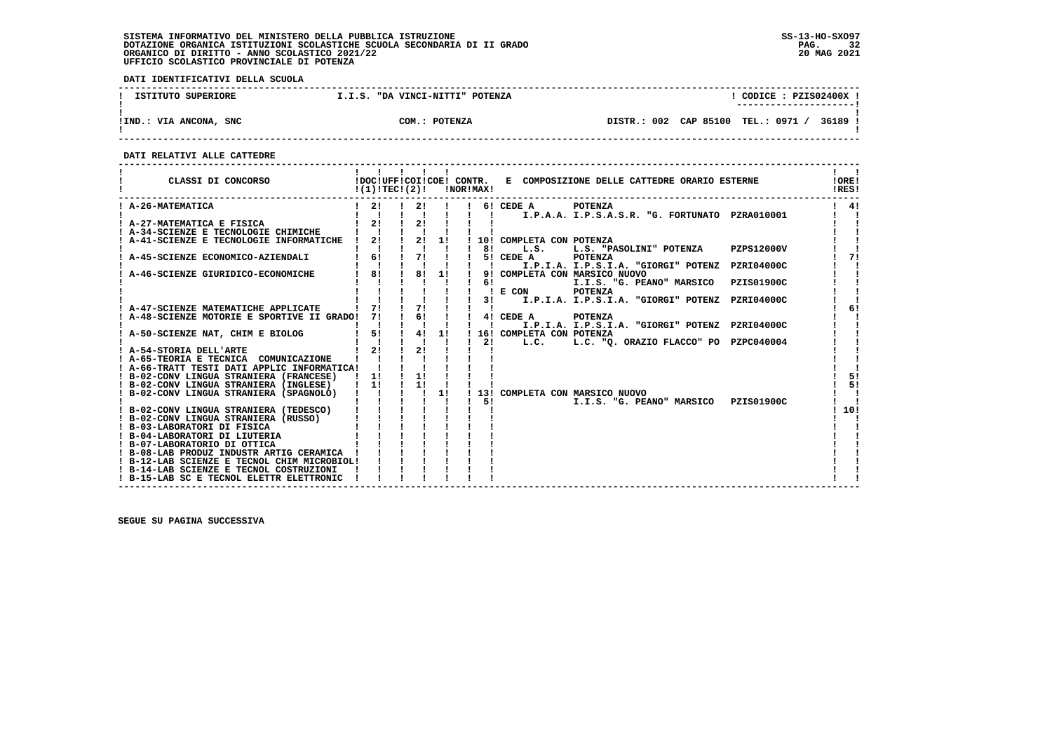SISTEMA INFORMATIVO DEL MINISTERO DELLA PUBBLICA ISTRUZIONE
DOTAZIONE ORGANICA ISTITUZIONI SCOLASTICHE SCUOLA SECONDARIA DI II GRADO
ORGANICO DI DIRITTO - ANNO SCOLASTICO 2021/22
UFFICIO SCOLASTICO PROVINCIALE DI POTENZA

SS-13-HO-SXO97
20 MAG 2021

**DATI IDENTIFICATIVI DELLA SCUOLA**

| ISTITUTO SUPERIORE | I.I.S. "DA VINCI-NITTI" POTENZA | CODICE : PZIS02400X |
|---|---|---|
| IND.: VIA ANCONA, SNC | COM.: POTENZA | DISTR.: 002 CAP 85100 TEL.: 0971 / 36189 |

**DATI RELATIVI ALLE CATTEDRE**

| CLASSI DI CONCORSO | DOC (1) | UFF TEC | COI (2) | COE | CONTR. NOR | CONTR. MAX | E COMPOSIZIONE DELLE CATTEDRE ORARIO ESTERNE | ORE RES |
|---|---|---|---|---|---|---|---|---|
| A-26-MATEMATICA | 2 | | 2 | | | 6 | CEDE A POTENZA | 4 |
| | | | | | | | I.P.A.A. I.P.S.A.S.R. "G. FORTUNATO PZRA010001 | |
| A-27-MATEMATICA E FISICA | 2 | | 2 | | | | | |
| A-34-SCIENZE E TECNOLOGIE CHIMICHE | | | | | | | | |
| A-41-SCIENZE E TECNOLOGIE INFORMATICHE | 2 | | 2 | 1 | | 10 | COMPLETA CON POTENZA | |
| | | | | | | 8 | L.S. L.S. "PASOLINI" POTENZA PZPS12000V | |
| A-45-SCIENZE ECONOMICO-AZIENDALI | 6 | | 7 | | | 5 | CEDE A POTENZA | 7 |
| | | | | | | | I.P.I.A. I.P.S.I.A. "GIORGI" POTENZ PZRI04000C | |
| A-46-SCIENZE GIURIDICO-ECONOMICHE | 8 | | 8 | 1 | | 9 | COMPLETA CON MARSICO NUOVO | |
| | | | | | | 6 | I.I.S. "G. PEANO" MARSICO PZIS01900C | |
| | | | | | | | E CON POTENZA | |
| | | | | | | 3 | I.P.I.A. I.P.S.I.A. "GIORGI" POTENZ PZRI04000C | |
| A-47-SCIENZE MATEMATICHE APPLICATE | 7 | | 7 | | | | | 6 |
| A-48-SCIENZE MOTORIE E SPORTIVE II GRADO | 7 | | 6 | | | 4 | CEDE A POTENZA | |
| | | | | | | | I.P.I.A. I.P.S.I.A. "GIORGI" POTENZ PZRI04000C | |
| A-50-SCIENZE NAT, CHIM E BIOLOG | 5 | | 4 | 1 | | 16 | COMPLETA CON POTENZA | |
| | | | | | | 2 | L.C. L.C. "Q. ORAZIO FLACCO" PO PZPC040004 | |
| A-54-STORIA DELL'ARTE | 2 | | 2 | | | | | |
| A-65-TEORIA E TECNICA COMUNICAZIONE | | | | | | | | |
| A-66-TRATT TESTI DATI APPLIC INFORMATICA | | | | | | | | |
| B-02-CONV LINGUA STRANIERA (FRANCESE) | 1 | | 1 | | | | | 5 |
| B-02-CONV LINGUA STRANIERA (INGLESE) | 1 | | 1 | | | | | 5 |
| B-02-CONV LINGUA STRANIERA (SPAGNOLO) | | | | 1 | | 13 | COMPLETA CON MARSICO NUOVO | |
| | | | | | | 5 | I.I.S. "G. PEANO" MARSICO PZIS01900C | |
| B-02-CONV LINGUA STRANIERA (TEDESCO) | | | | | | | | 10 |
| B-02-CONV LINGUA STRANIERA (RUSSO) | | | | | | | | |
| B-03-LABORATORI DI FISICA | | | | | | | | |
| B-04-LABORATORI DI LIUTERIA | | | | | | | | |
| B-07-LABORATORIO DI OTTICA | | | | | | | | |
| B-08-LAB PRODUZ INDUSTR ARTIG CERAMICA | | | | | | | | |
| B-12-LAB SCIENZE E TECNOL CHIM MICROBIOL | | | | | | | | |
| B-14-LAB SCIENZE E TECNOL COSTRUZIONI | | | | | | | | |
| B-15-LAB SC E TECNOL ELETTR ELETTRONIC | | | | | | | | |

SEGUE SU PAGINA SUCCESSIVA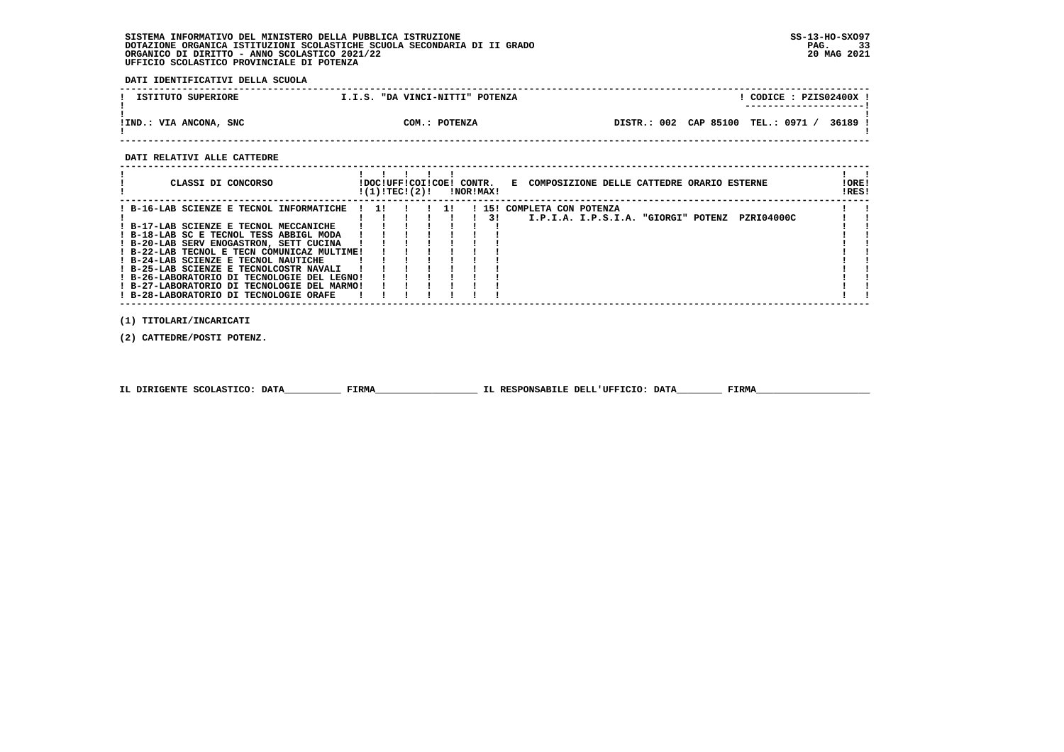SISTEMA INFORMATIVO DEL MINISTERO DELLA PUBBLICA ISTRUZIONE
DOTAZIONE ORGANICA ISTITUZIONI SCOLASTICHE SCUOLA SECONDARIA DI II GRADO
ORGANICO DI DIRITTO - ANNO SCOLASTICO 2021/22
UFFICIO SCOLASTICO PROVINCIALE DI POTENZA

SS-13-HO-SXO97
20 MAG 2021

**DATI IDENTIFICATIVI DELLA SCUOLA**

| ISTITUTO SUPERIORE | I.I.S. "DA VINCI-NITTI" POTENZA | CODICE : PZIS02400X |
|---|---|---|
| IND.: VIA ANCONA, SNC | COM.: POTENZA | DISTR.: 002 CAP 85100 TEL.: 0971 / 36189 |

**DATI RELATIVI ALLE CATTEDRE**

| CLASSI DI CONCORSO | DOC (1) | UFF TEC | COI (2) | COE | CONTR. NOR | CONTR. MAX | E COMPOSIZIONE DELLE CATTEDRE ORARIO ESTERNE | ORE RES |
|---|---|---|---|---|---|---|---|---|
| B-16-LAB SCIENZE E TECNOL INFORMATICHE | 1 | | | 1 | | 15 | COMPLETA CON POTENZA | |
| | | | | | | 3 | I.P.I.A. I.P.S.I.A. "GIORGI" POTENZ PZRI04000C | |
| B-17-LAB SCIENZE E TECNOL MECCANICHE | | | | | | | | |
| B-18-LAB SC E TECNOL TESS ABBIGL MODA | | | | | | | | |
| B-20-LAB SERV ENOGASTRON, SETT CUCINA | | | | | | | | |
| B-22-LAB TECNOL E TECN COMUNICAZ MULTIME | | | | | | | | |
| B-24-LAB SCIENZE E TECNOL NAUTICHE | | | | | | | | |
| B-25-LAB SCIENZE E TECNOLCOSTR NAVALI | | | | | | | | |
| B-26-LABORATORIO DI TECNOLOGIE DEL LEGNO | | | | | | | | |
| B-27-LABORATORIO DI TECNOLOGIE DEL MARMO | | | | | | | | |
| B-28-LABORATORIO DI TECNOLOGIE ORAFE | | | | | | | | |

(1) TITOLARI/INCARICATI

(2) CATTEDRE/POSTI POTENZ.

IL DIRIGENTE SCOLASTICO: DATA__________ FIRMA__________________ IL RESPONSABILE DELL'UFFICIO: DATA________ FIRMA____________________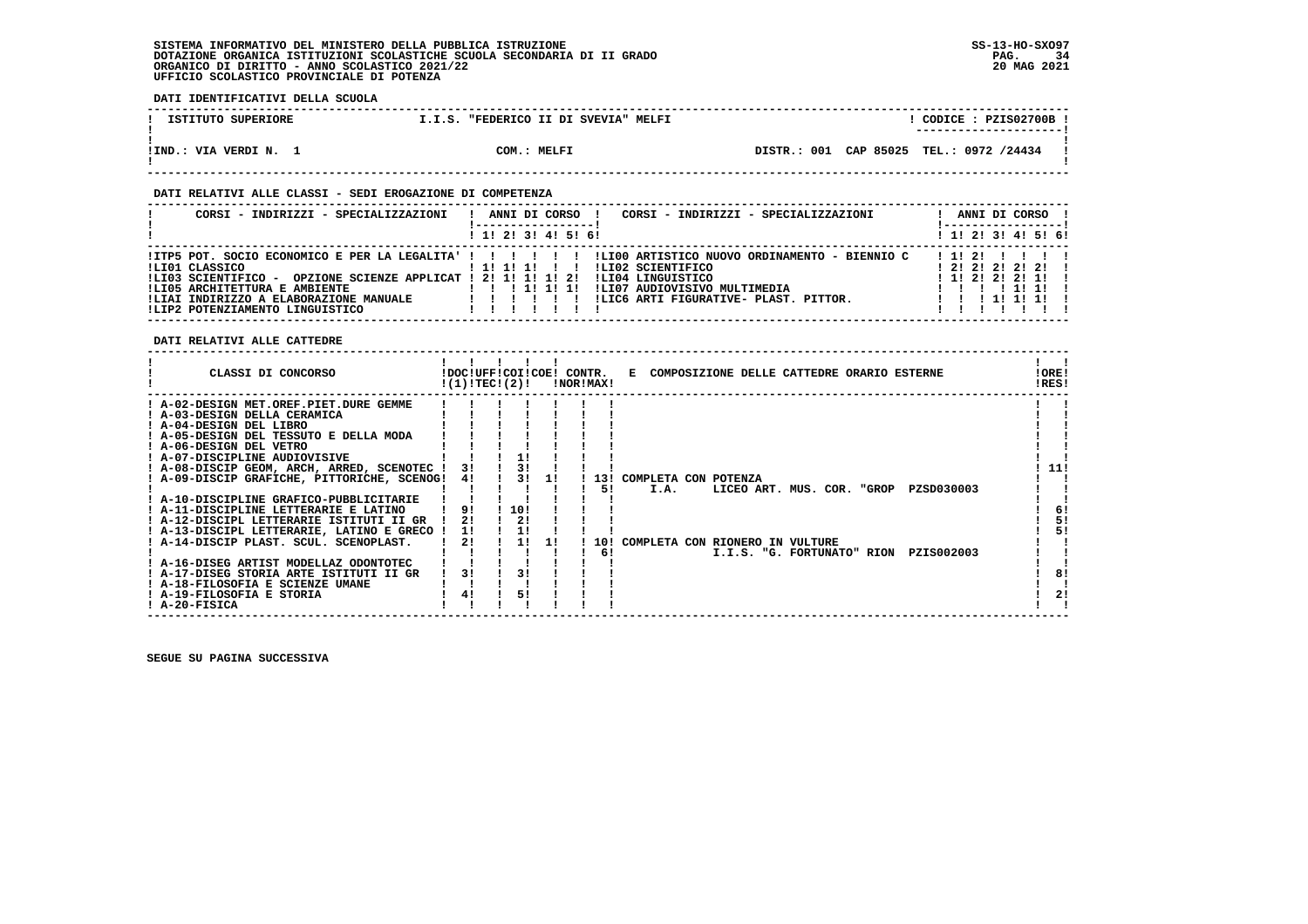SISTEMA INFORMATIVO DEL MINISTERO DELLA PUBBLICA ISTRUZIONE
DOTAZIONE ORGANICA ISTITUZIONI SCOLASTICHE SCUOLA SECONDARIA DI II GRADO
ORGANICO DI DIRITTO - ANNO SCOLASTICO 2021/22
UFFICIO SCOLASTICO PROVINCIALE DI POTENZA

SS-13-HO-SXO97
20 MAG 2021

**DATI IDENTIFICATIVI DELLA SCUOLA**

| ISTITUTO SUPERIORE | I.I.S. "FEDERICO II DI SVEVIA" MELFI | CODICE : PZIS02700B |
|---|---|---|
| IND.: VIA VERDI N. 1 | COM.: MELFI | DISTR.: 001 CAP 85025 TEL.: 0972 /24434 |

**DATI RELATIVI ALLE CLASSI - SEDI EROGAZIONE DI COMPETENZA**

| CORSI - INDIRIZZI - SPECIALIZZAZIONI | 1 | 2 | 3 | 4 | 5 | 6 | CORSI - INDIRIZZI - SPECIALIZZAZIONI | 1 | 2 | 3 | 4 | 5 | 6 |
|---|---|---|---|---|---|---|---|---|---|---|---|---|---|
| ITP5 POT. SOCIO ECONOMICO E PER LA LEGALITA' | | | | | | | LI00 ARTISTICO NUOVO ORDINAMENTO - BIENNIO C | 1 | 2 | | | | |
| LI01 CLASSICO | 1 | 1 | 1 | | | | LI02 SCIENTIFICO | 2 | 2 | 2 | 2 | 2 | |
| LI03 SCIENTIFICO - OPZIONE SCIENZE APPLICAT | 2 | 1 | 1 | 1 | 2 | | LI04 LINGUISTICO | 1 | 2 | 2 | 2 | 1 | |
| LI05 ARCHITETTURA E AMBIENTE | | | 1 | 1 | 1 | | LI07 AUDIOVISIVO MULTIMEDIA | | | | 1 | 1 | |
| LIAI INDIRIZZO A ELABORAZIONE MANUALE | | | | | | | LIC6 ARTI FIGURATIVE- PLAST. PITTOR. | | | 1 | 1 | 1 | |
| LIP2 POTENZIAMENTO LINGUISTICO | | | | | | | | | | | | | |

**DATI RELATIVI ALLE CATTEDRE**

| CLASSI DI CONCORSO | DOC (1) | UFF TEC (2) | COI | COE | CONTR. NOR | CONTR. MAX | E COMPOSIZIONE DELLE CATTEDRE ORARIO ESTERNE | ORE RES |
|---|---|---|---|---|---|---|---|---|
| A-02-DESIGN MET.OREF.PIET.DURE GEMME | | | | | | | | |
| A-03-DESIGN DELLA CERAMICA | | | | | | | | |
| A-04-DESIGN DEL LIBRO | | | | | | | | |
| A-05-DESIGN DEL TESSUTO E DELLA MODA | | | | | | | | |
| A-06-DESIGN DEL VETRO | | | | | | | | |
| A-07-DISCIPLINE AUDIOVISIVE | | | 1 | | | | | |
| A-08-DISCIP GEOM, ARCH, ARRED, SCENOTEC | 3 | | 3 | | | | | 11 |
| A-09-DISCIP GRAFICHE, PITTORICHE, SCENOG | 4 | | 3 | 1 | 13 | 5 | COMPLETA CON POTENZA I.A. LICEO ART. MUS. COR. "GROP PZSD030003 | |
| A-10-DISCIPLINE GRAFICO-PUBBLICITARIE | | | | | | | | |
| A-11-DISCIPLINE LETTERARIE E LATINO | 9 | | 10 | | | | | 6 |
| A-12-DISCIPL LETTERARIE ISTITUTI II GR | 2 | | 2 | | | | | 5 |
| A-13-DISCIPL LETTERARIE, LATINO E GRECO | 1 | | 1 | | | | | 5 |
| A-14-DISCIP PLAST. SCUL. SCENOPLAST. | 2 | | 1 | 1 | 10 | 6 | COMPLETA CON RIONERO IN VULTURE I.I.S. "G. FORTUNATO" RION PZIS002003 | |
| A-16-DISEG ARTIST MODELLAZ ODONTOTEC | | | | | | | | |
| A-17-DISEG STORIA ARTE ISTITUTI II GR | 3 | | 3 | | | | | 8 |
| A-18-FILOSOFIA E SCIENZE UMANE | | | | | | | | |
| A-19-FILOSOFIA E STORIA | 4 | | 5 | | | | | 2 |
| A-20-FISICA | | | | | | | | |

SEGUE SU PAGINA SUCCESSIVA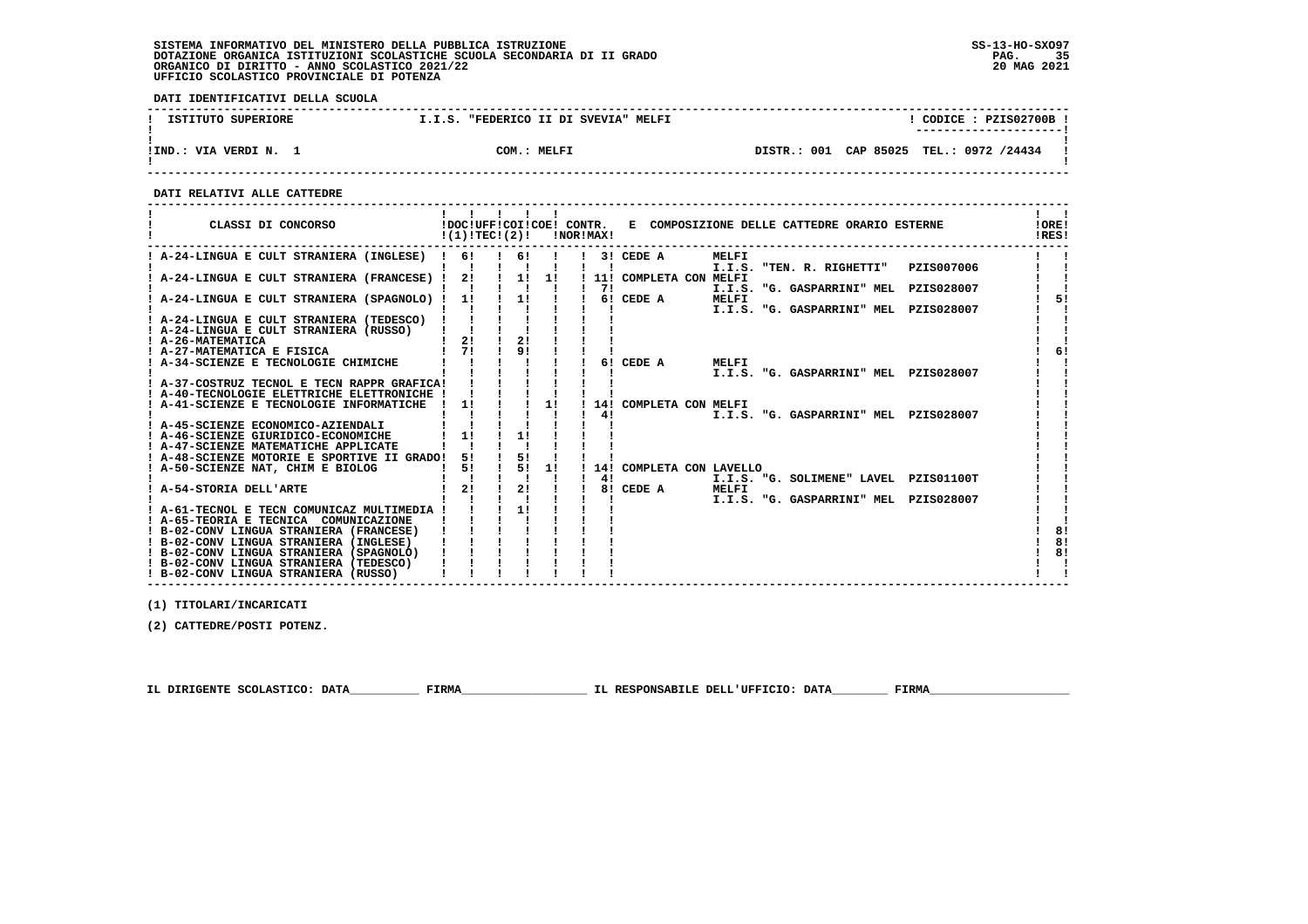SISTEMA INFORMATIVO DEL MINISTERO DELLA PUBBLICA ISTRUZIONE
DOTAZIONE ORGANICA ISTITUZIONI SCOLASTICHE SCUOLA SECONDARIA DI II GRADO
ORGANICO DI DIRITTO - ANNO SCOLASTICO 2021/22
UFFICIO SCOLASTICO PROVINCIALE DI POTENZA

SS-13-HO-SXO97
20 MAG 2021

**DATI IDENTIFICATIVI DELLA SCUOLA**

| ISTITUTO SUPERIORE | I.I.S. "FEDERICO II DI SVEVIA" MELFI | CODICE : PZIS02700B |
|---|---|---|
| IND.: VIA VERDI N. 1 | COM.: MELFI | DISTR.: 001 CAP 85025 TEL.: 0972 /24434 |

**DATI RELATIVI ALLE CATTEDRE**

| CLASSI DI CONCORSO | DOC (1) | UFF TEC | COI (2) | COE | CONTR. NOR | CONTR. MAX | E COMPOSIZIONE DELLE CATTEDRE ORARIO ESTERNE | ORE RES |
|---|---|---|---|---|---|---|---|---|
| A-24-LINGUA E CULT STRANIERA (INGLESE) | 6 | | 6 | | | 3 | CEDE A MELFI I.I.S. "TEN. R. RIGHETTI" PZIS007006 | |
| A-24-LINGUA E CULT STRANIERA (FRANCESE) | 2 | | 1 | 1 | | 11 / 7 | COMPLETA CON MELFI I.I.S. "G. GASPARRINI" MEL PZIS028007 | |
| A-24-LINGUA E CULT STRANIERA (SPAGNOLO) | 1 | | 1 | | | 6 | CEDE A MELFI I.I.S. "G. GASPARRINI" MEL PZIS028007 | 5 |
| A-24-LINGUA E CULT STRANIERA (TEDESCO) | | | | | | | | |
| A-24-LINGUA E CULT STRANIERA (RUSSO) | | | | | | | | |
| A-26-MATEMATICA | 2 | | 2 | | | | | |
| A-27-MATEMATICA E FISICA | 7 | | 9 | | | | | 6 |
| A-34-SCIENZE E TECNOLOGIE CHIMICHE | | | | | | 6 | CEDE A MELFI I.I.S. "G. GASPARRINI" MEL PZIS028007 | |
| A-37-COSTRUZ TECNOL E TECN RAPPR GRAFICA | | | | | | | | |
| A-40-TECNOLOGIE ELETTRICHE ELETTRONICHE | | | | | | | | |
| A-41-SCIENZE E TECNOLOGIE INFORMATICHE | 1 | | | 1 | | 14 / 4 | COMPLETA CON MELFI I.I.S. "G. GASPARRINI" MEL PZIS028007 | |
| A-45-SCIENZE ECONOMICO-AZIENDALI | | | | | | | | |
| A-46-SCIENZE GIURIDICO-ECONOMICHE | 1 | | 1 | | | | | |
| A-47-SCIENZE MATEMATICHE APPLICATE | | | | | | | | |
| A-48-SCIENZE MOTORIE E SPORTIVE II GRADO | 5 | | 5 | | | | | |
| A-50-SCIENZE NAT, CHIM E BIOLOG | 5 | | 5 | 1 | | 14 / 4 | COMPLETA CON LAVELLO I.I.S. "G. SOLIMENE" LAVEL PZIS01100T | |
| A-54-STORIA DELL'ARTE | 2 | | 2 | | | 8 | CEDE A MELFI I.I.S. "G. GASPARRINI" MEL PZIS028007 | |
| A-61-TECNOL E TECN COMUNICAZ MULTIMEDIA | | | 1 | | | | | |
| A-65-TEORIA E TECNICA COMUNICAZIONE | | | | | | | | |
| B-02-CONV LINGUA STRANIERA (FRANCESE) | | | | | | | | 8 |
| B-02-CONV LINGUA STRANIERA (INGLESE) | | | | | | | | 8 |
| B-02-CONV LINGUA STRANIERA (SPAGNOLO) | | | | | | | | 8 |
| B-02-CONV LINGUA STRANIERA (TEDESCO) | | | | | | | | |
| B-02-CONV LINGUA STRANIERA (RUSSO) | | | | | | | | |

(1) TITOLARI/INCARICATI

(2) CATTEDRE/POSTI POTENZ.

IL DIRIGENTE SCOLASTICO: DATA__________ FIRMA__________________ IL RESPONSABILE DELL'UFFICIO: DATA________ FIRMA____________________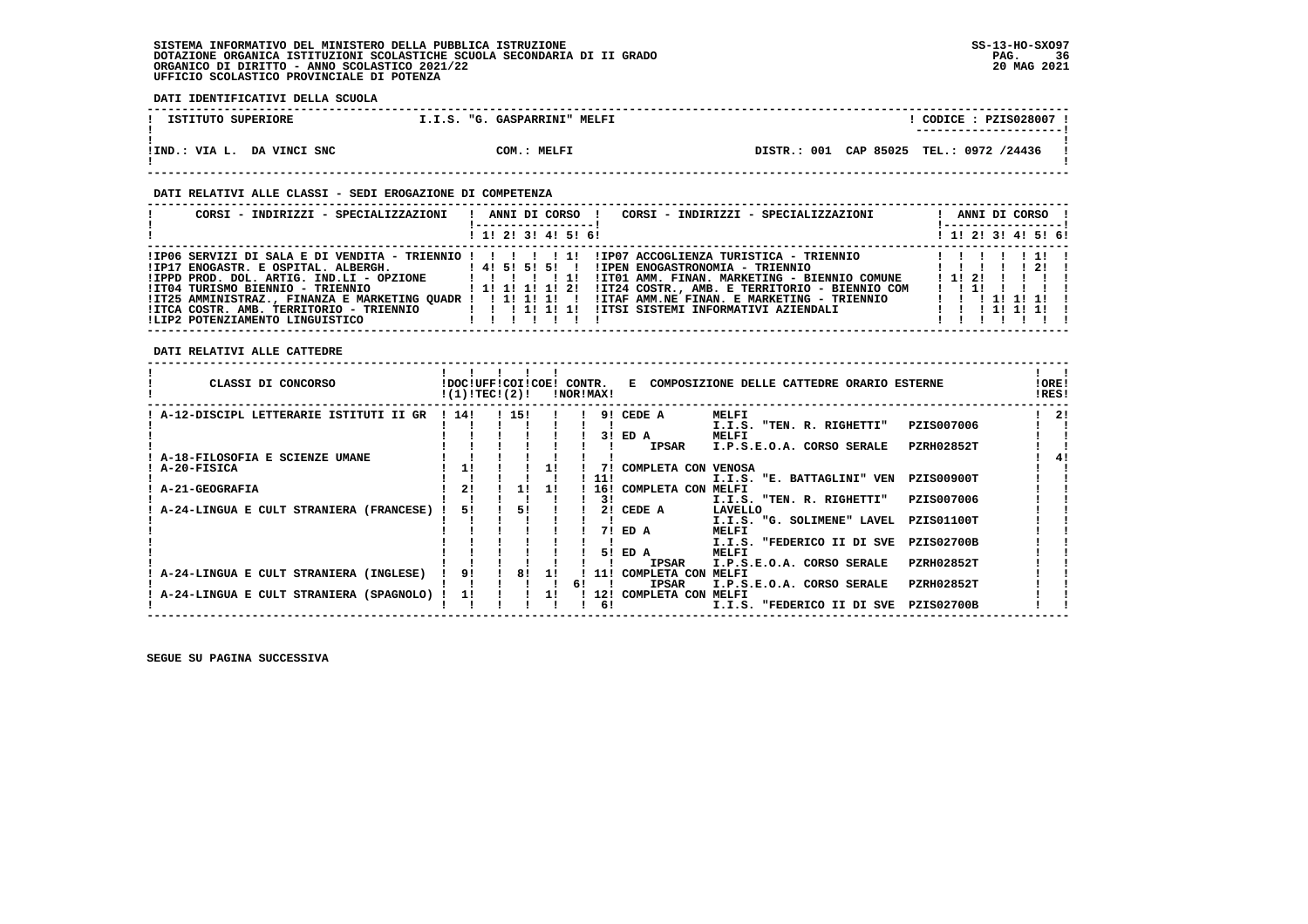SISTEMA INFORMATIVO DEL MINISTERO DELLA PUBBLICA ISTRUZIONE
DOTAZIONE ORGANICA ISTITUZIONI SCOLASTICHE SCUOLA SECONDARIA DI II GRADO
ORGANICO DI DIRITTO - ANNO SCOLASTICO 2021/22
UFFICIO SCOLASTICO PROVINCIALE DI POTENZA

SS-13-HO-SXO97
20 MAG 2021

**DATI IDENTIFICATIVI DELLA SCUOLA**

| ISTITUTO SUPERIORE | I.I.S. "G. GASPARRINI" MELFI | CODICE : PZIS028007 |
|---|---|---|
| IND.: VIA L. DA VINCI SNC | COM.: MELFI | DISTR.: 001 CAP 85025 TEL.: 0972 /24436 |

**DATI RELATIVI ALLE CLASSI - SEDI EROGAZIONE DI COMPETENZA**

| CORSI - INDIRIZZI - SPECIALIZZAZIONI | 1 | 2 | 3 | 4 | 5 | 6 | CORSI - INDIRIZZI - SPECIALIZZAZIONI | 1 | 2 | 3 | 4 | 5 | 6 |
|---|---|---|---|---|---|---|---|---|---|---|---|---|---|
| IP06 SERVIZI DI SALA E DI VENDITA - TRIENNIO | | | | | 1 | | IP07 ACCOGLIENZA TURISTICA - TRIENNIO | | | | | 1 | |
| IP17 ENOGASTR. E OSPITAL. ALBERGH. | 4 | 5 | 5 | 5 | | | IPEN ENOGASTRONOMIA - TRIENNIO | | | | | 2 | |
| IPPD PROD. DOL. ARTIG. IND.LI - OPZIONE | | | | | 1 | | IT01 AMM. FINAN. MARKETING - BIENNIO COMUNE | 1 | 2 | | | | |
| IT04 TURISMO BIENNIO - TRIENNIO | 1 | 1 | 1 | 1 | 2 | | IT24 COSTR., AMB. E TERRITORIO - BIENNIO COM | | 1 | | | | |
| IT25 AMMINISTRAZ., FINANZA E MARKETING QUADR | | 1 | 1 | 1 | | | ITAF AMM.NE FINAN. E MARKETING - TRIENNIO | | | 1 | 1 | 1 | |
| ITCA COSTR. AMB. TERRITORIO - TRIENNIO | | | 1 | 1 | 1 | | ITSI SISTEMI INFORMATIVI AZIENDALI | | | 1 | 1 | 1 | |
| LIP2 POTENZIAMENTO LINGUISTICO | | | | | | | | | | | | | |

**DATI RELATIVI ALLE CATTEDRE**

| CLASSI DI CONCORSO | DOC (1) | UFF TEC | COI (2) | COE | CONTR. NOR | CONTR. MAX | E COMPOSIZIONE DELLE CATTEDRE ORARIO ESTERNE | | | ORE RES |
|---|---|---|---|---|---|---|---|---|---|---|
| A-12-DISCIPL LETTERARIE ISTITUTI II GR | 14 | | 15 | | | 9 | CEDE A | MELFI | | 2 |
| | | | | | | | | I.I.S. "TEN. R. RIGHETTI" | PZIS007006 | |
| | | | | | | 3 | ED A | MELFI | | |
| | | | | | | | IPSAR | I.P.S.E.O.A. CORSO SERALE | PZRH02852T | |
| A-18-FILOSOFIA E SCIENZE UMANE | | | | | | | | | | 4 |
| A-20-FISICA | 1 | | | 1 | | 7 | COMPLETA CON | VENOSA | | |
| | | | | | | 11 | | I.I.S. "E. BATTAGLINI" VEN | PZIS00900T | |
| A-21-GEOGRAFIA | 2 | | 1 | 1 | | 16 | COMPLETA CON | MELFI | | |
| | | | | | | 3 | | I.I.S. "TEN. R. RIGHETTI" | PZIS007006 | |
| A-24-LINGUA E CULT STRANIERA (FRANCESE) | 5 | | 5 | | | 2 | CEDE A | LAVELLO | | |
| | | | | | | | | I.I.S. "G. SOLIMENE" LAVEL | PZIS01100T | |
| | | | | | | 7 | ED A | MELFI | | |
| | | | | | | | | I.I.S. "FEDERICO II DI SVE | PZIS02700B | |
| | | | | | | 5 | ED A | MELFI | | |
| | | | | | | | IPSAR | I.P.S.E.O.A. CORSO SERALE | PZRH02852T | |
| A-24-LINGUA E CULT STRANIERA (INGLESE) | 9 | | 8 | 1 | | 11 | COMPLETA CON | MELFI | | |
| | | | | | 6 | | IPSAR | I.P.S.E.O.A. CORSO SERALE | PZRH02852T | |
| A-24-LINGUA E CULT STRANIERA (SPAGNOLO) | 1 | | | 1 | | 12 | COMPLETA CON | MELFI | | |
| | | | | | | 6 | | I.I.S. "FEDERICO II DI SVE | PZIS02700B | |

SEGUE SU PAGINA SUCCESSIVA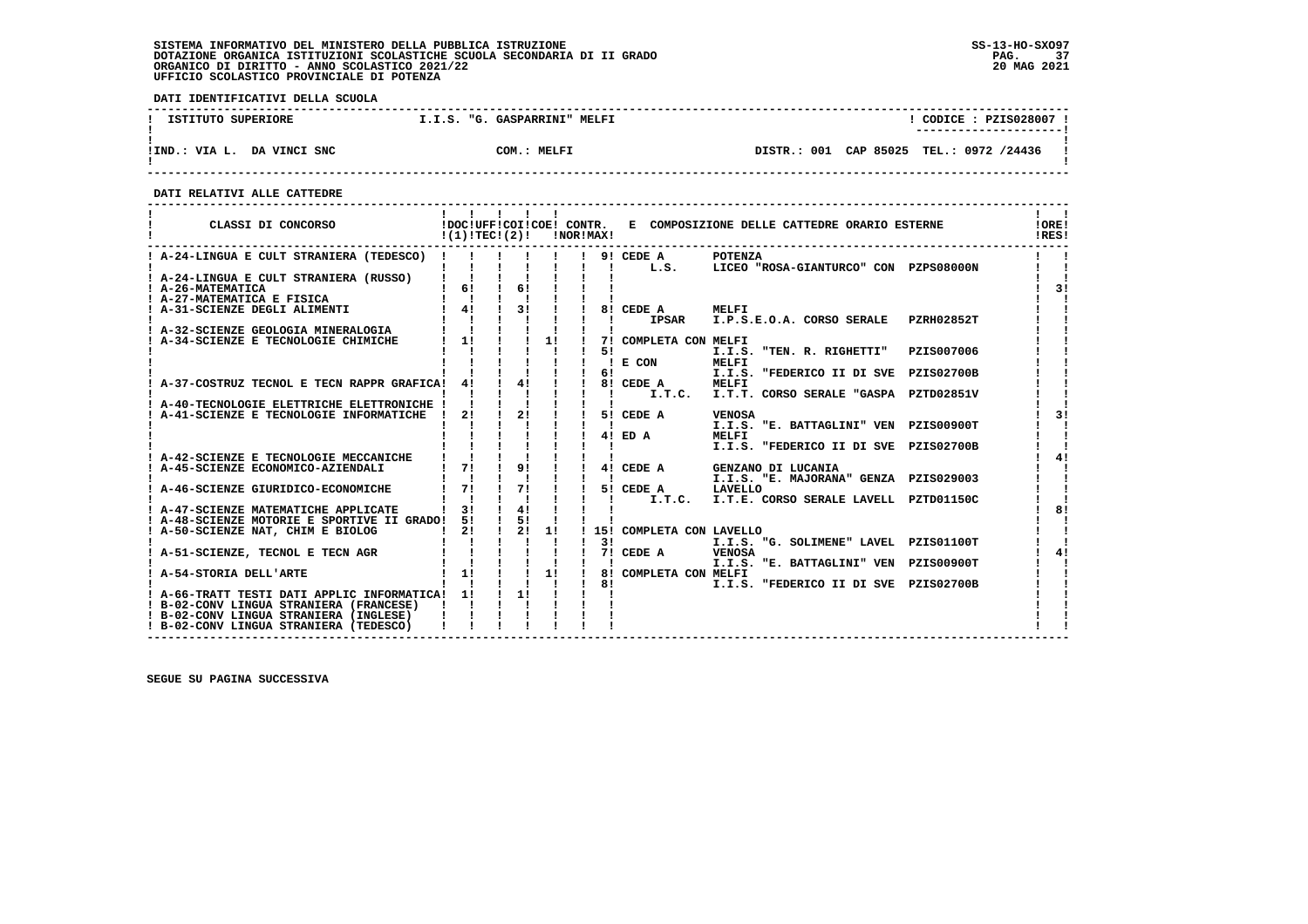**SISTEMA INFORMATIVO DEL MINISTERO DELLA PUBBLICA ISTRUZIONE**
**DOTAZIONE ORGANICA ISTITUZIONI SCOLASTICHE SCUOLA SECONDARIA DI II GRADO**
**ORGANICO DI DIRITTO - ANNO SCOLASTICO 2021/22**
**UFFICIO SCOLASTICO PROVINCIALE DI POTENZA**

SS-13-HO-SXO97
20 MAG 2021

**DATI IDENTIFICATIVI DELLA SCUOLA**

| ISTITUTO SUPERIORE | I.I.S. "G. GASPARRINI" MELFI | CODICE : PZIS028007 |
|---|---|---|
| IND.: VIA L. DA VINCI SNC | COM.: MELFI | DISTR.: 001 CAP 85025 TEL.: 0972 /24436 |

**DATI RELATIVI ALLE CATTEDRE**

| CLASSI DI CONCORSO | DOC (1) | UFF TEC | COI (2) | COE | CONTR. NOR | CONTR. MAX | E COMPOSIZIONE DELLE CATTEDRE ORARIO ESTERNE | ORE RES |
|---|---|---|---|---|---|---|---|---|
| A-24-LINGUA E CULT STRANIERA (TEDESCO) | | | | | | | 9! CEDE A POTENZA<br>L.S. LICEO "ROSA-GIANTURCO" CON PZPS08000N | |
| A-24-LINGUA E CULT STRANIERA (RUSSO) | | | | | | | | |
| A-26-MATEMATICA | 6 | | 6 | | | | | 3 |
| A-27-MATEMATICA E FISICA | | | | | | | | |
| A-31-SCIENZE DEGLI ALIMENTI | 4 | | 3 | | | | 8! CEDE A MELFI<br>IPSAR I.P.S.E.O.A. CORSO SERALE PZRH02852T | |
| A-32-SCIENZE GEOLOGIA MINERALOGIA | | | | | | | | |
| A-34-SCIENZE E TECNOLOGIE CHIMICHE | 1 | | | 1 | | | 7! COMPLETA CON MELFI<br>5! I.I.S. "TEN. R. RIGHETTI" PZIS007006<br>E CON MELFI<br>6! I.I.S. "FEDERICO II DI SVE PZIS02700B | |
| A-37-COSTRUZ TECNOL E TECN RAPPR GRAFICA | 4 | | 4 | | | | 8! CEDE A MELFI<br>I.T.C. I.T.T. CORSO SERALE "GASPA PZTD02851V | |
| A-40-TECNOLOGIE ELETTRICHE ELETTRONICHE | | | | | | | | |
| A-41-SCIENZE E TECNOLOGIE INFORMATICHE | 2 | | 2 | | | | 5! CEDE A VENOSA<br>I.I.S. "E. BATTAGLINI" VEN PZIS00900T<br>4! ED A MELFI<br>I.I.S. "FEDERICO II DI SVE PZIS02700B | 3 |
| A-42-SCIENZE E TECNOLOGIE MECCANICHE | | | | | | | | 4 |
| A-45-SCIENZE ECONOMICO-AZIENDALI | 7 | | 9 | | | | 4! CEDE A GENZANO DI LUCANIA<br>I.I.S. "E. MAJORANA" GENZA PZIS029003 | |
| A-46-SCIENZE GIURIDICO-ECONOMICHE | 7 | | 7 | | | | 5! CEDE A LAVELLO<br>I.T.C. I.T.E. CORSO SERALE LAVELL PZTD01150C | |
| A-47-SCIENZE MATEMATICHE APPLICATE | 3 | | 4 | | | | | 8 |
| A-48-SCIENZE MOTORIE E SPORTIVE II GRADO | 5 | | 5 | | | | | |
| A-50-SCIENZE NAT, CHIM E BIOLOG | 2 | | 2 | 1 | | | 15! COMPLETA CON LAVELLO<br>3! I.I.S. "G. SOLIMENE" LAVEL PZIS01100T | |
| A-51-SCIENZE, TECNOL E TECN AGR | | | | | | | 7! CEDE A VENOSA<br>I.I.S. "E. BATTAGLINI" VEN PZIS00900T | 4 |
| A-54-STORIA DELL'ARTE | 1 | | | 1 | | | 8! COMPLETA CON MELFI<br>8! I.I.S. "FEDERICO II DI SVE PZIS02700B | |
| A-66-TRATT TESTI DATI APPLIC INFORMATICA | 1 | | 1 | | | | | |
| B-02-CONV LINGUA STRANIERA (FRANCESE) | | | | | | | | |
| B-02-CONV LINGUA STRANIERA (INGLESE) | | | | | | | | |
| B-02-CONV LINGUA STRANIERA (TEDESCO) | | | | | | | | |

**SEGUE SU PAGINA SUCCESSIVA**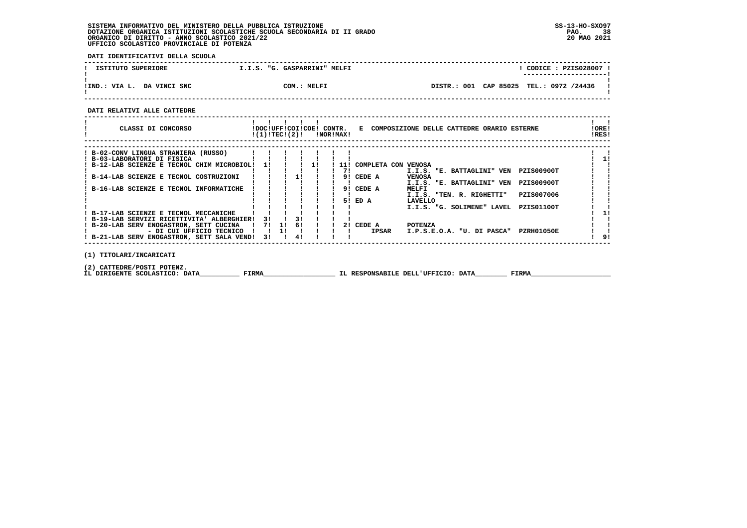SISTEMA INFORMATIVO DEL MINISTERO DELLA PUBBLICA ISTRUZIONE
DOTAZIONE ORGANICA ISTITUZIONI SCOLASTICHE SCUOLA SECONDARIA DI II GRADO
ORGANICO DI DIRITTO - ANNO SCOLASTICO 2021/22
UFFICIO SCOLASTICO PROVINCIALE DI POTENZA

SS-13-HO-SXO97
20 MAG 2021

**DATI IDENTIFICATIVI DELLA SCUOLA**

| ISTITUTO SUPERIORE | I.I.S. "G. GASPARRINI" MELFI | CODICE : PZIS028007 |
|---|---|---|
| IND.: VIA L. DA VINCI SNC | COM.: MELFI | DISTR.: 001 CAP 85025 TEL.: 0972 /24436 |

**DATI RELATIVI ALLE CATTEDRE**

| CLASSI DI CONCORSO | DOC (1) | UFF TEC | COI (2) | COE | CONTR. NOR | CONTR. MAX | E COMPOSIZIONE DELLE CATTEDRE ORARIO ESTERNE | | | ORE RES |
|---|---|---|---|---|---|---|---|---|---|---|
| B-02-CONV LINGUA STRANIERA (RUSSO) | | | | | | | | | | |
| B-03-LABORATORI DI FISICA | | | | | | | | | | 1 |
| B-12-LAB SCIENZE E TECNOL CHIM MICROBIOL | 1 | | | 1 | | 11 | COMPLETA CON | VENOSA | | |
| | | | | | | 7 | | I.I.S. "E. BATTAGLINI" VEN | PZIS00900T | |
| B-14-LAB SCIENZE E TECNOL COSTRUZIONI | | | 1 | | | 9 | CEDE A | VENOSA | | |
| | | | | | | | | I.I.S. "E. BATTAGLINI" VEN | PZIS00900T | |
| B-16-LAB SCIENZE E TECNOL INFORMATICHE | | | | | | 9 | CEDE A | MELFI | | |
| | | | | | | | | I.I.S. "TEN. R. RIGHETTI" | PZIS007006 | |
| | | | | | | 5 | ED A | LAVELLO | | |
| | | | | | | | | I.I.S. "G. SOLIMENE" LAVEL | PZIS01100T | |
| B-17-LAB SCIENZE E TECNOL MECCANICHE | | | | | | | | | | 1 |
| B-19-LAB SERVIZI RICETTIVITA' ALBERGHIER | 3 | | 3 | | | | | | | |
| B-20-LAB SERV ENOGASTRON, SETT CUCINA | 7 | 1 | 6 | | | 2 | CEDE A | POTENZA | | |
| - DI CUI UFFICIO TECNICO | | 1 | | | | | IPSAR | I.P.S.E.O.A. "U. DI PASCA" | PZRH01050E | |
| B-21-LAB SERV ENOGASTRON, SETT SALA VEND | 3 | | 4 | | | | | | | 9 |

(1) TITOLARI/INCARICATI

(2) CATTEDRE/POSTI POTENZ.

IL DIRIGENTE SCOLASTICO: DATA__________ FIRMA__________________ IL RESPONSABILE DELL'UFFICIO: DATA________ FIRMA____________________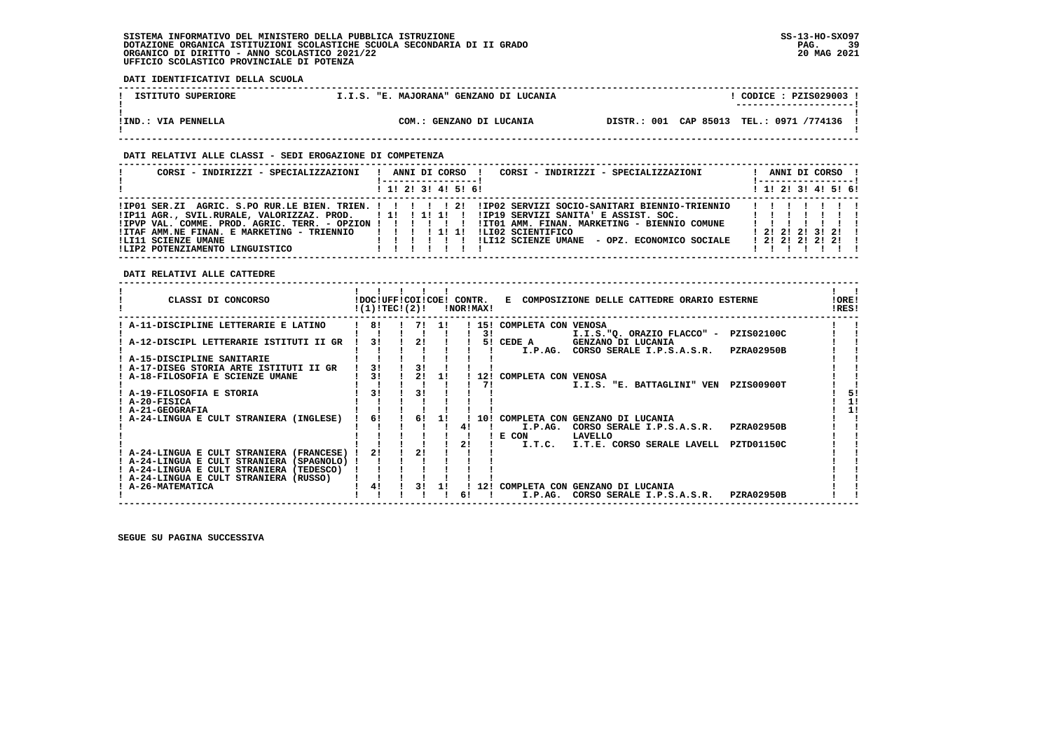SISTEMA INFORMATIVO DEL MINISTERO DELLA PUBBLICA ISTRUZIONE
DOTAZIONE ORGANICA ISTITUZIONI SCOLASTICHE SCUOLA SECONDARIA DI II GRADO
ORGANICO DI DIRITTO - ANNO SCOLASTICO 2021/22
UFFICIO SCOLASTICO PROVINCIALE DI POTENZA

SS-13-HO-SXO97
20 MAG 2021

**DATI IDENTIFICATIVI DELLA SCUOLA**

| ISTITUTO SUPERIORE | I.I.S. "E. MAJORANA" GENZANO DI LUCANIA | CODICE : PZIS029003 |
|---|---|---|
| IND.: VIA PENNELLA | COM.: GENZANO DI LUCANIA | DISTR.: 001 CAP 85013 TEL.: 0971 /774136 |

**DATI RELATIVI ALLE CLASSI - SEDI EROGAZIONE DI COMPETENZA**

| CORSI - INDIRIZZI - SPECIALIZZAZIONI | 1 | 2 | 3 | 4 | 5 | 6 | CORSI - INDIRIZZI - SPECIALIZZAZIONI | 1 | 2 | 3 | 4 | 5 | 6 |
|---|---|---|---|---|---|---|---|---|---|---|---|---|---|
| IP01 SER.ZI AGRIC. S.PO RUR.LE BIEN. TRIEN. | | | | | | 2 | IP02 SERVIZI SOCIO-SANITARI BIENNIO-TRIENNIO | | | | | | |
| IP11 AGR., SVIL.RURALE, VALORIZZAZ. PROD. | 1 | | 1 | 1 | | | IP19 SERVIZI SANITA' E ASSIST. SOC. | | | | | | |
| IPVP VAL. COMME. PROD. AGRIC. TERR. - OPZION | | | | | | | IT01 AMM. FINAN. MARKETING - BIENNIO COMUNE | | | | | | |
| ITAF AMM.NE FINAN. E MARKETING - TRIENNIO | | | | 1 | 1 | | LI02 SCIENTIFICO | 2 | 2 | 2 | 3 | 2 | |
| LI11 SCIENZE UMANE | | | | | | | LI12 SCIENZE UMANE - OPZ. ECONOMICO SOCIALE | 2 | 2 | 2 | 2 | 2 | |
| LIP2 POTENZIAMENTO LINGUISTICO | | | | | | | | | | | | | |

**DATI RELATIVI ALLE CATTEDRE**

| CLASSI DI CONCORSO | DOC (1) | UFF TEC | COI (2) | COE | CONTR. NOR | CONTR. MAX | E COMPOSIZIONE DELLE CATTEDRE ORARIO ESTERNE | ORE RES |
|---|---|---|---|---|---|---|---|---|
| A-11-DISCIPLINE LETTERARIE E LATINO | 8 | | 7 | 1 | | 15 | COMPLETA CON VENOSA | |
| | | | | | | 3 | I.I.S."Q. ORAZIO FLACCO" - PZIS02100C | |
| A-12-DISCIPL LETTERARIE ISTITUTI II GR | 3 | | 2 | | | 5 | CEDE A GENZANO DI LUCANIA | |
| | | | | | | | I.P.AG. CORSO SERALE I.P.S.A.S.R. PZRA02950B | |
| A-15-DISCIPLINE SANITARIE | | | | | | | | |
| A-17-DISEG STORIA ARTE ISTITUTI II GR | 3 | | 3 | | | | | |
| A-18-FILOSOFIA E SCIENZE UMANE | 3 | | 2 | 1 | | 12 | COMPLETA CON VENOSA | |
| | | | | | | 7 | I.I.S. "E. BATTAGLINI" VEN PZIS00900T | |
| A-19-FILOSOFIA E STORIA | 3 | | 3 | | | | | 5 |
| A-20-FISICA | | | | | | | | 1 |
| A-21-GEOGRAFIA | | | | | | | | 1 |
| A-24-LINGUA E CULT STRANIERA (INGLESE) | 6 | | 6 | 1 | | 10 | COMPLETA CON GENZANO DI LUCANIA | |
| | | | | | 4 | | I.P.AG. CORSO SERALE I.P.S.A.S.R. PZRA02950B | |
| | | | | | | | E CON LAVELLO | |
| | | | | | 2 | | I.T.C. I.T.E. CORSO SERALE LAVELL PZTD01150C | |
| A-24-LINGUA E CULT STRANIERA (FRANCESE) | 2 | | 2 | | | | | |
| A-24-LINGUA E CULT STRANIERA (SPAGNOLO) | | | | | | | | |
| A-24-LINGUA E CULT STRANIERA (TEDESCO) | | | | | | | | |
| A-24-LINGUA E CULT STRANIERA (RUSSO) | | | | | | | | |
| A-26-MATEMATICA | 4 | | 3 | 1 | | 12 | COMPLETA CON GENZANO DI LUCANIA | |
| | | | | | 6 | | I.P.AG. CORSO SERALE I.P.S.A.S.R. PZRA02950B | |

SEGUE SU PAGINA SUCCESSIVA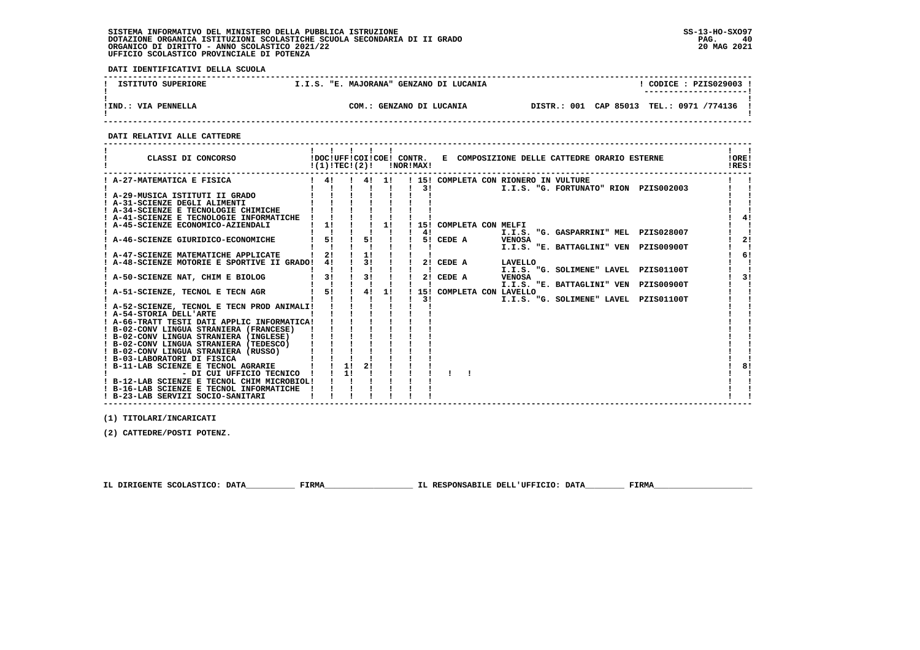SISTEMA INFORMATIVO DEL MINISTERO DELLA PUBBLICA ISTRUZIONE
DOTAZIONE ORGANICA ISTITUZIONI SCOLASTICHE SCUOLA SECONDARIA DI II GRADO
ORGANICO DI DIRITTO - ANNO SCOLASTICO 2021/22
UFFICIO SCOLASTICO PROVINCIALE DI POTENZA

SS-13-HO-SXO97
20 MAG 2021

**DATI IDENTIFICATIVI DELLA SCUOLA**

| ISTITUTO SUPERIORE | I.I.S. "E. MAJORANA" GENZANO DI LUCANIA | CODICE : PZIS029003 |
|---|---|---|
| IND.: VIA PENNELLA | COM.: GENZANO DI LUCANIA | DISTR.: 001 CAP 85013 TEL.: 0971 /774136 |

**DATI RELATIVI ALLE CATTEDRE**

| CLASSI DI CONCORSO | DOC (1) | UFF TEC | COI | COE (2) | CONTR. NOR | CONTR. MAX | E COMPOSIZIONE DELLE CATTEDRE ORARIO ESTERNE | ORE RES |
|---|---|---|---|---|---|---|---|---|
| A-27-MATEMATICA E FISICA | 4 | | 4 | 1 | | 15 3 | COMPLETA CON RIONERO IN VULTURE I.I.S. "G. FORTUNATO" RION PZIS002003 | |
| A-29-MUSICA ISTITUTI II GRADO | | | | | | | | |
| A-31-SCIENZE DEGLI ALIMENTI | | | | | | | | |
| A-34-SCIENZE E TECNOLOGIE CHIMICHE | | | | | | | | |
| A-41-SCIENZE E TECNOLOGIE INFORMATICHE | | | | | | | | 4 |
| A-45-SCIENZE ECONOMICO-AZIENDALI | 1 | | | 1 | | 15 4 | COMPLETA CON MELFI I.I.S. "G. GASPARRINI" MEL PZIS028007 | |
| A-46-SCIENZE GIURIDICO-ECONOMICHE | 5 | | 5 | | | 5 | CEDE A VENOSA I.I.S. "E. BATTAGLINI" VEN PZIS00900T | 2 |
| A-47-SCIENZE MATEMATICHE APPLICATE | 2 | | 1 | | | | | 6 |
| A-48-SCIENZE MOTORIE E SPORTIVE II GRADO | 4 | | 3 | | | 2 | CEDE A LAVELLO I.I.S. "G. SOLIMENE" LAVEL PZIS01100T | |
| A-50-SCIENZE NAT, CHIM E BIOLOG | 3 | | 3 | | | 2 | CEDE A VENOSA I.I.S. "E. BATTAGLINI" VEN PZIS00900T | 3 |
| A-51-SCIENZE, TECNOL E TECN AGR | 5 | | 4 | 1 | | 15 3 | COMPLETA CON LAVELLO I.I.S. "G. SOLIMENE" LAVEL PZIS01100T | |
| A-52-SCIENZE, TECNOL E TECN PROD ANIMALI | | | | | | | | |
| A-54-STORIA DELL'ARTE | | | | | | | | |
| A-66-TRATT TESTI DATI APPLIC INFORMATICA | | | | | | | | |
| B-02-CONV LINGUA STRANIERA (FRANCESE) | | | | | | | | |
| B-02-CONV LINGUA STRANIERA (INGLESE) | | | | | | | | |
| B-02-CONV LINGUA STRANIERA (TEDESCO) | | | | | | | | |
| B-02-CONV LINGUA STRANIERA (RUSSO) | | | | | | | | |
| B-03-LABORATORI DI FISICA | | | | | | | | |
| B-11-LAB SCIENZE E TECNOL AGRARIE | | 1 | 2 | | | | | 8 |
| - DI CUI UFFICIO TECNICO | | 1 | | | | | | |
| B-12-LAB SCIENZE E TECNOL CHIM MICROBIOL | | | | | | | | |
| B-16-LAB SCIENZE E TECNOL INFORMATICHE | | | | | | | | |
| B-23-LAB SERVIZI SOCIO-SANITARI | | | | | | | | |

(1) TITOLARI/INCARICATI

(2) CATTEDRE/POSTI POTENZ.

IL DIRIGENTE SCOLASTICO: DATA__________ FIRMA__________________ IL RESPONSABILE DELL'UFFICIO: DATA________ FIRMA____________________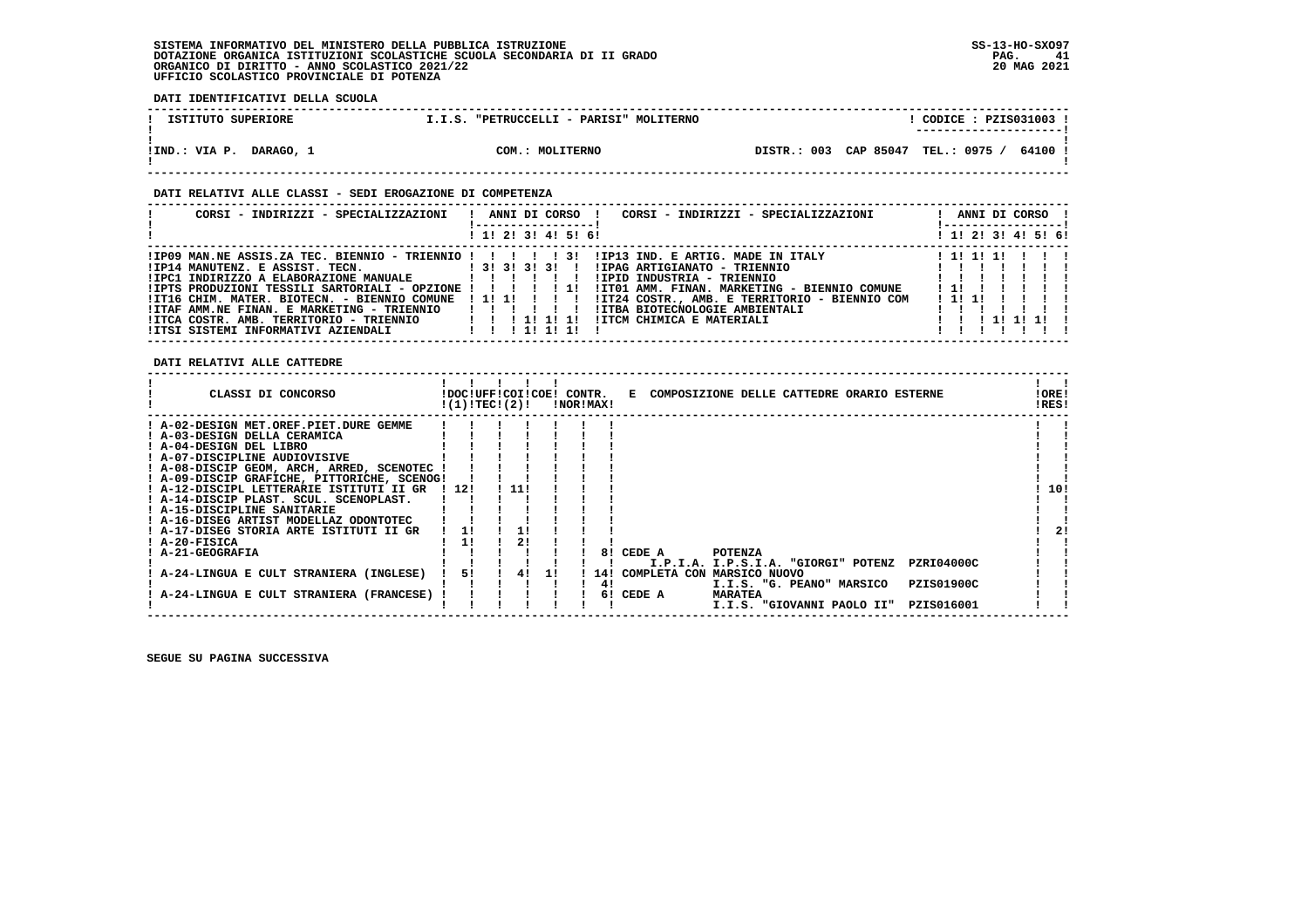SISTEMA INFORMATIVO DEL MINISTERO DELLA PUBBLICA ISTRUZIONE
DOTAZIONE ORGANICA ISTITUZIONI SCOLASTICHE SCUOLA SECONDARIA DI II GRADO
ORGANICO DI DIRITTO - ANNO SCOLASTICO 2021/22
UFFICIO SCOLASTICO PROVINCIALE DI POTENZA

SS-13-HO-SXO97
20 MAG 2021

**DATI IDENTIFICATIVI DELLA SCUOLA**

| ISTITUTO SUPERIORE | I.I.S. "PETRUCCELLI - PARISI" MOLITERNO | CODICE : PZIS031003 |
|---|---|---|
| IND.: VIA P. DARAGO, 1 | COM.: MOLITERNO | DISTR.: 003 CAP 85047 TEL.: 0975 / 64100 |

**DATI RELATIVI ALLE CLASSI - SEDI EROGAZIONE DI COMPETENZA**

| CORSI - INDIRIZZI - SPECIALIZZAZIONI | 1 | 2 | 3 | 4 | 5 | 6 | CORSI - INDIRIZZI - SPECIALIZZAZIONI | 1 | 2 | 3 | 4 | 5 | 6 |
|---|---|---|---|---|---|---|---|---|---|---|---|---|---|
| IP09 MAN.NE ASSIS.ZA TEC. BIENNIO - TRIENNIO | | | | | 3 | | IP13 IND. E ARTIG. MADE IN ITALY | 1 | 1 | 1 | | | |
| IP14 MANUTENZ. E ASSIST. TECN. | 3 | 3 | 3 | 3 | | | IPAG ARTIGIANATO - TRIENNIO | | | | | | |
| IPC1 INDIRIZZO A ELABORAZIONE MANUALE | | | | | | | IPID INDUSTRIA - TRIENNIO | | | | | | |
| IPTS PRODUZIONI TESSILI SARTORIALI - OPZIONE | | | | | 1 | | IT01 AMM. FINAN. MARKETING - BIENNIO COMUNE | 1 | | | | | |
| IT16 CHIM. MATER. BIOTECN. - BIENNIO COMUNE | 1 | 1 | | | | | IT24 COSTR., AMB. E TERRITORIO - BIENNIO COM | 1 | 1 | | | | |
| ITAF AMM.NE FINAN. E MARKETING - TRIENNIO | | | | | | | ITBA BIOTECNOLOGIE AMBIENTALI | | | | | | |
| ITCA COSTR. AMB. TERRITORIO - TRIENNIO | | | 1 | 1 | 1 | | ITCM CHIMICA E MATERIALI | | | 1 | 1 | 1 | |
| ITSI SISTEMI INFORMATIVI AZIENDALI | | | 1 | 1 | 1 | | | | | | | | |

**DATI RELATIVI ALLE CATTEDRE**

| CLASSI DI CONCORSO | DOC (1) | UFF TEC | COI (2) | COE | CONTR. NOR | CONTR. MAX | E COMPOSIZIONE DELLE CATTEDRE ORARIO ESTERNE | ORE RES |
|---|---|---|---|---|---|---|---|---|
| A-02-DESIGN MET.OREF.PIET.DURE GEMME | | | | | | | | |
| A-03-DESIGN DELLA CERAMICA | | | | | | | | |
| A-04-DESIGN DEL LIBRO | | | | | | | | |
| A-07-DISCIPLINE AUDIOVISIVE | | | | | | | | |
| A-08-DISCIP GEOM, ARCH, ARRED, SCENOTEC | | | | | | | | |
| A-09-DISCIP GRAFICHE, PITTORICHE, SCENOG | | | | | | | | |
| A-12-DISCIPL LETTERARIE ISTITUTI II GR | 12 | | 11 | | | | | 10 |
| A-14-DISCIP PLAST. SCUL. SCENOPLAST. | | | | | | | | |
| A-15-DISCIPLINE SANITARIE | | | | | | | | |
| A-16-DISEG ARTIST MODELLAZ ODONTOTEC | | | | | | | | |
| A-17-DISEG STORIA ARTE ISTITUTI II GR | 1 | | 1 | | | | | 2 |
| A-20-FISICA | 1 | | 2 | | | | | |
| A-21-GEOGRAFIA | | | | | | 8 | CEDE A POTENZA I.P.I.A. I.P.S.I.A. "GIORGI" POTENZ PZRI04000C | |
| A-24-LINGUA E CULT STRANIERA (INGLESE) | 5 | | 4 | 1 | | 14 / 4 | COMPLETA CON MARSICO NUOVO I.I.S. "G. PEANO" MARSICO PZIS01900C | |
| A-24-LINGUA E CULT STRANIERA (FRANCESE) | | | | | | 6 | CEDE A MARATEA I.I.S. "GIOVANNI PAOLO II" PZIS016001 | |

SEGUE SU PAGINA SUCCESSIVA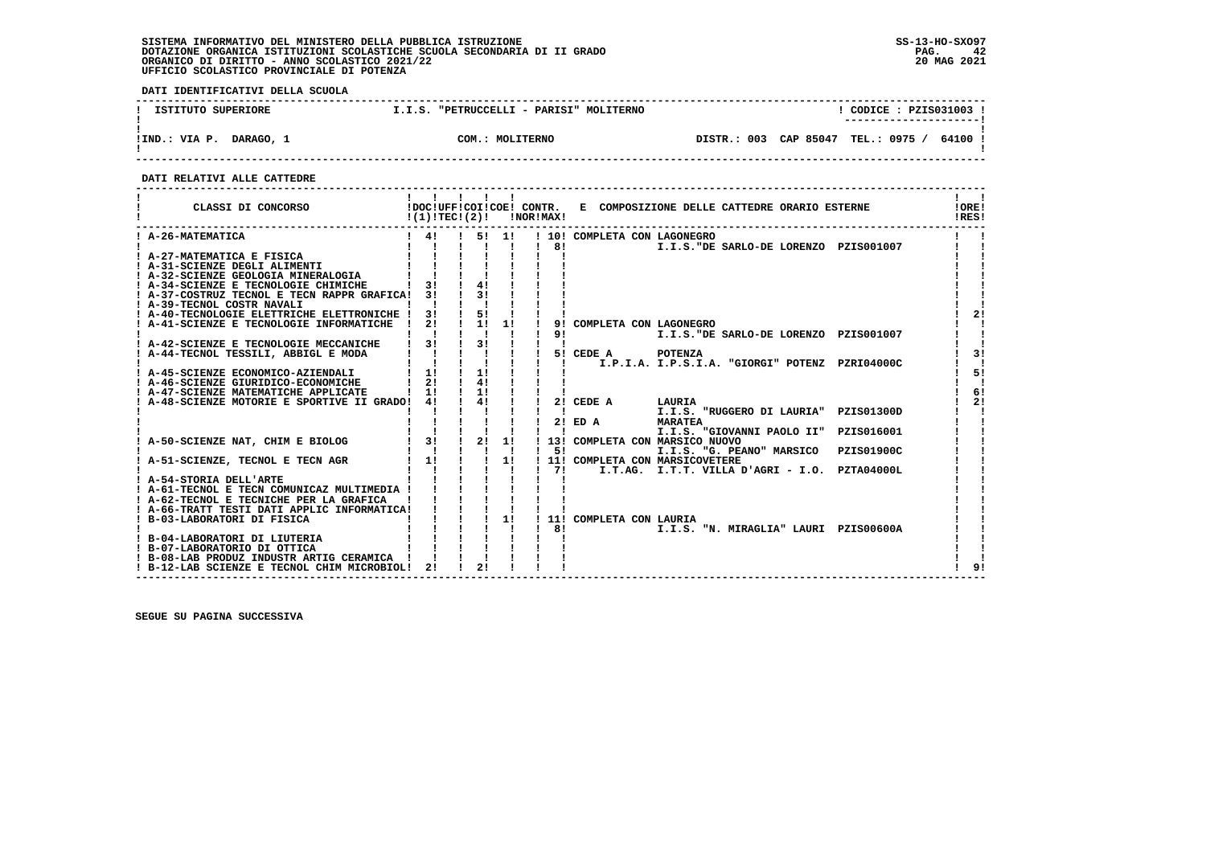**SISTEMA INFORMATIVO DEL MINISTERO DELLA PUBBLICA ISTRUZIONE**
**DOTAZIONE ORGANICA ISTITUZIONI SCOLASTICHE SCUOLA SECONDARIA DI II GRADO**
**ORGANICO DI DIRITTO - ANNO SCOLASTICO 2021/22**
**UFFICIO SCOLASTICO PROVINCIALE DI POTENZA**

SS-13-HO-SXO97
20 MAG 2021

**DATI IDENTIFICATIVI DELLA SCUOLA**

| ISTITUTO SUPERIORE | I.I.S. "PETRUCCELLI - PARISI" MOLITERNO | CODICE : PZIS031003 |
|---|---|---|
| IND.: VIA P. DARAGO, 1 | COM.: MOLITERNO | DISTR.: 003 CAP 85047 TEL.: 0975 / 64100 |

**DATI RELATIVI ALLE CATTEDRE**

| CLASSI DI CONCORSO | DOC (1) | UFF TEC | COI (2) | COE | CONTR. NOR | CONTR. MAX | E COMPOSIZIONE DELLE CATTEDRE ORARIO ESTERNE | ORE RES |
|---|---|---|---|---|---|---|---|---|
| A-26-MATEMATICA | 4 | | 5 | 1 | | 10 | COMPLETA CON LAGONEGRO | |
| | | | | | | 8 | I.I.S."DE SARLO-DE LORENZO PZIS001007 | |
| A-27-MATEMATICA E FISICA | | | | | | | | |
| A-31-SCIENZE DEGLI ALIMENTI | | | | | | | | |
| A-32-SCIENZE GEOLOGIA MINERALOGIA | | | | | | | | |
| A-34-SCIENZE E TECNOLOGIE CHIMICHE | 3 | | 4 | | | | | |
| A-37-COSTRUZ TECNOL E TECN RAPPR GRAFICA | 3 | | 3 | | | | | |
| A-39-TECNOL COSTR NAVALI | | | | | | | | |
| A-40-TECNOLOGIE ELETTRICHE ELETTRONICHE | 3 | | 5 | | | | | 2 |
| A-41-SCIENZE E TECNOLOGIE INFORMATICHE | 2 | | 1 | 1 | | 9 | COMPLETA CON LAGONEGRO | |
| | | | | | | 9 | I.I.S."DE SARLO-DE LORENZO PZIS001007 | |
| A-42-SCIENZE E TECNOLOGIE MECCANICHE | 3 | | 3 | | | | | |
| A-44-TECNOL TESSILI, ABBIGL E MODA | | | | | | 5 | CEDE A POTENZA | 3 |
| | | | | | | | I.P.I.A. I.P.S.I.A. "GIORGI" POTENZ PZRI04000C | |
| A-45-SCIENZE ECONOMICO-AZIENDALI | 1 | | 1 | | | | | 5 |
| A-46-SCIENZE GIURIDICO-ECONOMICHE | 2 | | 4 | | | | | |
| A-47-SCIENZE MATEMATICHE APPLICATE | 1 | | 1 | | | | | 6 |
| A-48-SCIENZE MOTORIE E SPORTIVE II GRADO | 4 | | 4 | | | 2 | CEDE A LAURIA | 2 |
| | | | | | | | I.I.S. "RUGGERO DI LAURIA" PZIS01300D | |
| | | | | | | 2 | ED A MARATEA | |
| | | | | | | | I.I.S. "GIOVANNI PAOLO II" PZIS016001 | |
| A-50-SCIENZE NAT, CHIM E BIOLOG | 3 | | 2 | 1 | | 13 | COMPLETA CON MARSICO NUOVO | |
| | | | | | | 5 | I.I.S. "G. PEANO" MARSICO PZIS01900C | |
| A-51-SCIENZE, TECNOL E TECN AGR | 1 | | | 1 | | 11 | COMPLETA CON MARSICOVETERE | |
| | | | | | | 7 | I.T.AG. I.T.T. VILLA D'AGRI - I.O. PZTA04000L | |
| A-54-STORIA DELL'ARTE | | | | | | | | |
| A-61-TECNOL E TECN COMUNICAZ MULTIMEDIA | | | | | | | | |
| A-62-TECNOL E TECNICHE PER LA GRAFICA | | | | | | | | |
| A-66-TRATT TESTI DATI APPLIC INFORMATICA | | | | | | | | |
| B-03-LABORATORI DI FISICA | | | | 1 | | 11 | COMPLETA CON LAURIA | |
| | | | | | | 8 | I.I.S. "N. MIRAGLIA" LAURI PZIS00600A | |
| B-04-LABORATORI DI LIUTERIA | | | | | | | | |
| B-07-LABORATORIO DI OTTICA | | | | | | | | |
| B-08-LAB PRODUZ INDUSTR ARTIG CERAMICA | | | | | | | | |
| B-12-LAB SCIENZE E TECNOL CHIM MICROBIOL | 2 | | 2 | | | | | 9 |

**SEGUE SU PAGINA SUCCESSIVA**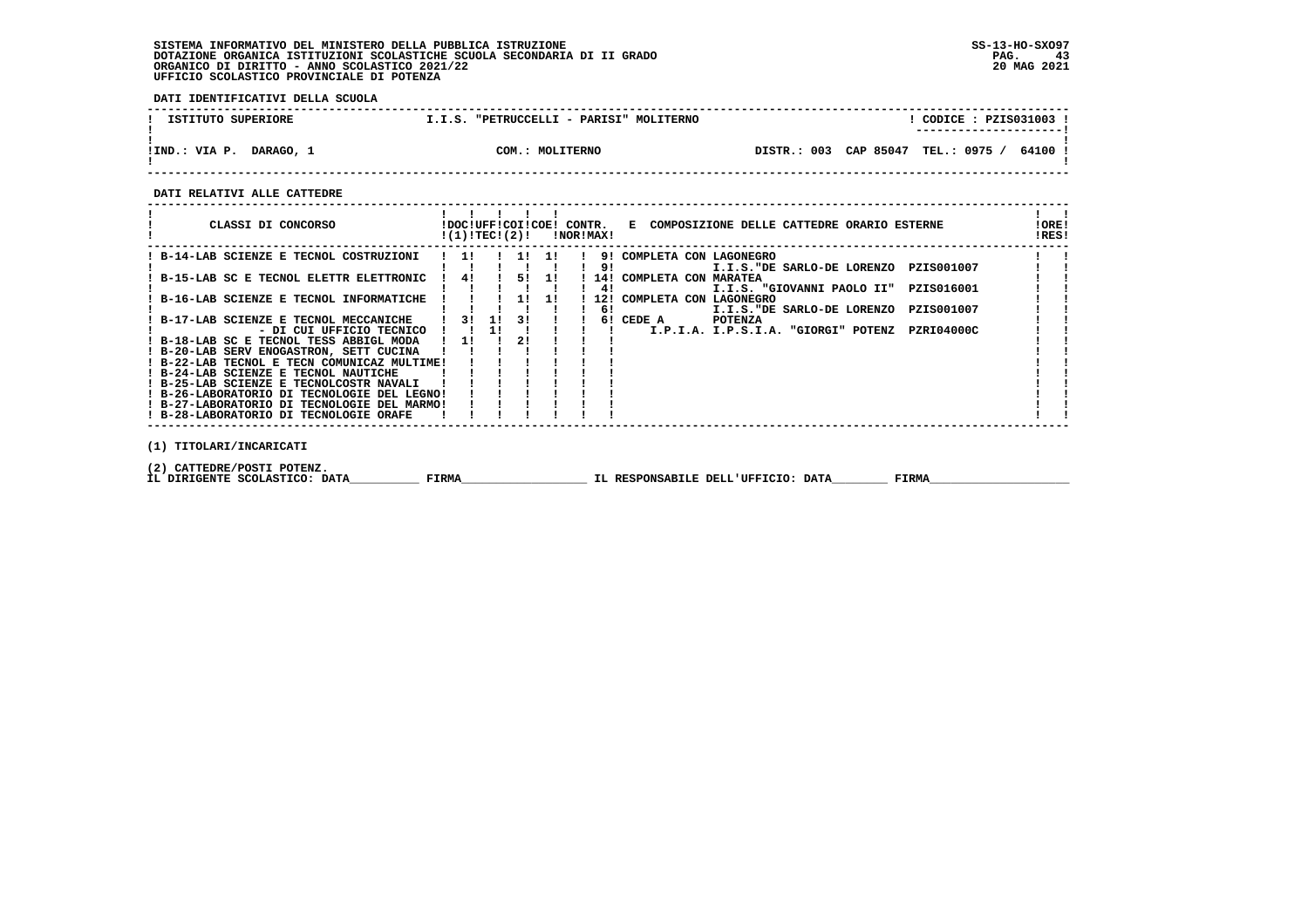SISTEMA INFORMATIVO DEL MINISTERO DELLA PUBBLICA ISTRUZIONE
DOTAZIONE ORGANICA ISTITUZIONI SCOLASTICHE SCUOLA SECONDARIA DI II GRADO
ORGANICO DI DIRITTO - ANNO SCOLASTICO 2021/22
UFFICIO SCOLASTICO PROVINCIALE DI POTENZA

SS-13-HO-SXO97
20 MAG 2021

**DATI IDENTIFICATIVI DELLA SCUOLA**

| ISTITUTO SUPERIORE | I.I.S. "PETRUCCELLI - PARISI" MOLITERNO | CODICE : PZIS031003 |
|---|---|---|
| IND.: VIA P. DARAGO, 1 | COM.: MOLITERNO | DISTR.: 003 CAP 85047 TEL.: 0975 / 64100 |

**DATI RELATIVI ALLE CATTEDRE**

| CLASSI DI CONCORSO | DOC (1) | UFF TEC | COI (2) | COE | CONTR. NOR | CONTR. MAX | E COMPOSIZIONE DELLE CATTEDRE ORARIO ESTERNE | | ORE RES |
|---|---|---|---|---|---|---|---|---|---|
| B-14-LAB SCIENZE E TECNOL COSTRUZIONI | 1 | | 1 | 1 | | 9 | COMPLETA CON LAGONEGRO | | |
| | | | | | | 9 | I.I.S."DE SARLO-DE LORENZO | PZIS001007 | |
| B-15-LAB SC E TECNOL ELETTR ELETTRONIC | 4 | | 5 | 1 | | 14 | COMPLETA CON MARATEA | | |
| | | | | | | 4 | I.I.S. "GIOVANNI PAOLO II" | PZIS016001 | |
| B-16-LAB SCIENZE E TECNOL INFORMATICHE | | | 1 | 1 | | 12 | COMPLETA CON LAGONEGRO | | |
| | | | | | | 6 | I.I.S."DE SARLO-DE LORENZO | PZIS001007 | |
| B-17-LAB SCIENZE E TECNOL MECCANICHE | 3 | 1 | 3 | | | 6 | CEDE A POTENZA | | |
| - DI CUI UFFICIO TECNICO | | 1 | | | | | I.P.I.A. I.P.S.I.A. "GIORGI" POTENZ | PZRI04000C | |
| B-18-LAB SC E TECNOL TESS ABBIGL MODA | 1 | | 2 | | | | | | |
| B-20-LAB SERV ENOGASTRON, SETT CUCINA | | | | | | | | | |
| B-22-LAB TECNOL E TECN COMUNICAZ MULTIME | | | | | | | | | |
| B-24-LAB SCIENZE E TECNOL NAUTICHE | | | | | | | | | |
| B-25-LAB SCIENZE E TECNOLCOSTR NAVALI | | | | | | | | | |
| B-26-LABORATORIO DI TECNOLOGIE DEL LEGNO | | | | | | | | | |
| B-27-LABORATORIO DI TECNOLOGIE DEL MARMO | | | | | | | | | |
| B-28-LABORATORIO DI TECNOLOGIE ORAFE | | | | | | | | | |

(1) TITOLARI/INCARICATI

(2) CATTEDRE/POSTI POTENZ.

IL DIRIGENTE SCOLASTICO: DATA__________ FIRMA__________________ IL RESPONSABILE DELL'UFFICIO: DATA________ FIRMA____________________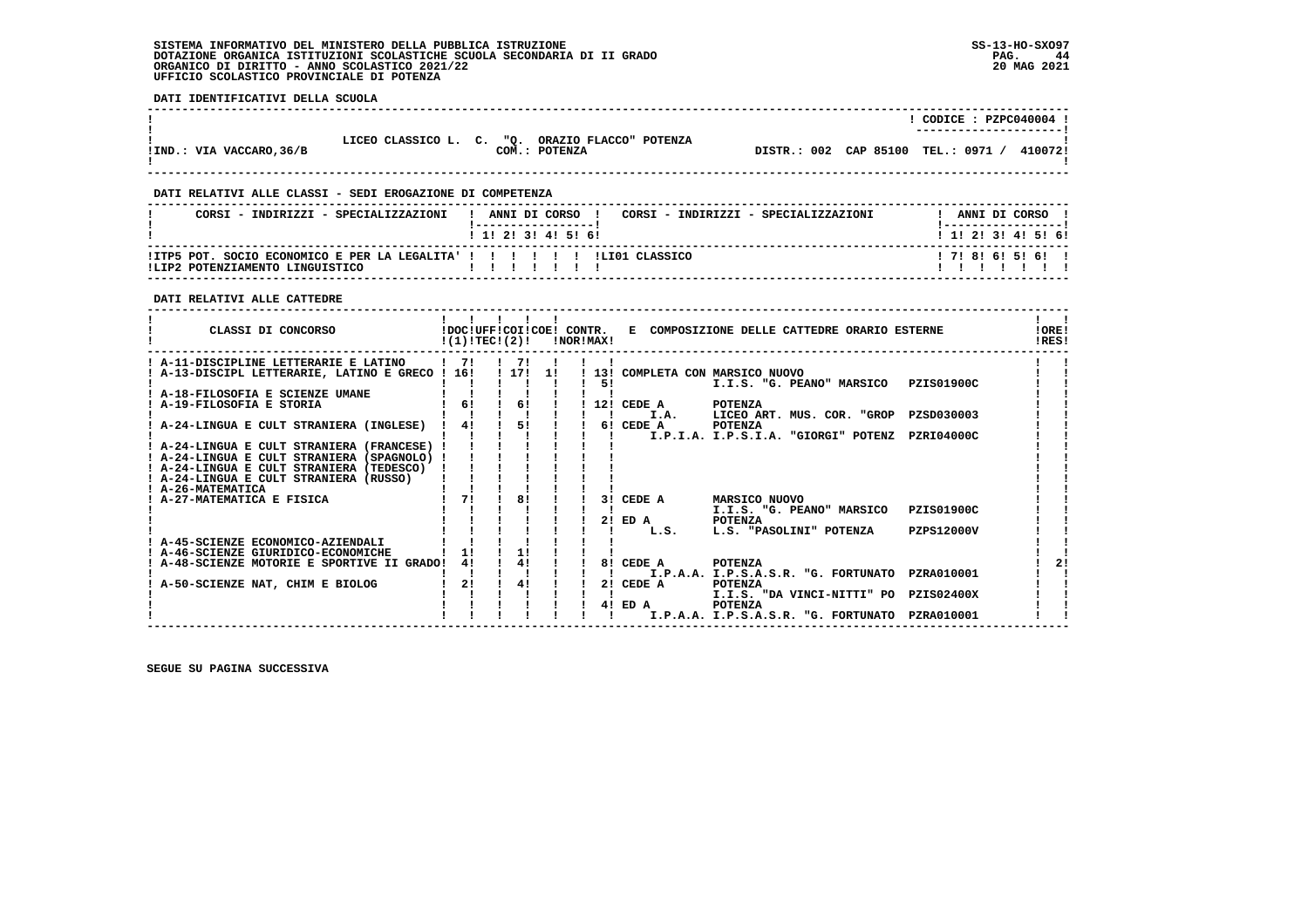SISTEMA INFORMATIVO DEL MINISTERO DELLA PUBBLICA ISTRUZIONE
DOTAZIONE ORGANICA ISTITUZIONI SCOLASTICHE SCUOLA SECONDARIA DI II GRADO
ORGANICO DI DIRITTO - ANNO SCOLASTICO 2021/22
UFFICIO SCOLASTICO PROVINCIALE DI POTENZA

SS-13-HO-SXO97
20 MAG 2021

**DATI IDENTIFICATIVI DELLA SCUOLA**

CODICE : PZPC040004

LICEO CLASSICO L. C. "Q. ORAZIO FLACCO" POTENZA
IND.: VIA VACCARO,36/B — COM.: POTENZA — DISTR.: 002 CAP 85100 TEL.: 0971 / 410072

**DATI RELATIVI ALLE CLASSI - SEDI EROGAZIONE DI COMPETENZA**

| CORSI - INDIRIZZI - SPECIALIZZAZIONI | 1 | 2 | 3 | 4 | 5 | 6 | CORSI - INDIRIZZI - SPECIALIZZAZIONI | 1 | 2 | 3 | 4 | 5 | 6 |
|---|---|---|---|---|---|---|---|---|---|---|---|---|---|
| ITP5 POT. SOCIO ECONOMICO E PER LA LEGALITA' | | | | | | | LI01 CLASSICO | 7 | 8 | 6 | 5 | 6 | |
| LIP2 POTENZIAMENTO LINGUISTICO | | | | | | | | | | | | | |

**DATI RELATIVI ALLE CATTEDRE**

| CLASSI DI CONCORSO | DOC (1) | UFF TEC (2) | COI | COE | CONTR. NOR | CONTR. MAX | E COMPOSIZIONE DELLE CATTEDRE ORARIO ESTERNE | ORE RES |
|---|---|---|---|---|---|---|---|---|
| A-11-DISCIPLINE LETTERARIE E LATINO | 7 | | 7 | | | | | |
| A-13-DISCIPL LETTERARIE, LATINO E GRECO | 16 | | 17 | 1 | | 13 | COMPLETA CON MARSICO NUOVO | |
| | | | | | | 5 | I.I.S. "G. PEANO" MARSICO PZIS01900C | |
| A-18-FILOSOFIA E SCIENZE UMANE | | | | | | | | |
| A-19-FILOSOFIA E STORIA | 6 | | 6 | | | 12 | CEDE A POTENZA | |
| | | | | | | | I.A. LICEO ART. MUS. COR. "GROP PZSD030003 | |
| A-24-LINGUA E CULT STRANIERA (INGLESE) | 4 | | 5 | | | 6 | CEDE A POTENZA | |
| | | | | | | | I.P.I.A. I.P.S.I.A. "GIORGI" POTENZ PZRI04000C | |
| A-24-LINGUA E CULT STRANIERA (FRANCESE) | | | | | | | | |
| A-24-LINGUA E CULT STRANIERA (SPAGNOLO) | | | | | | | | |
| A-24-LINGUA E CULT STRANIERA (TEDESCO) | | | | | | | | |
| A-24-LINGUA E CULT STRANIERA (RUSSO) | | | | | | | | |
| A-26-MATEMATICA | | | | | | | | |
| A-27-MATEMATICA E FISICA | 7 | | 8 | | | 3 | CEDE A MARSICO NUOVO | |
| | | | | | | | I.I.S. "G. PEANO" MARSICO PZIS01900C | |
| | | | | | | 2 | ED A POTENZA | |
| | | | | | | | L.S. L.S. "PASOLINI" POTENZA PZPS12000V | |
| A-45-SCIENZE ECONOMICO-AZIENDALI | | | | | | | | |
| A-46-SCIENZE GIURIDICO-ECONOMICHE | 1 | | 1 | | | | | |
| A-48-SCIENZE MOTORIE E SPORTIVE II GRADO | 4 | | 4 | | | 8 | CEDE A POTENZA | 2 |
| | | | | | | | I.P.A.A. I.P.S.A.S.R. "G. FORTUNATO PZRA010001 | |
| A-50-SCIENZE NAT, CHIM E BIOLOG | 2 | | 4 | | | 2 | CEDE A POTENZA | |
| | | | | | | | I.I.S. "DA VINCI-NITTI" PO PZIS02400X | |
| | | | | | | 4 | ED A POTENZA | |
| | | | | | | | I.P.A.A. I.P.S.A.S.R. "G. FORTUNATO PZRA010001 | |

SEGUE SU PAGINA SUCCESSIVA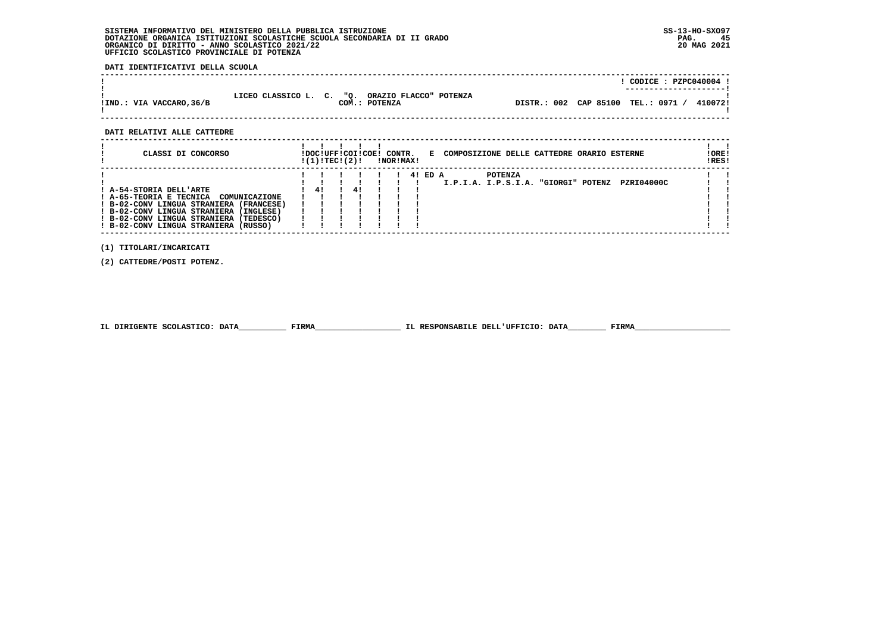SISTEMA INFORMATIVO DEL MINISTERO DELLA PUBBLICA ISTRUZIONE
DOTAZIONE ORGANICA ISTITUZIONI SCOLASTICHE SCUOLA SECONDARIA DI II GRADO
ORGANICO DI DIRITTO - ANNO SCOLASTICO 2021/22
UFFICIO SCOLASTICO PROVINCIALE DI POTENZA

SS-13-HO-SXO97
20 MAG 2021

**DATI IDENTIFICATIVI DELLA SCUOLA**

| | | CODICE : PZPC040004 |
|---|---|---|
| IND.: VIA VACCARO,36/B | LICEO CLASSICO L. C. "Q. ORAZIO FLACCO" POTENZA COM.: POTENZA | DISTR.: 002 CAP 85100 TEL.: 0971 / 410072 |

**DATI RELATIVI ALLE CATTEDRE**

| CLASSI DI CONCORSO | DOC (1) | UFF TEC | COI (2) | COE | CONTR. NOR | CONTR. MAX | E | COMPOSIZIONE DELLE CATTEDRE ORARIO ESTERNE | ORE RES |
|---|---|---|---|---|---|---|---|---|---|
| | | | | | | | 4 | ED A POTENZA I.P.I.A. I.P.S.I.A. "GIORGI" POTENZ PZRI04000C | |
| A-54-STORIA DELL'ARTE | 4 | | 4 | | | | | | |
| A-65-TEORIA E TECNICA COMUNICAZIONE | | | | | | | | | |
| B-02-CONV LINGUA STRANIERA (FRANCESE) | | | | | | | | | |
| B-02-CONV LINGUA STRANIERA (INGLESE) | | | | | | | | | |
| B-02-CONV LINGUA STRANIERA (TEDESCO) | | | | | | | | | |
| B-02-CONV LINGUA STRANIERA (RUSSO) | | | | | | | | | |

(1) TITOLARI/INCARICATI

(2) CATTEDRE/POSTI POTENZ.

IL DIRIGENTE SCOLASTICO: DATA__________ FIRMA__________________ IL RESPONSABILE DELL'UFFICIO: DATA________ FIRMA____________________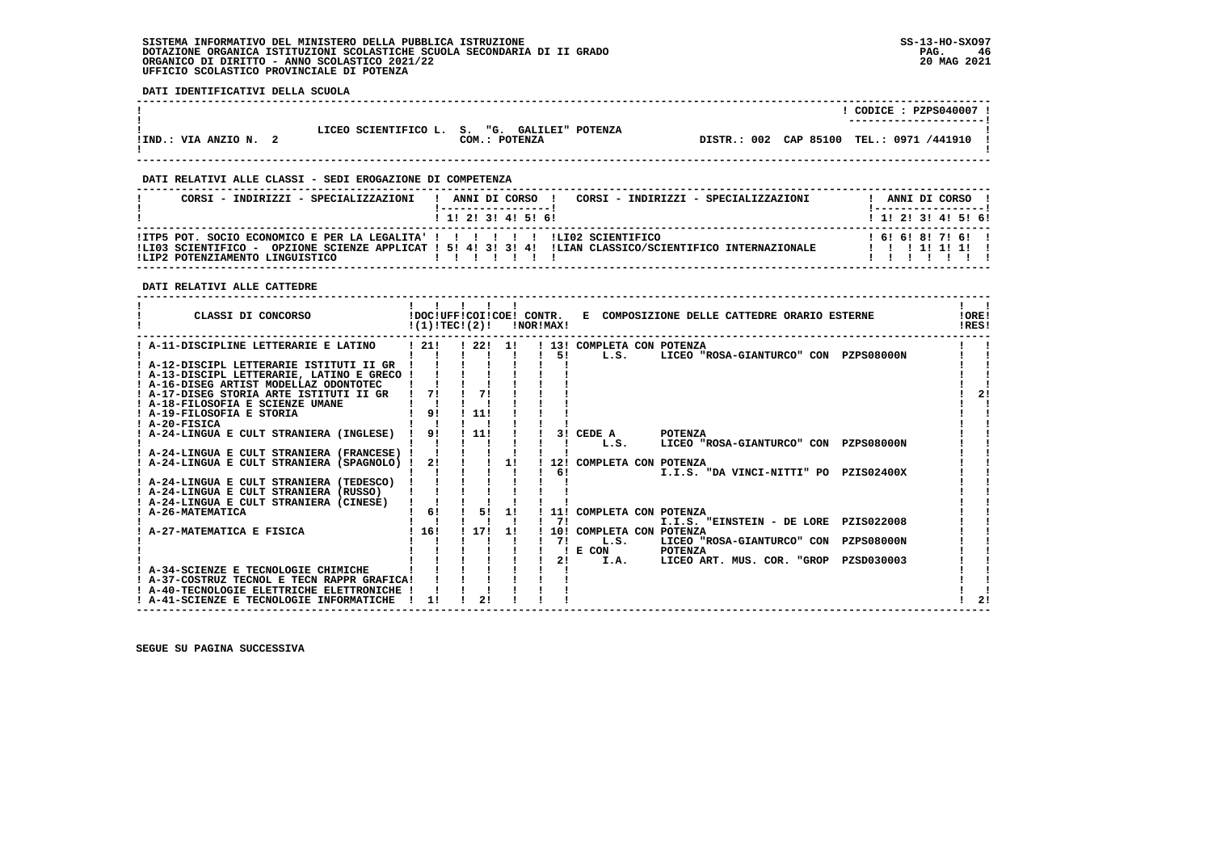SISTEMA INFORMATIVO DEL MINISTERO DELLA PUBBLICA ISTRUZIONE
DOTAZIONE ORGANICA ISTITUZIONI SCOLASTICHE SCUOLA SECONDARIA DI II GRADO
ORGANICO DI DIRITTO - ANNO SCOLASTICO 2021/22
UFFICIO SCOLASTICO PROVINCIALE DI POTENZA

SS-13-HO-SXO97
20 MAG 2021

**DATI IDENTIFICATIVI DELLA SCUOLA**

CODICE : PZPS040007

LICEO SCIENTIFICO L. S. "G. GALILEI" POTENZA

IND.: VIA ANZIO N. 2 — COM.: POTENZA — DISTR.: 002 CAP 85100 TEL.: 0971 /441910

**DATI RELATIVI ALLE CLASSI - SEDI EROGAZIONE DI COMPETENZA**

| CORSI - INDIRIZZI - SPECIALIZZAZIONI | 1 | 2 | 3 | 4 | 5 | 6 | CORSI - INDIRIZZI - SPECIALIZZAZIONI | 1 | 2 | 3 | 4 | 5 | 6 |
|---|---|---|---|---|---|---|---|---|---|---|---|---|---|
| TP5 POT. SOCIO ECONOMICO E PER LA LEGALITA' | | | | | | | LI02 SCIENTIFICO | 6 | 6 | 8 | 7 | 6 | |
| LI03 SCIENTIFICO - OPZIONE SCIENZE APPLICAT | 5 | 4 | 3 | 3 | 4 | | LIAN CLASSICO/SCIENTIFICO INTERNAZIONALE | | | 1 | 1 | 1 | |
| LIP2 POTENZIAMENTO LINGUISTICO | | | | | | | | | | | | | |

**DATI RELATIVI ALLE CATTEDRE**

| CLASSI DI CONCORSO | DOC (1) | UFF TEC | COI (2) | COE | CONTR. NOR | CONTR. MAX | COMPOSIZIONE DELLE CATTEDRE ORARIO ESTERNE | ORE RES |
|---|---|---|---|---|---|---|---|---|
| A-11-DISCIPLINE LETTERARIE E LATINO | 21 | | 22 | 1 | | 13 | COMPLETA CON POTENZA | |
| | | | | | | 5 | L.S. LICEO "ROSA-GIANTURCO" CON PZPS08000N | |
| A-12-DISCIPL LETTERARIE ISTITUTI II GR | | | | | | | | |
| A-13-DISCIPL LETTERARIE, LATINO E GRECO | | | | | | | | |
| A-16-DISEG ARTIST MODELLAZ ODONTOTEC | | | | | | | | |
| A-17-DISEG STORIA ARTE ISTITUTI II GR | 7 | | 7 | | | | | 2 |
| A-18-FILOSOFIA E SCIENZE UMANE | | | | | | | | |
| A-19-FILOSOFIA E STORIA | 9 | | 11 | | | | | |
| A-20-FISICA | | | | | | | | |
| A-24-LINGUA E CULT STRANIERA (INGLESE) | 9 | | 11 | | | 3 | CEDE A POTENZA | |
| | | | | | | | L.S. LICEO "ROSA-GIANTURCO" CON PZPS08000N | |
| A-24-LINGUA E CULT STRANIERA (FRANCESE) | | | | | | | | |
| A-24-LINGUA E CULT STRANIERA (SPAGNOLO) | 2 | | | 1 | | 12 | COMPLETA CON POTENZA | |
| | | | | | | 6 | I.I.S. "DA VINCI-NITTI" PO PZIS02400X | |
| A-24-LINGUA E CULT STRANIERA (TEDESCO) | | | | | | | | |
| A-24-LINGUA E CULT STRANIERA (RUSSO) | | | | | | | | |
| A-24-LINGUA E CULT STRANIERA (CINESE) | | | | | | | | |
| A-26-MATEMATICA | 6 | | 5 | 1 | | 11 | COMPLETA CON POTENZA | |
| | | | | | | 7 | I.I.S. "EINSTEIN - DE LORE PZIS022008 | |
| A-27-MATEMATICA E FISICA | 16 | | 17 | 1 | | 10 | COMPLETA CON POTENZA | |
| | | | | | | 7 | L.S. LICEO "ROSA-GIANTURCO" CON PZPS08000N | |
| | | | | | | | E CON POTENZA | |
| | | | | | | 2 | I.A. LICEO ART. MUS. COR. "GROP PZSD030003 | |
| A-34-SCIENZE E TECNOLOGIE CHIMICHE | | | | | | | | |
| A-37-COSTRUZ TECNOL E TECN RAPPR GRAFICA | | | | | | | | |
| A-40-TECNOLOGIE ELETTRICHE ELETTRONICHE | | | | | | | | |
| A-41-SCIENZE E TECNOLOGIE INFORMATICHE | 1 | | 2 | | | | | 2 |

SEGUE SU PAGINA SUCCESSIVA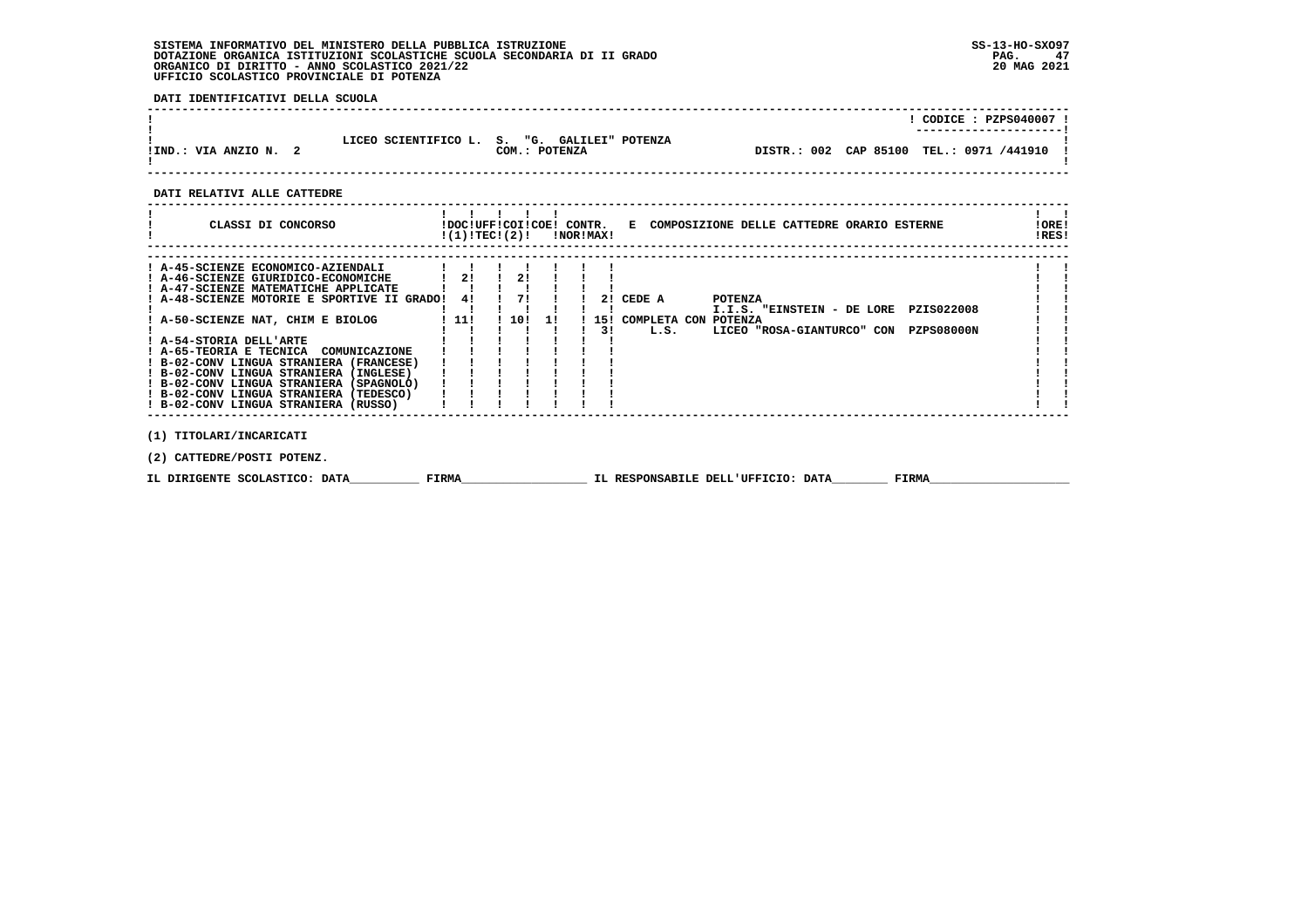SISTEMA INFORMATIVO DEL MINISTERO DELLA PUBBLICA ISTRUZIONE
DOTAZIONE ORGANICA ISTITUZIONI SCOLASTICHE SCUOLA SECONDARIA DI II GRADO
ORGANICO DI DIRITTO - ANNO SCOLASTICO 2021/22
UFFICIO SCOLASTICO PROVINCIALE DI POTENZA

SS-13-HO-SXO97
20 MAG 2021

**DATI IDENTIFICATIVI DELLA SCUOLA**

| | | |
|---|---|---|
| | | CODICE : PZPS040007 |
| IND.: VIA ANZIO N. 2 | LICEO SCIENTIFICO L. S. "G. GALILEI" POTENZA<br>COM.: POTENZA | DISTR.: 002 CAP 85100 TEL.: 0971 /441910 |

**DATI RELATIVI ALLE CATTEDRE**

| CLASSI DI CONCORSO | DOC (1) | UFF TEC | COI (2) | COE | CONTR. NOR | CONTR. MAX | E COMPOSIZIONE DELLE CATTEDRE ORARIO ESTERNE | ORE RES |
|---|---|---|---|---|---|---|---|---|
| A-45-SCIENZE ECONOMICO-AZIENDALI | | | | | | | | |
| A-46-SCIENZE GIURIDICO-ECONOMICHE | 2 | | 2 | | | | | |
| A-47-SCIENZE MATEMATICHE APPLICATE | | | | | | | | |
| A-48-SCIENZE MOTORIE E SPORTIVE II GRADO | 4 | | 7 | | | 2 | CEDE A POTENZA I.I.S. "EINSTEIN - DE LORE PZIS022008 | |
| A-50-SCIENZE NAT, CHIM E BIOLOG | 11 | | 10 | 1 | | 15 | COMPLETA CON POTENZA | |
| | | | | | | 3 | L.S. LICEO "ROSA-GIANTURCO" CON PZPS08000N | |
| A-54-STORIA DELL'ARTE | | | | | | | | |
| A-65-TEORIA E TECNICA COMUNICAZIONE | | | | | | | | |
| B-02-CONV LINGUA STRANIERA (FRANCESE) | | | | | | | | |
| B-02-CONV LINGUA STRANIERA (INGLESE) | | | | | | | | |
| B-02-CONV LINGUA STRANIERA (SPAGNOLO) | | | | | | | | |
| B-02-CONV LINGUA STRANIERA (TEDESCO) | | | | | | | | |
| B-02-CONV LINGUA STRANIERA (RUSSO) | | | | | | | | |

(1) TITOLARI/INCARICATI

(2) CATTEDRE/POSTI POTENZ.

IL DIRIGENTE SCOLASTICO: DATA__________ FIRMA__________________ IL RESPONSABILE DELL'UFFICIO: DATA________ FIRMA____________________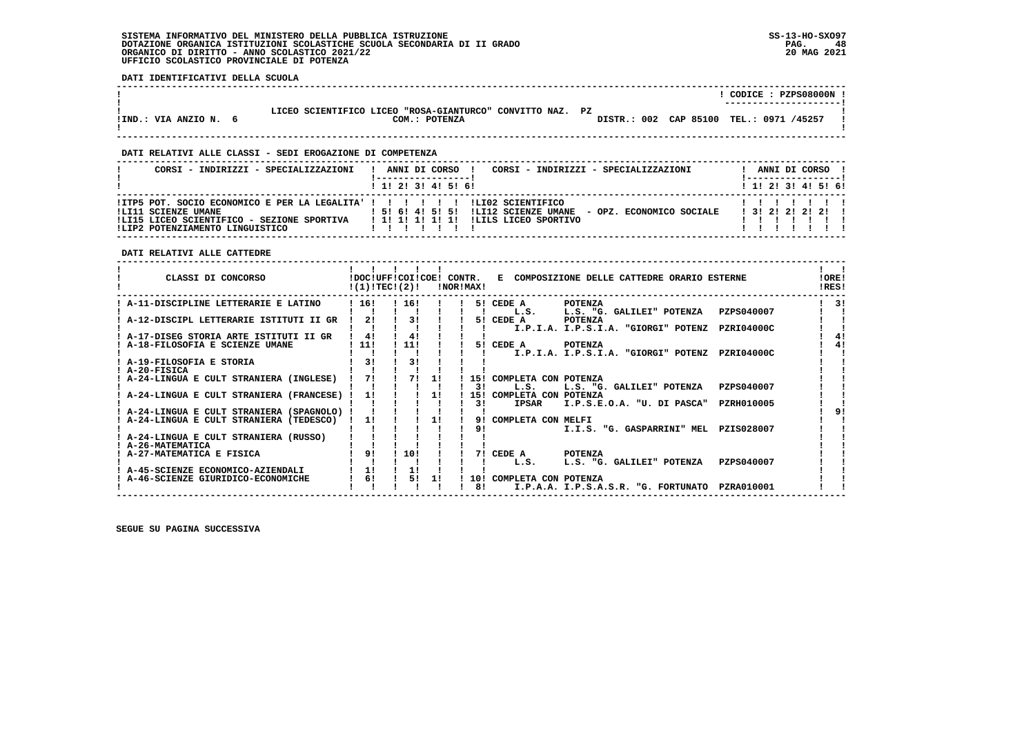SISTEMA INFORMATIVO DEL MINISTERO DELLA PUBBLICA ISTRUZIONE
DOTAZIONE ORGANICA ISTITUZIONI SCOLASTICHE SCUOLA SECONDARIA DI II GRADO
ORGANICO DI DIRITTO - ANNO SCOLASTICO 2021/22
UFFICIO SCOLASTICO PROVINCIALE DI POTENZA

SS-13-HO-SXO97
20 MAG 2021

**DATI IDENTIFICATIVI DELLA SCUOLA**

| | |
|---|---|
| LICEO SCIENTIFICO LICEO "ROSA-GIANTURCO" CONVITTO NAZ. PZ | CODICE : PZPS08000N |
| IND.: VIA ANZIO N. 6 — COM.: POTENZA | DISTR.: 002 CAP 85100 TEL.: 0971 /45257 |

**DATI RELATIVI ALLE CLASSI - SEDI EROGAZIONE DI COMPETENZA**

| CORSI - INDIRIZZI - SPECIALIZZAZIONI | 1 | 2 | 3 | 4 | 5 | 6 | CORSI - INDIRIZZI - SPECIALIZZAZIONI | 1 | 2 | 3 | 4 | 5 | 6 |
|---|---|---|---|---|---|---|---|---|---|---|---|---|---|
| ITP5 POT. SOCIO ECONOMICO E PER LA LEGALITA' | | | | | | | LI02 SCIENTIFICO | | | | | | |
| LI11 SCIENZE UMANE | 5 | 6 | 4 | 5 | 5 | | LI12 SCIENZE UMANE - OPZ. ECONOMICO SOCIALE | 3 | 2 | 2 | 2 | 2 | |
| LI15 LICEO SCIENTIFICO - SEZIONE SPORTIVA | 1 | 1 | 1 | 1 | 1 | | LILS LICEO SPORTIVO | | | | | | |
| LIP2 POTENZIAMENTO LINGUISTICO | | | | | | | | | | | | | |

**DATI RELATIVI ALLE CATTEDRE**

| CLASSI DI CONCORSO | DOC (1) | UFF TEC | COI (2) | COE | CONTR. NOR | CONTR. MAX | E COMPOSIZIONE DELLE CATTEDRE ORARIO ESTERNE | ORE RES |
|---|---|---|---|---|---|---|---|---|
| A-11-DISCIPLINE LETTERARIE E LATINO | 16 | | 16 | | | 5 | CEDE A POTENZA — L.S. L.S. "G. GALILEI" POTENZA PZPS040007 | 3 |
| A-12-DISCIPL LETTERARIE ISTITUTI II GR | 2 | | 3 | | | 5 | CEDE A POTENZA — I.P.I.A. I.P.S.I.A. "GIORGI" POTENZ PZRI04000C | |
| A-17-DISEG STORIA ARTE ISTITUTI II GR | 4 | | 4 | | | | | 4 |
| A-18-FILOSOFIA E SCIENZE UMANE | 11 | | 11 | | | 5 | CEDE A POTENZA — I.P.I.A. I.P.S.I.A. "GIORGI" POTENZ PZRI04000C | 4 |
| A-19-FILOSOFIA E STORIA | 3 | | 3 | | | | | |
| A-20-FISICA | | | | | | | | |
| A-24-LINGUA E CULT STRANIERA (INGLESE) | 7 | | 7 | 1 | | 15 / 3 | COMPLETA CON POTENZA — L.S. L.S. "G. GALILEI" POTENZA PZPS040007 | |
| A-24-LINGUA E CULT STRANIERA (FRANCESE) | 1 | | | 1 | | 15 / 3 | COMPLETA CON POTENZA — IPSAR I.P.S.E.O.A. "U. DI PASCA" PZRH010005 | |
| A-24-LINGUA E CULT STRANIERA (SPAGNOLO) | | | | | | | | 9 |
| A-24-LINGUA E CULT STRANIERA (TEDESCO) | 1 | | | 1 | | 9 / 9 | COMPLETA CON MELFI — I.I.S. "G. GASPARRINI" MEL PZIS028007 | |
| A-24-LINGUA E CULT STRANIERA (RUSSO) | | | | | | | | |
| A-26-MATEMATICA | | | | | | | | |
| A-27-MATEMATICA E FISICA | 9 | | 10 | | | 7 | CEDE A POTENZA — L.S. L.S. "G. GALILEI" POTENZA PZPS040007 | |
| A-45-SCIENZE ECONOMICO-AZIENDALI | 1 | | 1 | | | | | |
| A-46-SCIENZE GIURIDICO-ECONOMICHE | 6 | | 5 | 1 | | 10 / 8 | COMPLETA CON POTENZA — I.P.A.A. I.P.S.A.S.R. "G. FORTUNATO PZRA010001 | |

SEGUE SU PAGINA SUCCESSIVA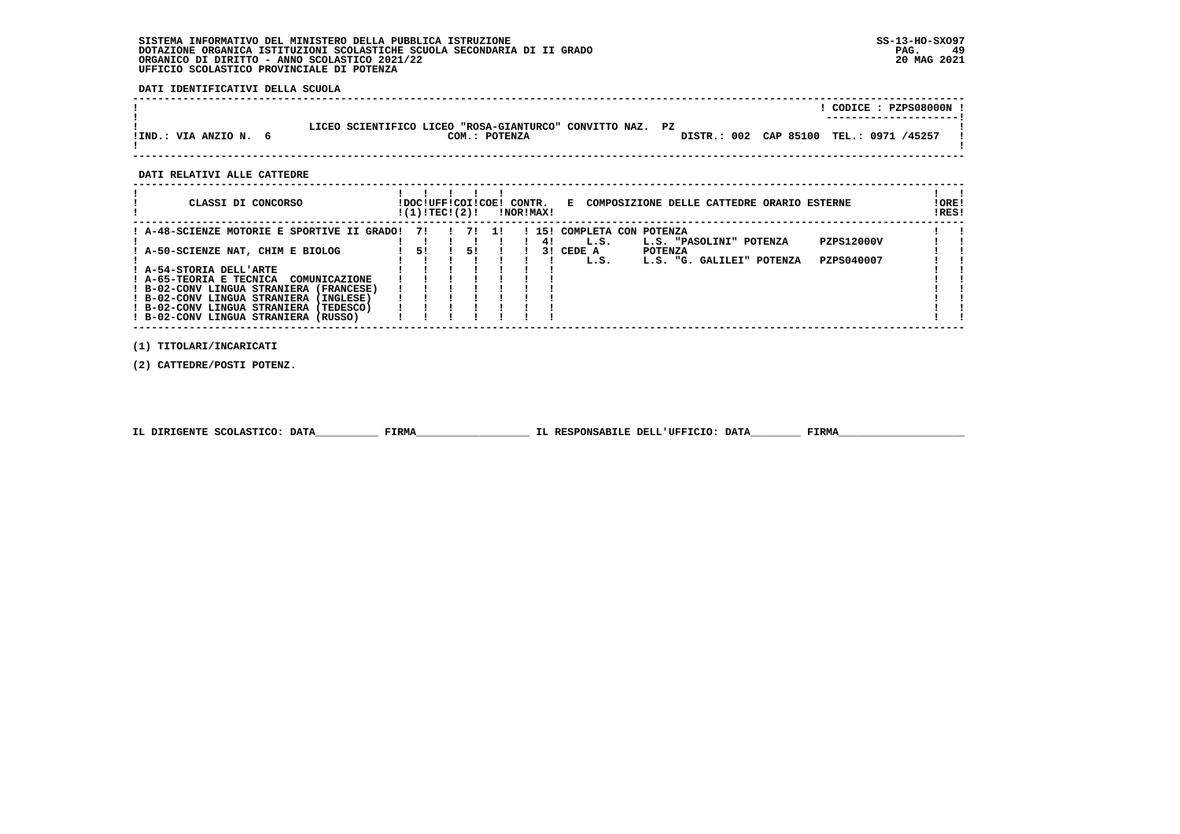SISTEMA INFORMATIVO DEL MINISTERO DELLA PUBBLICA ISTRUZIONE
DOTAZIONE ORGANICA ISTITUZIONI SCOLASTICHE SCUOLA SECONDARIA DI II GRADO
ORGANICO DI DIRITTO - ANNO SCOLASTICO 2021/22
UFFICIO SCOLASTICO PROVINCIALE DI POTENZA

SS-13-HO-SXO97
20 MAG 2021

**DATI IDENTIFICATIVI DELLA SCUOLA**

CODICE : PZPS08000N

LICEO SCIENTIFICO LICEO "ROSA-GIANTURCO" CONVITTO NAZ. PZ

IND.: VIA ANZIO N. 6 — COM.: POTENZA — DISTR.: 002 CAP 85100 TEL.: 0971 /45257

**DATI RELATIVI ALLE CATTEDRE**

| CLASSI DI CONCORSO | DOC (1) | UFF TEC | COI (2) | COE | CONTR. NOR | CONTR. MAX | E COMPOSIZIONE DELLE CATTEDRE ORARIO ESTERNE | ORE RES |
|---|---|---|---|---|---|---|---|---|
| A-48-SCIENZE MOTORIE E SPORTIVE II GRADO | 7 | | 7 | 1 | | 15 | COMPLETA CON POTENZA | |
| | | | | | | 4 | L.S. L.S. "PASOLINI" POTENZA PZPS12000V | |
| A-50-SCIENZE NAT, CHIM E BIOLOG | 5 | | 5 | | | 3 | CEDE A POTENZA | |
| | | | | | | | L.S. L.S. "G. GALILEI" POTENZA PZPS040007 | |
| A-54-STORIA DELL'ARTE | | | | | | | | |
| A-65-TEORIA E TECNICA COMUNICAZIONE | | | | | | | | |
| B-02-CONV LINGUA STRANIERA (FRANCESE) | | | | | | | | |
| B-02-CONV LINGUA STRANIERA (INGLESE) | | | | | | | | |
| B-02-CONV LINGUA STRANIERA (TEDESCO) | | | | | | | | |
| B-02-CONV LINGUA STRANIERA (RUSSO) | | | | | | | | |

(1) TITOLARI/INCARICATI

(2) CATTEDRE/POSTI POTENZ.

IL DIRIGENTE SCOLASTICO: DATA__________ FIRMA__________________ IL RESPONSABILE DELL'UFFICIO: DATA________ FIRMA____________________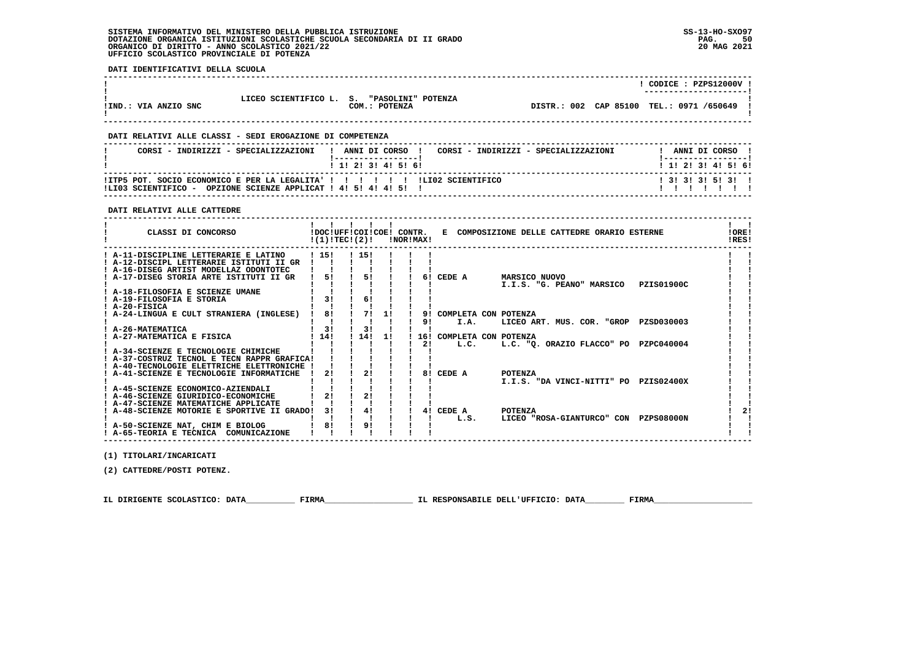SISTEMA INFORMATIVO DEL MINISTERO DELLA PUBBLICA ISTRUZIONE
DOTAZIONE ORGANICA ISTITUZIONI SCOLASTICHE SCUOLA SECONDARIA DI II GRADO
ORGANICO DI DIRITTO - ANNO SCOLASTICO 2021/22
UFFICIO SCOLASTICO PROVINCIALE DI POTENZA

SS-13-HO-SXO97
20 MAG 2021

**DATI IDENTIFICATIVI DELLA SCUOLA**

| | | | CODICE : PZPS12000V |
|---|---|---|---|
| IND.: VIA ANZIO SNC | LICEO SCIENTIFICO L. S. "PASOLINI" POTENZA COM.: POTENZA | DISTR.: 002 CAP 85100 | TEL.: 0971 /650649 |

**DATI RELATIVI ALLE CLASSI - SEDI EROGAZIONE DI COMPETENZA**

| CORSI - INDIRIZZI - SPECIALIZZAZIONI | 1 | 2 | 3 | 4 | 5 | 6 | CORSI - INDIRIZZI - SPECIALIZZAZIONI | 1 | 2 | 3 | 4 | 5 | 6 |
|---|---|---|---|---|---|---|---|---|---|---|---|---|---|
| ITP5 POT. SOCIO ECONOMICO E PER LA LEGALITA' | | | | | | | LI02 SCIENTIFICO | 3 | 3 | 3 | 5 | 3 | |
| LI03 SCIENTIFICO - OPZIONE SCIENZE APPLICAT | 4 | 5 | 4 | 4 | 5 | | | | | | | | |

**DATI RELATIVI ALLE CATTEDRE**

| CLASSI DI CONCORSO | DOC (1) | UFF TEC | COI (2) | COE | CONTR. NOR | CONTR. MAX | E COMPOSIZIONE DELLE CATTEDRE ORARIO ESTERNE | ORE RES |
|---|---|---|---|---|---|---|---|---|
| A-11-DISCIPLINE LETTERARIE E LATINO | 15 | | 15 | | | | | |
| A-12-DISCIPL LETTERARIE ISTITUTI II GR | | | | | | | | |
| A-16-DISEG ARTIST MODELLAZ ODONTOTEC | | | | | | | | |
| A-17-DISEG STORIA ARTE ISTITUTI II GR | 5 | | 5 | | | 6 | CEDE A MARSICO NUOVO I.I.S. "G. PEANO" MARSICO PZIS01900C | |
| A-18-FILOSOFIA E SCIENZE UMANE | | | | | | | | |
| A-19-FILOSOFIA E STORIA | 3 | | 6 | | | | | |
| A-20-FISICA | | | | | | | | |
| A-24-LINGUA E CULT STRANIERA (INGLESE) | 8 | | 7 | 1 | | 9 | COMPLETA CON POTENZA | |
| | | | | | | 9 | I.A. LICEO ART. MUS. COR. "GROP PZSD030003 | |
| A-26-MATEMATICA | 3 | | 3 | | | | | |
| A-27-MATEMATICA E FISICA | 14 | | 14 | 1 | | 16 | COMPLETA CON POTENZA | |
| | | | | | | 2 | L.C. L.C. "Q. ORAZIO FLACCO" PO PZPC040004 | |
| A-34-SCIENZE E TECNOLOGIE CHIMICHE | | | | | | | | |
| A-37-COSTRUZ TECNOL E TECN RAPPR GRAFICA | | | | | | | | |
| A-40-TECNOLOGIE ELETTRICHE ELETTRONICHE | | | | | | | | |
| A-41-SCIENZE E TECNOLOGIE INFORMATICHE | 2 | | 2 | | | 8 | CEDE A POTENZA I.I.S. "DA VINCI-NITTI" PO PZIS02400X | |
| A-45-SCIENZE ECONOMICO-AZIENDALI | | | | | | | | |
| A-46-SCIENZE GIURIDICO-ECONOMICHE | 2 | | 2 | | | | | |
| A-47-SCIENZE MATEMATICHE APPLICATE | | | | | | | | |
| A-48-SCIENZE MOTORIE E SPORTIVE II GRADO | 3 | | 4 | | | 4 | CEDE A POTENZA L.S. LICEO "ROSA-GIANTURCO" CON PZPS08000N | 2 |
| A-50-SCIENZE NAT, CHIM E BIOLOG | 8 | | 9 | | | | | |
| A-65-TEORIA E TECNICA COMUNICAZIONE | | | | | | | | |

(1) TITOLARI/INCARICATI

(2) CATTEDRE/POSTI POTENZ.

IL DIRIGENTE SCOLASTICO: DATA__________ FIRMA__________________ IL RESPONSABILE DELL'UFFICIO: DATA________ FIRMA____________________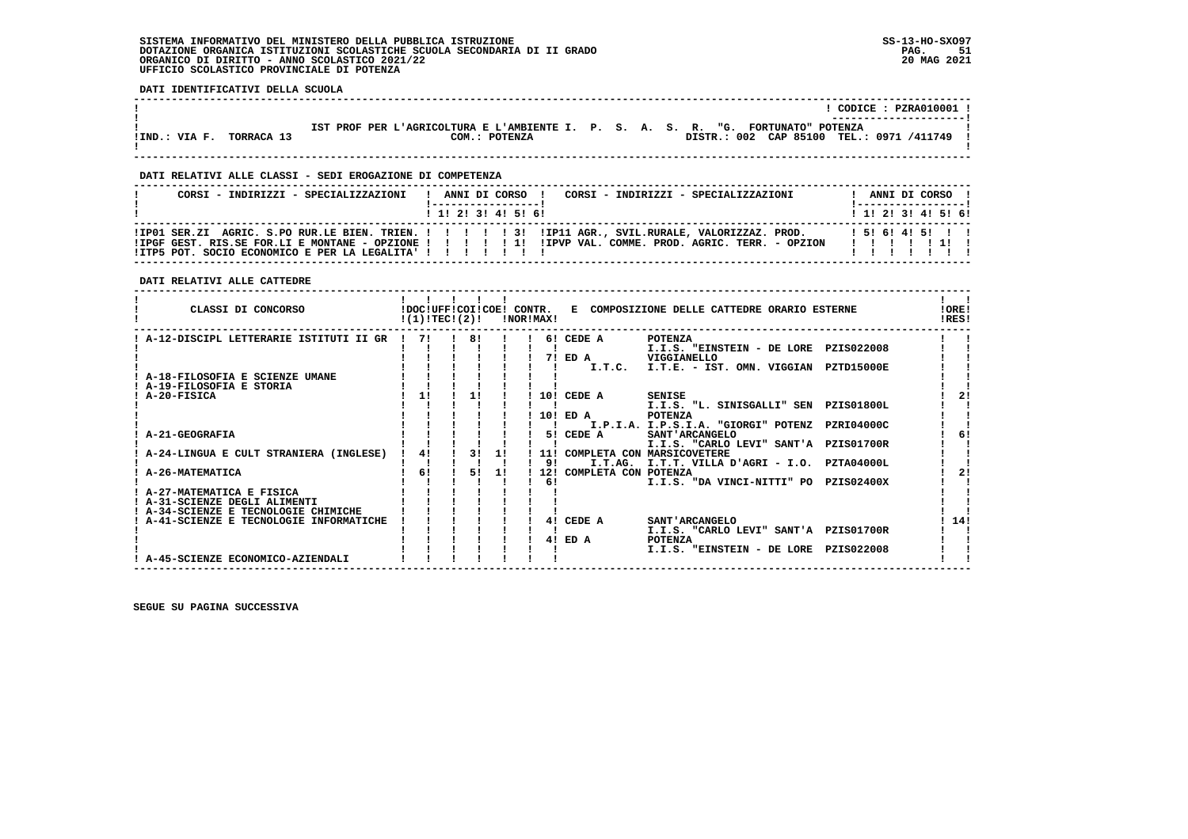SISTEMA INFORMATIVO DEL MINISTERO DELLA PUBBLICA ISTRUZIONE
DOTAZIONE ORGANICA ISTITUZIONI SCOLASTICHE SCUOLA SECONDARIA DI II GRADO
ORGANICO DI DIRITTO - ANNO SCOLASTICO 2021/22
UFFICIO SCOLASTICO PROVINCIALE DI POTENZA

SS-13-HO-SXO97
20 MAG 2021

**DATI IDENTIFICATIVI DELLA SCUOLA**

CODICE : PZRA010001

IST PROF PER L'AGRICOLTURA E L'AMBIENTE I. P. S. A. S. R. "G. FORTUNATO" POTENZA

IND.: VIA F. TORRACA 13 — COM.: POTENZA — DISTR.: 002 CAP 85100 TEL.: 0971 /411749

**DATI RELATIVI ALLE CLASSI - SEDI EROGAZIONE DI COMPETENZA**

| CORSI - INDIRIZZI - SPECIALIZZAZIONI | 1 | 2 | 3 | 4 | 5 | 6 | CORSI - INDIRIZZI - SPECIALIZZAZIONI | 1 | 2 | 3 | 4 | 5 | 6 |
|---|---|---|---|---|---|---|---|---|---|---|---|---|---|
| IP01 SER.ZI AGRIC. S.PO RUR.LE BIEN. TRIEN. | | | | 3 | | | IP11 AGR., SVIL.RURALE, VALORIZZAZ. PROD. | 5 | 6 | 4 | 5 | | |
| IPGF GEST. RIS.SE FOR.LI E MONTANE - OPZIONE | | | | | 1 | | IPVP VAL. COMME. PROD. AGRIC. TERR. - OPZION | | | | | 1 | |
| ITP5 POT. SOCIO ECONOMICO E PER LA LEGALITA' | | | | | | | | | | | | | |

**DATI RELATIVI ALLE CATTEDRE**

| CLASSI DI CONCORSO | DOC (1) | UFF TEC | COI (2) | COE | CONTR. NOR | MAX | COMPOSIZIONE DELLE CATTEDRE ORARIO ESTERNE | ORE RES |
|---|---|---|---|---|---|---|---|---|
| A-12-DISCIPL LETTERARIE ISTITUTI II GR | 7 | | 8 | | | 6 | CEDE A POTENZA I.I.S. "EINSTEIN - DE LORE PZIS022008 | |
| | | | | | | 7 | ED A VIGGIANELLO I.T.C. I.T.E. - IST. OMN. VIGGIAN PZTD15000E | |
| A-18-FILOSOFIA E SCIENZE UMANE | | | | | | | | |
| A-19-FILOSOFIA E STORIA | | | | | | | | |
| A-20-FISICA | 1 | | 1 | | | 10 | CEDE A SENISE I.I.S. "L. SINISGALLI" SEN PZIS01800L | 2 |
| | | | | | | 10 | ED A POTENZA I.P.I.A. I.P.S.I.A. "GIORGI" POTENZ PZRI04000C | |
| A-21-GEOGRAFIA | | | | | | 5 | CEDE A SANT'ARCANGELO I.I.S. "CARLO LEVI" SANT'A PZIS01700R | 6 |
| A-24-LINGUA E CULT STRANIERA (INGLESE) | 4 | | 3 | 1 | | 11 | COMPLETA CON MARSICOVETERE | |
| | | | | | | 9 | I.T.AG. I.T.T. VILLA D'AGRI - I.O. PZTA04000L | |
| A-26-MATEMATICA | 6 | | 5 | 1 | | 12 | COMPLETA CON POTENZA | 2 |
| | | | | | | 6 | I.I.S. "DA VINCI-NITTI" PO PZIS02400X | |
| A-27-MATEMATICA E FISICA | | | | | | | | |
| A-31-SCIENZE DEGLI ALIMENTI | | | | | | | | |
| A-34-SCIENZE E TECNOLOGIE CHIMICHE | | | | | | | | |
| A-41-SCIENZE E TECNOLOGIE INFORMATICHE | | | | | | 4 | CEDE A SANT'ARCANGELO I.I.S. "CARLO LEVI" SANT'A PZIS01700R | 14 |
| | | | | | | 4 | ED A POTENZA I.I.S. "EINSTEIN - DE LORE PZIS022008 | |
| A-45-SCIENZE ECONOMICO-AZIENDALI | | | | | | | | |

SEGUE SU PAGINA SUCCESSIVA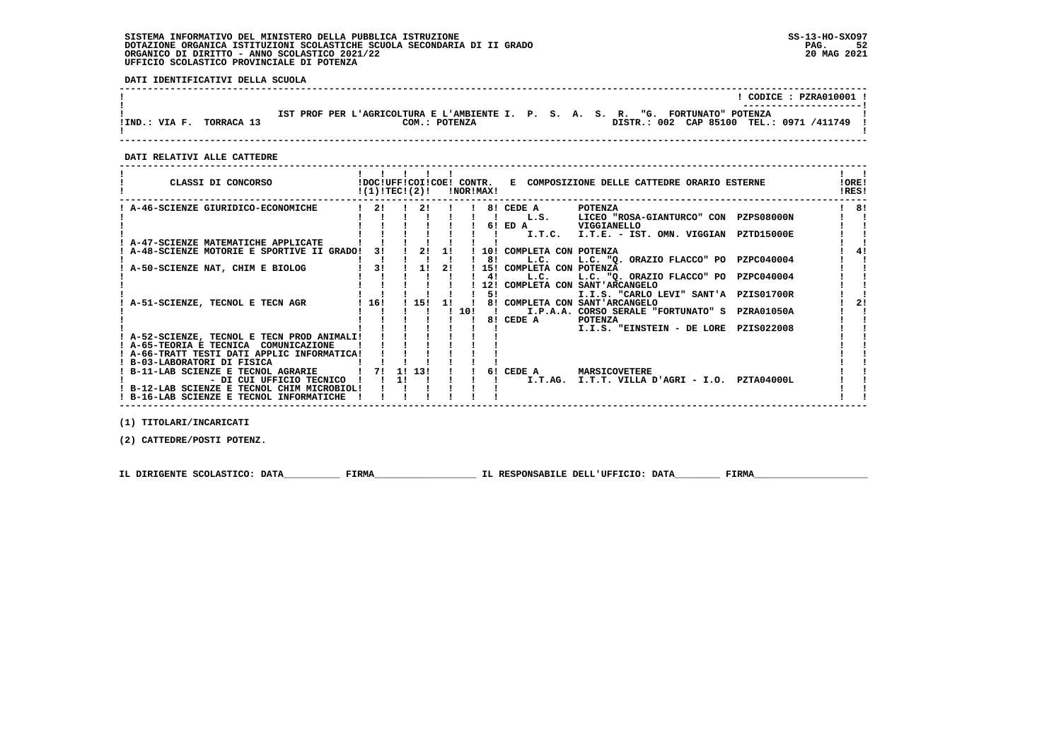SISTEMA INFORMATIVO DEL MINISTERO DELLA PUBBLICA ISTRUZIONE
DOTAZIONE ORGANICA ISTITUZIONI SCOLASTICHE SCUOLA SECONDARIA DI II GRADO
ORGANICO DI DIRITTO - ANNO SCOLASTICO 2021/22
UFFICIO SCOLASTICO PROVINCIALE DI POTENZA

SS-13-HO-SXO97
20 MAG 2021

**DATI IDENTIFICATIVI DELLA SCUOLA**

CODICE : PZRA010001

IST PROF PER L'AGRICOLTURA E L'AMBIENTE I. P. S. A. S. R. "G. FORTUNATO" POTENZA

IND.: VIA F. TORRACA 13 — COM.: POTENZA — DISTR.: 002 CAP 85100 TEL.: 0971 /411749

**DATI RELATIVI ALLE CATTEDRE**

| CLASSI DI CONCORSO | DOC (1) | UFF TEC | COI (2) | COE | CONTR. NOR | CONTR. MAX | E COMPOSIZIONE DELLE CATTEDRE ORARIO ESTERNE | | | ORE RES |
|---|---|---|---|---|---|---|---|---|---|---|
| A-46-SCIENZE GIURIDICO-ECONOMICHE | 2 | | 2 | | | 8 | CEDE A | POTENZA | | 8 |
| | | | | | | | L.S. | LICEO "ROSA-GIANTURCO" CON | PZPS08000N | |
| | | | | | | 6 | ED A | VIGGIANELLO | | |
| | | | | | | | I.T.C. | I.T.E. - IST. OMN. VIGGIAN | PZTD15000E | |
| A-47-SCIENZE MATEMATICHE APPLICATE | | | | | | | | | | |
| A-48-SCIENZE MOTORIE E SPORTIVE II GRADO | 3 | | 2 | 1 | | 10 | COMPLETA CON POTENZA | | | 4 |
| | | | | | | 8 | L.C. | L.C. "Q. ORAZIO FLACCO" PO | PZPC040004 | |
| A-50-SCIENZE NAT, CHIM E BIOLOG | 3 | | 1 | 2 | | 15 | COMPLETA CON POTENZA | | | |
| | | | | | | 4 | L.C. | L.C. "Q. ORAZIO FLACCO" PO | PZPC040004 | |
| | | | | | | 12 | COMPLETA CON SANT'ARCANGELO | | | |
| | | | | | | 5 | | I.I.S. "CARLO LEVI" SANT'A | PZIS01700R | |
| A-51-SCIENZE, TECNOL E TECN AGR | 16 | | 15 | 1 | | 8 | COMPLETA CON SANT'ARCANGELO | | | 2 |
| | | | | | 10 | | I.P.A.A. | CORSO SERALE "FORTUNATO" S | PZRA01050A | |
| | | | | | | 8 | CEDE A | POTENZA | | |
| | | | | | | | | I.I.S. "EINSTEIN - DE LORE | PZIS022008 | |
| A-52-SCIENZE, TECNOL E TECN PROD ANIMALI | | | | | | | | | | |
| A-65-TEORIA E TECNICA COMUNICAZIONE | | | | | | | | | | |
| A-66-TRATT TESTI DATI APPLIC INFORMATICA | | | | | | | | | | |
| B-03-LABORATORI DI FISICA | | | | | | | | | | |
| B-11-LAB SCIENZE E TECNOL AGRARIE | 7 | 1 | 13 | | | 6 | CEDE A | MARSICOVETERE | | |
| - DI CUI UFFICIO TECNICO | | 1 | | | | | I.T.AG. | I.T.T. VILLA D'AGRI - I.O. | PZTA04000L | |
| B-12-LAB SCIENZE E TECNOL CHIM MICROBIOL | | | | | | | | | | |
| B-16-LAB SCIENZE E TECNOL INFORMATICHE | | | | | | | | | | |

(1) TITOLARI/INCARICATI

(2) CATTEDRE/POSTI POTENZ.

IL DIRIGENTE SCOLASTICO: DATA__________ FIRMA__________________ IL RESPONSABILE DELL'UFFICIO: DATA________ FIRMA____________________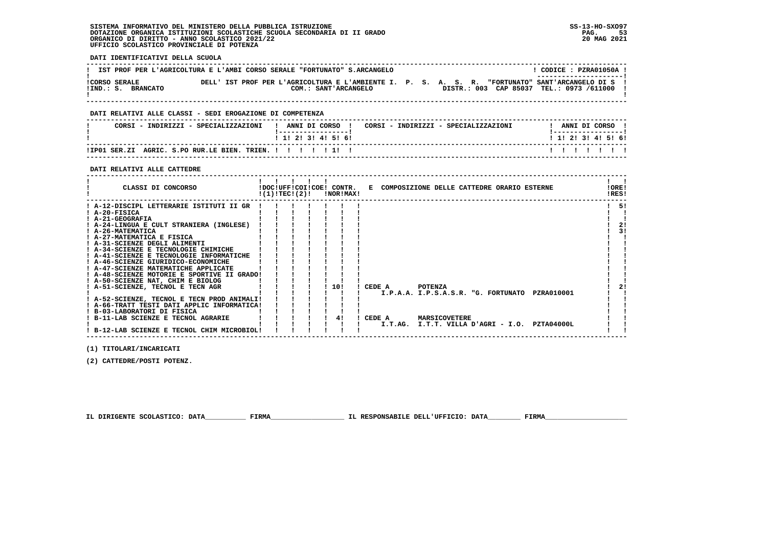SISTEMA INFORMATIVO DEL MINISTERO DELLA PUBBLICA ISTRUZIONE
DOTAZIONE ORGANICA ISTITUZIONI SCOLASTICHE SCUOLA SECONDARIA DI II GRADO
ORGANICO DI DIRITTO - ANNO SCOLASTICO 2021/22
UFFICIO SCOLASTICO PROVINCIALE DI POTENZA

SS-13-HO-SXO97
20 MAG 2021

**DATI IDENTIFICATIVI DELLA SCUOLA**

| IST PROF PER L'AGRICOLTURA E L'AMBI CORSO SERALE "FORTUNATO" S.ARCANGELO | CODICE : PZRA01050A |
|---|---|
| CORSO SERALE DELL' IST PROF PER L'AGRICOLTURA E L'AMBIENTE I. P. S. A. S. R. "FORTUNATO" SANT'ARCANGELO DI S<br>IND.: S. BRANCATO COM.: SANT'ARCANGELO DISTR.: 003 CAP 85037 TEL.: 0973 /611000 | |

**DATI RELATIVI ALLE CLASSI - SEDI EROGAZIONE DI COMPETENZA**

| CORSI - INDIRIZZI - SPECIALIZZAZIONI | 1 | 2 | 3 | 4 | 5 | 6 | CORSI - INDIRIZZI - SPECIALIZZAZIONI | 1 | 2 | 3 | 4 | 5 | 6 |
|---|---|---|---|---|---|---|---|---|---|---|---|---|---|
| IP01 SER.ZI AGRIC. S.PO RUR.LE BIEN. TRIEN. | | | | | 1 | | | | | | | | |

**DATI RELATIVI ALLE CATTEDRE**

| CLASSI DI CONCORSO | DOC (1) | UFF TEC | COI (2) | COE | CONTR. NOR | CONTR. MAX | E COMPOSIZIONE DELLE CATTEDRE ORARIO ESTERNE | ORE RES |
|---|---|---|---|---|---|---|---|---|
| A-12-DISCIPL LETTERARIE ISTITUTI II GR | | | | | | | | 5 |
| A-20-FISICA | | | | | | | | |
| A-21-GEOGRAFIA | | | | | | | | |
| A-24-LINGUA E CULT STRANIERA (INGLESE) | | | | | | | | 2 |
| A-26-MATEMATICA | | | | | | | | 3 |
| A-27-MATEMATICA E FISICA | | | | | | | | |
| A-31-SCIENZE DEGLI ALIMENTI | | | | | | | | |
| A-34-SCIENZE E TECNOLOGIE CHIMICHE | | | | | | | | |
| A-41-SCIENZE E TECNOLOGIE INFORMATICHE | | | | | | | | |
| A-46-SCIENZE GIURIDICO-ECONOMICHE | | | | | | | | |
| A-47-SCIENZE MATEMATICHE APPLICATE | | | | | | | | |
| A-48-SCIENZE MOTORIE E SPORTIVE II GRADO | | | | | | | | |
| A-50-SCIENZE NAT, CHIM E BIOLOG | | | | | | | | |
| A-51-SCIENZE, TECNOL E TECN AGR | | | | | 10 | | CEDE A POTENZA<br>I.P.A.A. I.P.S.A.S.R. "G. FORTUNATO PZRA010001 | 2 |
| A-52-SCIENZE, TECNOL E TECN PROD ANIMALI | | | | | | | | |
| A-66-TRATT TESTI DATI APPLIC INFORMATICA | | | | | | | | |
| B-03-LABORATORI DI FISICA | | | | | | | | |
| B-11-LAB SCIENZE E TECNOL AGRARIE | | | | | 4 | | CEDE A MARSICOVETERE<br>I.T.AG. I.T.T. VILLA D'AGRI - I.O. PZTA04000L | |
| B-12-LAB SCIENZE E TECNOL CHIM MICROBIOL | | | | | | | | |

(1) TITOLARI/INCARICATI

(2) CATTEDRE/POSTI POTENZ.

IL DIRIGENTE SCOLASTICO: DATA__________ FIRMA__________________ IL RESPONSABILE DELL'UFFICIO: DATA________ FIRMA____________________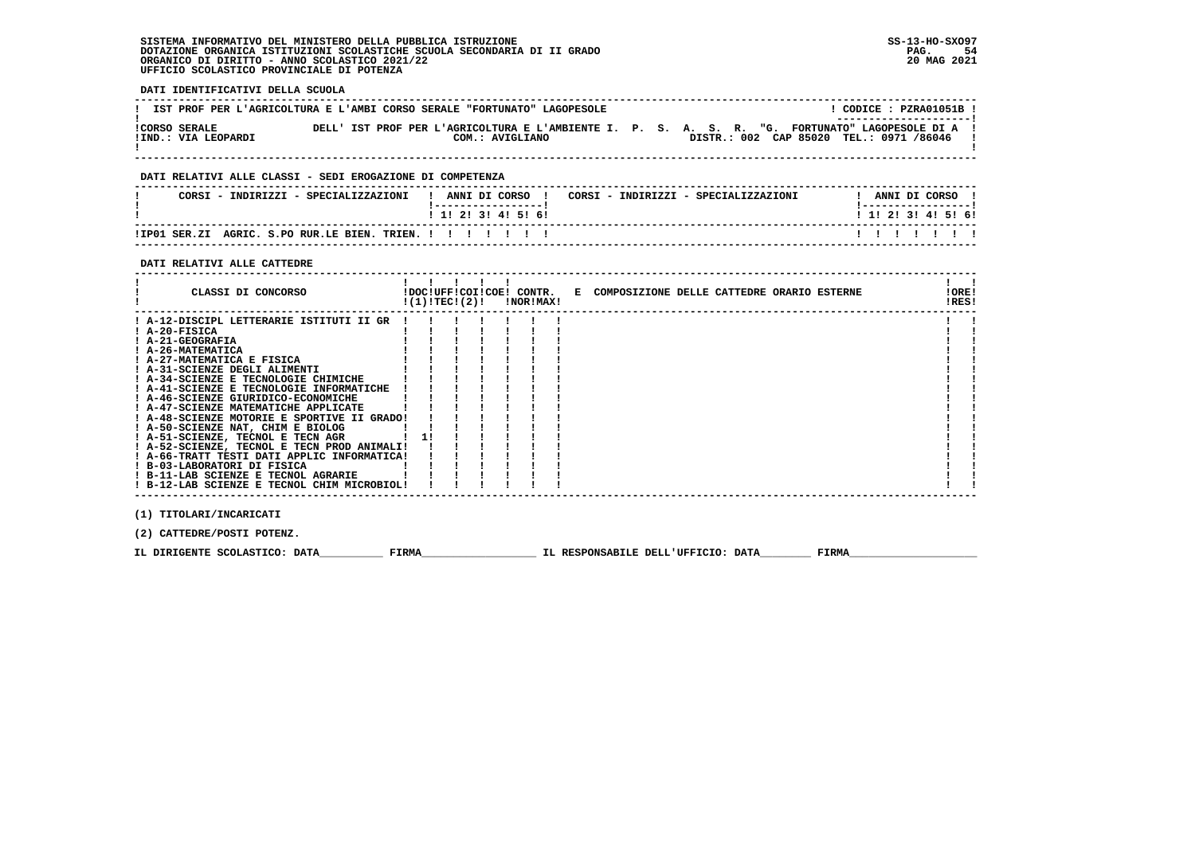SISTEMA INFORMATIVO DEL MINISTERO DELLA PUBBLICA ISTRUZIONE
DOTAZIONE ORGANICA ISTITUZIONI SCOLASTICHE SCUOLA SECONDARIA DI II GRADO
ORGANICO DI DIRITTO - ANNO SCOLASTICO 2021/22
UFFICIO SCOLASTICO PROVINCIALE DI POTENZA

SS-13-HO-SXO97
20 MAG 2021

**DATI IDENTIFICATIVI DELLA SCUOLA**

| IST PROF PER L'AGRICOLTURA E L'AMBI CORSO SERALE "FORTUNATO" LAGOPESOLE | CODICE : PZRA01051B |
|---|---|
| CORSO SERALE DELL' IST PROF PER L'AGRICOLTURA E L'AMBIENTE I. P. S. A. S. R. "G. FORTUNATO" LAGOPESOLE DI A | |
| IND.: VIA LEOPARDI — COM.: AVIGLIANO | DISTR.: 002 CAP 85020 TEL.: 0971 /86046 |

**DATI RELATIVI ALLE CLASSI - SEDI EROGAZIONE DI COMPETENZA**

| CORSI - INDIRIZZI - SPECIALIZZAZIONI | 1 | 2 | 3 | 4 | 5 | 6 | CORSI - INDIRIZZI - SPECIALIZZAZIONI | 1 | 2 | 3 | 4 | 5 | 6 |
|---|---|---|---|---|---|---|---|---|---|---|---|---|---|
| IP01 SER.ZI AGRIC. S.PO RUR.LE BIEN. TRIEN. | | | | | | | | | | | | | |

**DATI RELATIVI ALLE CATTEDRE**

| CLASSI DI CONCORSO | DOC (1) | UFF TEC | COI (2) | COE | CONTR. NOR | CONTR. MAX | E COMPOSIZIONE DELLE CATTEDRE ORARIO ESTERNE | ORE RES |
|---|---|---|---|---|---|---|---|---|
| A-12-DISCIPL LETTERARIE ISTITUTI II GR | | | | | | | | |
| A-20-FISICA | | | | | | | | |
| A-21-GEOGRAFIA | | | | | | | | |
| A-26-MATEMATICA | | | | | | | | |
| A-27-MATEMATICA E FISICA | | | | | | | | |
| A-31-SCIENZE DEGLI ALIMENTI | | | | | | | | |
| A-34-SCIENZE E TECNOLOGIE CHIMICHE | | | | | | | | |
| A-41-SCIENZE E TECNOLOGIE INFORMATICHE | | | | | | | | |
| A-46-SCIENZE GIURIDICO-ECONOMICHE | | | | | | | | |
| A-47-SCIENZE MATEMATICHE APPLICATE | | | | | | | | |
| A-48-SCIENZE MOTORIE E SPORTIVE II GRADO | | | | | | | | |
| A-50-SCIENZE NAT, CHIM E BIOLOG | | | | | | | | |
| A-51-SCIENZE, TECNOL E TECN AGR | 1 | | | | | | | |
| A-52-SCIENZE, TECNOL E TECN PROD ANIMALI | | | | | | | | |
| A-66-TRATT TESTI DATI APPLIC INFORMATICA | | | | | | | | |
| B-03-LABORATORI DI FISICA | | | | | | | | |
| B-11-LAB SCIENZE E TECNOL AGRARIE | | | | | | | | |
| B-12-LAB SCIENZE E TECNOL CHIM MICROBIOL | | | | | | | | |

(1) TITOLARI/INCARICATI

(2) CATTEDRE/POSTI POTENZ.

IL DIRIGENTE SCOLASTICO: DATA__________ FIRMA__________________ IL RESPONSABILE DELL'UFFICIO: DATA________ FIRMA____________________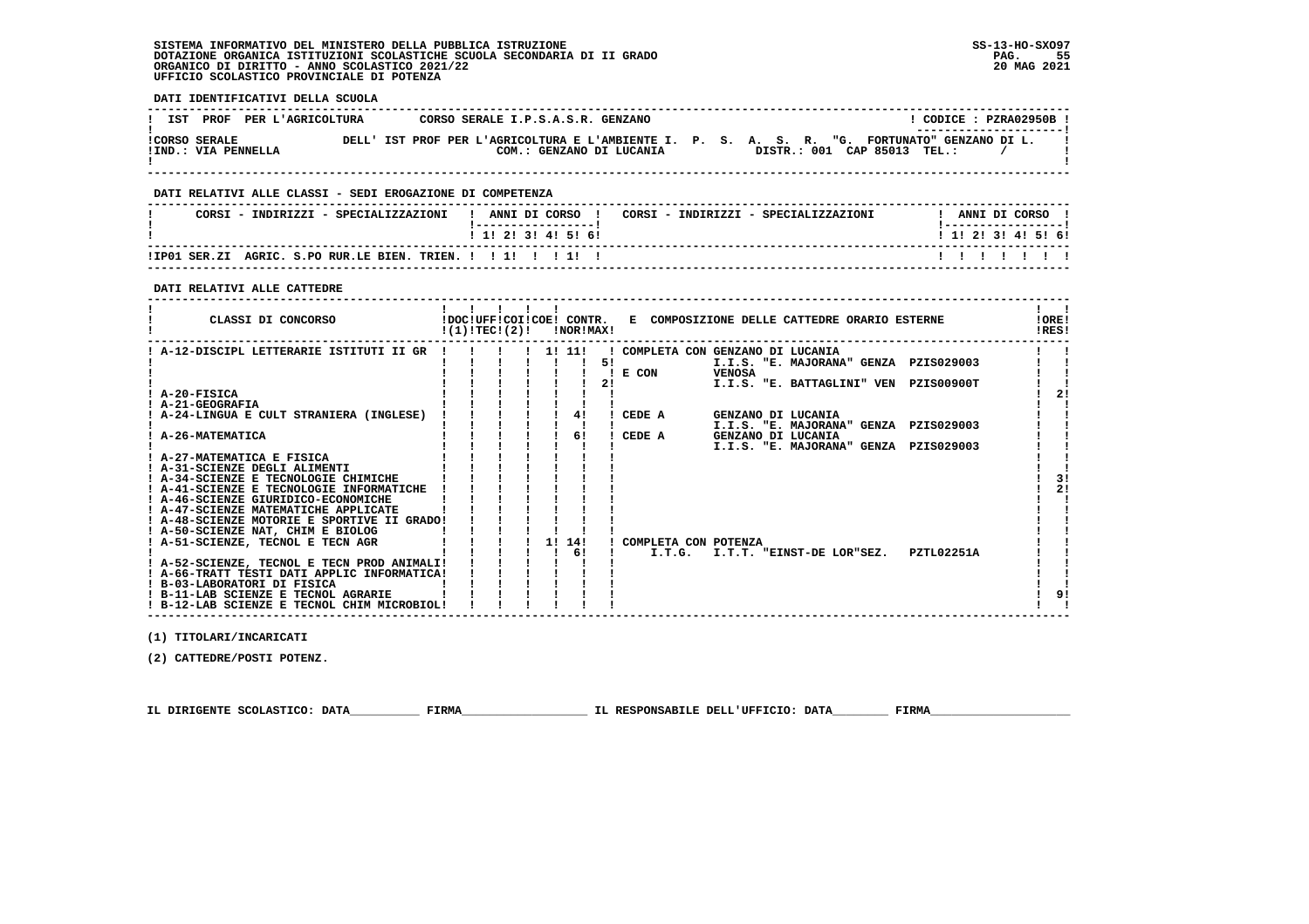SISTEMA INFORMATIVO DEL MINISTERO DELLA PUBBLICA ISTRUZIONE
DOTAZIONE ORGANICA ISTITUZIONI SCOLASTICHE SCUOLA SECONDARIA DI II GRADO
ORGANICO DI DIRITTO - ANNO SCOLASTICO 2021/22
UFFICIO SCOLASTICO PROVINCIALE DI POTENZA

SS-13-HO-SXO97
20 MAG 2021

**DATI IDENTIFICATIVI DELLA SCUOLA**

| IST PROF PER L'AGRICOLTURA | CORSO SERALE I.P.S.A.S.R. GENZANO | CODICE : PZRA02950B |
|---|---|---|
| CORSO SERALE | DELL' IST PROF PER L'AGRICOLTURA E L'AMBIENTE I. P. S. A. S. R. "G. FORTUNATO" GENZANO DI L. | |
| IND.: VIA PENNELLA | COM.: GENZANO DI LUCANIA | DISTR.: 001 CAP 85013 TEL.: / |

**DATI RELATIVI ALLE CLASSI - SEDI EROGAZIONE DI COMPETENZA**

| CORSI - INDIRIZZI - SPECIALIZZAZIONI | 1 | 2 | 3 | 4 | 5 | 6 | CORSI - INDIRIZZI - SPECIALIZZAZIONI | 1 | 2 | 3 | 4 | 5 | 6 |
|---|---|---|---|---|---|---|---|---|---|---|---|---|---|
| IP01 SER.ZI AGRIC. S.PO RUR.LE BIEN. TRIEN. | | 1 | | | 1 | | | | | | | | |

**DATI RELATIVI ALLE CATTEDRE**

| CLASSI DI CONCORSO | DOC (1) | UFF TEC | COI (2) | COE | CONTR. NOR | CONTR. MAX | E COMPOSIZIONE DELLE CATTEDRE ORARIO ESTERNE | ORE RES |
|---|---|---|---|---|---|---|---|---|
| A-12-DISCIPL LETTERARIE ISTITUTI II GR | | | | 1 | 11 | | COMPLETA CON GENZANO DI LUCANIA | |
| | | | | | | 5 | I.I.S. "E. MAJORANA" GENZA PZIS029003 | |
| | | | | | | | E CON VENOSA | |
| | | | | | | 2 | I.I.S. "E. BATTAGLINI" VEN PZIS00900T | |
| A-20-FISICA | | | | | | | | 2 |
| A-21-GEOGRAFIA | | | | | | | | |
| A-24-LINGUA E CULT STRANIERA (INGLESE) | | | | | 4 | | CEDE A GENZANO DI LUCANIA | |
| | | | | | | | I.I.S. "E. MAJORANA" GENZA PZIS029003 | |
| A-26-MATEMATICA | | | | | 6 | | CEDE A GENZANO DI LUCANIA | |
| | | | | | | | I.I.S. "E. MAJORANA" GENZA PZIS029003 | |
| A-27-MATEMATICA E FISICA | | | | | | | | |
| A-31-SCIENZE DEGLI ALIMENTI | | | | | | | | |
| A-34-SCIENZE E TECNOLOGIE CHIMICHE | | | | | | | | 3 |
| A-41-SCIENZE E TECNOLOGIE INFORMATICHE | | | | | | | | 2 |
| A-46-SCIENZE GIURIDICO-ECONOMICHE | | | | | | | | |
| A-47-SCIENZE MATEMATICHE APPLICATE | | | | | | | | |
| A-48-SCIENZE MOTORIE E SPORTIVE II GRADO | | | | | | | | |
| A-50-SCIENZE NAT, CHIM E BIOLOG | | | | | | | | |
| A-51-SCIENZE, TECNOL E TECN AGR | | | | 1 | 14 | | COMPLETA CON POTENZA | |
| | | | | | 6 | | I.T.G. I.T.T. "EINST-DE LOR"SEZ. PZTL02251A | |
| A-52-SCIENZE, TECNOL E TECN PROD ANIMALI | | | | | | | | |
| A-66-TRATT TESTI DATI APPLIC INFORMATICA | | | | | | | | |
| B-03-LABORATORI DI FISICA | | | | | | | | |
| B-11-LAB SCIENZE E TECNOL AGRARIE | | | | | | | | 9 |
| B-12-LAB SCIENZE E TECNOL CHIM MICROBIOL | | | | | | | | |

(1) TITOLARI/INCARICATI

(2) CATTEDRE/POSTI POTENZ.

IL DIRIGENTE SCOLASTICO: DATA__________ FIRMA__________________ IL RESPONSABILE DELL'UFFICIO: DATA________ FIRMA____________________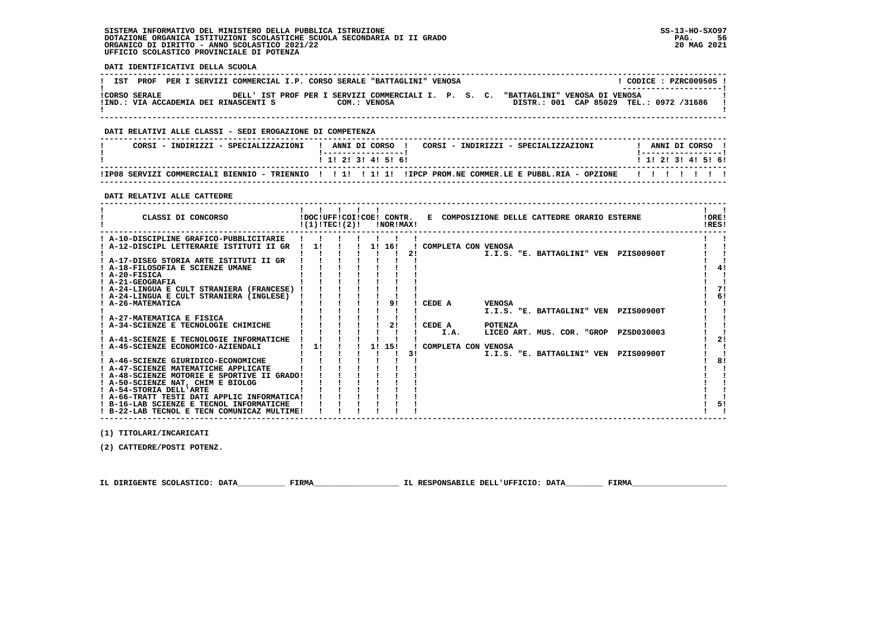SISTEMA INFORMATIVO DEL MINISTERO DELLA PUBBLICA ISTRUZIONE
DOTAZIONE ORGANICA ISTITUZIONI SCOLASTICHE SCUOLA SECONDARIA DI II GRADO
ORGANICO DI DIRITTO - ANNO SCOLASTICO 2021/22
UFFICIO SCOLASTICO PROVINCIALE DI POTENZA

SS-13-HO-SXO97
20 MAG 2021

**DATI IDENTIFICATIVI DELLA SCUOLA**

| IST PROF PER I SERVIZI COMMERCIAL I.P. CORSO SERALE "BATTAGLINI" VENOSA | CODICE : PZRC009505 |
|---|---|
| CORSO SERALE DELL' IST PROF PER I SERVIZI COMMERCIALI I. P. S. C. "BATTAGLINI" VENOSA DI VENOSA | |
| IND.: VIA ACCADEMIA DEI RINASCENTI S COM.: VENOSA | DISTR.: 001 CAP 85029 TEL.: 0972 /31686 |

**DATI RELATIVI ALLE CLASSI - SEDI EROGAZIONE DI COMPETENZA**

| CORSI - INDIRIZZI - SPECIALIZZAZIONI | 1 | 2 | 3 | 4 | 5 | 6 | CORSI - INDIRIZZI - SPECIALIZZAZIONI | 1 | 2 | 3 | 4 | 5 | 6 |
|---|---|---|---|---|---|---|---|---|---|---|---|---|---|
| IP08 SERVIZI COMMERCIALI BIENNIO - TRIENNIO | | 1 | | 1 | 1 | | IPCP PROM.NE COMMER.LE E PUBBL.RIA - OPZIONE | | | | | | |

**DATI RELATIVI ALLE CATTEDRE**

| CLASSI DI CONCORSO | DOC (1) | UFF TEC (2) | COI | COE | CONTR. NOR | CONTR. MAX | E COMPOSIZIONE DELLE CATTEDRE ORARIO ESTERNE | ORE RES |
|---|---|---|---|---|---|---|---|---|
| A-10-DISCIPLINE GRAFICO-PUBBLICITARIE | | | | | | | | |
| A-12-DISCIPL LETTERARIE ISTITUTI II GR | 1 | | | 1 | 16 | 2 | COMPLETA CON VENOSA I.I.S. "E. BATTAGLINI" VEN PZIS00900T | |
| A-17-DISEG STORIA ARTE ISTITUTI II GR | | | | | | | | |
| A-18-FILOSOFIA E SCIENZE UMANE | | | | | | | | 4 |
| A-20-FISICA | | | | | | | | |
| A-21-GEOGRAFIA | | | | | | | | |
| A-24-LINGUA E CULT STRANIERA (FRANCESE) | | | | | | | | 7 |
| A-24-LINGUA E CULT STRANIERA (INGLESE) | | | | | | | | 6 |
| A-26-MATEMATICA | | | | | 9 | | CEDE A VENOSA I.I.S. "E. BATTAGLINI" VEN PZIS00900T | |
| A-27-MATEMATICA E FISICA | | | | | | | | |
| A-34-SCIENZE E TECNOLOGIE CHIMICHE | | | | | 2 | | CEDE A POTENZA I.A. LICEO ART. MUS. COR. "GROP PZSD030003 | |
| A-41-SCIENZE E TECNOLOGIE INFORMATICHE | | | | | | | | 2 |
| A-45-SCIENZE ECONOMICO-AZIENDALI | 1 | | | 1 | 15 | 3 | COMPLETA CON VENOSA I.I.S. "E. BATTAGLINI" VEN PZIS00900T | |
| A-46-SCIENZE GIURIDICO-ECONOMICHE | | | | | | | | 8 |
| A-47-SCIENZE MATEMATICHE APPLICATE | | | | | | | | |
| A-48-SCIENZE MOTORIE E SPORTIVE II GRADO | | | | | | | | |
| A-50-SCIENZE NAT, CHIM E BIOLOG | | | | | | | | |
| A-54-STORIA DELL'ARTE | | | | | | | | |
| A-66-TRATT TESTI DATI APPLIC INFORMATICA | | | | | | | | |
| B-16-LAB SCIENZE E TECNOL INFORMATICHE | | | | | | | | 5 |
| B-22-LAB TECNOL E TECN COMUNICAZ MULTIME | | | | | | | | |

(1) TITOLARI/INCARICATI

(2) CATTEDRE/POSTI POTENZ.

IL DIRIGENTE SCOLASTICO: DATA__________ FIRMA__________________ IL RESPONSABILE DELL'UFFICIO: DATA________ FIRMA____________________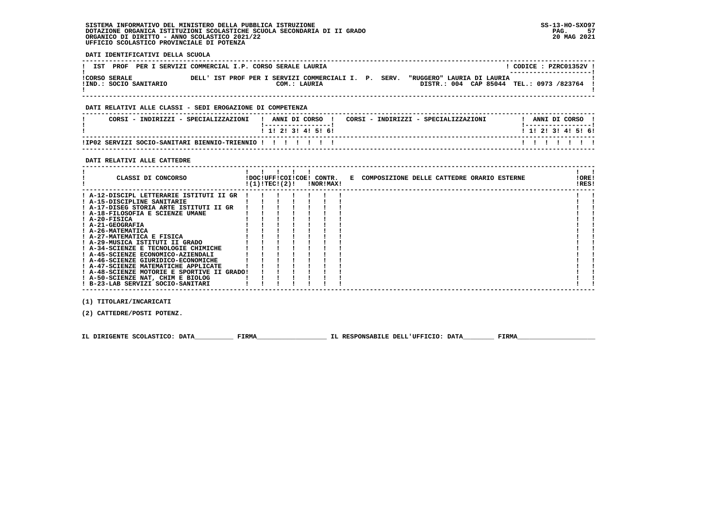SISTEMA INFORMATIVO DEL MINISTERO DELLA PUBBLICA ISTRUZIONE
DOTAZIONE ORGANICA ISTITUZIONI SCOLASTICHE SCUOLA SECONDARIA DI II GRADO
ORGANICO DI DIRITTO - ANNO SCOLASTICO 2021/22
UFFICIO SCOLASTICO PROVINCIALE DI POTENZA

SS-13-HO-SXO97
20 MAG 2021

**DATI IDENTIFICATIVI DELLA SCUOLA**

| IST PROF PER I SERVIZI COMMERCIAL I.P. CORSO SERALE LAURIA | CODICE : PZRC01352V |
|---|---|
| CORSO SERALE<br>IND.: SOCIO SANITARIO | DELL' IST PROF PER I SERVIZI COMMERCIALI I. P. SERV. "RUGGERO" LAURIA DI LAURIA<br>COM.: LAURIA  DISTR.: 004 CAP 85044 TEL.: 0973 /823764 |

**DATI RELATIVI ALLE CLASSI - SEDI EROGAZIONE DI COMPETENZA**

| CORSI - INDIRIZZI - SPECIALIZZAZIONI | 1 | 2 | 3 | 4 | 5 | 6 | CORSI - INDIRIZZI - SPECIALIZZAZIONI | 1 | 2 | 3 | 4 | 5 | 6 |
|---|---|---|---|---|---|---|---|---|---|---|---|---|---|
| IP02 SERVIZI SOCIO-SANITARI BIENNIO-TRIENNIO | | | | | | | | | | | | | |

**DATI RELATIVI ALLE CATTEDRE**

| CLASSI DI CONCORSO | DOC (1) | UFF TEC | COI (2) | COE | CONTR. NOR | CONTR. MAX | E COMPOSIZIONE DELLE CATTEDRE ORARIO ESTERNE | ORE RES |
|---|---|---|---|---|---|---|---|---|
| A-12-DISCIPL LETTERARIE ISTITUTI II GR | | | | | | | | |
| A-15-DISCIPLINE SANITARIE | | | | | | | | |
| A-17-DISEG STORIA ARTE ISTITUTI II GR | | | | | | | | |
| A-18-FILOSOFIA E SCIENZE UMANE | | | | | | | | |
| A-20-FISICA | | | | | | | | |
| A-21-GEOGRAFIA | | | | | | | | |
| A-26-MATEMATICA | | | | | | | | |
| A-27-MATEMATICA E FISICA | | | | | | | | |
| A-29-MUSICA ISTITUTI II GRADO | | | | | | | | |
| A-34-SCIENZE E TECNOLOGIE CHIMICHE | | | | | | | | |
| A-45-SCIENZE ECONOMICO-AZIENDALI | | | | | | | | |
| A-46-SCIENZE GIURIDICO-ECONOMICHE | | | | | | | | |
| A-47-SCIENZE MATEMATICHE APPLICATE | | | | | | | | |
| A-48-SCIENZE MOTORIE E SPORTIVE II GRADO | | | | | | | | |
| A-50-SCIENZE NAT, CHIM E BIOLOG | | | | | | | | |
| B-23-LAB SERVIZI SOCIO-SANITARI | | | | | | | | |

(1) TITOLARI/INCARICATI

(2) CATTEDRE/POSTI POTENZ.

IL DIRIGENTE SCOLASTICO: DATA__________ FIRMA__________________ IL RESPONSABILE DELL'UFFICIO: DATA________ FIRMA____________________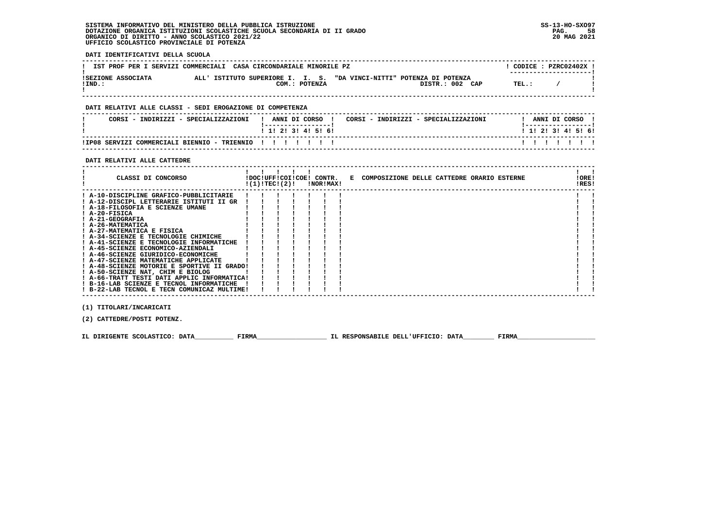SISTEMA INFORMATIVO DEL MINISTERO DELLA PUBBLICA ISTRUZIONE
DOTAZIONE ORGANICA ISTITUZIONI SCOLASTICHE SCUOLA SECONDARIA DI II GRADO
ORGANICO DI DIRITTO - ANNO SCOLASTICO 2021/22
UFFICIO SCOLASTICO PROVINCIALE DI POTENZA

SS-13-HO-SXO97
20 MAG 2021

**DATI IDENTIFICATIVI DELLA SCUOLA**

| IST PROF PER I SERVIZI COMMERCIALI CASA CIRCONDARIALE MINORILE PZ | CODICE : PZRC02402X |
|---|---|
| SEZIONE ASSOCIATA ALL' ISTITUTO SUPERIORE I. I. S. "DA VINCI-NITTI" POTENZA DI POTENZA | |
| IND.: COM.: POTENZA DISTR.: 002 CAP | TEL.: / |

**DATI RELATIVI ALLE CLASSI - SEDI EROGAZIONE DI COMPETENZA**

| CORSI - INDIRIZZI - SPECIALIZZAZIONI | 1 | 2 | 3 | 4 | 5 | 6 | CORSI - INDIRIZZI - SPECIALIZZAZIONI | 1 | 2 | 3 | 4 | 5 | 6 |
|---|---|---|---|---|---|---|---|---|---|---|---|---|---|
| IP08 SERVIZI COMMERCIALI BIENNIO - TRIENNIO | | | | | | | | | | | | | |

**DATI RELATIVI ALLE CATTEDRE**

| CLASSI DI CONCORSO | DOC (1) | UFF TEC | COI (2) | COE | CONTR. NOR | CONTR. MAX | E COMPOSIZIONE DELLE CATTEDRE ORARIO ESTERNE | ORE RES |
|---|---|---|---|---|---|---|---|---|
| A-10-DISCIPLINE GRAFICO-PUBBLICITARIE | | | | | | | | |
| A-12-DISCIPL LETTERARIE ISTITUTI II GR | | | | | | | | |
| A-18-FILOSOFIA E SCIENZE UMANE | | | | | | | | |
| A-20-FISICA | | | | | | | | |
| A-21-GEOGRAFIA | | | | | | | | |
| A-26-MATEMATICA | | | | | | | | |
| A-27-MATEMATICA E FISICA | | | | | | | | |
| A-34-SCIENZE E TECNOLOGIE CHIMICHE | | | | | | | | |
| A-41-SCIENZE E TECNOLOGIE INFORMATICHE | | | | | | | | |
| A-45-SCIENZE ECONOMICO-AZIENDALI | | | | | | | | |
| A-46-SCIENZE GIURIDICO-ECONOMICHE | | | | | | | | |
| A-47-SCIENZE MATEMATICHE APPLICATE | | | | | | | | |
| A-48-SCIENZE MOTORIE E SPORTIVE II GRADO | | | | | | | | |
| A-50-SCIENZE NAT, CHIM E BIOLOG | | | | | | | | |
| A-66-TRATT TESTI DATI APPLIC INFORMATICA | | | | | | | | |
| B-16-LAB SCIENZE E TECNOL INFORMATICHE | | | | | | | | |
| B-22-LAB TECNOL E TECN COMUNICAZ MULTIME | | | | | | | | |

(1) TITOLARI/INCARICATI

(2) CATTEDRE/POSTI POTENZ.

IL DIRIGENTE SCOLASTICO: DATA__________ FIRMA__________________ IL RESPONSABILE DELL'UFFICIO: DATA________ FIRMA____________________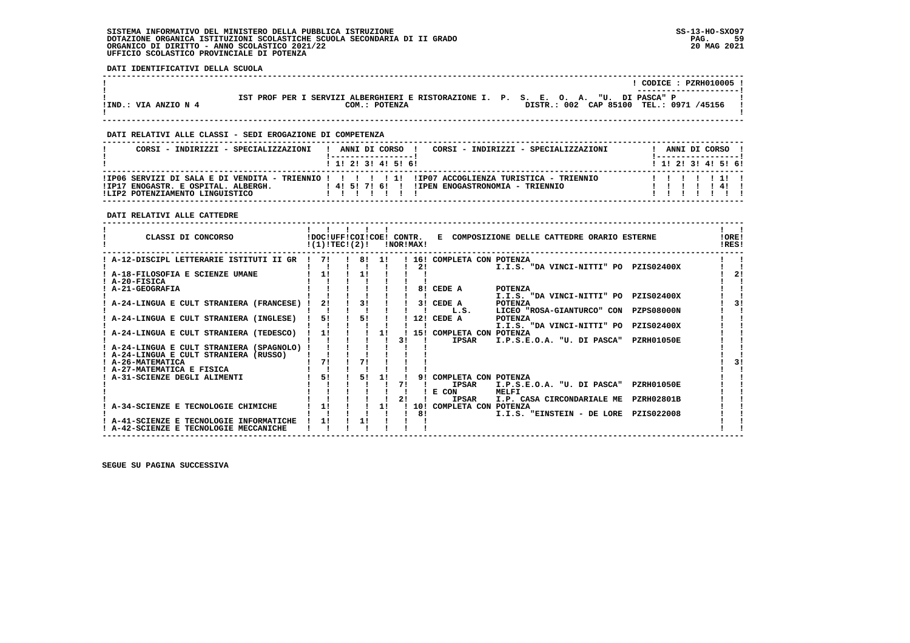SISTEMA INFORMATIVO DEL MINISTERO DELLA PUBBLICA ISTRUZIONE
DOTAZIONE ORGANICA ISTITUZIONI SCOLASTICHE SCUOLA SECONDARIA DI II GRADO
ORGANICO DI DIRITTO - ANNO SCOLASTICO 2021/22
UFFICIO SCOLASTICO PROVINCIALE DI POTENZA

SS-13-HO-SXO97
20 MAG 2021

**DATI IDENTIFICATIVI DELLA SCUOLA**

CODICE : PZRH010005

IST PROF PER I SERVIZI ALBERGHIERI E RISTORAZIONE I. P. S. E. O. A. "U. DI PASCA" P

IND.: VIA ANZIO N 4 — COM.: POTENZA — DISTR.: 002 CAP 85100 TEL.: 0971 /45156

**DATI RELATIVI ALLE CLASSI - SEDI EROGAZIONE DI COMPETENZA**

| CORSI - INDIRIZZI - SPECIALIZZAZIONI | 1 | 2 | 3 | 4 | 5 | 6 | CORSI - INDIRIZZI - SPECIALIZZAZIONI | 1 | 2 | 3 | 4 | 5 | 6 |
|---|---|---|---|---|---|---|---|---|---|---|---|---|---|
| IP06 SERVIZI DI SALA E DI VENDITA - TRIENNIO | | | | | 1 | | IP07 ACCOGLIENZA TURISTICA - TRIENNIO | | | | | 1 | |
| IP17 ENOGASTR. E OSPITAL. ALBERGH. | 4 | 5 | 7 | 6 | | | IPEN ENOGASTRONOMIA - TRIENNIO | | | | | 4 | |
| LIP2 POTENZIAMENTO LINGUISTICO | | | | | | | | | | | | | |

**DATI RELATIVI ALLE CATTEDRE**

| CLASSI DI CONCORSO | DOC (1) | UFF TEC | COI (2) | COE | CONTR. NOR | CONTR. MAX | E COMPOSIZIONE DELLE CATTEDRE ORARIO ESTERNE | ORE RES |
|---|---|---|---|---|---|---|---|---|
| A-12-DISCIPL LETTERARIE ISTITUTI II GR | 7 | | 8 | 1 | | 16 | COMPLETA CON POTENZA | |
| | | | | | | 2 | I.I.S. "DA VINCI-NITTI" PO PZIS02400X | |
| A-18-FILOSOFIA E SCIENZE UMANE | 1 | | 1 | | | | | 2 |
| A-20-FISICA | | | | | | | | |
| A-21-GEOGRAFIA | | | | | | 8 | CEDE A POTENZA | |
| | | | | | | | I.I.S. "DA VINCI-NITTI" PO PZIS02400X | |
| A-24-LINGUA E CULT STRANIERA (FRANCESE) | 2 | | 3 | | | 3 | CEDE A POTENZA | 3 |
| | | | | | | | L.S. LICEO "ROSA-GIANTURCO" CON PZPS08000N | |
| A-24-LINGUA E CULT STRANIERA (INGLESE) | 5 | | 5 | | | 12 | CEDE A POTENZA | |
| | | | | | | | I.I.S. "DA VINCI-NITTI" PO PZIS02400X | |
| A-24-LINGUA E CULT STRANIERA (TEDESCO) | 1 | | | 1 | | 15 | COMPLETA CON POTENZA | |
| | | | | | 3 | | IPSAR I.P.S.E.O.A. "U. DI PASCA" PZRH01050E | |
| A-24-LINGUA E CULT STRANIERA (SPAGNOLO) | | | | | | | | |
| A-24-LINGUA E CULT STRANIERA (RUSSO) | | | | | | | | |
| A-26-MATEMATICA | 7 | | 7 | | | | | 3 |
| A-27-MATEMATICA E FISICA | | | | | | | | |
| A-31-SCIENZE DEGLI ALIMENTI | 5 | | 5 | 1 | | 9 | COMPLETA CON POTENZA | |
| | | | | | 7 | | IPSAR I.P.S.E.O.A. "U. DI PASCA" PZRH01050E | |
| | | | | | | | E CON MELFI | |
| | | | | | 2 | | IPSAR I.P. CASA CIRCONDARIALE ME PZRH02801B | |
| A-34-SCIENZE E TECNOLOGIE CHIMICHE | 1 | | | 1 | | 10 | COMPLETA CON POTENZA | |
| | | | | | | 8 | I.I.S. "EINSTEIN - DE LORE PZIS022008 | |
| A-41-SCIENZE E TECNOLOGIE INFORMATICHE | 1 | | 1 | | | | | |
| A-42-SCIENZE E TECNOLOGIE MECCANICHE | | | | | | | | |

SEGUE SU PAGINA SUCCESSIVA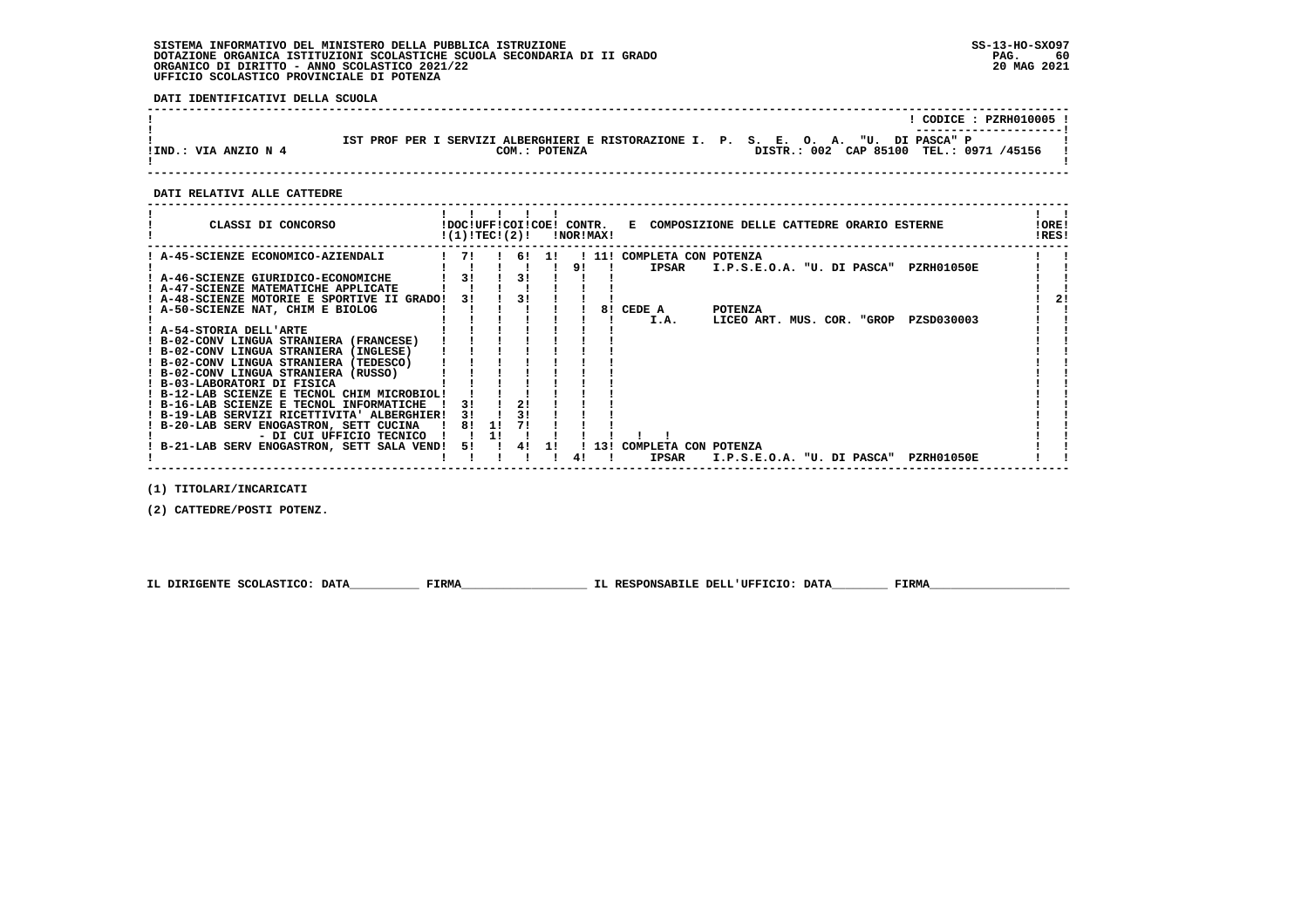SISTEMA INFORMATIVO DEL MINISTERO DELLA PUBBLICA ISTRUZIONE
DOTAZIONE ORGANICA ISTITUZIONI SCOLASTICHE SCUOLA SECONDARIA DI II GRADO
ORGANICO DI DIRITTO - ANNO SCOLASTICO 2021/22
UFFICIO SCOLASTICO PROVINCIALE DI POTENZA

SS-13-HO-SXO97
20 MAG 2021

**DATI IDENTIFICATIVI DELLA SCUOLA**

CODICE : PZRH010005

IST PROF PER I SERVIZI ALBERGHIERI E RISTORAZIONE I. P. S. E. O. A. "U. DI PASCA" P

IND.: VIA ANZIO N 4 — COM.: POTENZA — DISTR.: 002 CAP 85100 TEL.: 0971 /45156

**DATI RELATIVI ALLE CATTEDRE**

| CLASSI DI CONCORSO | DOC (1) | UFF TEC | COI (2) | COE | CONTR. NOR | CONTR. MAX | E COMPOSIZIONE DELLE CATTEDRE ORARIO ESTERNE | ORE RES |
|---|---|---|---|---|---|---|---|---|
| A-45-SCIENZE ECONOMICO-AZIENDALI | 7 | | 6 | 1 | | 11 | COMPLETA CON POTENZA | |
| | | | | | 9 | | IPSAR I.P.S.E.O.A. "U. DI PASCA" PZRH01050E | |
| A-46-SCIENZE GIURIDICO-ECONOMICHE | 3 | | 3 | | | | | |
| A-47-SCIENZE MATEMATICHE APPLICATE | | | | | | | | |
| A-48-SCIENZE MOTORIE E SPORTIVE II GRADO | 3 | | 3 | | | | | 2 |
| A-50-SCIENZE NAT, CHIM E BIOLOG | | | | | | 8 | CEDE A POTENZA | |
| | | | | | | | I.A. LICEO ART. MUS. COR. "GROP PZSD030003 | |
| A-54-STORIA DELL'ARTE | | | | | | | | |
| B-02-CONV LINGUA STRANIERA (FRANCESE) | | | | | | | | |
| B-02-CONV LINGUA STRANIERA (INGLESE) | | | | | | | | |
| B-02-CONV LINGUA STRANIERA (TEDESCO) | | | | | | | | |
| B-02-CONV LINGUA STRANIERA (RUSSO) | | | | | | | | |
| B-03-LABORATORI DI FISICA | | | | | | | | |
| B-12-LAB SCIENZE E TECNOL CHIM MICROBIOL | | | | | | | | |
| B-16-LAB SCIENZE E TECNOL INFORMATICHE | 3 | | 2 | | | | | |
| B-19-LAB SERVIZI RICETTIVITA' ALBERGHIER | 3 | | 3 | | | | | |
| B-20-LAB SERV ENOGASTRON, SETT CUCINA | 8 | 1 | 7 | | | | | |
| - DI CUI UFFICIO TECNICO | | 1 | | | | | | |
| B-21-LAB SERV ENOGASTRON, SETT SALA VEND | 5 | | 4 | 1 | | 13 | COMPLETA CON POTENZA | |
| | | | | | 4 | | IPSAR I.P.S.E.O.A. "U. DI PASCA" PZRH01050E | |

(1) TITOLARI/INCARICATI

(2) CATTEDRE/POSTI POTENZ.

IL DIRIGENTE SCOLASTICO: DATA__________ FIRMA__________________ IL RESPONSABILE DELL'UFFICIO: DATA________ FIRMA____________________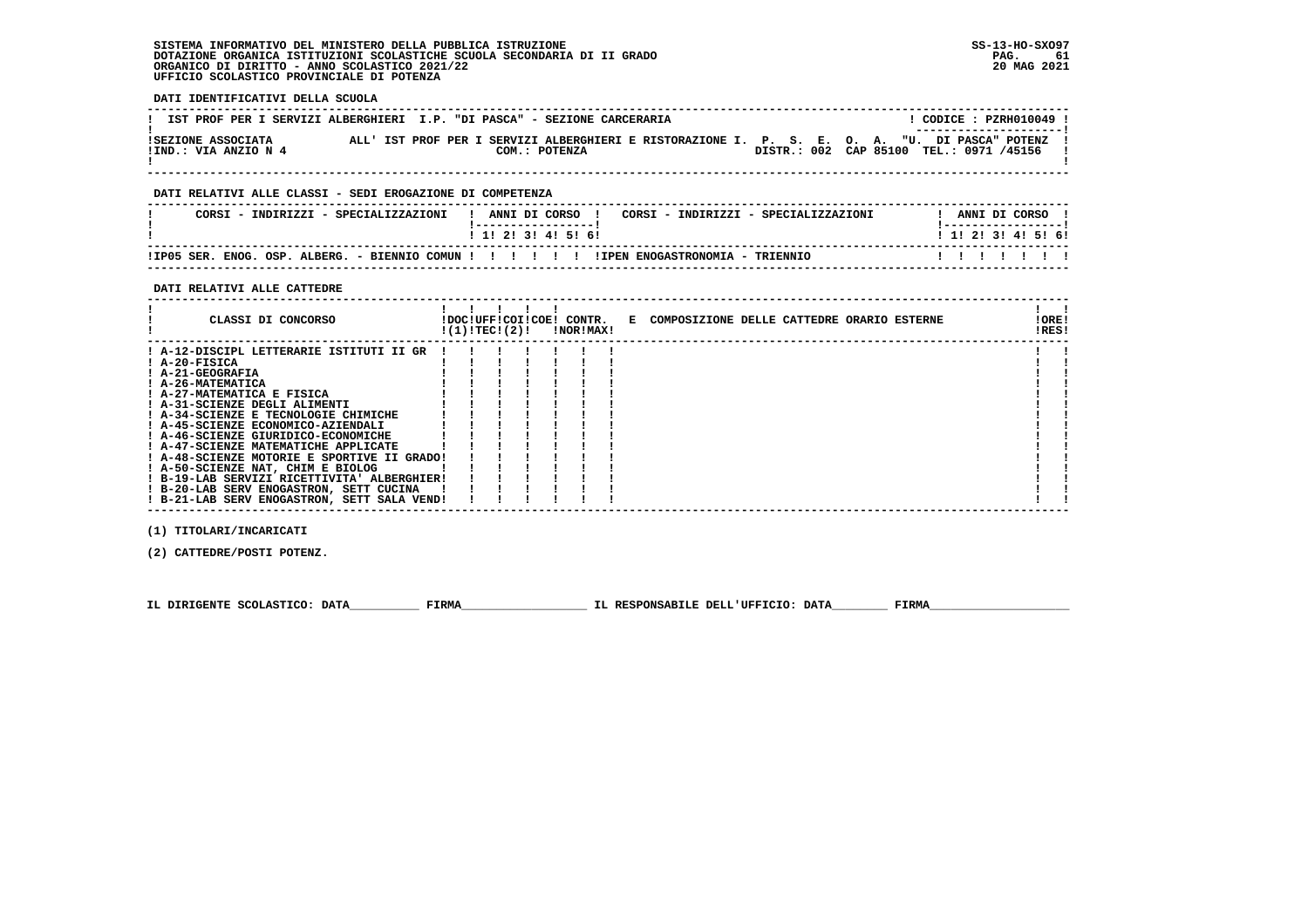SISTEMA INFORMATIVO DEL MINISTERO DELLA PUBBLICA ISTRUZIONE
DOTAZIONE ORGANICA ISTITUZIONI SCOLASTICHE SCUOLA SECONDARIA DI II GRADO
ORGANICO DI DIRITTO - ANNO SCOLASTICO 2021/22
UFFICIO SCOLASTICO PROVINCIALE DI POTENZA

SS-13-HO-SXO97
20 MAG 2021

**DATI IDENTIFICATIVI DELLA SCUOLA**

| IST PROF PER I SERVIZI ALBERGHIERI I.P. "DI PASCA" - SEZIONE CARCERARIA | CODICE : PZRH010049 |
|---|---|
| SEZIONE ASSOCIATA ALL' IST PROF PER I SERVIZI ALBERGHIERI E RISTORAZIONE I. P. S. E. O. A. "U. DI PASCA" POTENZ | |
| IND.: VIA ANZIO N 4 — COM.: POTENZA — DISTR.: 002 CAP 85100 TEL.: 0971 /45156 | |

**DATI RELATIVI ALLE CLASSI - SEDI EROGAZIONE DI COMPETENZA**

| CORSI - INDIRIZZI - SPECIALIZZAZIONI | 1 | 2 | 3 | 4 | 5 | 6 | CORSI - INDIRIZZI - SPECIALIZZAZIONI | 1 | 2 | 3 | 4 | 5 | 6 |
|---|---|---|---|---|---|---|---|---|---|---|---|---|---|
| IP05 SER. ENOG. OSP. ALBERG. - BIENNIO COMUN | | | | | | | IPEN ENOGASTRONOMIA - TRIENNIO | | | | | | |

**DATI RELATIVI ALLE CATTEDRE**

| CLASSI DI CONCORSO | DOC (1) | UFF TEC | COI (2) | COE | CONTR. NOR | CONTR. MAX | E COMPOSIZIONE DELLE CATTEDRE ORARIO ESTERNE | ORE RES |
|---|---|---|---|---|---|---|---|---|
| A-12-DISCIPL LETTERARIE ISTITUTI II GR | | | | | | | | |
| A-20-FISICA | | | | | | | | |
| A-21-GEOGRAFIA | | | | | | | | |
| A-26-MATEMATICA | | | | | | | | |
| A-27-MATEMATICA E FISICA | | | | | | | | |
| A-31-SCIENZE DEGLI ALIMENTI | | | | | | | | |
| A-34-SCIENZE E TECNOLOGIE CHIMICHE | | | | | | | | |
| A-45-SCIENZE ECONOMICO-AZIENDALI | | | | | | | | |
| A-46-SCIENZE GIURIDICO-ECONOMICHE | | | | | | | | |
| A-47-SCIENZE MATEMATICHE APPLICATE | | | | | | | | |
| A-48-SCIENZE MOTORIE E SPORTIVE II GRADO | | | | | | | | |
| A-50-SCIENZE NAT, CHIM E BIOLOG | | | | | | | | |
| B-19-LAB SERVIZI RICETTIVITA' ALBERGHIER | | | | | | | | |
| B-20-LAB SERV ENOGASTRON, SETT CUCINA | | | | | | | | |
| B-21-LAB SERV ENOGASTRON, SETT SALA VEND | | | | | | | | |

(1) TITOLARI/INCARICATI

(2) CATTEDRE/POSTI POTENZ.

IL DIRIGENTE SCOLASTICO: DATA__________ FIRMA__________________ IL RESPONSABILE DELL'UFFICIO: DATA________ FIRMA____________________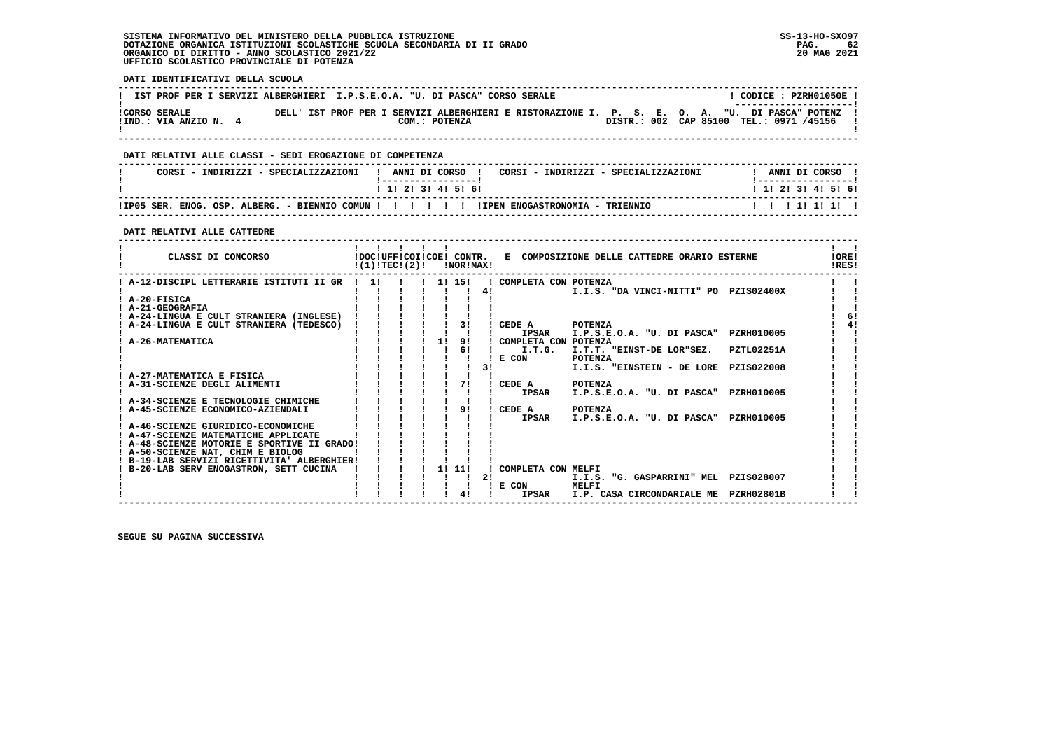**DATI IDENTIFICATIVI DELLA SCUOLA**

| IST PROF PER I SERVIZI ALBERGHIERI I.P.S.E.O.A. "U. DI PASCA" CORSO SERALE | ! CODICE : PZRH01050E ! |
|---|---|
| CORSO SERALE DELL' IST PROF PER I SERVIZI ALBERGHIERI E RISTORAZIONE I. P. S. E. O. A. "U. DI PASCA" POTENZ | |
| IND.: VIA ANZIO N. 4 COM.: POTENZA | DISTR.: 002 CAP 85100 TEL.: 0971 /45156 |

**DATI RELATIVI ALLE CLASSI - SEDI EROGAZIONE DI COMPETENZA**

| CORSI - INDIRIZZI - SPECIALIZZAZIONI | 1 | 2 | 3 | 4 | 5 | 6 | CORSI - INDIRIZZI - SPECIALIZZAZIONI | 1 | 2 | 3 | 4 | 5 | 6 |
|---|---|---|---|---|---|---|---|---|---|---|---|---|---|
| IP05 SER. ENOG. OSP. ALBERG. - BIENNIO COMUN | | | | | | | IPEN ENOGASTRONOMIA - TRIENNIO | | | 1 | 1 | 1 | |

**DATI RELATIVI ALLE CATTEDRE**

| CLASSI DI CONCORSO | DOC (1) | UFF TEC | COI (2) | COE | CONTR. NOR | CONTR. MAX | E COMPOSIZIONE DELLE CATTEDRE ORARIO ESTERNE | ORE RES |
|---|---|---|---|---|---|---|---|---|
| A-12-DISCIPL LETTERARIE ISTITUTI II GR | 1 | | | 1 | 15 | | COMPLETA CON POTENZA | |
| | | | | | | 4 | I.I.S. "DA VINCI-NITTI" PO PZIS02400X | |
| A-20-FISICA | | | | | | | | |
| A-21-GEOGRAFIA | | | | | | | | |
| A-24-LINGUA E CULT STRANIERA (INGLESE) | | | | | | | | 6 |
| A-24-LINGUA E CULT STRANIERA (TEDESCO) | | | | | 3 | | CEDE A POTENZA | 4 |
| | | | | | | | IPSAR I.P.S.E.O.A. "U. DI PASCA" PZRH010005 | |
| A-26-MATEMATICA | | | | 1 | 9 | | COMPLETA CON POTENZA | |
| | | | | | 6 | | I.T.G. I.T.T. "EINST-DE LOR"SEZ. PZTL02251A | |
| | | | | | | | E CON POTENZA | |
| | | | | | | 3 | I.I.S. "EINSTEIN - DE LORE PZIS022008 | |
| A-27-MATEMATICA E FISICA | | | | | | | | |
| A-31-SCIENZE DEGLI ALIMENTI | | | | | 7 | | CEDE A POTENZA | |
| | | | | | | | IPSAR I.P.S.E.O.A. "U. DI PASCA" PZRH010005 | |
| A-34-SCIENZE E TECNOLOGIE CHIMICHE | | | | | | | | |
| A-45-SCIENZE ECONOMICO-AZIENDALI | | | | | 9 | | CEDE A POTENZA | |
| | | | | | | | IPSAR I.P.S.E.O.A. "U. DI PASCA" PZRH010005 | |
| A-46-SCIENZE GIURIDICO-ECONOMICHE | | | | | | | | |
| A-47-SCIENZE MATEMATICHE APPLICATE | | | | | | | | |
| A-48-SCIENZE MOTORIE E SPORTIVE II GRADO | | | | | | | | |
| A-50-SCIENZE NAT, CHIM E BIOLOG | | | | | | | | |
| B-19-LAB SERVIZI RICETTIVITA' ALBERGHIER | | | | | | | | |
| B-20-LAB SERV ENOGASTRON, SETT CUCINA | | | | 1 | 11 | | COMPLETA CON MELFI | |
| | | | | | | 2 | I.I.S. "G. GASPARRINI" MEL PZIS028007 | |
| | | | | | | | E CON MELFI | |
| | | | | | 4 | | IPSAR I.P. CASA CIRCONDARIALE ME PZRH02801B | |

SEGUE SU PAGINA SUCCESSIVA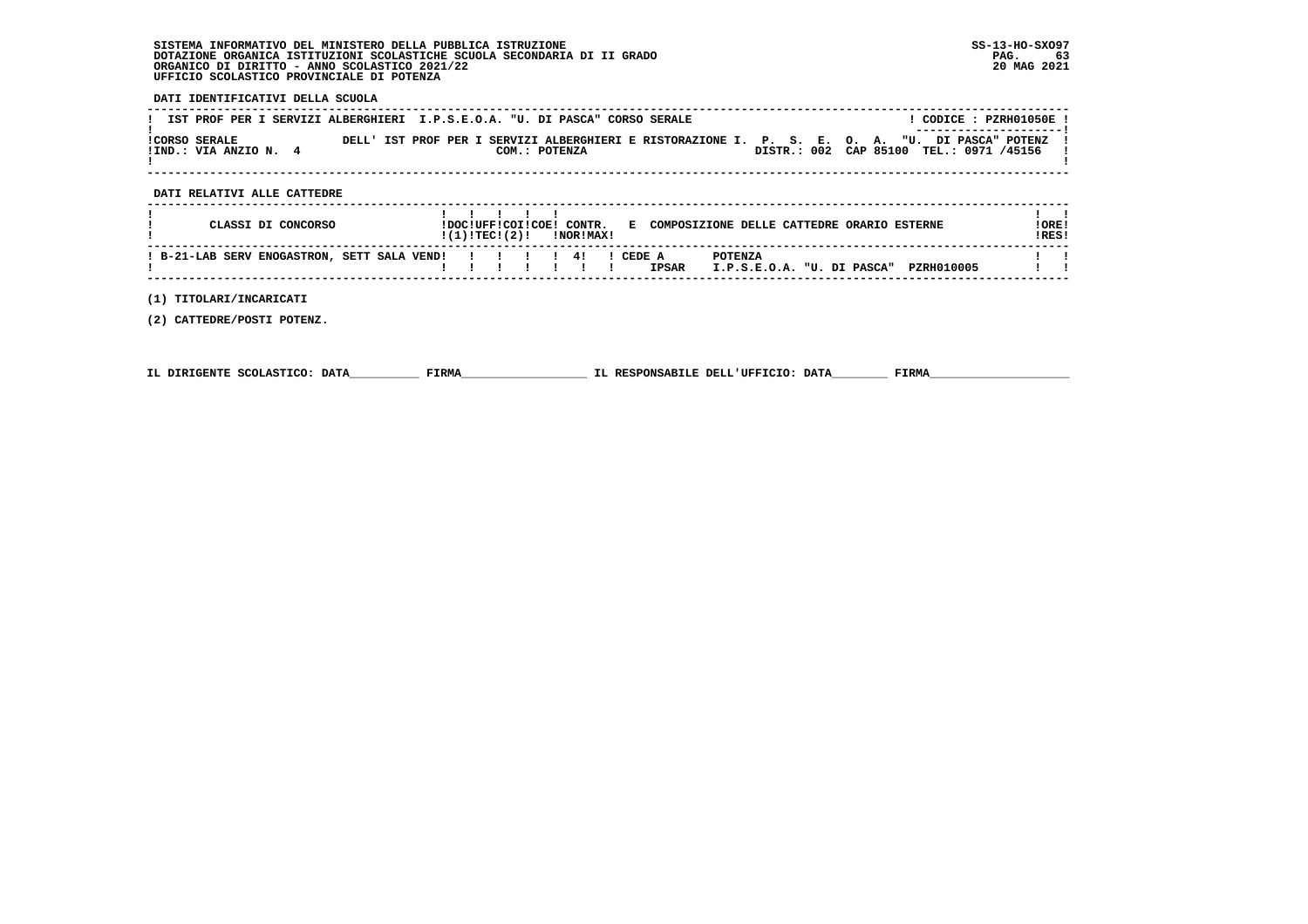SISTEMA INFORMATIVO DEL MINISTERO DELLA PUBBLICA ISTRUZIONE
DOTAZIONE ORGANICA ISTITUZIONI SCOLASTICHE SCUOLA SECONDARIA DI II GRADO
ORGANICO DI DIRITTO - ANNO SCOLASTICO 2021/22
UFFICIO SCOLASTICO PROVINCIALE DI POTENZA

SS-13-HO-SXO97
20 MAG 2021

**DATI IDENTIFICATIVI DELLA SCUOLA**

IST PROF PER I SERVIZI ALBERGHIERI I.P.S.E.O.A. "U. DI PASCA" CORSO SERALE — CODICE : PZRH01050E

CORSO SERALE DELL' IST PROF PER I SERVIZI ALBERGHIERI E RISTORAZIONE I. P. S. E. O. A. "U. DI PASCA" POTENZ
IND.: VIA ANZIO N. 4 — COM.: POTENZA — DISTR.: 002 CAP 85100 TEL.: 0971 /45156

**DATI RELATIVI ALLE CATTEDRE**

| CLASSI DI CONCORSO | DOC (1) | UFF TEC | COI (2) | COE | CONTR. NOR | CONTR. MAX | E COMPOSIZIONE DELLE CATTEDRE ORARIO ESTERNE | ORE RES |
|---|---|---|---|---|---|---|---|---|
| B-21-LAB SERV ENOGASTRON, SETT SALA VEND |  |  |  |  | 4 |  | CEDE A IPSAR POTENZA I.P.S.E.O.A. "U. DI PASCA" PZRH010005 |  |

(1) TITOLARI/INCARICATI

(2) CATTEDRE/POSTI POTENZ.

IL DIRIGENTE SCOLASTICO: DATA__________ FIRMA__________________ IL RESPONSABILE DELL'UFFICIO: DATA________ FIRMA____________________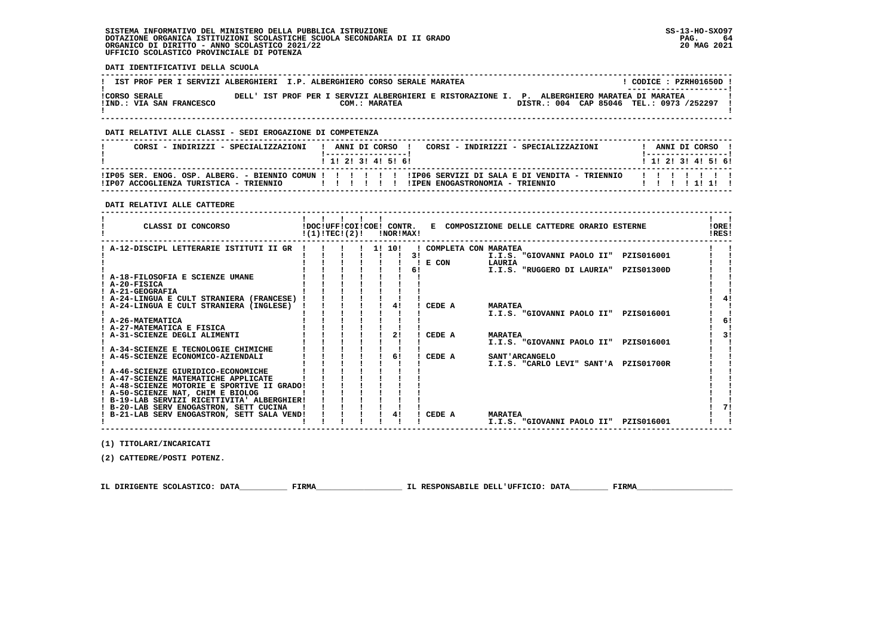SISTEMA INFORMATIVO DEL MINISTERO DELLA PUBBLICA ISTRUZIONE
DOTAZIONE ORGANICA ISTITUZIONI SCOLASTICHE SCUOLA SECONDARIA DI II GRADO
ORGANICO DI DIRITTO - ANNO SCOLASTICO 2021/22
UFFICIO SCOLASTICO PROVINCIALE DI POTENZA

SS-13-HO-SXO97
20 MAG 2021

**DATI IDENTIFICATIVI DELLA SCUOLA**

IST PROF PER I SERVIZI ALBERGHIERI I.P. ALBERGHIERO CORSO SERALE MARATEA — CODICE : PZRH01650D

CORSO SERALE DELL' IST PROF PER I SERVIZI ALBERGHIERI E RISTORAZIONE I. P. ALBERGHIERO MARATEA DI MARATEA
IND.: VIA SAN FRANCESCO — COM.: MARATEA — DISTR.: 004 CAP 85046 TEL.: 0973 /252297

**DATI RELATIVI ALLE CLASSI - SEDI EROGAZIONE DI COMPETENZA**

| CORSI - INDIRIZZI - SPECIALIZZAZIONI | 1 | 2 | 3 | 4 | 5 | 6 | CORSI - INDIRIZZI - SPECIALIZZAZIONI | 1 | 2 | 3 | 4 | 5 | 6 |
|---|---|---|---|---|---|---|---|---|---|---|---|---|---|
| IP05 SER. ENOG. OSP. ALBERG. - BIENNIO COMUN | | | | | | | IP06 SERVIZI DI SALA E DI VENDITA - TRIENNIO | | | | | | |
| IP07 ACCOGLIENZA TURISTICA - TRIENNIO | | | | | | | IPEN ENOGASTRONOMIA - TRIENNIO | | | | 1 | 1 | |

**DATI RELATIVI ALLE CATTEDRE**

| CLASSI DI CONCORSO | DOC (1) | UFF TEC | COI (2) | COE | CONTR. NOR | CONTR. MAX | COMPOSIZIONE DELLE CATTEDRE ORARIO ESTERNE | ORE RES |
|---|---|---|---|---|---|---|---|---|
| A-12-DISCIPL LETTERARIE ISTITUTI II GR | | | | 1 | 10 | | COMPLETA CON MARATEA | |
| | | | | | | 3 | I.I.S. "GIOVANNI PAOLO II" PZIS016001 | |
| | | | | | | | E CON LAURIA | |
| | | | | | | 6 | I.I.S. "RUGGERO DI LAURIA" PZIS01300D | |
| A-18-FILOSOFIA E SCIENZE UMANE | | | | | | | | |
| A-20-FISICA | | | | | | | | |
| A-21-GEOGRAFIA | | | | | | | | |
| A-24-LINGUA E CULT STRANIERA (FRANCESE) | | | | | | | | 4 |
| A-24-LINGUA E CULT STRANIERA (INGLESE) | | | | | 4 | | CEDE A MARATEA | |
| | | | | | | | I.I.S. "GIOVANNI PAOLO II" PZIS016001 | |
| A-26-MATEMATICA | | | | | | | | 6 |
| A-27-MATEMATICA E FISICA | | | | | | | | |
| A-31-SCIENZE DEGLI ALIMENTI | | | | | 2 | | CEDE A MARATEA | 3 |
| | | | | | | | I.I.S. "GIOVANNI PAOLO II" PZIS016001 | |
| A-34-SCIENZE E TECNOLOGIE CHIMICHE | | | | | | | | |
| A-45-SCIENZE ECONOMICO-AZIENDALI | | | | | 6 | | CEDE A SANT'ARCANGELO | |
| | | | | | | | I.I.S. "CARLO LEVI" SANT'A PZIS01700R | |
| A-46-SCIENZE GIURIDICO-ECONOMICHE | | | | | | | | |
| A-47-SCIENZE MATEMATICHE APPLICATE | | | | | | | | |
| A-48-SCIENZE MOTORIE E SPORTIVE II GRADO | | | | | | | | |
| A-50-SCIENZE NAT, CHIM E BIOLOG | | | | | | | | |
| B-19-LAB SERVIZI RICETTIVITA' ALBERGHIER | | | | | | | | |
| B-20-LAB SERV ENOGASTRON, SETT CUCINA | | | | | | | | 7 |
| B-21-LAB SERV ENOGASTRON, SETT SALA VEND | | | | | 4 | | CEDE A MARATEA | |
| | | | | | | | I.I.S. "GIOVANNI PAOLO II" PZIS016001 | |

(1) TITOLARI/INCARICATI

(2) CATTEDRE/POSTI POTENZ.

IL DIRIGENTE SCOLASTICO: DATA__________ FIRMA__________________ IL RESPONSABILE DELL'UFFICIO: DATA________ FIRMA____________________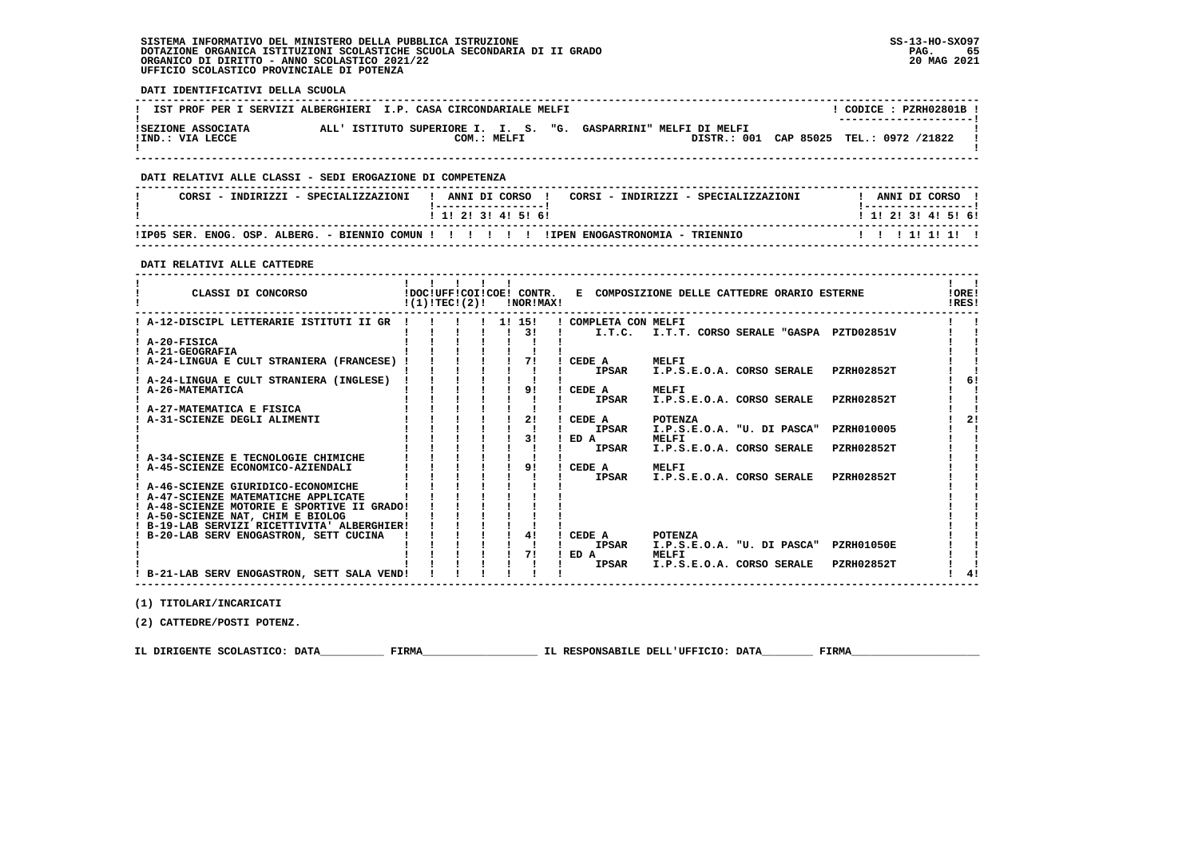SISTEMA INFORMATIVO DEL MINISTERO DELLA PUBBLICA ISTRUZIONE
DOTAZIONE ORGANICA ISTITUZIONI SCOLASTICHE SCUOLA SECONDARIA DI II GRADO
ORGANICO DI DIRITTO - ANNO SCOLASTICO 2021/22
UFFICIO SCOLASTICO PROVINCIALE DI POTENZA

SS-13-HO-SXO97
20 MAG 2021

**DATI IDENTIFICATIVI DELLA SCUOLA**

IST PROF PER I SERVIZI ALBERGHIERI I.P. CASA CIRCONDARIALE MELFI — CODICE : PZRH02801B

SEZIONE ASSOCIATA ALL' ISTITUTO SUPERIORE I. I. S. "G. GASPARRINI" MELFI DI MELFI
IND.: VIA LECCE — COM.: MELFI — DISTR.: 001 CAP 85025 TEL.: 0972 /21822

**DATI RELATIVI ALLE CLASSI - SEDI EROGAZIONE DI COMPETENZA**

| CORSI - INDIRIZZI - SPECIALIZZAZIONI | 1 | 2 | 3 | 4 | 5 | 6 | CORSI - INDIRIZZI - SPECIALIZZAZIONI | 1 | 2 | 3 | 4 | 5 | 6 |
|---|---|---|---|---|---|---|---|---|---|---|---|---|---|
| IP05 SER. ENOG. OSP. ALBERG. - BIENNIO COMUN | | | | | | | IPEN ENOGASTRONOMIA - TRIENNIO | | | 1 | 1 | 1 | |

**DATI RELATIVI ALLE CATTEDRE**

| CLASSI DI CONCORSO | DOC (1) | UFF TEC (2) | COI | COE | CONTR. NOR | CONTR. MAX | E COMPOSIZIONE DELLE CATTEDRE ORARIO ESTERNE | ORE RES |
|---|---|---|---|---|---|---|---|---|
| A-12-DISCIPL LETTERARIE ISTITUTI II GR | | | | 1 | 15 | | COMPLETA CON MELFI | |
| | | | | | 3 | | I.T.C. I.T.T. CORSO SERALE "GASPA PZTD02851V | |
| A-20-FISICA | | | | | | | | |
| A-21-GEOGRAFIA | | | | | | | | |
| A-24-LINGUA E CULT STRANIERA (FRANCESE) | | | | | 7 | | CEDE A MELFI | |
| | | | | | | | IPSAR I.P.S.E.O.A. CORSO SERALE PZRH02852T | |
| A-24-LINGUA E CULT STRANIERA (INGLESE) | | | | | | | | 6 |
| A-26-MATEMATICA | | | | | 9 | | CEDE A MELFI | |
| | | | | | | | IPSAR I.P.S.E.O.A. CORSO SERALE PZRH02852T | |
| A-27-MATEMATICA E FISICA | | | | | | | | |
| A-31-SCIENZE DEGLI ALIMENTI | | | | | 2 | | CEDE A POTENZA | 2 |
| | | | | | | | IPSAR I.P.S.E.O.A. "U. DI PASCA" PZRH010005 | |
| | | | | | 3 | | ED A MELFI | |
| | | | | | | | IPSAR I.P.S.E.O.A. CORSO SERALE PZRH02852T | |
| A-34-SCIENZE E TECNOLOGIE CHIMICHE | | | | | | | | |
| A-45-SCIENZE ECONOMICO-AZIENDALI | | | | | 9 | | CEDE A MELFI | |
| | | | | | | | IPSAR I.P.S.E.O.A. CORSO SERALE PZRH02852T | |
| A-46-SCIENZE GIURIDICO-ECONOMICHE | | | | | | | | |
| A-47-SCIENZE MATEMATICHE APPLICATE | | | | | | | | |
| A-48-SCIENZE MOTORIE E SPORTIVE II GRADO | | | | | | | | |
| A-50-SCIENZE NAT, CHIM E BIOLOG | | | | | | | | |
| B-19-LAB SERVIZI RICETTIVITA' ALBERGHIER | | | | | | | | |
| B-20-LAB SERV ENOGASTRON, SETT CUCINA | | | | | 4 | | CEDE A POTENZA | |
| | | | | | | | IPSAR I.P.S.E.O.A. "U. DI PASCA" PZRH01050E | |
| | | | | | 7 | | ED A MELFI | |
| | | | | | | | IPSAR I.P.S.E.O.A. CORSO SERALE PZRH02852T | |
| B-21-LAB SERV ENOGASTRON, SETT SALA VEND | | | | | | | | 4 |

(1) TITOLARI/INCARICATI

(2) CATTEDRE/POSTI POTENZ.

IL DIRIGENTE SCOLASTICO: DATA__________ FIRMA__________________ IL RESPONSABILE DELL'UFFICIO: DATA________ FIRMA____________________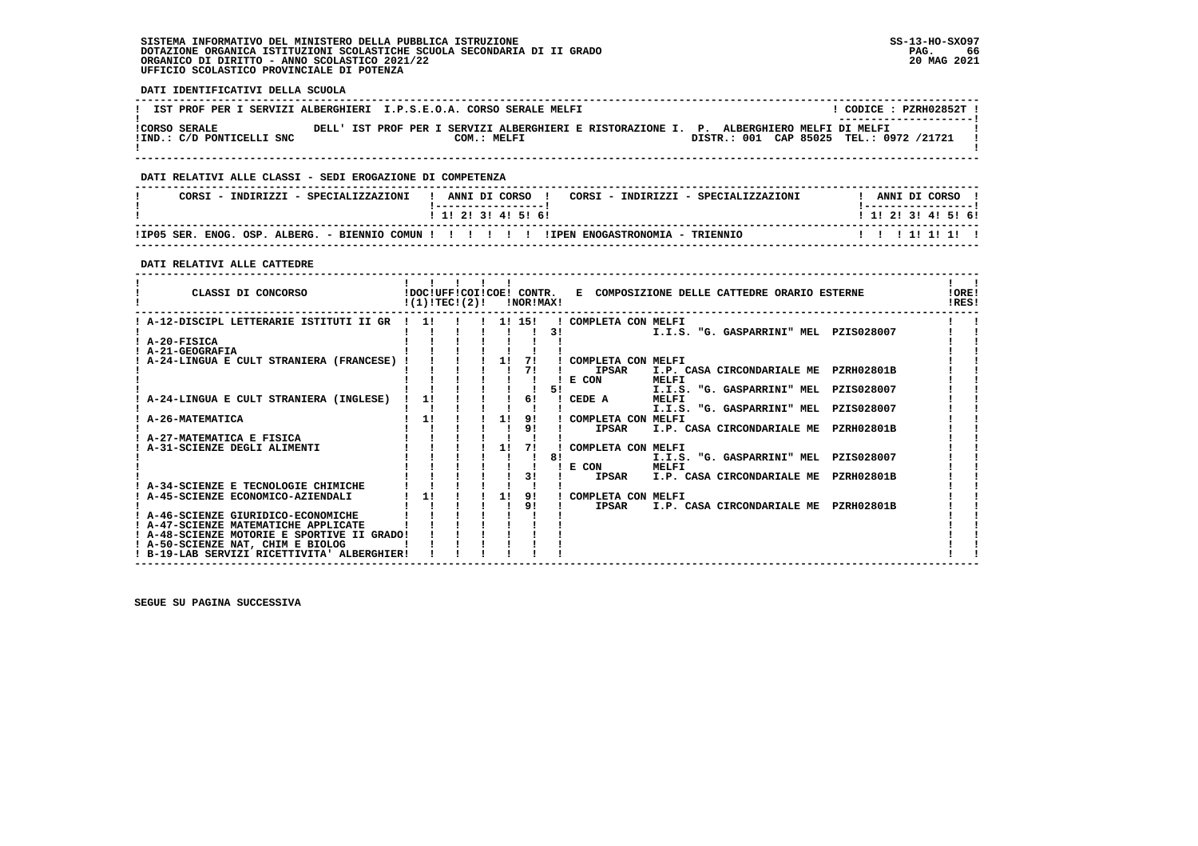SISTEMA INFORMATIVO DEL MINISTERO DELLA PUBBLICA ISTRUZIONE
DOTAZIONE ORGANICA ISTITUZIONI SCOLASTICHE SCUOLA SECONDARIA DI II GRADO
ORGANICO DI DIRITTO - ANNO SCOLASTICO 2021/22
UFFICIO SCOLASTICO PROVINCIALE DI POTENZA

SS-13-HO-SXO97
20 MAG 2021

**DATI IDENTIFICATIVI DELLA SCUOLA**

| IST PROF PER I SERVIZI ALBERGHIERI I.P.S.E.O.A. CORSO SERALE MELFI | CODICE : PZRH02852T |
|---|---|
| CORSO SERALE DELL' IST PROF PER I SERVIZI ALBERGHIERI E RISTORAZIONE I. P. ALBERGHIERO MELFI DI MELFI | |
| IND.: C/D PONTICELLI SNC COM.: MELFI | DISTR.: 001 CAP 85025 TEL.: 0972 /21721 |

**DATI RELATIVI ALLE CLASSI - SEDI EROGAZIONE DI COMPETENZA**

| CORSI - INDIRIZZI - SPECIALIZZAZIONI | 1 | 2 | 3 | 4 | 5 | 6 | CORSI - INDIRIZZI - SPECIALIZZAZIONI | 1 | 2 | 3 | 4 | 5 | 6 |
|---|---|---|---|---|---|---|---|---|---|---|---|---|---|
| IP05 SER. ENOG. OSP. ALBERG. - BIENNIO COMUN | | | | | | | IPEN ENOGASTRONOMIA - TRIENNIO | | | 1 | 1 | 1 | |

**DATI RELATIVI ALLE CATTEDRE**

| CLASSI DI CONCORSO | DOC (1) | UFF TEC | COI (2) | COE | CONTR. NOR | CONTR. MAX | E COMPOSIZIONE DELLE CATTEDRE ORARIO ESTERNE | ORE RES |
|---|---|---|---|---|---|---|---|---|
| A-12-DISCIPL LETTERARIE ISTITUTI II GR | 1 | | | 1 | 15 | | COMPLETA CON MELFI | |
| | | | | | | 3 | I.I.S. "G. GASPARRINI" MEL PZIS028007 | |
| A-20-FISICA | | | | | | | | |
| A-21-GEOGRAFIA | | | | | | | | |
| A-24-LINGUA E CULT STRANIERA (FRANCESE) | | | | 1 | 7 | | COMPLETA CON MELFI | |
| | | | | | 7 | | IPSAR I.P. CASA CIRCONDARIALE ME PZRH02801B | |
| | | | | | | | E CON MELFI | |
| | | | | | | 5 | I.I.S. "G. GASPARRINI" MEL PZIS028007 | |
| A-24-LINGUA E CULT STRANIERA (INGLESE) | 1 | | | | 6 | | CEDE A MELFI | |
| | | | | | | | I.I.S. "G. GASPARRINI" MEL PZIS028007 | |
| A-26-MATEMATICA | 1 | | | 1 | 9 | | COMPLETA CON MELFI | |
| | | | | | 9 | | IPSAR I.P. CASA CIRCONDARIALE ME PZRH02801B | |
| A-27-MATEMATICA E FISICA | | | | | | | | |
| A-31-SCIENZE DEGLI ALIMENTI | | | | 1 | 7 | | COMPLETA CON MELFI | |
| | | | | | | 8 | I.I.S. "G. GASPARRINI" MEL PZIS028007 | |
| | | | | | | | E CON MELFI | |
| | | | | | 3 | | IPSAR I.P. CASA CIRCONDARIALE ME PZRH02801B | |
| A-34-SCIENZE E TECNOLOGIE CHIMICHE | | | | | | | | |
| A-45-SCIENZE ECONOMICO-AZIENDALI | 1 | | | 1 | 9 | | COMPLETA CON MELFI | |
| | | | | | 9 | | IPSAR I.P. CASA CIRCONDARIALE ME PZRH02801B | |
| A-46-SCIENZE GIURIDICO-ECONOMICHE | | | | | | | | |
| A-47-SCIENZE MATEMATICHE APPLICATE | | | | | | | | |
| A-48-SCIENZE MOTORIE E SPORTIVE II GRADO | | | | | | | | |
| A-50-SCIENZE NAT, CHIM E BIOLOG | | | | | | | | |
| B-19-LAB SERVIZI RICETTIVITA' ALBERGHIER | | | | | | | | |

SEGUE SU PAGINA SUCCESSIVA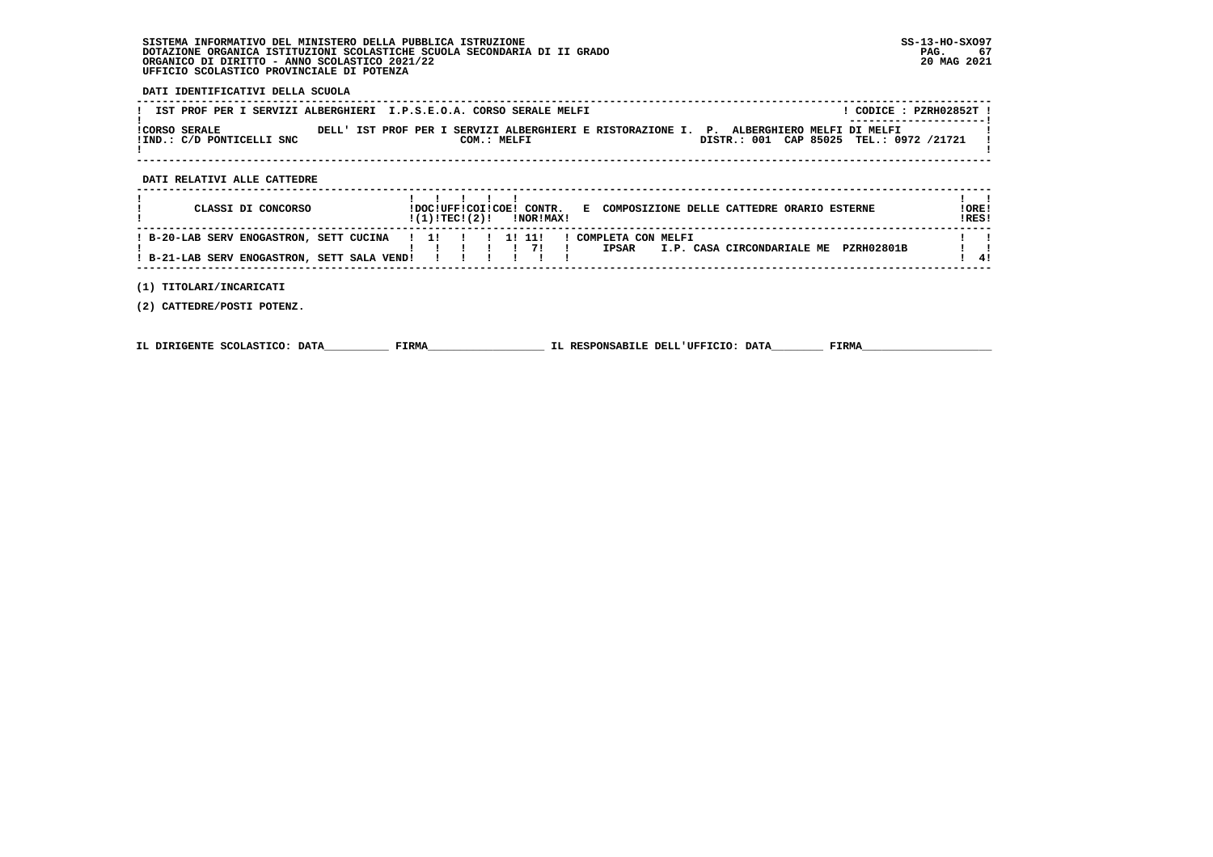SISTEMA INFORMATIVO DEL MINISTERO DELLA PUBBLICA ISTRUZIONE
DOTAZIONE ORGANICA ISTITUZIONI SCOLASTICHE SCUOLA SECONDARIA DI II GRADO
ORGANICO DI DIRITTO - ANNO SCOLASTICO 2021/22
UFFICIO SCOLASTICO PROVINCIALE DI POTENZA

SS-13-HO-SXO97
20 MAG 2021

**DATI IDENTIFICATIVI DELLA SCUOLA**

IST PROF PER I SERVIZI ALBERGHIERI I.P.S.E.O.A. CORSO SERALE MELFI — CODICE : PZRH02852T

CORSO SERALE DELL' IST PROF PER I SERVIZI ALBERGHIERI E RISTORAZIONE I. P. ALBERGHIERO MELFI DI MELFI
IND.: C/D PONTICELLI SNC — COM.: MELFI — DISTR.: 001 CAP 85025 TEL.: 0972 /21721

**DATI RELATIVI ALLE CATTEDRE**

| CLASSI DI CONCORSO | DOC (1) | UFF TEC | COI (2) | COE | CONTR. NOR | CONTR. MAX | E COMPOSIZIONE DELLE CATTEDRE ORARIO ESTERNE | ORE RES |
|---|---|---|---|---|---|---|---|---|
| B-20-LAB SERV ENOGASTRON, SETT CUCINA | 1 | | | 1 | 11 | | COMPLETA CON MELFI | |
| | | | | | 7 | | IPSAR I.P. CASA CIRCONDARIALE ME PZRH02801B | |
| B-21-LAB SERV ENOGASTRON, SETT SALA VEND | | | | | | | | 4 |

(1) TITOLARI/INCARICATI

(2) CATTEDRE/POSTI POTENZ.

IL DIRIGENTE SCOLASTICO: DATA__________ FIRMA__________________ IL RESPONSABILE DELL'UFFICIO: DATA________ FIRMA____________________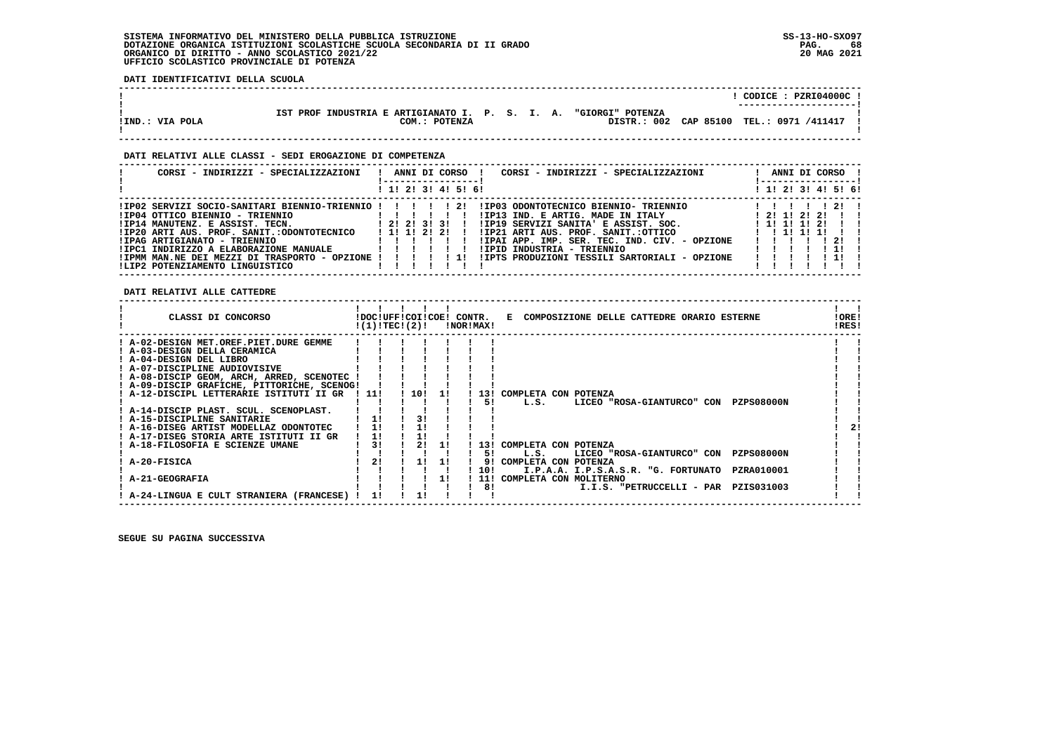SISTEMA INFORMATIVO DEL MINISTERO DELLA PUBBLICA ISTRUZIONE
DOTAZIONE ORGANICA ISTITUZIONI SCOLASTICHE SCUOLA SECONDARIA DI II GRADO
ORGANICO DI DIRITTO - ANNO SCOLASTICO 2021/22
UFFICIO SCOLASTICO PROVINCIALE DI POTENZA

SS-13-HO-SXO97
20 MAG 2021

**DATI IDENTIFICATIVI DELLA SCUOLA**

CODICE : PZRI04000C

IST PROF INDUSTRIA E ARTIGIANATO I. P. S. I. A. "GIORGI" POTENZA

IND.: VIA POLA — COM.: POTENZA — DISTR.: 002 CAP 85100 TEL.: 0971 /411417

**DATI RELATIVI ALLE CLASSI - SEDI EROGAZIONE DI COMPETENZA**

| CORSI - INDIRIZZI - SPECIALIZZAZIONI | 1 | 2 | 3 | 4 | 5 | 6 | CORSI - INDIRIZZI - SPECIALIZZAZIONI | 1 | 2 | 3 | 4 | 5 | 6 |
|---|---|---|---|---|---|---|---|---|---|---|---|---|---|
| IP02 SERVIZI SOCIO-SANITARI BIENNIO-TRIENNIO | | | | | 2 | | IP03 ODONTOTECNICO BIENNIO- TRIENNIO | | | | | 2 | |
| IP04 OTTICO BIENNIO - TRIENNIO | | | | | | | IP13 IND. E ARTIG. MADE IN ITALY | 2 | 1 | 2 | 2 | | |
| IP14 MANUTENZ. E ASSIST. TECN. | 2 | 2 | 3 | 3 | | | IP19 SERVIZI SANITA' E ASSIST. SOC. | 1 | 1 | 1 | 2 | | |
| IP20 ARTI AUS. PROF. SANIT.:ODONTOTECNICO | 1 | 1 | 2 | 2 | | | IP21 ARTI AUS. PROF. SANIT.:OTTICO | | 1 | 1 | 1 | | |
| IPAG ARTIGIANATO - TRIENNIO | | | | | | | IPAI APP. IMP. SER. TEC. IND. CIV. - OPZIONE | | | | | 2 | |
| IPC1 INDIRIZZO A ELABORAZIONE MANUALE | | | | | | | IPID INDUSTRIA - TRIENNIO | | | | | 1 | |
| IPMM MAN.NE DEI MEZZI DI TRASPORTO - OPZIONE | | | | | 1 | | IPTS PRODUZIONI TESSILI SARTORIALI - OPZIONE | | | | | 1 | |
| LIP2 POTENZIAMENTO LINGUISTICO | | | | | | | | | | | | | |

**DATI RELATIVI ALLE CATTEDRE**

| CLASSI DI CONCORSO | DOC (1) | UFF TEC | COI (2) | COE | CONTR. NOR | CONTR. MAX | E COMPOSIZIONE DELLE CATTEDRE ORARIO ESTERNE | ORE RES |
|---|---|---|---|---|---|---|---|---|
| A-02-DESIGN MET.OREF.PIET.DURE GEMME | | | | | | | | |
| A-03-DESIGN DELLA CERAMICA | | | | | | | | |
| A-04-DESIGN DEL LIBRO | | | | | | | | |
| A-07-DISCIPLINE AUDIOVISIVE | | | | | | | | |
| A-08-DISCIP GEOM, ARCH, ARRED, SCENOTEC | | | | | | | | |
| A-09-DISCIP GRAFICHE, PITTORICHE, SCENOG | | | | | | | | |
| A-12-DISCIPL LETTERARIE ISTITUTI II GR | 11 | | 10 | 1 | | 13 | COMPLETA CON POTENZA | |
| | | | | | | 5 | L.S. LICEO "ROSA-GIANTURCO" CON PZPS08000N | |
| A-14-DISCIP PLAST. SCUL. SCENOPLAST. | | | | | | | | |
| A-15-DISCIPLINE SANITARIE | 1 | | 3 | | | | | |
| A-16-DISEG ARTIST MODELLAZ ODONTOTEC | 1 | | 1 | | | | | 2 |
| A-17-DISEG STORIA ARTE ISTITUTI II GR | 1 | | 1 | | | | | |
| A-18-FILOSOFIA E SCIENZE UMANE | 3 | | 2 | 1 | | 13 | COMPLETA CON POTENZA | |
| | | | | | | 5 | L.S. LICEO "ROSA-GIANTURCO" CON PZPS08000N | |
| A-20-FISICA | 2 | | 1 | 1 | | 9 | COMPLETA CON POTENZA | |
| | | | | | | 10 | I.P.A.A. I.P.S.A.S.R. "G. FORTUNATO PZRA010001 | |
| A-21-GEOGRAFIA | | | | 1 | | 11 | COMPLETA CON MOLITERNO | |
| | | | | | | 8 | I.I.S. "PETRUCCELLI - PAR PZIS031003 | |
| A-24-LINGUA E CULT STRANIERA (FRANCESE) | 1 | | 1 | | | | | |

SEGUE SU PAGINA SUCCESSIVA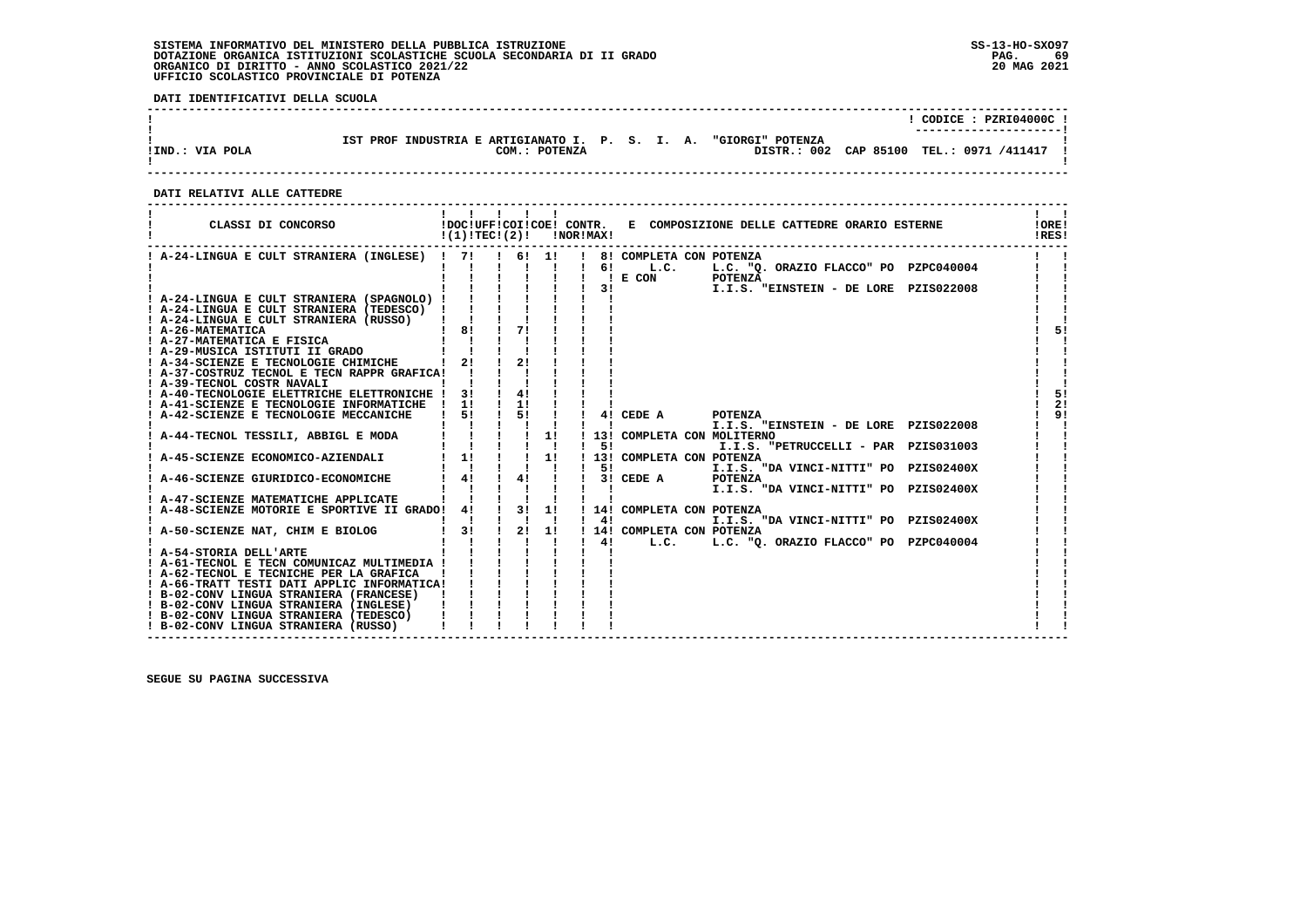SISTEMA INFORMATIVO DEL MINISTERO DELLA PUBBLICA ISTRUZIONE
DOTAZIONE ORGANICA ISTITUZIONI SCOLASTICHE SCUOLA SECONDARIA DI II GRADO
ORGANICO DI DIRITTO - ANNO SCOLASTICO 2021/22
UFFICIO SCOLASTICO PROVINCIALE DI POTENZA

SS-13-HO-SXO97
20 MAG 2021

**DATI IDENTIFICATIVI DELLA SCUOLA**

CODICE : PZRI04000C

IST PROF INDUSTRIA E ARTIGIANATO I. P. S. I. A. "GIORGI" POTENZA

IND.: VIA POLA — COM.: POTENZA — DISTR.: 002 CAP 85100 TEL.: 0971 /411417

**DATI RELATIVI ALLE CATTEDRE**

| CLASSI DI CONCORSO | DOC (1) | UFF TEC | COI (2) | COE | CONTR. NOR | MAX | E COMPOSIZIONE DELLE CATTEDRE ORARIO ESTERNE | ORE RES |
|---|---|---|---|---|---|---|---|---|
| A-24-LINGUA E CULT STRANIERA (INGLESE) | 7 | | 6 | 1 | | 8 | COMPLETA CON POTENZA | |
| | | | | | | 6 | L.C. L.C. "Q. ORAZIO FLACCO" PO PZPC040004 | |
| | | | | | | | E CON POTENZA | |
| | | | | | | 3 | I.I.S. "EINSTEIN - DE LORE PZIS022008 | |
| A-24-LINGUA E CULT STRANIERA (SPAGNOLO) | | | | | | | | |
| A-24-LINGUA E CULT STRANIERA (TEDESCO) | | | | | | | | |
| A-24-LINGUA E CULT STRANIERA (RUSSO) | | | | | | | | |
| A-26-MATEMATICA | 8 | | 7 | | | | | 5 |
| A-27-MATEMATICA E FISICA | | | | | | | | |
| A-29-MUSICA ISTITUTI II GRADO | | | | | | | | |
| A-34-SCIENZE E TECNOLOGIE CHIMICHE | 2 | | 2 | | | | | |
| A-37-COSTRUZ TECNOL E TECN RAPPR GRAFICA | | | | | | | | |
| A-39-TECNOL COSTR NAVALI | | | | | | | | |
| A-40-TECNOLOGIE ELETTRICHE ELETTRONICHE | 3 | | 4 | | | | | 5 |
| A-41-SCIENZE E TECNOLOGIE INFORMATICHE | 1 | | 1 | | | | | 2 |
| A-42-SCIENZE E TECNOLOGIE MECCANICHE | 5 | | 5 | | | 4 | CEDE A POTENZA | 9 |
| | | | | | | | I.I.S. "EINSTEIN - DE LORE PZIS022008 | |
| A-44-TECNOL TESSILI, ABBIGL E MODA | | | | 1 | | 13 | COMPLETA CON MOLITERNO | |
| | | | | | | 5 | I.I.S. "PETRUCCELLI - PAR PZIS031003 | |
| A-45-SCIENZE ECONOMICO-AZIENDALI | 1 | | | 1 | | 13 | COMPLETA CON POTENZA | |
| | | | | | | 5 | I.I.S. "DA VINCI-NITTI" PO PZIS02400X | |
| A-46-SCIENZE GIURIDICO-ECONOMICHE | 4 | | 4 | | | 3 | CEDE A POTENZA | |
| | | | | | | | I.I.S. "DA VINCI-NITTI" PO PZIS02400X | |
| A-47-SCIENZE MATEMATICHE APPLICATE | | | | | | | | |
| A-48-SCIENZE MOTORIE E SPORTIVE II GRADO | 4 | | 3 | 1 | | 14 | COMPLETA CON POTENZA | |
| | | | | | | 4 | I.I.S. "DA VINCI-NITTI" PO PZIS02400X | |
| A-50-SCIENZE NAT, CHIM E BIOLOG | 3 | | 2 | 1 | | 14 | COMPLETA CON POTENZA | |
| | | | | | | 4 | L.C. L.C. "Q. ORAZIO FLACCO" PO PZPC040004 | |
| A-54-STORIA DELL'ARTE | | | | | | | | |
| A-61-TECNOL E TECN COMUNICAZ MULTIMEDIA | | | | | | | | |
| A-62-TECNOL E TECNICHE PER LA GRAFICA | | | | | | | | |
| A-66-TRATT TESTI DATI APPLIC INFORMATICA | | | | | | | | |
| B-02-CONV LINGUA STRANIERA (FRANCESE) | | | | | | | | |
| B-02-CONV LINGUA STRANIERA (INGLESE) | | | | | | | | |
| B-02-CONV LINGUA STRANIERA (TEDESCO) | | | | | | | | |
| B-02-CONV LINGUA STRANIERA (RUSSO) | | | | | | | | |

SEGUE SU PAGINA SUCCESSIVA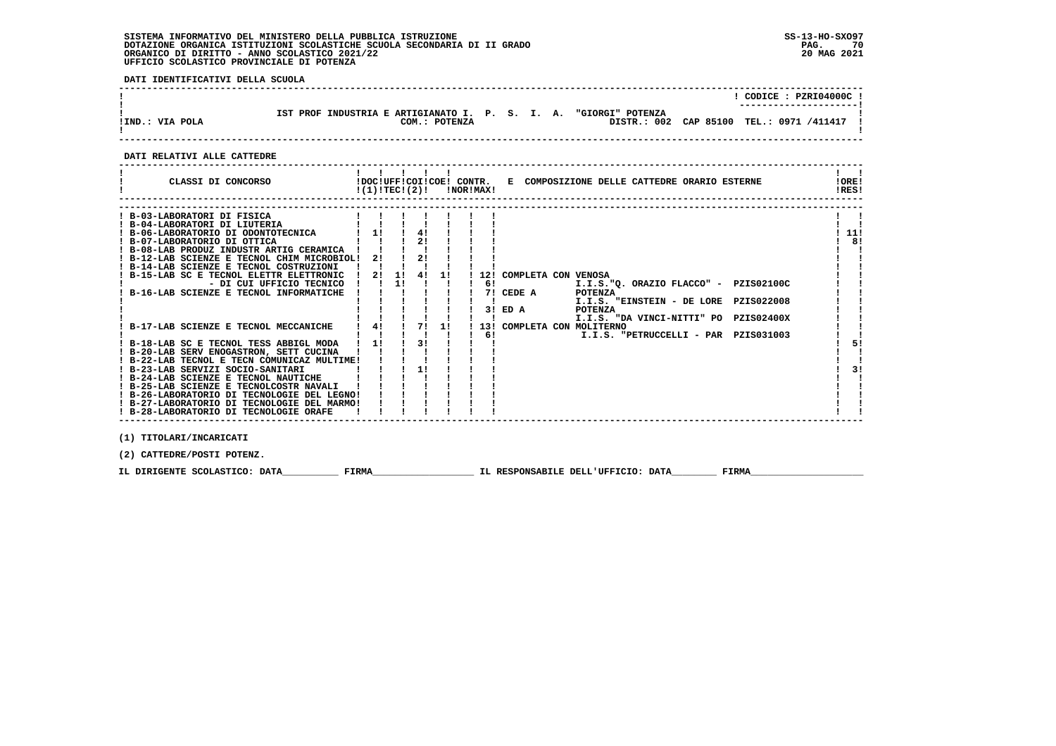SISTEMA INFORMATIVO DEL MINISTERO DELLA PUBBLICA ISTRUZIONE
DOTAZIONE ORGANICA ISTITUZIONI SCOLASTICHE SCUOLA SECONDARIA DI II GRADO
ORGANICO DI DIRITTO - ANNO SCOLASTICO 2021/22
UFFICIO SCOLASTICO PROVINCIALE DI POTENZA

SS-13-HO-SXO97
20 MAG 2021

**DATI IDENTIFICATIVI DELLA SCUOLA**

CODICE : PZRI04000C

IST PROF INDUSTRIA E ARTIGIANATO I. P. S. I. A. "GIORGI" POTENZA

IND.: VIA POLA — COM.: POTENZA — DISTR.: 002 CAP 85100 TEL.: 0971 /411417

**DATI RELATIVI ALLE CATTEDRE**

| CLASSI DI CONCORSO | DOC (1) | UFF TEC | COI (2) | COE | CONTR. NOR | CONTR. MAX | E COMPOSIZIONE DELLE CATTEDRE ORARIO ESTERNE | ORE RES |
|---|---|---|---|---|---|---|---|---|
| B-03-LABORATORI DI FISICA | | | | | | | | |
| B-04-LABORATORI DI LIUTERIA | | | | | | | | |
| B-06-LABORATORIO DI ODONTOTECNICA | 1 | | 4 | | | | | 11 |
| B-07-LABORATORIO DI OTTICA | | | 2 | | | | | 8 |
| B-08-LAB PRODUZ INDUSTR ARTIG CERAMICA | | | | | | | | |
| B-12-LAB SCIENZE E TECNOL CHIM MICROBIOL | 2 | | 2 | | | | | |
| B-14-LAB SCIENZE E TECNOL COSTRUZIONI | | | | | | | | |
| B-15-LAB SC E TECNOL ELETTR ELETTRONIC | 2 | 1 | 4 | 1 | | 12 | COMPLETA CON VENOSA | |
| - DI CUI UFFICIO TECNICO | | 1 | | | | 6 | I.I.S."Q. ORAZIO FLACCO" - PZIS02100C | |
| B-16-LAB SCIENZE E TECNOL INFORMATICHE | | | | | | 7 | CEDE A POTENZA I.I.S. "EINSTEIN - DE LORE PZIS022008 | |
| | | | | | | 3 | ED A POTENZA I.I.S. "DA VINCI-NITTI" PO PZIS02400X | |
| B-17-LAB SCIENZE E TECNOL MECCANICHE | 4 | | 7 | 1 | | 13 | COMPLETA CON MOLITERNO | |
| | | | | | | 6 | I.I.S. "PETRUCCELLI - PAR PZIS031003 | |
| B-18-LAB SC E TECNOL TESS ABBIGL MODA | 1 | | 3 | | | | | 5 |
| B-20-LAB SERV ENOGASTRON, SETT CUCINA | | | | | | | | |
| B-22-LAB TECNOL E TECN COMUNICAZ MULTIME | | | | | | | | |
| B-23-LAB SERVIZI SOCIO-SANITARI | | | 1 | | | | | 3 |
| B-24-LAB SCIENZE E TECNOL NAUTICHE | | | | | | | | |
| B-25-LAB SCIENZE E TECNOLCOSTR NAVALI | | | | | | | | |
| B-26-LABORATORIO DI TECNOLOGIE DEL LEGNO | | | | | | | | |
| B-27-LABORATORIO DI TECNOLOGIE DEL MARMO | | | | | | | | |
| B-28-LABORATORIO DI TECNOLOGIE ORAFE | | | | | | | | |

(1) TITOLARI/INCARICATI

(2) CATTEDRE/POSTI POTENZ.

IL DIRIGENTE SCOLASTICO: DATA__________ FIRMA__________________ IL RESPONSABILE DELL'UFFICIO: DATA________ FIRMA____________________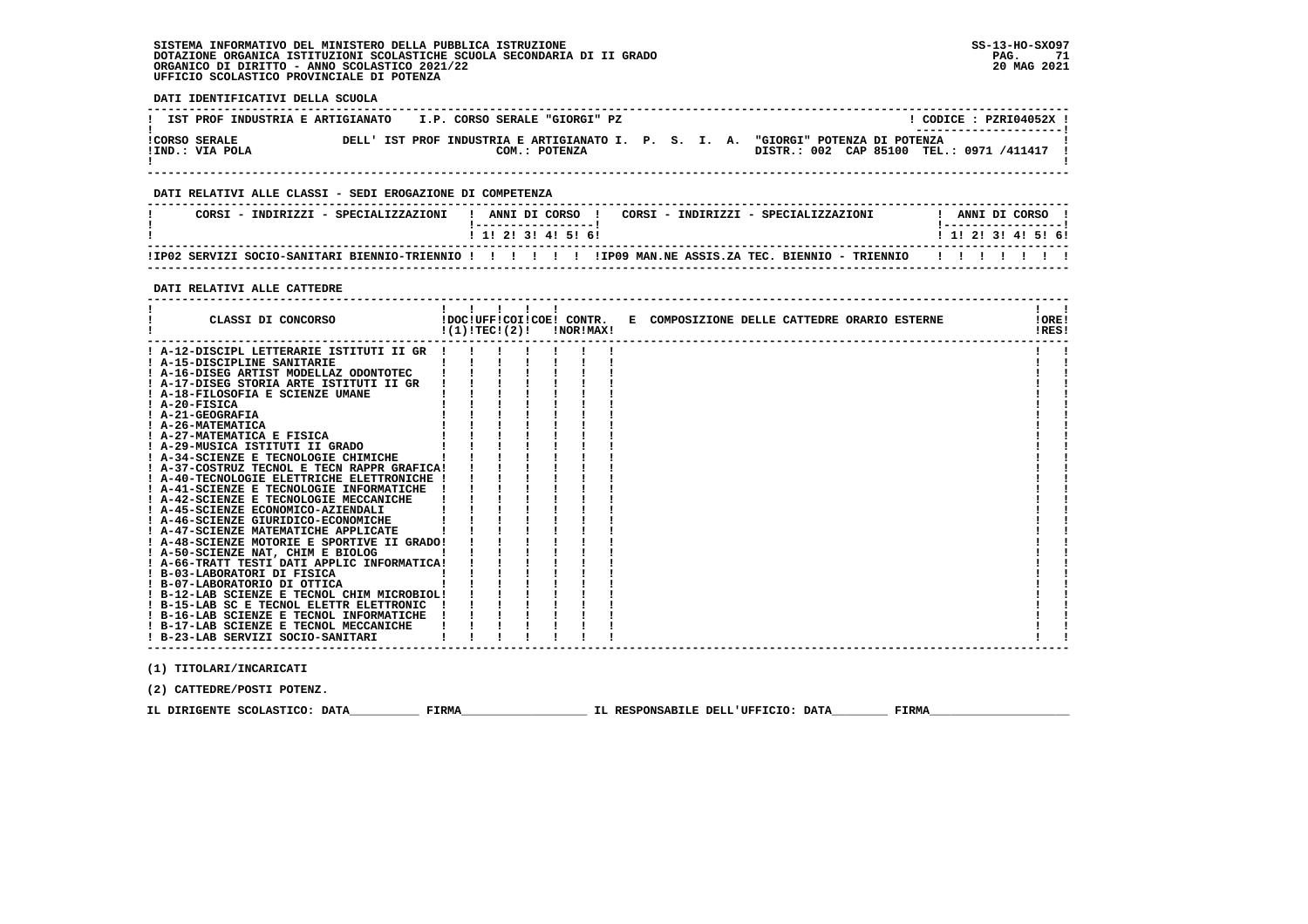SISTEMA INFORMATIVO DEL MINISTERO DELLA PUBBLICA ISTRUZIONE
DOTAZIONE ORGANICA ISTITUZIONI SCOLASTICHE SCUOLA SECONDARIA DI II GRADO
ORGANICO DI DIRITTO - ANNO SCOLASTICO 2021/22
UFFICIO SCOLASTICO PROVINCIALE DI POTENZA

SS-13-HO-SXO97
20 MAG 2021

**DATI IDENTIFICATIVI DELLA SCUOLA**

| IST PROF INDUSTRIA E ARTIGIANATO I.P. CORSO SERALE "GIORGI" PZ | CODICE : PZRI04052X |
|---|---|
| CORSO SERALE DELL' IST PROF INDUSTRIA E ARTIGIANATO I. P. S. I. A. "GIORGI" POTENZA DI POTENZA | |
| IND.: VIA POLA COM.: POTENZA | DISTR.: 002 CAP 85100 TEL.: 0971 /411417 |

**DATI RELATIVI ALLE CLASSI - SEDI EROGAZIONE DI COMPETENZA**

| CORSI - INDIRIZZI - SPECIALIZZAZIONI | 1 | 2 | 3 | 4 | 5 | 6 | CORSI - INDIRIZZI - SPECIALIZZAZIONI | 1 | 2 | 3 | 4 | 5 | 6 |
|---|---|---|---|---|---|---|---|---|---|---|---|---|---|
| IP02 SERVIZI SOCIO-SANITARI BIENNIO-TRIENNIO | | | | | | | IP09 MAN.NE ASSIS.ZA TEC. BIENNIO - TRIENNIO | | | | | | |

**DATI RELATIVI ALLE CATTEDRE**

| CLASSI DI CONCORSO | DOC (1) | UFF | COI TEC (2) | COE | CONTR. NOR | CONTR. MAX | E COMPOSIZIONE DELLE CATTEDRE ORARIO ESTERNE | ORE RES |
|---|---|---|---|---|---|---|---|---|
| A-12-DISCIPL LETTERARIE ISTITUTI II GR | | | | | | | | |
| A-15-DISCIPLINE SANITARIE | | | | | | | | |
| A-16-DISEG ARTIST MODELLAZ ODONTOTEC | | | | | | | | |
| A-17-DISEG STORIA ARTE ISTITUTI II GR | | | | | | | | |
| A-18-FILOSOFIA E SCIENZE UMANE | | | | | | | | |
| A-20-FISICA | | | | | | | | |
| A-21-GEOGRAFIA | | | | | | | | |
| A-26-MATEMATICA | | | | | | | | |
| A-27-MATEMATICA E FISICA | | | | | | | | |
| A-29-MUSICA ISTITUTI II GRADO | | | | | | | | |
| A-34-SCIENZE E TECNOLOGIE CHIMICHE | | | | | | | | |
| A-37-COSTRUZ TECNOL E TECN RAPPR GRAFICA | | | | | | | | |
| A-40-TECNOLOGIE ELETTRICHE ELETTRONICHE | | | | | | | | |
| A-41-SCIENZE E TECNOLOGIE INFORMATICHE | | | | | | | | |
| A-42-SCIENZE E TECNOLOGIE MECCANICHE | | | | | | | | |
| A-45-SCIENZE ECONOMICO-AZIENDALI | | | | | | | | |
| A-46-SCIENZE GIURIDICO-ECONOMICHE | | | | | | | | |
| A-47-SCIENZE MATEMATICHE APPLICATE | | | | | | | | |
| A-48-SCIENZE MOTORIE E SPORTIVE II GRADO | | | | | | | | |
| A-50-SCIENZE NAT, CHIM E BIOLOG | | | | | | | | |
| A-66-TRATT TESTI DATI APPLIC INFORMATICA | | | | | | | | |
| B-03-LABORATORI DI FISICA | | | | | | | | |
| B-07-LABORATORIO DI OTTICA | | | | | | | | |
| B-12-LAB SCIENZE E TECNOL CHIM MICROBIOL | | | | | | | | |
| B-15-LAB SC E TECNOL ELETTR ELETTRONIC | | | | | | | | |
| B-16-LAB SCIENZE E TECNOL INFORMATICHE | | | | | | | | |
| B-17-LAB SCIENZE E TECNOL MECCANICHE | | | | | | | | |
| B-23-LAB SERVIZI SOCIO-SANITARI | | | | | | | | |

(1) TITOLARI/INCARICATI

(2) CATTEDRE/POSTI POTENZ.

IL DIRIGENTE SCOLASTICO: DATA__________ FIRMA__________________ IL RESPONSABILE DELL'UFFICIO: DATA________ FIRMA____________________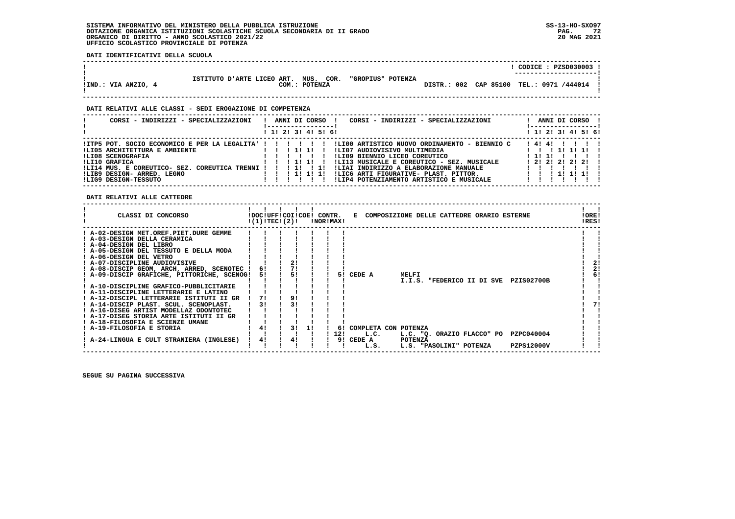SISTEMA INFORMATIVO DEL MINISTERO DELLA PUBBLICA ISTRUZIONE
DOTAZIONE ORGANICA ISTITUZIONI SCOLASTICHE SCUOLA SECONDARIA DI II GRADO
ORGANICO DI DIRITTO - ANNO SCOLASTICO 2021/22
UFFICIO SCOLASTICO PROVINCIALE DI POTENZA

SS-13-HO-SXO97
20 MAG 2021

**DATI IDENTIFICATIVI DELLA SCUOLA**

CODICE : PZSD030003

ISTITUTO D'ARTE LICEO ART. MUS. COR. "GROPIUS" POTENZA
IND.: VIA ANZIO, 4 — COM.: POTENZA — DISTR.: 002 CAP 85100 TEL.: 0971 /444014

**DATI RELATIVI ALLE CLASSI - SEDI EROGAZIONE DI COMPETENZA**

| CORSI - INDIRIZZI - SPECIALIZZAZIONI | 1 | 2 | 3 | 4 | 5 | 6 | CORSI - INDIRIZZI - SPECIALIZZAZIONI | 1 | 2 | 3 | 4 | 5 | 6 |
|---|---|---|---|---|---|---|---|---|---|---|---|---|---|
| ITP5 POT. SOCIO ECONOMICO E PER LA LEGALITA' | | | | | | | LI00 ARTISTICO NUOVO ORDINAMENTO - BIENNIO C | 4 | 4 | | | | |
| LI05 ARCHITETTURA E AMBIENTE | | | 1 | 1 | | | LI07 AUDIOVISIVO MULTIMEDIA | | | 1 | 1 | 1 | |
| LI08 SCENOGRAFIA | | | | | | | LI09 BIENNIO LICEO COREUTICO | 1 | 1 | | | | |
| LI10 GRAFICA | | | 1 | 1 | | | LI13 MUSICALE E COREUTICO - SEZ. MUSICALE | 2 | 2 | 2 | 2 | 2 | |
| LI14 MUS. E COREUTICO- SEZ. COREUTICA TRENNI | | | 1 | | 1 | | LIAI INDIRIZZO A ELABORAZIONE MANUALE | | | | | | |
| LIB9 DESIGN- ARRED. LEGNO | | | 1 | 1 | 1 | | LIC6 ARTI FIGURATIVE- PLAST. PITTOR. | | | 1 | 1 | 1 | |
| LIG9 DESIGN-TESSUTO | | | | | | | LIP4 POTENZIAMENTO ARTISTICO E MUSICALE | | | | | | |

**DATI RELATIVI ALLE CATTEDRE**

| CLASSI DI CONCORSO | DOC (1) | UFF TEC | COI (2) | COE | CONTR. NOR | CONTR. MAX | E COMPOSIZIONE DELLE CATTEDRE ORARIO ESTERNE | ORE RES |
|---|---|---|---|---|---|---|---|---|
| A-02-DESIGN MET.OREF.PIET.DURE GEMME | | | | | | | | |
| A-03-DESIGN DELLA CERAMICA | | | | | | | | |
| A-04-DESIGN DEL LIBRO | | | | | | | | |
| A-05-DESIGN DEL TESSUTO E DELLA MODA | | | | | | | | |
| A-06-DESIGN DEL VETRO | | | | | | | | |
| A-07-DISCIPLINE AUDIOVISIVE | | | 2 | | | | | 2 |
| A-08-DISCIP GEOM, ARCH, ARRED, SCENOTEC | 6 | | 7 | | | | | 2 |
| A-09-DISCIP GRAFICHE, PITTORICHE, SCENOG | 5 | | 5 | | | 5 | CEDE A MELFI I.I.S. "FEDERICO II DI SVE PZIS02700B | 6 |
| A-10-DISCIPLINE GRAFICO-PUBBLICITARIE | | | | | | | | |
| A-11-DISCIPLINE LETTERARIE E LATINO | | | | | | | | |
| A-12-DISCIPL LETTERARIE ISTITUTI II GR | 7 | | 9 | | | | | |
| A-14-DISCIP PLAST. SCUL. SCENOPLAST. | 3 | | 3 | | | | | 7 |
| A-16-DISEG ARTIST MODELLAZ ODONTOTEC | | | | | | | | |
| A-17-DISEG STORIA ARTE ISTITUTI II GR | | | | | | | | |
| A-18-FILOSOFIA E SCIENZE UMANE | | | | | | | | |
| A-19-FILOSOFIA E STORIA | 4 | | 3 | 1 | | 6 / 12 | COMPLETA CON POTENZA L.C. L.C. "Q. ORAZIO FLACCO" PO PZPC040004 | |
| A-24-LINGUA E CULT STRANIERA (INGLESE) | 4 | | 4 | | | 9 | CEDE A POTENZA L.S. L.S. "PASOLINI" POTENZA PZPS12000V | |

SEGUE SU PAGINA SUCCESSIVA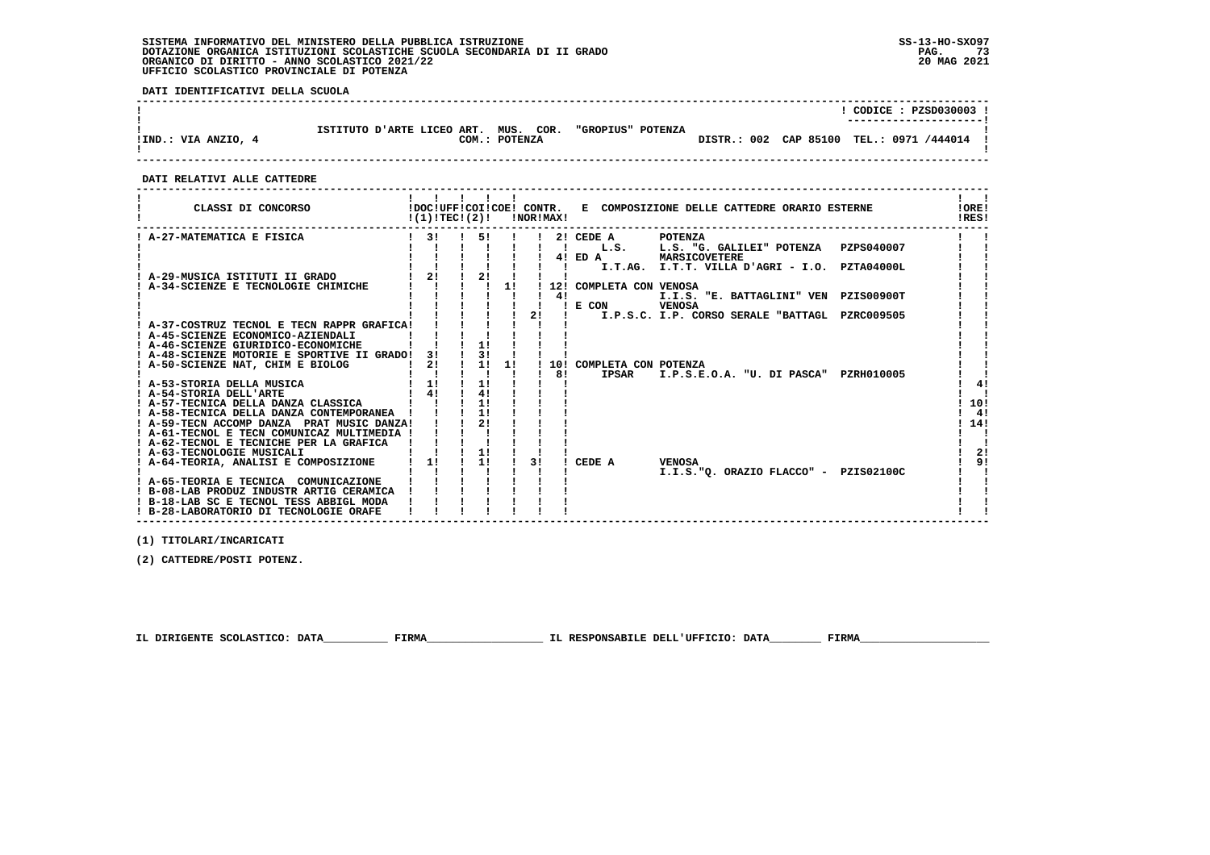SISTEMA INFORMATIVO DEL MINISTERO DELLA PUBBLICA ISTRUZIONE
DOTAZIONE ORGANICA ISTITUZIONI SCOLASTICHE SCUOLA SECONDARIA DI II GRADO
ORGANICO DI DIRITTO - ANNO SCOLASTICO 2021/22
UFFICIO SCOLASTICO PROVINCIALE DI POTENZA

SS-13-HO-SXO97
20 MAG 2021

**DATI IDENTIFICATIVI DELLA SCUOLA**

| | |
|---|---|
| ISTITUTO D'ARTE LICEO ART. MUS. COR. "GROPIUS" POTENZA | CODICE : PZSD030003 |
| IND.: VIA ANZIO, 4 — COM.: POTENZA | DISTR.: 002 CAP 85100 TEL.: 0971 /444014 |

**DATI RELATIVI ALLE CATTEDRE**

| CLASSI DI CONCORSO | DOC (1) | UFF TEC | COI (2) | COE | CONTR. NOR | CONTR. MAX | E COMPOSIZIONE DELLE CATTEDRE ORARIO ESTERNE | ORE RES |
|---|---|---|---|---|---|---|---|---|
| A-27-MATEMATICA E FISICA | 3 | | 5 | | | 2 | CEDE A POTENZA L.S. L.S. "G. GALILEI" POTENZA PZPS040007 | |
| | | | | | | 4 | ED A MARSICOVETERE I.T.AG. I.T.T. VILLA D'AGRI - I.O. PZTA04000L | |
| A-29-MUSICA ISTITUTI II GRADO | 2 | | 2 | | | | | |
| A-34-SCIENZE E TECNOLOGIE CHIMICHE | | | | 1 | | 12 | COMPLETA CON VENOSA | |
| | | | | | | 4 | I.I.S. "E. BATTAGLINI" VEN PZIS00900T | |
| | | | | | | | E CON VENOSA | |
| | | | | | 2 | | I.P.S.C. I.P. CORSO SERALE "BATTAGL PZRC009505 | |
| A-37-COSTRUZ TECNOL E TECN RAPPR GRAFICA | | | | | | | | |
| A-45-SCIENZE ECONOMICO-AZIENDALI | | | | | | | | |
| A-46-SCIENZE GIURIDICO-ECONOMICHE | | | 1 | | | | | |
| A-48-SCIENZE MOTORIE E SPORTIVE II GRADO | 3 | | 3 | | | | | |
| A-50-SCIENZE NAT, CHIM E BIOLOG | 2 | | 1 | 1 | | 10 | COMPLETA CON POTENZA | |
| | | | | | | 8 | IPSAR I.P.S.E.O.A. "U. DI PASCA" PZRH010005 | |
| A-53-STORIA DELLA MUSICA | 1 | | 1 | | | | | 4 |
| A-54-STORIA DELL'ARTE | 4 | | 4 | | | | | |
| A-57-TECNICA DELLA DANZA CLASSICA | | | 1 | | | | | 10 |
| A-58-TECNICA DELLA DANZA CONTEMPORANEA | | | 1 | | | | | 4 |
| A-59-TECN ACCOMP DANZA PRAT MUSIC DANZA | | | 2 | | | | | 14 |
| A-61-TECNOL E TECN COMUNICAZ MULTIMEDIA | | | | | | | | |
| A-62-TECNOL E TECNICHE PER LA GRAFICA | | | | | | | | |
| A-63-TECNOLOGIE MUSICALI | | | 1 | | | | | 2 |
| A-64-TEORIA, ANALISI E COMPOSIZIONE | 1 | | 1 | | 3 | | CEDE A VENOSA I.I.S."Q. ORAZIO FLACCO" - PZIS02100C | 9 |
| A-65-TEORIA E TECNICA COMUNICAZIONE | | | | | | | | |
| B-08-LAB PRODUZ INDUSTR ARTIG CERAMICA | | | | | | | | |
| B-18-LAB SC E TECNOL TESS ABBIGL MODA | | | | | | | | |
| B-28-LABORATORIO DI TECNOLOGIE ORAFE | | | | | | | | |

(1) TITOLARI/INCARICATI

(2) CATTEDRE/POSTI POTENZ.

IL DIRIGENTE SCOLASTICO: DATA__________ FIRMA__________________ IL RESPONSABILE DELL'UFFICIO: DATA________ FIRMA____________________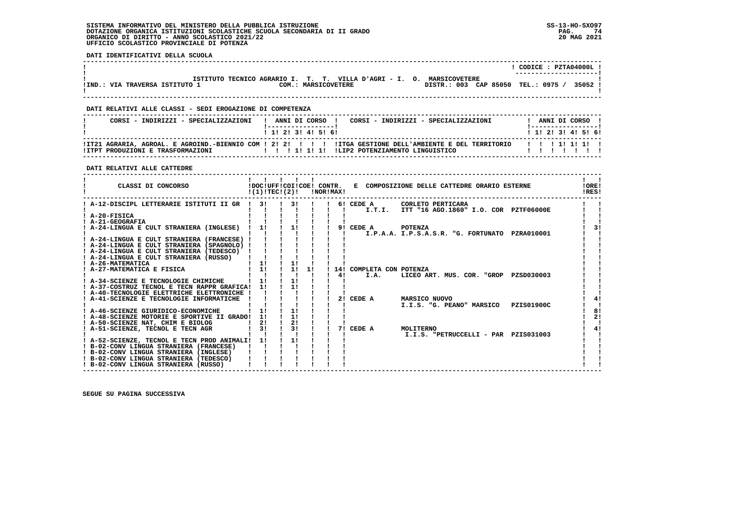SISTEMA INFORMATIVO DEL MINISTERO DELLA PUBBLICA ISTRUZIONE
DOTAZIONE ORGANICA ISTITUZIONI SCOLASTICHE SCUOLA SECONDARIA DI II GRADO
ORGANICO DI DIRITTO - ANNO SCOLASTICO 2021/22
UFFICIO SCOLASTICO PROVINCIALE DI POTENZA

SS-13-HO-SXO97
20 MAG 2021

**DATI IDENTIFICATIVI DELLA SCUOLA**

CODICE : PZTA04000L

ISTITUTO TECNICO AGRARIO I. T. T. VILLA D'AGRI - I. O. MARSICOVETERE
IND.: VIA TRAVERSA ISTITUTO 1 — COM.: MARSICOVETERE — DISTR.: 003 CAP 85050 TEL.: 0975 / 35052

**DATI RELATIVI ALLE CLASSI - SEDI EROGAZIONE DI COMPETENZA**

| CORSI - INDIRIZZI - SPECIALIZZAZIONI | 1 | 2 | 3 | 4 | 5 | 6 | CORSI - INDIRIZZI - SPECIALIZZAZIONI | 1 | 2 | 3 | 4 | 5 | 6 |
|---|---|---|---|---|---|---|---|---|---|---|---|---|---|
| IT21 AGRARIA, AGROAL. E AGROIND.-BIENNIO COM | 2 | 2 | | | | | ITGA GESTIONE DELL'AMBIENTE E DEL TERRITORIO | | | 1 | 1 | 1 | |
| ITPT PRODUZIONI E TRASFORMAZIONI | | | 1 | 1 | 1 | | LIP2 POTENZIAMENTO LINGUISTICO | | | | | | |

**DATI RELATIVI ALLE CATTEDRE**

| CLASSI DI CONCORSO | DOC (1) | UFF TEC (2) | COI | COE | CONTR. NOR | CONTR. MAX | E COMPOSIZIONE DELLE CATTEDRE ORARIO ESTERNE | ORE RES |
|---|---|---|---|---|---|---|---|---|
| A-12-DISCIPL LETTERARIE ISTITUTI II GR | 3 | | 3 | | | 6 | CEDE A CORLETO PERTICARA I.T.I. ITT "16 AGO.1860" I.O. COR PZTF06000E | |
| A-20-FISICA | | | | | | | | |
| A-21-GEOGRAFIA | | | | | | | | |
| A-24-LINGUA E CULT STRANIERA (INGLESE) | 1 | | 1 | | | 9 | CEDE A POTENZA I.P.A.A. I.P.S.A.S.R. "G. FORTUNATO PZRA010001 | 3 |
| A-24-LINGUA E CULT STRANIERA (FRANCESE) | | | | | | | | |
| A-24-LINGUA E CULT STRANIERA (SPAGNOLO) | | | | | | | | |
| A-24-LINGUA E CULT STRANIERA (TEDESCO) | | | | | | | | |
| A-24-LINGUA E CULT STRANIERA (RUSSO) | | | | | | | | |
| A-26-MATEMATICA | 1 | | 1 | | | | | |
| A-27-MATEMATICA E FISICA | 1 | | 1 | 1 | | 14 / 4 | COMPLETA CON POTENZA I.A. LICEO ART. MUS. COR. "GROP PZSD030003 | |
| A-34-SCIENZE E TECNOLOGIE CHIMICHE | 1 | | 1 | | | | | |
| A-37-COSTRUZ TECNOL E TECN RAPPR GRAFICA | 1 | | 1 | | | | | |
| A-40-TECNOLOGIE ELETTRICHE ELETTRONICHE | | | | | | | | |
| A-41-SCIENZE E TECNOLOGIE INFORMATICHE | | | | | | 2 | CEDE A MARSICO NUOVO I.I.S. "G. PEANO" MARSICO PZIS01900C | 4 |
| A-46-SCIENZE GIURIDICO-ECONOMICHE | 1 | | 1 | | | | | 8 |
| A-48-SCIENZE MOTORIE E SPORTIVE II GRADO | 1 | | 1 | | | | | 2 |
| A-50-SCIENZE NAT, CHIM E BIOLOG | 2 | | 2 | | | | | |
| A-51-SCIENZE, TECNOL E TECN AGR | 3 | | 3 | | | 7 | CEDE A MOLITERNO I.I.S. "PETRUCCELLI - PAR PZIS031003 | 4 |
| A-52-SCIENZE, TECNOL E TECN PROD ANIMALI | 1 | | 1 | | | | | |
| B-02-CONV LINGUA STRANIERA (FRANCESE) | | | | | | | | |
| B-02-CONV LINGUA STRANIERA (INGLESE) | | | | | | | | |
| B-02-CONV LINGUA STRANIERA (TEDESCO) | | | | | | | | |
| B-02-CONV LINGUA STRANIERA (RUSSO) | | | | | | | | |

SEGUE SU PAGINA SUCCESSIVA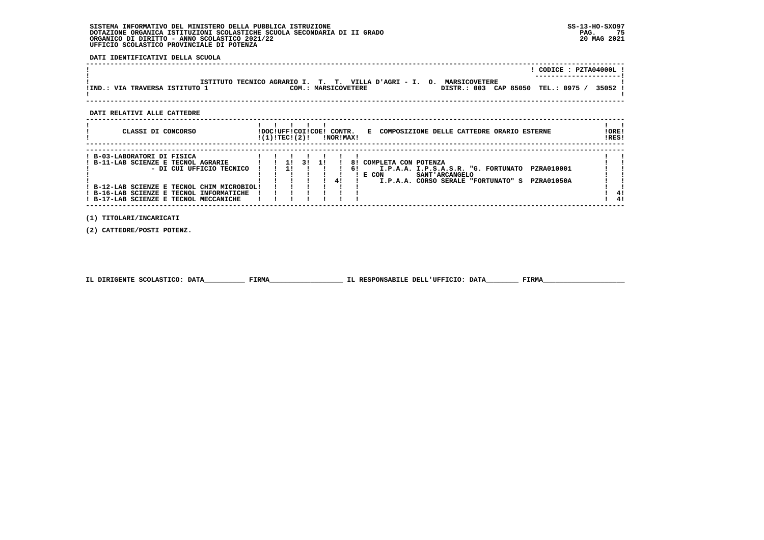SISTEMA INFORMATIVO DEL MINISTERO DELLA PUBBLICA ISTRUZIONE
DOTAZIONE ORGANICA ISTITUZIONI SCOLASTICHE SCUOLA SECONDARIA DI II GRADO
ORGANICO DI DIRITTO - ANNO SCOLASTICO 2021/22
UFFICIO SCOLASTICO PROVINCIALE DI POTENZA

SS-13-HO-SXO97
20 MAG 2021

**DATI IDENTIFICATIVI DELLA SCUOLA**

CODICE : PZTA04000L

ISTITUTO TECNICO AGRARIO I. T. T. VILLA D'AGRI - I. O. MARSICOVETERE
IND.: VIA TRAVERSA ISTITUTO 1 — COM.: MARSICOVETERE — DISTR.: 003 CAP 85050 TEL.: 0975 / 35052

**DATI RELATIVI ALLE CATTEDRE**

| CLASSI DI CONCORSO | DOC (1) | UFF TEC | COI | COE (2) | CONTR. NOR | CONTR. MAX | E COMPOSIZIONE DELLE CATTEDRE ORARIO ESTERNE | ORE RES |
|---|---|---|---|---|---|---|---|---|
| B-03-LABORATORI DI FISICA | | | | | | | | |
| B-11-LAB SCIENZE E TECNOL AGRARIE | | 1 | 3 | 1 | | 8 | COMPLETA CON POTENZA | |
| - DI CUI UFFICIO TECNICO | | 1 | | | | 6 | I.P.A.A. I.P.S.A.S.R. "G. FORTUNATO PZRA010001 | |
| | | | | | | | E CON SANT'ARCANGELO | |
| | | | | | 4 | | I.P.A.A. CORSO SERALE "FORTUNATO" S PZRA01050A | |
| B-12-LAB SCIENZE E TECNOL CHIM MICROBIOL | | | | | | | | |
| B-16-LAB SCIENZE E TECNOL INFORMATICHE | | | | | | | | 4 |
| B-17-LAB SCIENZE E TECNOL MECCANICHE | | | | | | | | 4 |

(1) TITOLARI/INCARICATI

(2) CATTEDRE/POSTI POTENZ.

IL DIRIGENTE SCOLASTICO: DATA__________ FIRMA__________________ IL RESPONSABILE DELL'UFFICIO: DATA________ FIRMA____________________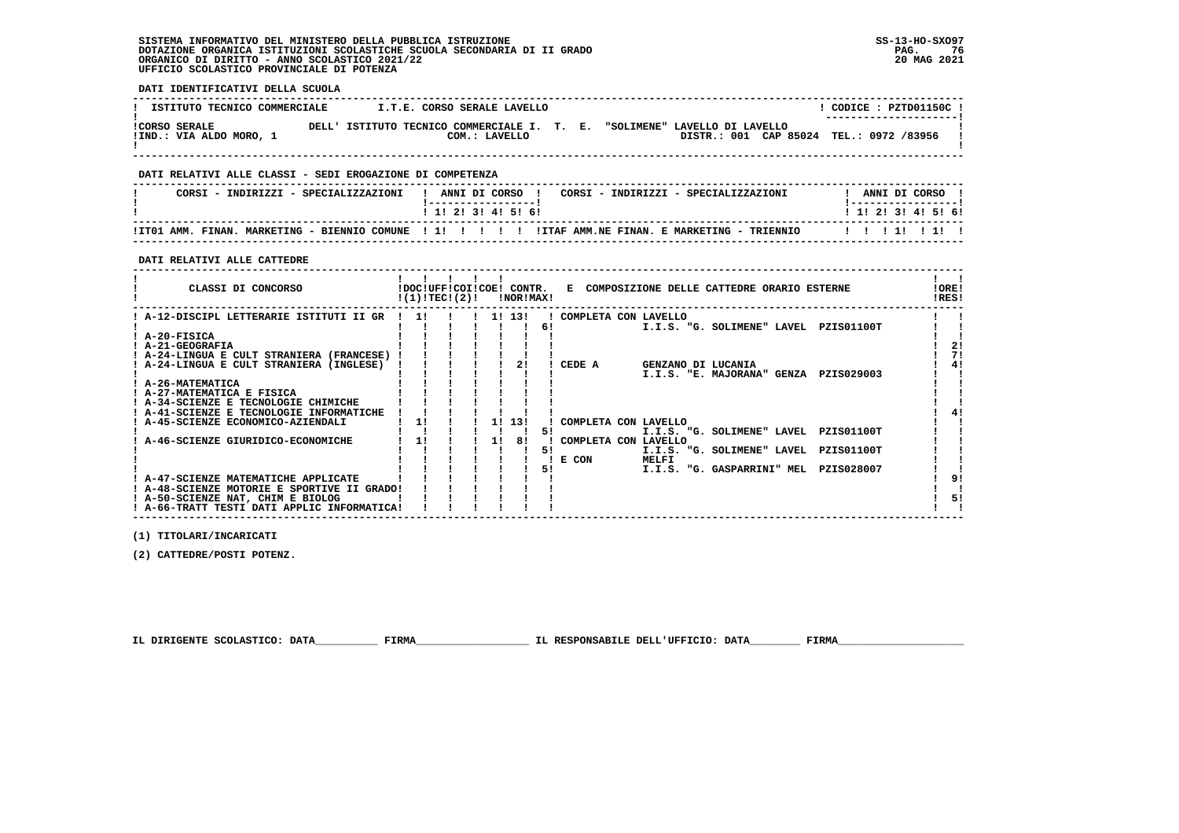SISTEMA INFORMATIVO DEL MINISTERO DELLA PUBBLICA ISTRUZIONE
DOTAZIONE ORGANICA ISTITUZIONI SCOLASTICHE SCUOLA SECONDARIA DI II GRADO
ORGANICO DI DIRITTO - ANNO SCOLASTICO 2021/22
UFFICIO SCOLASTICO PROVINCIALE DI POTENZA

SS-13-HO-SXO97
20 MAG 2021

**DATI IDENTIFICATIVI DELLA SCUOLA**

ISTITUTO TECNICO COMMERCIALE — I.T.E. CORSO SERALE LAVELLO — CODICE : PZTD01150C

CORSO SERALE DELL' ISTITUTO TECNICO COMMERCIALE I. T. E. "SOLIMENE" LAVELLO DI LAVELLO
IND.: VIA ALDO MORO, 1 — COM.: LAVELLO — DISTR.: 001 CAP 85024 TEL.: 0972 /83956

**DATI RELATIVI ALLE CLASSI - SEDI EROGAZIONE DI COMPETENZA**

| CORSI - INDIRIZZI - SPECIALIZZAZIONI | 1 | 2 | 3 | 4 | 5 | 6 | CORSI - INDIRIZZI - SPECIALIZZAZIONI | 1 | 2 | 3 | 4 | 5 | 6 |
|---|---|---|---|---|---|---|---|---|---|---|---|---|---|
| IT01 AMM. FINAN. MARKETING - BIENNIO COMUNE | 1 | | | | | | ITAF AMM.NE FINAN. E MARKETING - TRIENNIO | | | 1 | | 1 | |

**DATI RELATIVI ALLE CATTEDRE**

| CLASSI DI CONCORSO | DOC (1) | UFF TEC | COI (2) | COE | CONTR. NOR | CONTR. MAX | E COMPOSIZIONE DELLE CATTEDRE ORARIO ESTERNE | ORE RES |
|---|---|---|---|---|---|---|---|---|
| A-12-DISCIPL LETTERARIE ISTITUTI II GR | 1 | | | 1 | 13 | | COMPLETA CON LAVELLO | |
| | | | | | | 6 | I.I.S. "G. SOLIMENE" LAVEL PZIS01100T | |
| A-20-FISICA | | | | | | | | |
| A-21-GEOGRAFIA | | | | | | | | 2 |
| A-24-LINGUA E CULT STRANIERA (FRANCESE) | | | | | | | | 7 |
| A-24-LINGUA E CULT STRANIERA (INGLESE) | | | | | 2 | | CEDE A GENZANO DI LUCANIA | 4 |
| | | | | | | | I.I.S. "E. MAJORANA" GENZA PZIS029003 | |
| A-26-MATEMATICA | | | | | | | | |
| A-27-MATEMATICA E FISICA | | | | | | | | |
| A-34-SCIENZE E TECNOLOGIE CHIMICHE | | | | | | | | |
| A-41-SCIENZE E TECNOLOGIE INFORMATICHE | | | | | | | | 4 |
| A-45-SCIENZE ECONOMICO-AZIENDALI | 1 | | | 1 | 13 | | COMPLETA CON LAVELLO | |
| | | | | | | 5 | I.I.S. "G. SOLIMENE" LAVEL PZIS01100T | |
| A-46-SCIENZE GIURIDICO-ECONOMICHE | 1 | | | 1 | 8 | | COMPLETA CON LAVELLO | |
| | | | | | | 5 | I.I.S. "G. SOLIMENE" LAVEL PZIS01100T | |
| | | | | | | | E CON MELFI | |
| | | | | | | 5 | I.I.S. "G. GASPARRINI" MEL PZIS028007 | |
| A-47-SCIENZE MATEMATICHE APPLICATE | | | | | | | | 9 |
| A-48-SCIENZE MOTORIE E SPORTIVE II GRADO | | | | | | | | |
| A-50-SCIENZE NAT, CHIM E BIOLOG | | | | | | | | 5 |
| A-66-TRATT TESTI DATI APPLIC INFORMATICA | | | | | | | | |

(1) TITOLARI/INCARICATI

(2) CATTEDRE/POSTI POTENZ.

IL DIRIGENTE SCOLASTICO: DATA__________ FIRMA__________________ IL RESPONSABILE DELL'UFFICIO: DATA________ FIRMA____________________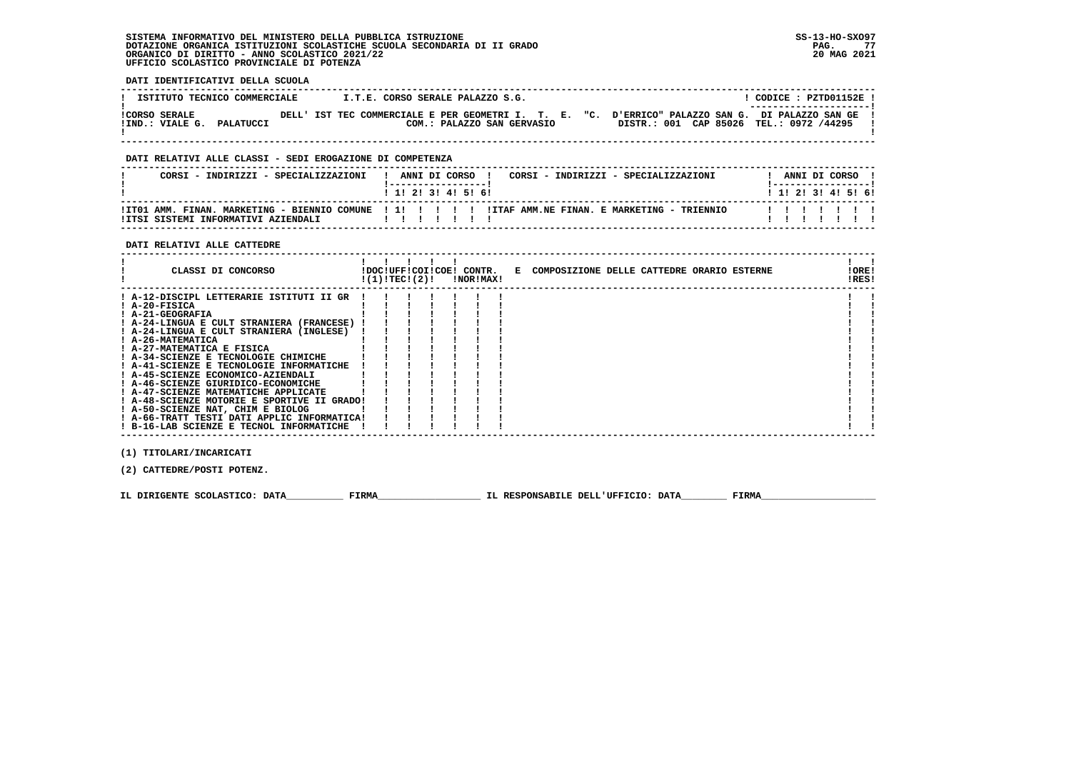SISTEMA INFORMATIVO DEL MINISTERO DELLA PUBBLICA ISTRUZIONE
DOTAZIONE ORGANICA ISTITUZIONI SCOLASTICHE SCUOLA SECONDARIA DI II GRADO
ORGANICO DI DIRITTO - ANNO SCOLASTICO 2021/22
UFFICIO SCOLASTICO PROVINCIALE DI POTENZA

SS-13-HO-SXO97
20 MAG 2021

**DATI IDENTIFICATIVI DELLA SCUOLA**

| ISTITUTO TECNICO COMMERCIALE | I.T.E. CORSO SERALE PALAZZO S.G. | CODICE : PZTD01152E |
|---|---|---|
| CORSO SERALE DELL' IST TEC COMMERCIALE E PER GEOMETRI I. T. E. "C. D'ERRICO" PALAZZO SAN G. DI PALAZZO SAN GE | | |
| IND.: VIALE G. PALATUCCI | COM.: PALAZZO SAN GERVASIO | DISTR.: 001 CAP 85026 TEL.: 0972 /44295 |

**DATI RELATIVI ALLE CLASSI - SEDI EROGAZIONE DI COMPETENZA**

| CORSI - INDIRIZZI - SPECIALIZZAZIONI | 1 | 2 | 3 | 4 | 5 | 6 | CORSI - INDIRIZZI - SPECIALIZZAZIONI | 1 | 2 | 3 | 4 | 5 | 6 |
|---|---|---|---|---|---|---|---|---|---|---|---|---|---|
| IT01 AMM. FINAN. MARKETING - BIENNIO COMUNE | 1 | | | | | | ITAF AMM.NE FINAN. E MARKETING - TRIENNIO | | | | | | |
| ITSI SISTEMI INFORMATIVI AZIENDALI | | | | | | | | | | | | | |

**DATI RELATIVI ALLE CATTEDRE**

| CLASSI DI CONCORSO | DOC (1) | UFF TEC | COI (2) | COE | CONTR. NOR | CONTR. MAX | E COMPOSIZIONE DELLE CATTEDRE ORARIO ESTERNE | ORE RES |
|---|---|---|---|---|---|---|---|---|
| A-12-DISCIPL LETTERARIE ISTITUTI II GR | | | | | | | | |
| A-20-FISICA | | | | | | | | |
| A-21-GEOGRAFIA | | | | | | | | |
| A-24-LINGUA E CULT STRANIERA (FRANCESE) | | | | | | | | |
| A-24-LINGUA E CULT STRANIERA (INGLESE) | | | | | | | | |
| A-26-MATEMATICA | | | | | | | | |
| A-27-MATEMATICA E FISICA | | | | | | | | |
| A-34-SCIENZE E TECNOLOGIE CHIMICHE | | | | | | | | |
| A-41-SCIENZE E TECNOLOGIE INFORMATICHE | | | | | | | | |
| A-45-SCIENZE ECONOMICO-AZIENDALI | | | | | | | | |
| A-46-SCIENZE GIURIDICO-ECONOMICHE | | | | | | | | |
| A-47-SCIENZE MATEMATICHE APPLICATE | | | | | | | | |
| A-48-SCIENZE MOTORIE E SPORTIVE II GRADO | | | | | | | | |
| A-50-SCIENZE NAT, CHIM E BIOLOG | | | | | | | | |
| A-66-TRATT TESTI DATI APPLIC INFORMATICA | | | | | | | | |
| B-16-LAB SCIENZE E TECNOL INFORMATICHE | | | | | | | | |

(1) TITOLARI/INCARICATI

(2) CATTEDRE/POSTI POTENZ.

IL DIRIGENTE SCOLASTICO: DATA__________ FIRMA__________________ IL RESPONSABILE DELL'UFFICIO: DATA________ FIRMA____________________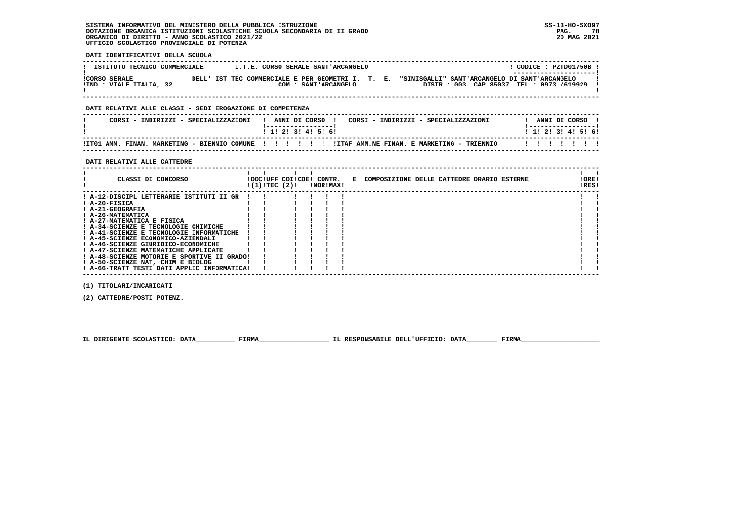SISTEMA INFORMATIVO DEL MINISTERO DELLA PUBBLICA ISTRUZIONE
DOTAZIONE ORGANICA ISTITUZIONI SCOLASTICHE SCUOLA SECONDARIA DI II GRADO
ORGANICO DI DIRITTO - ANNO SCOLASTICO 2021/22
UFFICIO SCOLASTICO PROVINCIALE DI POTENZA

SS-13-HO-SXO97
20 MAG 2021

**DATI IDENTIFICATIVI DELLA SCUOLA**

| ISTITUTO TECNICO COMMERCIALE | I.T.E. CORSO SERALE SANT'ARCANGELO | CODICE : PZTD01750B |
|---|---|---|
| CORSO SERALE DELL' IST TEC COMMERCIALE E PER GEOMETRI I. T. E. "SINISGALLI" SANT'ARCANGELO DI SANT'ARCANGELO | | |
| IND.: VIALE ITALIA, 32 | COM.: SANT'ARCANGELO | DISTR.: 003 CAP 85037 TEL.: 0973 /619929 |

**DATI RELATIVI ALLE CLASSI - SEDI EROGAZIONE DI COMPETENZA**

| CORSI - INDIRIZZI - SPECIALIZZAZIONI | 1 | 2 | 3 | 4 | 5 | 6 | CORSI - INDIRIZZI - SPECIALIZZAZIONI | 1 | 2 | 3 | 4 | 5 | 6 |
|---|---|---|---|---|---|---|---|---|---|---|---|---|---|
| IT01 AMM. FINAN. MARKETING - BIENNIO COMUNE | | | | | | | ITAF AMM.NE FINAN. E MARKETING - TRIENNIO | | | | | | |

**DATI RELATIVI ALLE CATTEDRE**

| CLASSI DI CONCORSO | DOC (1) | UFF TEC | COI (2) | COE | CONTR. NOR | CONTR. MAX | E COMPOSIZIONE DELLE CATTEDRE ORARIO ESTERNE | ORE RES |
|---|---|---|---|---|---|---|---|---|
| A-12-DISCIPL LETTERARIE ISTITUTI II GR | | | | | | | | |
| A-20-FISICA | | | | | | | | |
| A-21-GEOGRAFIA | | | | | | | | |
| A-26-MATEMATICA | | | | | | | | |
| A-27-MATEMATICA E FISICA | | | | | | | | |
| A-34-SCIENZE E TECNOLOGIE CHIMICHE | | | | | | | | |
| A-41-SCIENZE E TECNOLOGIE INFORMATICHE | | | | | | | | |
| A-45-SCIENZE ECONOMICO-AZIENDALI | | | | | | | | |
| A-46-SCIENZE GIURIDICO-ECONOMICHE | | | | | | | | |
| A-47-SCIENZE MATEMATICHE APPLICATE | | | | | | | | |
| A-48-SCIENZE MOTORIE E SPORTIVE II GRADO | | | | | | | | |
| A-50-SCIENZE NAT, CHIM E BIOLOG | | | | | | | | |
| A-66-TRATT TESTI DATI APPLIC INFORMATICA | | | | | | | | |

(1) TITOLARI/INCARICATI

(2) CATTEDRE/POSTI POTENZ.

IL DIRIGENTE SCOLASTICO: DATA__________ FIRMA__________________ IL RESPONSABILE DELL'UFFICIO: DATA________ FIRMA____________________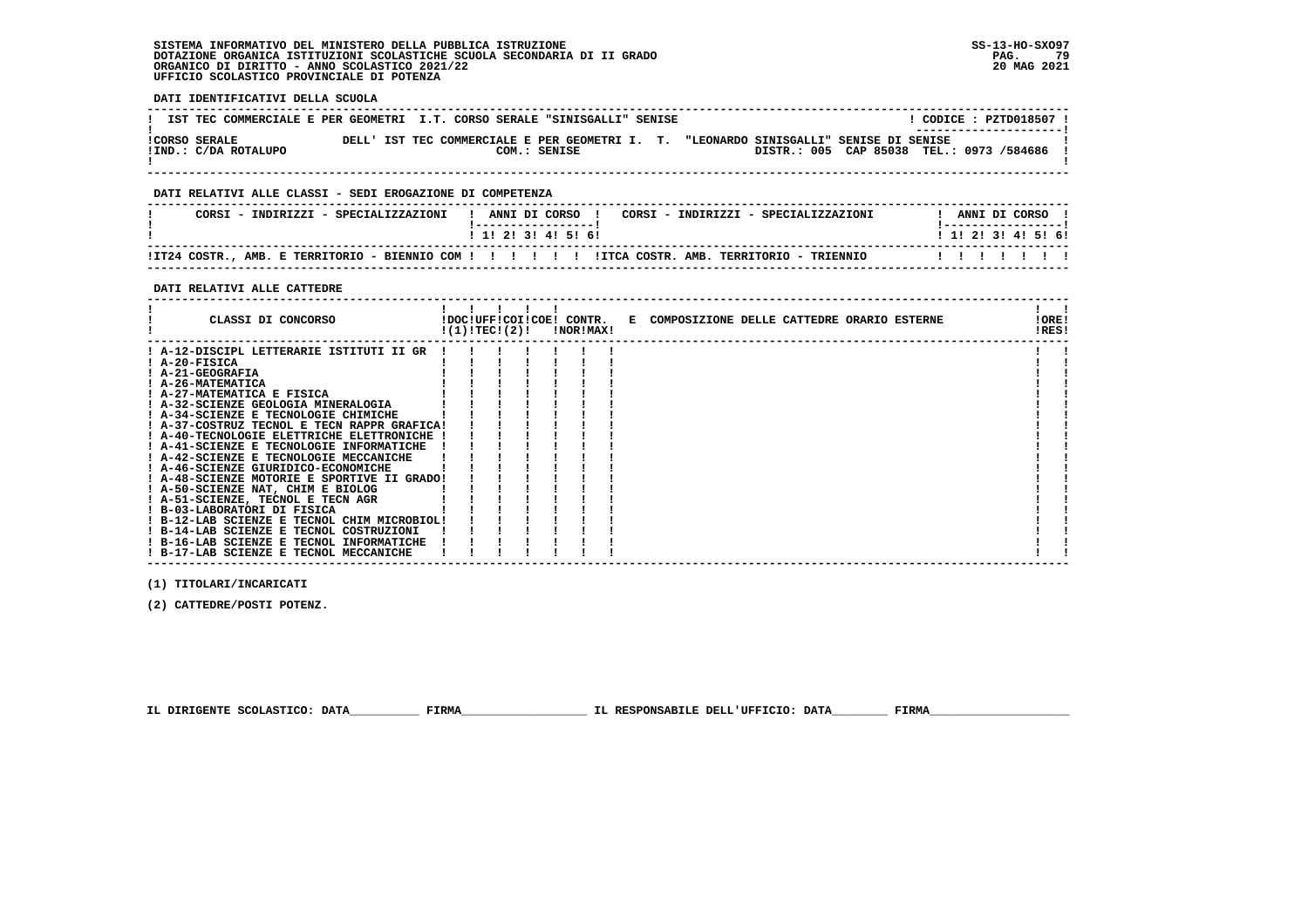SISTEMA INFORMATIVO DEL MINISTERO DELLA PUBBLICA ISTRUZIONE
DOTAZIONE ORGANICA ISTITUZIONI SCOLASTICHE SCUOLA SECONDARIA DI II GRADO
ORGANICO DI DIRITTO - ANNO SCOLASTICO 2021/22
UFFICIO SCOLASTICO PROVINCIALE DI POTENZA

SS-13-HO-SXO97
20 MAG 2021

**DATI IDENTIFICATIVI DELLA SCUOLA**

| IST TEC COMMERCIALE E PER GEOMETRI I.T. CORSO SERALE "SINISGALLI" SENISE | CODICE : PZTD018507 |
|---|---|
| CORSO SERALE DELL' IST TEC COMMERCIALE E PER GEOMETRI I. T. "LEONARDO SINISGALLI" SENISE DI SENISE | |
| IND.: C/DA ROTALUPO COM.: SENISE | DISTR.: 005 CAP 85038 TEL.: 0973 /584686 |

**DATI RELATIVI ALLE CLASSI - SEDI EROGAZIONE DI COMPETENZA**

| CORSI - INDIRIZZI - SPECIALIZZAZIONI | 1 | 2 | 3 | 4 | 5 | 6 | CORSI - INDIRIZZI - SPECIALIZZAZIONI | 1 | 2 | 3 | 4 | 5 | 6 |
|---|---|---|---|---|---|---|---|---|---|---|---|---|---|
| IT24 COSTR., AMB. E TERRITORIO - BIENNIO COM | | | | | | | ITCA COSTR. AMB. TERRITORIO - TRIENNIO | | | | | | |

**DATI RELATIVI ALLE CATTEDRE**

| CLASSI DI CONCORSO | DOC (1) | UFF TEC | COI (2) | COE | CONTR. NOR | CONTR. MAX | E COMPOSIZIONE DELLE CATTEDRE ORARIO ESTERNE | ORE RES |
|---|---|---|---|---|---|---|---|---|
| A-12-DISCIPL LETTERARIE ISTITUTI II GR | | | | | | | | |
| A-20-FISICA | | | | | | | | |
| A-21-GEOGRAFIA | | | | | | | | |
| A-26-MATEMATICA | | | | | | | | |
| A-27-MATEMATICA E FISICA | | | | | | | | |
| A-32-SCIENZE GEOLOGIA MINERALOGIA | | | | | | | | |
| A-34-SCIENZE E TECNOLOGIE CHIMICHE | | | | | | | | |
| A-37-COSTRUZ TECNOL E TECN RAPPR GRAFICA | | | | | | | | |
| A-40-TECNOLOGIE ELETTRICHE ELETTRONICHE | | | | | | | | |
| A-41-SCIENZE E TECNOLOGIE INFORMATICHE | | | | | | | | |
| A-42-SCIENZE E TECNOLOGIE MECCANICHE | | | | | | | | |
| A-46-SCIENZE GIURIDICO-ECONOMICHE | | | | | | | | |
| A-48-SCIENZE MOTORIE E SPORTIVE II GRADO | | | | | | | | |
| A-50-SCIENZE NAT, CHIM E BIOLOG | | | | | | | | |
| A-51-SCIENZE, TECNOL E TECN AGR | | | | | | | | |
| B-03-LABORATORI DI FISICA | | | | | | | | |
| B-12-LAB SCIENZE E TECNOL CHIM MICROBIOL | | | | | | | | |
| B-14-LAB SCIENZE E TECNOL COSTRUZIONI | | | | | | | | |
| B-16-LAB SCIENZE E TECNOL INFORMATICHE | | | | | | | | |
| B-17-LAB SCIENZE E TECNOL MECCANICHE | | | | | | | | |

(1) TITOLARI/INCARICATI

(2) CATTEDRE/POSTI POTENZ.

IL DIRIGENTE SCOLASTICO: DATA__________ FIRMA__________________ IL RESPONSABILE DELL'UFFICIO: DATA________ FIRMA____________________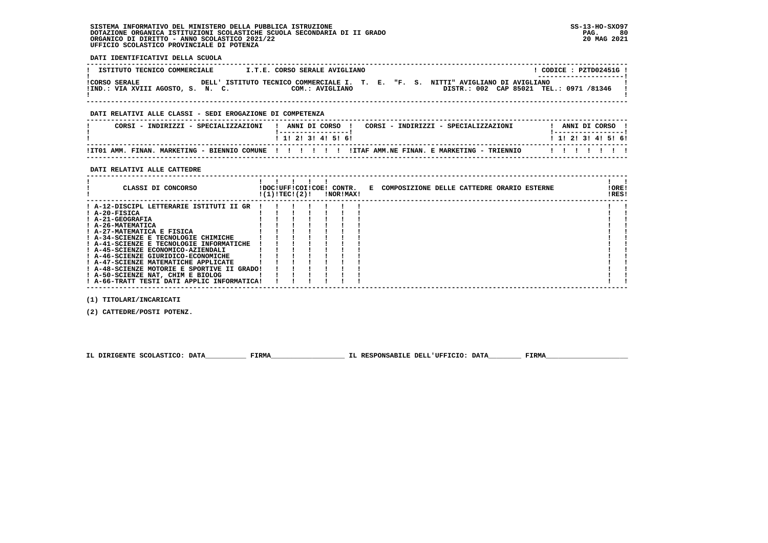SISTEMA INFORMATIVO DEL MINISTERO DELLA PUBBLICA ISTRUZIONE
DOTAZIONE ORGANICA ISTITUZIONI SCOLASTICHE SCUOLA SECONDARIA DI II GRADO
ORGANICO DI DIRITTO - ANNO SCOLASTICO 2021/22
UFFICIO SCOLASTICO PROVINCIALE DI POTENZA

SS-13-HO-SXO97
20 MAG 2021

**DATI IDENTIFICATIVI DELLA SCUOLA**

| ISTITUTO TECNICO COMMERCIALE | I.T.E. CORSO SERALE AVIGLIANO | CODICE : PZTD02451G |
|---|---|---|
| CORSO SERALE | DELL' ISTITUTO TECNICO COMMERCIALE I. T. E. "F. S. NITTI" AVIGLIANO DI AVIGLIANO | |
| IND.: VIA XVIII AGOSTO, S. N. C. | COM.: AVIGLIANO | DISTR.: 002 CAP 85021 TEL.: 0971 /81346 |

**DATI RELATIVI ALLE CLASSI - SEDI EROGAZIONE DI COMPETENZA**

| CORSI - INDIRIZZI - SPECIALIZZAZIONI | 1 | 2 | 3 | 4 | 5 | 6 | CORSI - INDIRIZZI - SPECIALIZZAZIONI | 1 | 2 | 3 | 4 | 5 | 6 |
|---|---|---|---|---|---|---|---|---|---|---|---|---|---|
| IT01 AMM. FINAN. MARKETING - BIENNIO COMUNE | | | | | | | ITAF AMM.NE FINAN. E MARKETING - TRIENNIO | | | | | | |

**DATI RELATIVI ALLE CATTEDRE**

| CLASSI DI CONCORSO | DOC (1) | UFF TEC | COI (2) | COE | CONTR. NOR | CONTR. MAX | E COMPOSIZIONE DELLE CATTEDRE ORARIO ESTERNE | ORE RES |
|---|---|---|---|---|---|---|---|---|
| A-12-DISCIPL LETTERARIE ISTITUTI II GR | | | | | | | | |
| A-20-FISICA | | | | | | | | |
| A-21-GEOGRAFIA | | | | | | | | |
| A-26-MATEMATICA | | | | | | | | |
| A-27-MATEMATICA E FISICA | | | | | | | | |
| A-34-SCIENZE E TECNOLOGIE CHIMICHE | | | | | | | | |
| A-41-SCIENZE E TECNOLOGIE INFORMATICHE | | | | | | | | |
| A-45-SCIENZE ECONOMICO-AZIENDALI | | | | | | | | |
| A-46-SCIENZE GIURIDICO-ECONOMICHE | | | | | | | | |
| A-47-SCIENZE MATEMATICHE APPLICATE | | | | | | | | |
| A-48-SCIENZE MOTORIE E SPORTIVE II GRADO | | | | | | | | |
| A-50-SCIENZE NAT, CHIM E BIOLOG | | | | | | | | |
| A-66-TRATT TESTI DATI APPLIC INFORMATICA | | | | | | | | |

(1) TITOLARI/INCARICATI

(2) CATTEDRE/POSTI POTENZ.

IL DIRIGENTE SCOLASTICO: DATA__________ FIRMA__________________ IL RESPONSABILE DELL'UFFICIO: DATA________ FIRMA____________________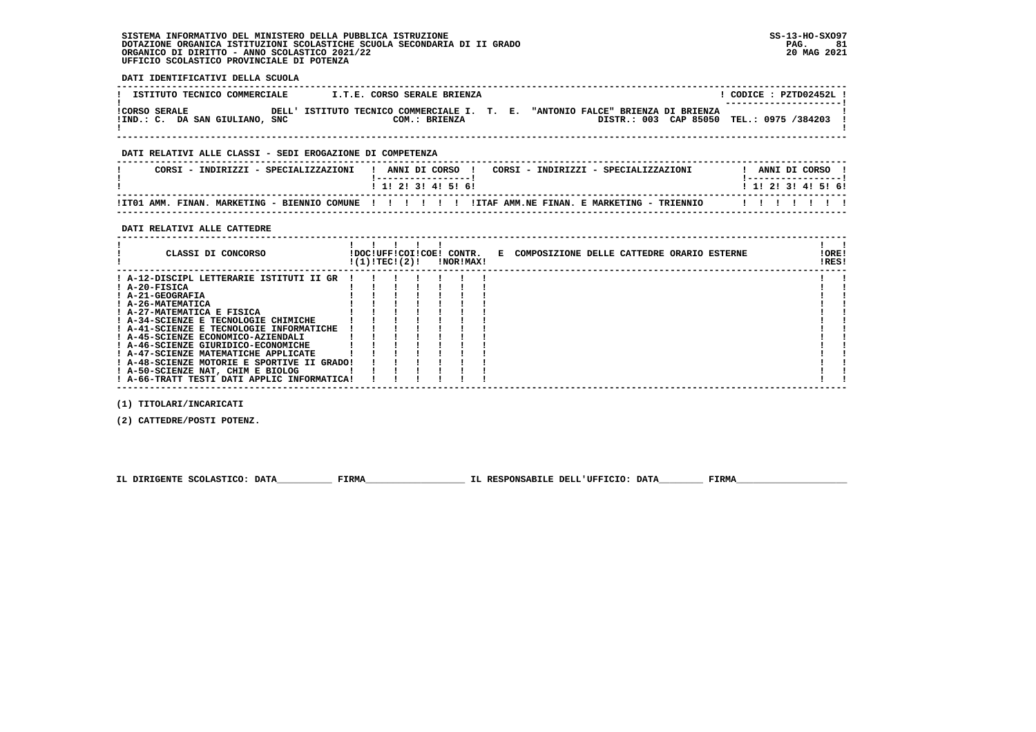SISTEMA INFORMATIVO DEL MINISTERO DELLA PUBBLICA ISTRUZIONE
DOTAZIONE ORGANICA ISTITUZIONI SCOLASTICHE SCUOLA SECONDARIA DI II GRADO
ORGANICO DI DIRITTO - ANNO SCOLASTICO 2021/22
UFFICIO SCOLASTICO PROVINCIALE DI POTENZA

SS-13-HO-SXO97
20 MAG 2021

**DATI IDENTIFICATIVI DELLA SCUOLA**

| ISTITUTO TECNICO COMMERCIALE | I.T.E. CORSO SERALE BRIENZA | CODICE : PZTD02452L |
|---|---|---|
| CORSO SERALE<br>IND.: C. DA SAN GIULIANO, SNC | DELL' ISTITUTO TECNICO COMMERCIALE I. T. E. "ANTONIO FALCE" BRIENZA DI BRIENZA<br>COM.: BRIENZA | DISTR.: 003 CAP 85050 TEL.: 0975 /384203 |

**DATI RELATIVI ALLE CLASSI - SEDI EROGAZIONE DI COMPETENZA**

| CORSI - INDIRIZZI - SPECIALIZZAZIONI | 1 | 2 | 3 | 4 | 5 | 6 | CORSI - INDIRIZZI - SPECIALIZZAZIONI | 1 | 2 | 3 | 4 | 5 | 6 |
|---|---|---|---|---|---|---|---|---|---|---|---|---|---|
| IT01 AMM. FINAN. MARKETING - BIENNIO COMUNE | | | | | | | ITAF AMM.NE FINAN. E MARKETING - TRIENNIO | | | | | | |

**DATI RELATIVI ALLE CATTEDRE**

| CLASSI DI CONCORSO | DOC (1) | UFF TEC | COI | COE (2) | CONTR. NOR | CONTR. MAX | E COMPOSIZIONE DELLE CATTEDRE ORARIO ESTERNE | ORE RES |
|---|---|---|---|---|---|---|---|---|
| A-12-DISCIPL LETTERARIE ISTITUTI II GR | | | | | | | | |
| A-20-FISICA | | | | | | | | |
| A-21-GEOGRAFIA | | | | | | | | |
| A-26-MATEMATICA | | | | | | | | |
| A-27-MATEMATICA E FISICA | | | | | | | | |
| A-34-SCIENZE E TECNOLOGIE CHIMICHE | | | | | | | | |
| A-41-SCIENZE E TECNOLOGIE INFORMATICHE | | | | | | | | |
| A-45-SCIENZE ECONOMICO-AZIENDALI | | | | | | | | |
| A-46-SCIENZE GIURIDICO-ECONOMICHE | | | | | | | | |
| A-47-SCIENZE MATEMATICHE APPLICATE | | | | | | | | |
| A-48-SCIENZE MOTORIE E SPORTIVE II GRADO | | | | | | | | |
| A-50-SCIENZE NAT, CHIM E BIOLOG | | | | | | | | |
| A-66-TRATT TESTI DATI APPLIC INFORMATICA | | | | | | | | |

(1) TITOLARI/INCARICATI

(2) CATTEDRE/POSTI POTENZ.

IL DIRIGENTE SCOLASTICO: DATA__________ FIRMA__________________ IL RESPONSABILE DELL'UFFICIO: DATA________ FIRMA____________________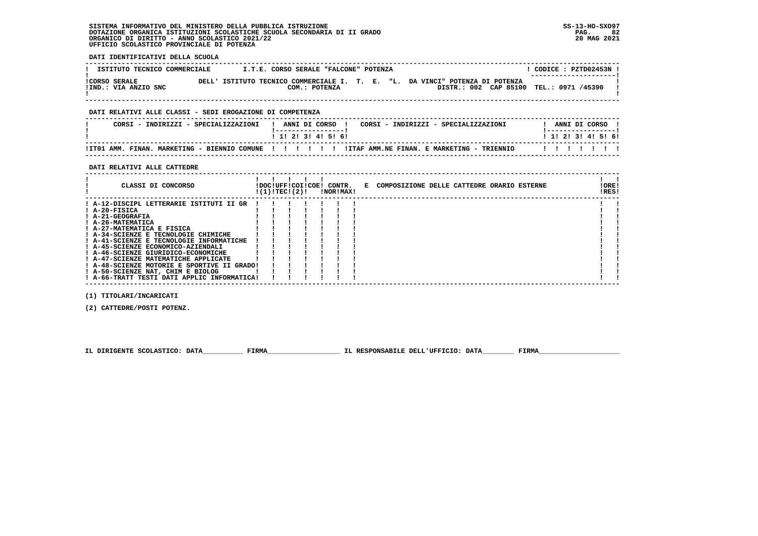SISTEMA INFORMATIVO DEL MINISTERO DELLA PUBBLICA ISTRUZIONE
DOTAZIONE ORGANICA ISTITUZIONI SCOLASTICHE SCUOLA SECONDARIA DI II GRADO
ORGANICO DI DIRITTO - ANNO SCOLASTICO 2021/22
UFFICIO SCOLASTICO PROVINCIALE DI POTENZA

SS-13-HO-SXO97
20 MAG 2021

**DATI IDENTIFICATIVI DELLA SCUOLA**

| ISTITUTO TECNICO COMMERCIALE | I.T.E. CORSO SERALE "FALCONE" POTENZA | CODICE : PZTD02453N |
|---|---|---|
| CORSO SERALE<br>IND.: VIA ANZIO SNC | DELL' ISTITUTO TECNICO COMMERCIALE I. T. E. "L. DA VINCI" POTENZA DI POTENZA<br>COM.: POTENZA | DISTR.: 002 CAP 85100 TEL.: 0971 /45390 |

**DATI RELATIVI ALLE CLASSI - SEDI EROGAZIONE DI COMPETENZA**

| CORSI - INDIRIZZI - SPECIALIZZAZIONI | 1 | 2 | 3 | 4 | 5 | 6 | CORSI - INDIRIZZI - SPECIALIZZAZIONI | 1 | 2 | 3 | 4 | 5 | 6 |
|---|---|---|---|---|---|---|---|---|---|---|---|---|---|
| IT01 AMM. FINAN. MARKETING - BIENNIO COMUNE | | | | | | | ITAF AMM.NE FINAN. E MARKETING - TRIENNIO | | | | | | |

**DATI RELATIVI ALLE CATTEDRE**

| CLASSI DI CONCORSO | DOC (1) | UFF TEC | COI (2) | COE | CONTR. NOR | CONTR. MAX | E COMPOSIZIONE DELLE CATTEDRE ORARIO ESTERNE | ORE RES |
|---|---|---|---|---|---|---|---|---|
| A-12-DISCIPL LETTERARIE ISTITUTI II GR | | | | | | | | |
| A-20-FISICA | | | | | | | | |
| A-21-GEOGRAFIA | | | | | | | | |
| A-26-MATEMATICA | | | | | | | | |
| A-27-MATEMATICA E FISICA | | | | | | | | |
| A-34-SCIENZE E TECNOLOGIE CHIMICHE | | | | | | | | |
| A-41-SCIENZE E TECNOLOGIE INFORMATICHE | | | | | | | | |
| A-45-SCIENZE ECONOMICO-AZIENDALI | | | | | | | | |
| A-46-SCIENZE GIURIDICO-ECONOMICHE | | | | | | | | |
| A-47-SCIENZE MATEMATICHE APPLICATE | | | | | | | | |
| A-48-SCIENZE MOTORIE E SPORTIVE II GRADO | | | | | | | | |
| A-50-SCIENZE NAT, CHIM E BIOLOG | | | | | | | | |
| A-66-TRATT TESTI DATI APPLIC INFORMATICA | | | | | | | | |

(1) TITOLARI/INCARICATI

(2) CATTEDRE/POSTI POTENZ.

IL DIRIGENTE SCOLASTICO: DATA__________ FIRMA__________________ IL RESPONSABILE DELL'UFFICIO: DATA________ FIRMA____________________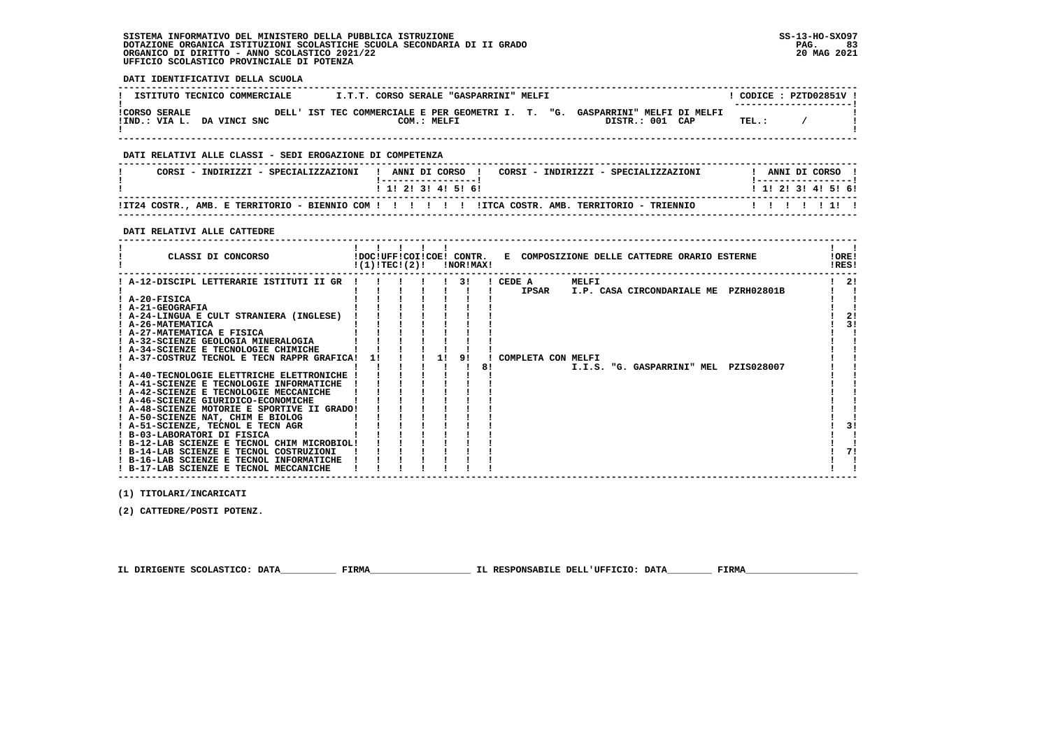SISTEMA INFORMATIVO DEL MINISTERO DELLA PUBBLICA ISTRUZIONE
DOTAZIONE ORGANICA ISTITUZIONI SCOLASTICHE SCUOLA SECONDARIA DI II GRADO
ORGANICO DI DIRITTO - ANNO SCOLASTICO 2021/22
UFFICIO SCOLASTICO PROVINCIALE DI POTENZA

SS-13-HO-SXO97
20 MAG 2021

**DATI IDENTIFICATIVI DELLA SCUOLA**

| ISTITUTO TECNICO COMMERCIALE | I.T.T. CORSO SERALE "GASPARRINI" MELFI | CODICE : PZTD02851V |
|---|---|---|
| CORSO SERALE DELL' IST TEC COMMERCIALE E PER GEOMETRI I. T. "G. GASPARRINI" MELFI DI MELFI | | |
| IND.: VIA L. DA VINCI SNC | COM.: MELFI | DISTR.: 001 CAP TEL.: / |

**DATI RELATIVI ALLE CLASSI - SEDI EROGAZIONE DI COMPETENZA**

| CORSI - INDIRIZZI - SPECIALIZZAZIONI | 1 | 2 | 3 | 4 | 5 | 6 | CORSI - INDIRIZZI - SPECIALIZZAZIONI | 1 | 2 | 3 | 4 | 5 | 6 |
|---|---|---|---|---|---|---|---|---|---|---|---|---|---|
| IT24 COSTR., AMB. E TERRITORIO - BIENNIO COM | | | | | | | ITCA COSTR. AMB. TERRITORIO - TRIENNIO | | | | | 1 | |

**DATI RELATIVI ALLE CATTEDRE**

| CLASSI DI CONCORSO | DOC (1) | UFF TEC | COI (2) | COE | CONTR. NOR | CONTR. MAX | E COMPOSIZIONE DELLE CATTEDRE ORARIO ESTERNE | ORE RES |
|---|---|---|---|---|---|---|---|---|
| A-12-DISCIPL LETTERARIE ISTITUTI II GR | | | | | 3 | | CEDE A MELFI IPSAR I.P. CASA CIRCONDARIALE ME PZRH02801B | 2 |
| A-20-FISICA | | | | | | | | |
| A-21-GEOGRAFIA | | | | | | | | |
| A-24-LINGUA E CULT STRANIERA (INGLESE) | | | | | | | | 2 |
| A-26-MATEMATICA | | | | | | | | 3 |
| A-27-MATEMATICA E FISICA | | | | | | | | |
| A-32-SCIENZE GEOLOGIA MINERALOGIA | | | | | | | | |
| A-34-SCIENZE E TECNOLOGIE CHIMICHE | | | | | | | | |
| A-37-COSTRUZ TECNOL E TECN RAPPR GRAFICA | 1 | | | 1 | 9 | 8 | COMPLETA CON MELFI I.I.S. "G. GASPARRINI" MEL PZIS028007 | |
| A-40-TECNOLOGIE ELETTRICHE ELETTRONICHE | | | | | | | | |
| A-41-SCIENZE E TECNOLOGIE INFORMATICHE | | | | | | | | |
| A-42-SCIENZE E TECNOLOGIE MECCANICHE | | | | | | | | |
| A-46-SCIENZE GIURIDICO-ECONOMICHE | | | | | | | | |
| A-48-SCIENZE MOTORIE E SPORTIVE II GRADO | | | | | | | | |
| A-50-SCIENZE NAT, CHIM E BIOLOG | | | | | | | | |
| A-51-SCIENZE, TECNOL E TECN AGR | | | | | | | | 3 |
| B-03-LABORATORI DI FISICA | | | | | | | | |
| B-12-LAB SCIENZE E TECNOL CHIM MICROBIOL | | | | | | | | |
| B-14-LAB SCIENZE E TECNOL COSTRUZIONI | | | | | | | | 7 |
| B-16-LAB SCIENZE E TECNOL INFORMATICHE | | | | | | | | |
| B-17-LAB SCIENZE E TECNOL MECCANICHE | | | | | | | | |

(1) TITOLARI/INCARICATI

(2) CATTEDRE/POSTI POTENZ.

IL DIRIGENTE SCOLASTICO: DATA__________ FIRMA__________________ IL RESPONSABILE DELL'UFFICIO: DATA________ FIRMA____________________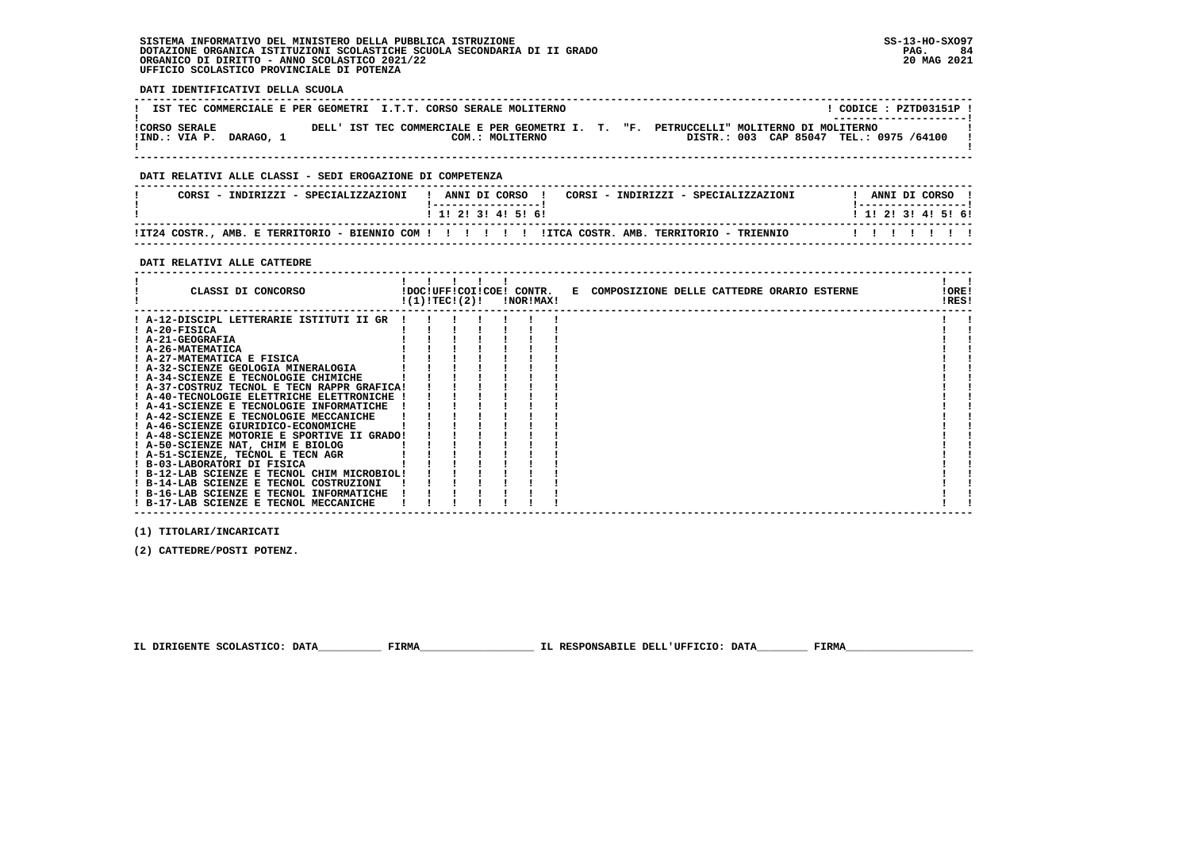SISTEMA INFORMATIVO DEL MINISTERO DELLA PUBBLICA ISTRUZIONE
DOTAZIONE ORGANICA ISTITUZIONI SCOLASTICHE SCUOLA SECONDARIA DI II GRADO
ORGANICO DI DIRITTO - ANNO SCOLASTICO 2021/22
UFFICIO SCOLASTICO PROVINCIALE DI POTENZA

SS-13-HO-SXO97
20 MAG 2021

**DATI IDENTIFICATIVI DELLA SCUOLA**

| IST TEC COMMERCIALE E PER GEOMETRI I.T.T. CORSO SERALE MOLITERNO | CODICE : PZTD03151P |
|---|---|
| CORSO SERALE DELL' IST TEC COMMERCIALE E PER GEOMETRI I. T. "F. PETRUCCELLI" MOLITERNO DI MOLITERNO | |
| IND.: VIA P. DARAGO, 1 COM.: MOLITERNO | DISTR.: 003 CAP 85047 TEL.: 0975 /64100 |

**DATI RELATIVI ALLE CLASSI - SEDI EROGAZIONE DI COMPETENZA**

| CORSI - INDIRIZZI - SPECIALIZZAZIONI | 1 | 2 | 3 | 4 | 5 | 6 | CORSI - INDIRIZZI - SPECIALIZZAZIONI | 1 | 2 | 3 | 4 | 5 | 6 |
|---|---|---|---|---|---|---|---|---|---|---|---|---|---|
| IT24 COSTR., AMB. E TERRITORIO - BIENNIO COM | | | | | | | ITCA COSTR. AMB. TERRITORIO - TRIENNIO | | | | | | |

**DATI RELATIVI ALLE CATTEDRE**

| CLASSI DI CONCORSO | DOC (1) | UFF TEC | COI (2) | COE | CONTR. NOR | CONTR. MAX | COMPOSIZIONE DELLE CATTEDRE ORARIO ESTERNE | ORE RES |
|---|---|---|---|---|---|---|---|---|
| A-12-DISCIPL LETTERARIE ISTITUTI II GR | | | | | | | | |
| A-20-FISICA | | | | | | | | |
| A-21-GEOGRAFIA | | | | | | | | |
| A-26-MATEMATICA | | | | | | | | |
| A-27-MATEMATICA E FISICA | | | | | | | | |
| A-32-SCIENZE GEOLOGIA MINERALOGIA | | | | | | | | |
| A-34-SCIENZE E TECNOLOGIE CHIMICHE | | | | | | | | |
| A-37-COSTRUZ TECNOL E TECN RAPPR GRAFICA | | | | | | | | |
| A-40-TECNOLOGIE ELETTRICHE ELETTRONICHE | | | | | | | | |
| A-41-SCIENZE E TECNOLOGIE INFORMATICHE | | | | | | | | |
| A-42-SCIENZE E TECNOLOGIE MECCANICHE | | | | | | | | |
| A-46-SCIENZE GIURIDICO-ECONOMICHE | | | | | | | | |
| A-48-SCIENZE MOTORIE E SPORTIVE II GRADO | | | | | | | | |
| A-50-SCIENZE NAT, CHIM E BIOLOG | | | | | | | | |
| A-51-SCIENZE, TECNOL E TECN AGR | | | | | | | | |
| B-03-LABORATORI DI FISICA | | | | | | | | |
| B-12-LAB SCIENZE E TECNOL CHIM MICROBIOL | | | | | | | | |
| B-14-LAB SCIENZE E TECNOL COSTRUZIONI | | | | | | | | |
| B-16-LAB SCIENZE E TECNOL INFORMATICHE | | | | | | | | |
| B-17-LAB SCIENZE E TECNOL MECCANICHE | | | | | | | | |

(1) TITOLARI/INCARICATI

(2) CATTEDRE/POSTI POTENZ.

IL DIRIGENTE SCOLASTICO: DATA__________ FIRMA__________________ IL RESPONSABILE DELL'UFFICIO: DATA________ FIRMA____________________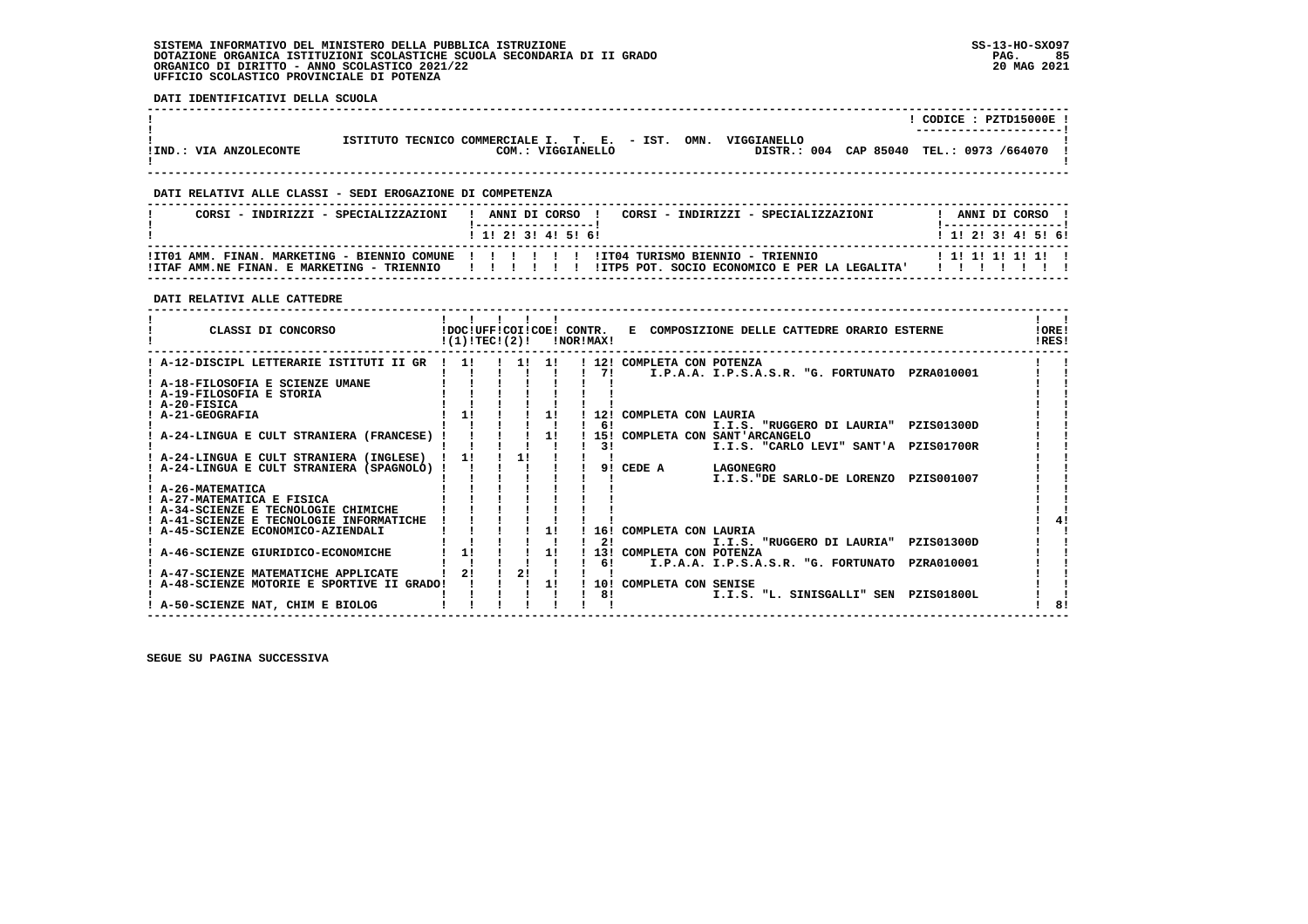SISTEMA INFORMATIVO DEL MINISTERO DELLA PUBBLICA ISTRUZIONE
DOTAZIONE ORGANICA ISTITUZIONI SCOLASTICHE SCUOLA SECONDARIA DI II GRADO
ORGANICO DI DIRITTO - ANNO SCOLASTICO 2021/22
UFFICIO SCOLASTICO PROVINCIALE DI POTENZA

SS-13-HO-SXO97
20 MAG 2021

**DATI IDENTIFICATIVI DELLA SCUOLA**

| | | |
|---|---|---|
| | | CODICE : PZTD15000E |
| IND.: VIA ANZOLECONTE | ISTITUTO TECNICO COMMERCIALE I. T. E. - IST. OMN. VIGGIANELLO COM.: VIGGIANELLO | DISTR.: 004 CAP 85040 TEL.: 0973 /664070 |

**DATI RELATIVI ALLE CLASSI - SEDI EROGAZIONE DI COMPETENZA**

| CORSI - INDIRIZZI - SPECIALIZZAZIONI | 1 | 2 | 3 | 4 | 5 | 6 | CORSI - INDIRIZZI - SPECIALIZZAZIONI | 1 | 2 | 3 | 4 | 5 | 6 |
|---|---|---|---|---|---|---|---|---|---|---|---|---|---|
| IT01 AMM. FINAN. MARKETING - BIENNIO COMUNE | | | | | | | IT04 TURISMO BIENNIO - TRIENNIO | 1 | 1 | 1 | 1 | 1 | |
| ITAF AMM.NE FINAN. E MARKETING - TRIENNIO | | | | | | | ITP5 POT. SOCIO ECONOMICO E PER LA LEGALITA' | | | | | | |

**DATI RELATIVI ALLE CATTEDRE**

| CLASSI DI CONCORSO | DOC (1) | UFF TEC (2) | COI | COE | CONTR. NOR | CONTR. MAX | COMPOSIZIONE DELLE CATTEDRE ORARIO ESTERNE | ORE RES |
|---|---|---|---|---|---|---|---|---|
| A-12-DISCIPL LETTERARIE ISTITUTI II GR | 1 | | 1 | 1 | | 12 | COMPLETA CON POTENZA | |
| | | | | | | 7 | I.P.A.A. I.P.S.A.S.R. "G. FORTUNATO PZRA010001 | |
| A-18-FILOSOFIA E SCIENZE UMANE | | | | | | | | |
| A-19-FILOSOFIA E STORIA | | | | | | | | |
| A-20-FISICA | | | | | | | | |
| A-21-GEOGRAFIA | 1 | | | 1 | | 12 | COMPLETA CON LAURIA | |
| | | | | | | 6 | I.I.S. "RUGGERO DI LAURIA" PZIS01300D | |
| A-24-LINGUA E CULT STRANIERA (FRANCESE) | | | | 1 | | 15 | COMPLETA CON SANT'ARCANGELO | |
| | | | | | | 3 | I.I.S. "CARLO LEVI" SANT'A PZIS01700R | |
| A-24-LINGUA E CULT STRANIERA (INGLESE) | 1 | | 1 | | | | | |
| A-24-LINGUA E CULT STRANIERA (SPAGNOLO) | | | | | | 9 | CEDE A LAGONEGRO | |
| | | | | | | | I.I.S."DE SARLO-DE LORENZO PZIS001007 | |
| A-26-MATEMATICA | | | | | | | | |
| A-27-MATEMATICA E FISICA | | | | | | | | |
| A-34-SCIENZE E TECNOLOGIE CHIMICHE | | | | | | | | |
| A-41-SCIENZE E TECNOLOGIE INFORMATICHE | | | | | | | | 4 |
| A-45-SCIENZE ECONOMICO-AZIENDALI | | | | 1 | | 16 | COMPLETA CON LAURIA | |
| | | | | | | 2 | I.I.S. "RUGGERO DI LAURIA" PZIS01300D | |
| A-46-SCIENZE GIURIDICO-ECONOMICHE | 1 | | | 1 | | 13 | COMPLETA CON POTENZA | |
| | | | | | | 6 | I.P.A.A. I.P.S.A.S.R. "G. FORTUNATO PZRA010001 | |
| A-47-SCIENZE MATEMATICHE APPLICATE | 2 | | 2 | | | | | |
| A-48-SCIENZE MOTORIE E SPORTIVE II GRADO | | | | 1 | | 10 | COMPLETA CON SENISE | |
| | | | | | | 8 | I.I.S. "L. SINISGALLI" SEN PZIS01800L | |
| A-50-SCIENZE NAT, CHIM E BIOLOG | | | | | | | | 8 |

SEGUE SU PAGINA SUCCESSIVA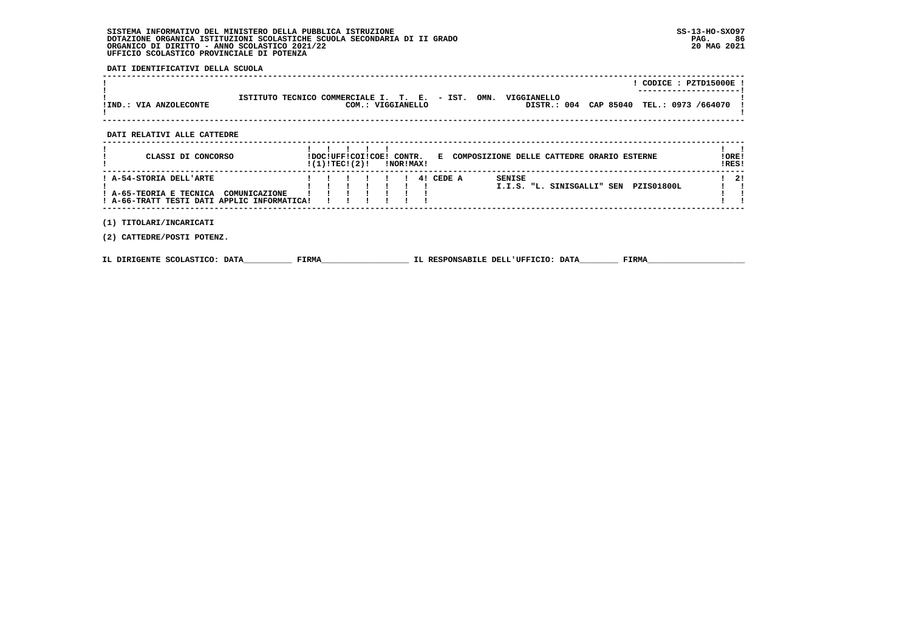SISTEMA INFORMATIVO DEL MINISTERO DELLA PUBBLICA ISTRUZIONE
DOTAZIONE ORGANICA ISTITUZIONI SCOLASTICHE SCUOLA SECONDARIA DI II GRADO
ORGANICO DI DIRITTO - ANNO SCOLASTICO 2021/22
UFFICIO SCOLASTICO PROVINCIALE DI POTENZA

SS-13-HO-SXO97
20 MAG 2021

**DATI IDENTIFICATIVI DELLA SCUOLA**

CODICE : PZTD15000E

ISTITUTO TECNICO COMMERCIALE I. T. E. - IST. OMN. VIGGIANELLO

IND.: VIA ANZOLECONTE — COM.: VIGGIANELLO — DISTR.: 004 CAP 85040 TEL.: 0973 /664070

**DATI RELATIVI ALLE CATTEDRE**

| CLASSI DI CONCORSO | DOC (1) | UFF TEC | COI (2) | COE | CONTR. NOR | CONTR. MAX | E COMPOSIZIONE DELLE CATTEDRE ORARIO ESTERNE | ORE RES |
|---|---|---|---|---|---|---|---|---|
| A-54-STORIA DELL'ARTE | | | | | | 4 | CEDE A SENISE I.I.S. "L. SINISGALLI" SEN PZIS01800L | 2 |
| A-65-TEORIA E TECNICA COMUNICAZIONE | | | | | | | | |
| A-66-TRATT TESTI DATI APPLIC INFORMATICA | | | | | | | | |

(1) TITOLARI/INCARICATI

(2) CATTEDRE/POSTI POTENZ.

IL DIRIGENTE SCOLASTICO: DATA__________ FIRMA__________________ IL RESPONSABILE DELL'UFFICIO: DATA________ FIRMA____________________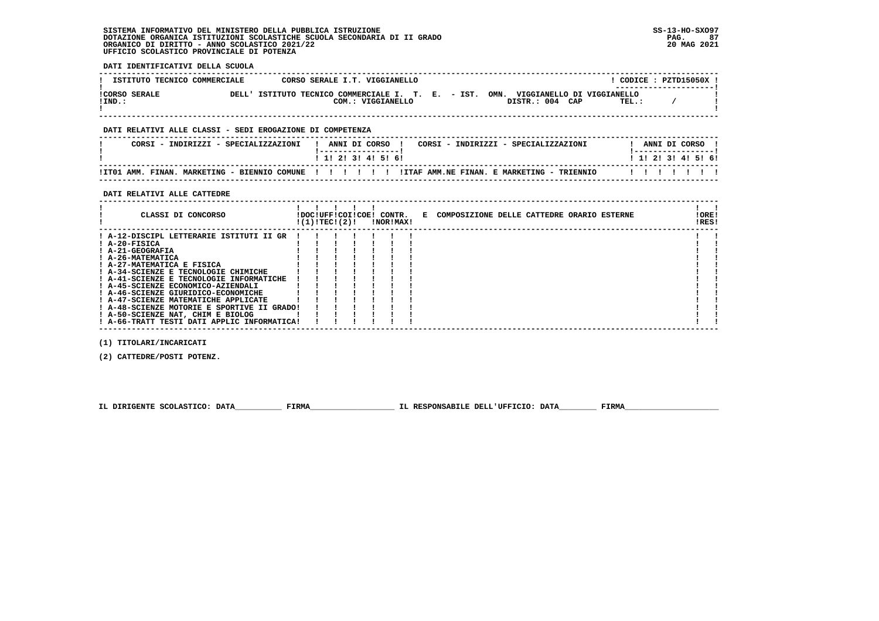SISTEMA INFORMATIVO DEL MINISTERO DELLA PUBBLICA ISTRUZIONE
DOTAZIONE ORGANICA ISTITUZIONI SCOLASTICHE SCUOLA SECONDARIA DI II GRADO
ORGANICO DI DIRITTO - ANNO SCOLASTICO 2021/22
UFFICIO SCOLASTICO PROVINCIALE DI POTENZA

SS-13-HO-SXO97
20 MAG 2021

**DATI IDENTIFICATIVI DELLA SCUOLA**

| ISTITUTO TECNICO COMMERCIALE | CORSO SERALE I.T. VIGGIANELLO | CODICE : PZTD15050X |
|---|---|---|
| CORSO SERALE | DELL' ISTITUTO TECNICO COMMERCIALE I. T. E. - IST. OMN. VIGGIANELLO DI VIGGIANELLO | |
| IND.: | COM.: VIGGIANELLO    DISTR.: 004 CAP | TEL.: / |

**DATI RELATIVI ALLE CLASSI - SEDI EROGAZIONE DI COMPETENZA**

| CORSI - INDIRIZZI - SPECIALIZZAZIONI | 1 | 2 | 3 | 4 | 5 | 6 | CORSI - INDIRIZZI - SPECIALIZZAZIONI | 1 | 2 | 3 | 4 | 5 | 6 |
|---|---|---|---|---|---|---|---|---|---|---|---|---|---|
| IT01 AMM. FINAN. MARKETING - BIENNIO COMUNE | | | | | | | ITAF AMM.NE FINAN. E MARKETING - TRIENNIO | | | | | | |

**DATI RELATIVI ALLE CATTEDRE**

| CLASSI DI CONCORSO | DOC (1) | UFF TEC | COI | COE (2) | CONTR. NOR | CONTR. MAX | E COMPOSIZIONE DELLE CATTEDRE ORARIO ESTERNE | ORE RES |
|---|---|---|---|---|---|---|---|---|
| A-12-DISCIPL LETTERARIE ISTITUTI II GR | | | | | | | | |
| A-20-FISICA | | | | | | | | |
| A-21-GEOGRAFIA | | | | | | | | |
| A-26-MATEMATICA | | | | | | | | |
| A-27-MATEMATICA E FISICA | | | | | | | | |
| A-34-SCIENZE E TECNOLOGIE CHIMICHE | | | | | | | | |
| A-41-SCIENZE E TECNOLOGIE INFORMATICHE | | | | | | | | |
| A-45-SCIENZE ECONOMICO-AZIENDALI | | | | | | | | |
| A-46-SCIENZE GIURIDICO-ECONOMICHE | | | | | | | | |
| A-47-SCIENZE MATEMATICHE APPLICATE | | | | | | | | |
| A-48-SCIENZE MOTORIE E SPORTIVE II GRADO | | | | | | | | |
| A-50-SCIENZE NAT, CHIM E BIOLOG | | | | | | | | |
| A-66-TRATT TESTI DATI APPLIC INFORMATICA | | | | | | | | |

(1) TITOLARI/INCARICATI

(2) CATTEDRE/POSTI POTENZ.

IL DIRIGENTE SCOLASTICO: DATA__________ FIRMA__________________ IL RESPONSABILE DELL'UFFICIO: DATA________ FIRMA____________________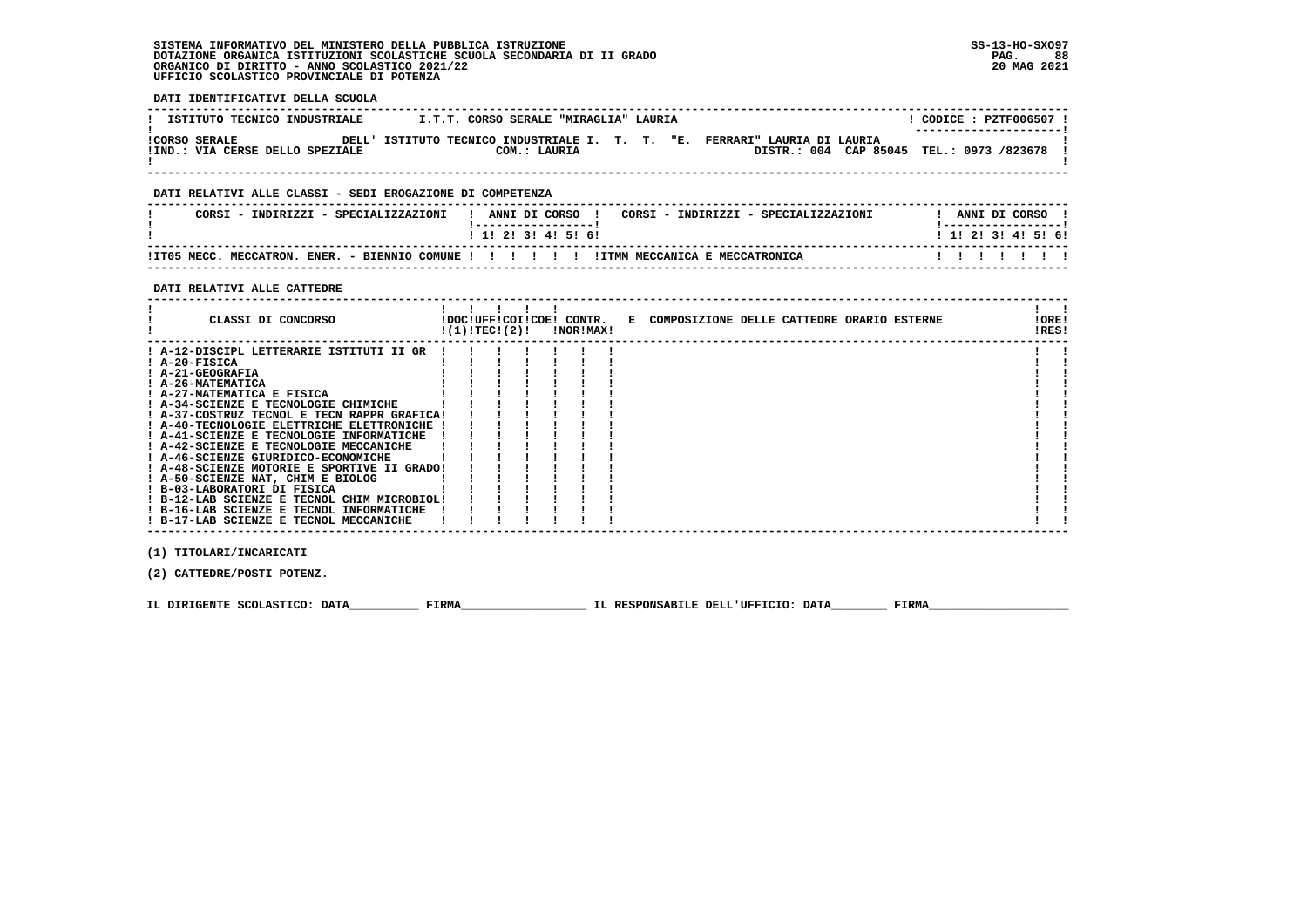SISTEMA INFORMATIVO DEL MINISTERO DELLA PUBBLICA ISTRUZIONE
DOTAZIONE ORGANICA ISTITUZIONI SCOLASTICHE SCUOLA SECONDARIA DI II GRADO
ORGANICO DI DIRITTO - ANNO SCOLASTICO 2021/22
UFFICIO SCOLASTICO PROVINCIALE DI POTENZA

SS-13-HO-SXO97
20 MAG 2021

**DATI IDENTIFICATIVI DELLA SCUOLA**

| ISTITUTO TECNICO INDUSTRIALE | I.T.T. CORSO SERALE "MIRAGLIA" LAURIA | CODICE : PZTF006507 |
|---|---|---|
| CORSO SERALE DELL' ISTITUTO TECNICO INDUSTRIALE I. T. T. "E. FERRARI" LAURIA DI LAURIA | | |
| IND.: VIA CERSE DELLO SPEZIALE | COM.: LAURIA | DISTR.: 004 CAP 85045 TEL.: 0973 /823678 |

**DATI RELATIVI ALLE CLASSI - SEDI EROGAZIONE DI COMPETENZA**

| CORSI - INDIRIZZI - SPECIALIZZAZIONI | 1 | 2 | 3 | 4 | 5 | 6 | CORSI - INDIRIZZI - SPECIALIZZAZIONI | 1 | 2 | 3 | 4 | 5 | 6 |
|---|---|---|---|---|---|---|---|---|---|---|---|---|---|
| IT05 MECC. MECCATRON. ENER. - BIENNIO COMUNE | | | | | | | ITMM MECCANICA E MECCATRONICA | | | | | | |

**DATI RELATIVI ALLE CATTEDRE**

| CLASSI DI CONCORSO | DOC (1) | UFF TEC | COI (2) | COE | CONTR. NOR | CONTR. MAX | E COMPOSIZIONE DELLE CATTEDRE ORARIO ESTERNE | ORE RES |
|---|---|---|---|---|---|---|---|---|
| A-12-DISCIPL LETTERARIE ISTITUTI II GR | | | | | | | | |
| A-20-FISICA | | | | | | | | |
| A-21-GEOGRAFIA | | | | | | | | |
| A-26-MATEMATICA | | | | | | | | |
| A-27-MATEMATICA E FISICA | | | | | | | | |
| A-34-SCIENZE E TECNOLOGIE CHIMICHE | | | | | | | | |
| A-37-COSTRUZ TECNOL E TECN RAPPR GRAFICA | | | | | | | | |
| A-40-TECNOLOGIE ELETTRICHE ELETTRONICHE | | | | | | | | |
| A-41-SCIENZE E TECNOLOGIE INFORMATICHE | | | | | | | | |
| A-42-SCIENZE E TECNOLOGIE MECCANICHE | | | | | | | | |
| A-46-SCIENZE GIURIDICO-ECONOMICHE | | | | | | | | |
| A-48-SCIENZE MOTORIE E SPORTIVE II GRADO | | | | | | | | |
| A-50-SCIENZE NAT, CHIM E BIOLOG | | | | | | | | |
| B-03-LABORATORI DI FISICA | | | | | | | | |
| B-12-LAB SCIENZE E TECNOL CHIM MICROBIOL | | | | | | | | |
| B-16-LAB SCIENZE E TECNOL INFORMATICHE | | | | | | | | |
| B-17-LAB SCIENZE E TECNOL MECCANICHE | | | | | | | | |

(1) TITOLARI/INCARICATI

(2) CATTEDRE/POSTI POTENZ.

IL DIRIGENTE SCOLASTICO: DATA__________ FIRMA__________________ IL RESPONSABILE DELL'UFFICIO: DATA________ FIRMA____________________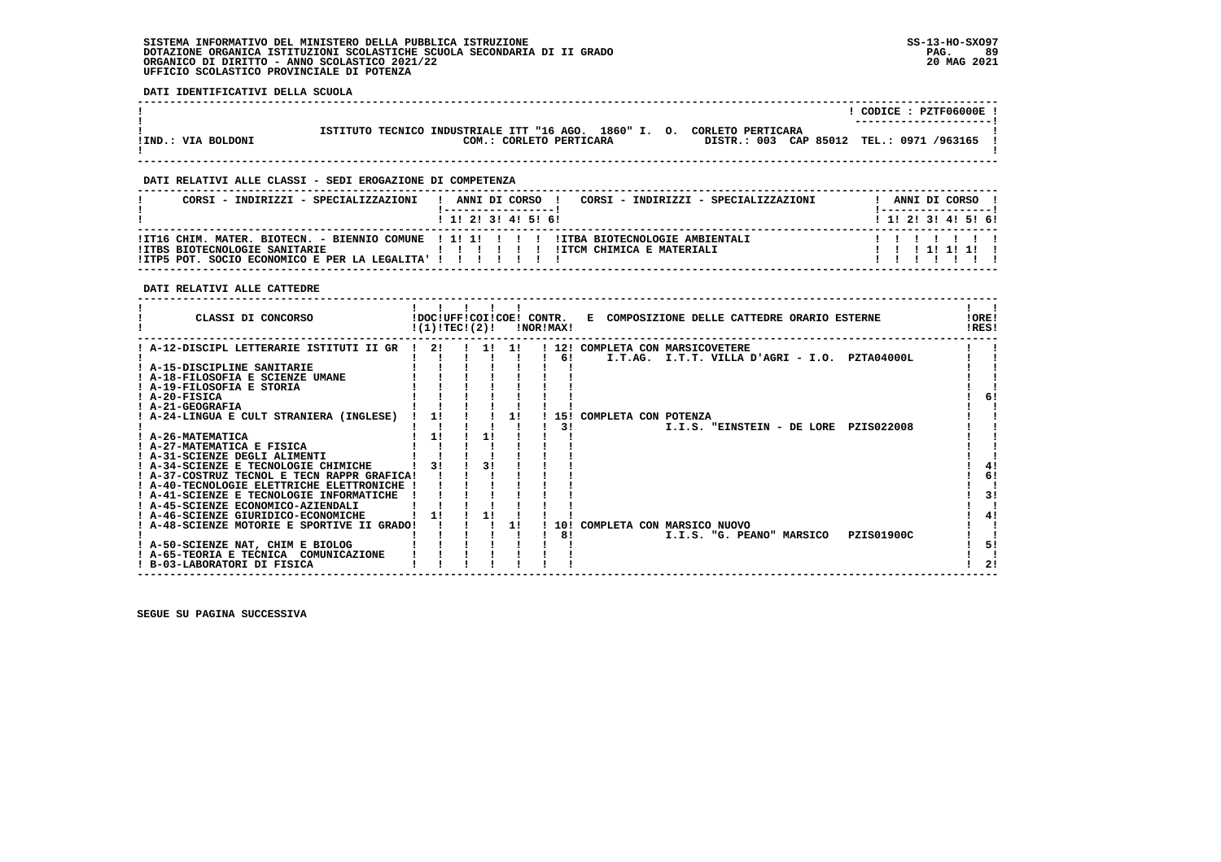SISTEMA INFORMATIVO DEL MINISTERO DELLA PUBBLICA ISTRUZIONE
DOTAZIONE ORGANICA ISTITUZIONI SCOLASTICHE SCUOLA SECONDARIA DI II GRADO
ORGANICO DI DIRITTO - ANNO SCOLASTICO 2021/22
UFFICIO SCOLASTICO PROVINCIALE DI POTENZA

SS-13-HO-SXO97
20 MAG 2021

**DATI IDENTIFICATIVI DELLA SCUOLA**

CODICE : PZTF06000E

ISTITUTO TECNICO INDUSTRIALE ITT "16 AGO. 1860" I. O. CORLETO PERTICARA
IND.: VIA BOLDONI — COM.: CORLETO PERTICARA — DISTR.: 003 CAP 85012 TEL.: 0971 /963165

**DATI RELATIVI ALLE CLASSI - SEDI EROGAZIONE DI COMPETENZA**

| CORSI - INDIRIZZI - SPECIALIZZAZIONI | 1 | 2 | 3 | 4 | 5 | 6 | CORSI - INDIRIZZI - SPECIALIZZAZIONI | 1 | 2 | 3 | 4 | 5 | 6 |
|---|---|---|---|---|---|---|---|---|---|---|---|---|---|
| IT16 CHIM. MATER. BIOTECN. - BIENNIO COMUNE | 1 | 1 | | | | | ITBA BIOTECNOLOGIE AMBIENTALI | | | | | | |
| ITBS BIOTECNOLOGIE SANITARIE | | | | | | | ITCM CHIMICA E MATERIALI | | | 1 | 1 | 1 | |
| ITP5 POT. SOCIO ECONOMICO E PER LA LEGALITA' | | | | | | | | | | | | | |

**DATI RELATIVI ALLE CATTEDRE**

| CLASSI DI CONCORSO | DOC (1) | UFF TEC | COI (2) | COE | CONTR. NOR | CONTR. MAX | E COMPOSIZIONE DELLE CATTEDRE ORARIO ESTERNE | ORE RES |
|---|---|---|---|---|---|---|---|---|
| A-12-DISCIPL LETTERARIE ISTITUTI II GR | 2 | | 1 | 1 | | 12 | COMPLETA CON MARSICOVETERE | |
| | | | | | | 6 | I.T.AG. I.T.T. VILLA D'AGRI - I.O. PZTA04000L | |
| A-15-DISCIPLINE SANITARIE | | | | | | | | |
| A-18-FILOSOFIA E SCIENZE UMANE | | | | | | | | |
| A-19-FILOSOFIA E STORIA | | | | | | | | |
| A-20-FISICA | | | | | | | | 6 |
| A-21-GEOGRAFIA | | | | | | | | |
| A-24-LINGUA E CULT STRANIERA (INGLESE) | 1 | | | 1 | | 15 | COMPLETA CON POTENZA | |
| | | | | | | 3 | I.I.S. "EINSTEIN - DE LORE PZIS022008 | |
| A-26-MATEMATICA | 1 | | 1 | | | | | |
| A-27-MATEMATICA E FISICA | | | | | | | | |
| A-31-SCIENZE DEGLI ALIMENTI | | | | | | | | |
| A-34-SCIENZE E TECNOLOGIE CHIMICHE | 3 | | 3 | | | | | 4 |
| A-37-COSTRUZ TECNOL E TECN RAPPR GRAFICA | | | | | | | | 6 |
| A-40-TECNOLOGIE ELETTRICHE ELETTRONICHE | | | | | | | | |
| A-41-SCIENZE E TECNOLOGIE INFORMATICHE | | | | | | | | 3 |
| A-45-SCIENZE ECONOMICO-AZIENDALI | | | | | | | | |
| A-46-SCIENZE GIURIDICO-ECONOMICHE | 1 | | 1 | | | | | 4 |
| A-48-SCIENZE MOTORIE E SPORTIVE II GRADO | | | | 1 | | 10 | COMPLETA CON MARSICO NUOVO | |
| | | | | | | 8 | I.I.S. "G. PEANO" MARSICO PZIS01900C | |
| A-50-SCIENZE NAT, CHIM E BIOLOG | | | | | | | | 5 |
| A-65-TEORIA E TECNICA COMUNICAZIONE | | | | | | | | |
| B-03-LABORATORI DI FISICA | | | | | | | | 2 |

SEGUE SU PAGINA SUCCESSIVA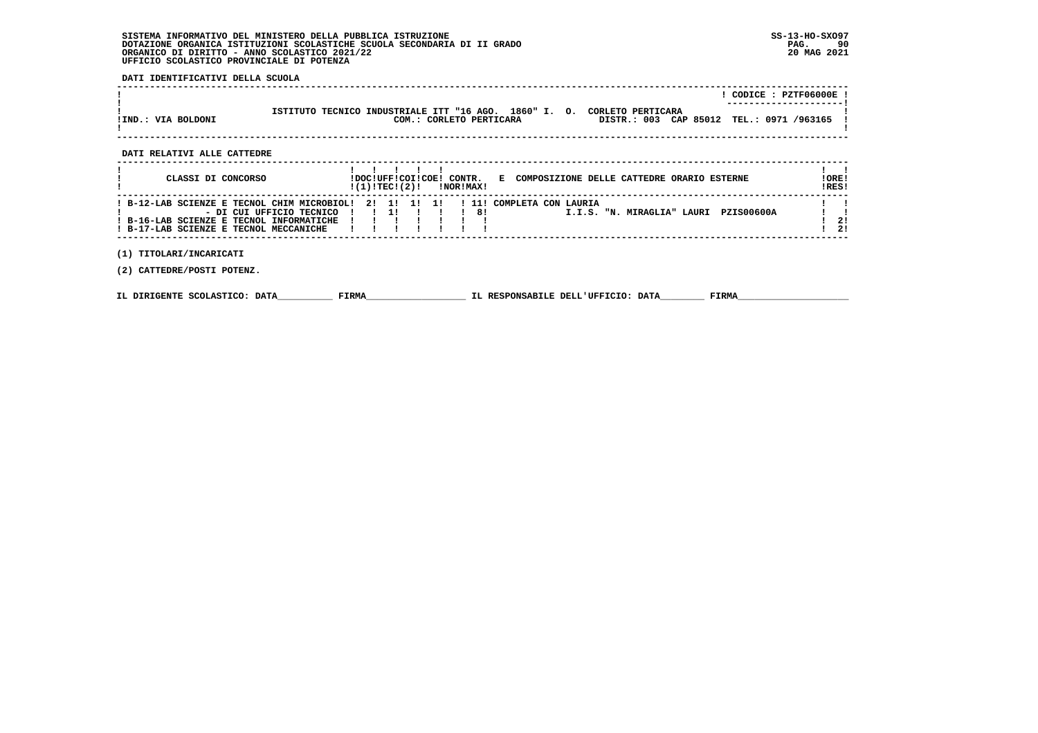SISTEMA INFORMATIVO DEL MINISTERO DELLA PUBBLICA ISTRUZIONE
DOTAZIONE ORGANICA ISTITUZIONI SCOLASTICHE SCUOLA SECONDARIA DI II GRADO
ORGANICO DI DIRITTO - ANNO SCOLASTICO 2021/22
UFFICIO SCOLASTICO PROVINCIALE DI POTENZA

SS-13-HO-SXO97
20 MAG 2021

**DATI IDENTIFICATIVI DELLA SCUOLA**

CODICE : PZTF06000E

ISTITUTO TECNICO INDUSTRIALE ITT "16 AGO. 1860" I. O. CORLETO PERTICARA
IND.: VIA BOLDONI — COM.: CORLETO PERTICARA — DISTR.: 003 CAP 85012 TEL.: 0971 /963165

**DATI RELATIVI ALLE CATTEDRE**

| CLASSI DI CONCORSO | DOC (1) | UFF TEC | COI (2) | COE | CONTR. NOR | CONTR. MAX | E COMPOSIZIONE DELLE CATTEDRE ORARIO ESTERNE | ORE RES |
|---|---|---|---|---|---|---|---|---|
| B-12-LAB SCIENZE E TECNOL CHIM MICROBIOL | 2 | 1 | 1 | 1 | | 11 | COMPLETA CON LAURIA | |
| - DI CUI UFFICIO TECNICO | | 1 | | | | 8 | I.I.S. "N. MIRAGLIA" LAURI PZIS00600A | |
| B-16-LAB SCIENZE E TECNOL INFORMATICHE | | | | | | | | 2 |
| B-17-LAB SCIENZE E TECNOL MECCANICHE | | | | | | | | 2 |

(1) TITOLARI/INCARICATI

(2) CATTEDRE/POSTI POTENZ.

IL DIRIGENTE SCOLASTICO: DATA__________ FIRMA__________________ IL RESPONSABILE DELL'UFFICIO: DATA________ FIRMA____________________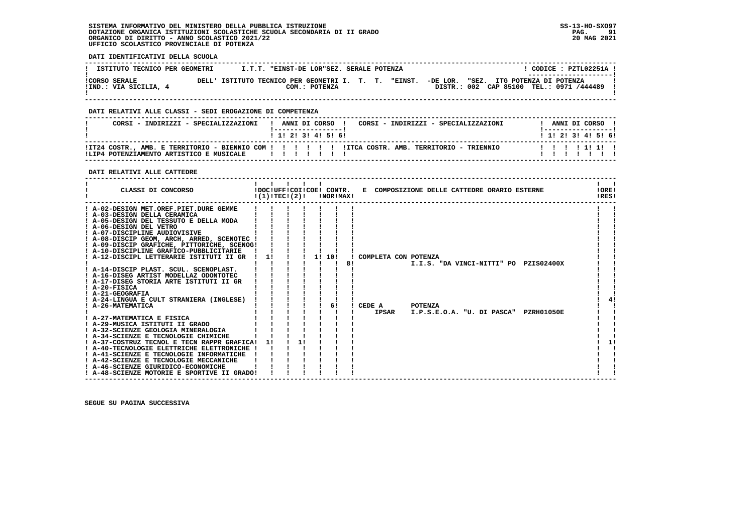SISTEMA INFORMATIVO DEL MINISTERO DELLA PUBBLICA ISTRUZIONE
DOTAZIONE ORGANICA ISTITUZIONI SCOLASTICHE SCUOLA SECONDARIA DI II GRADO
ORGANICO DI DIRITTO - ANNO SCOLASTICO 2021/22
UFFICIO SCOLASTICO PROVINCIALE DI POTENZA

SS-13-HO-SXO97
20 MAG 2021

**DATI IDENTIFICATIVI DELLA SCUOLA**

| | | |
|---|---|---|
| ISTITUTO TECNICO PER GEOMETRI | I.T.T. "EINST-DE LOR"SEZ. SERALE POTENZA | CODICE : PZTL02251A |
| CORSO SERALE<br>IND.: VIA SICILIA, 4 | DELL' ISTITUTO TECNICO PER GEOMETRI I. T. T. "EINST. -DE LOR. "SEZ. ITG POTENZA DI POTENZA<br>COM.: POTENZA | DISTR.: 002 CAP 85100 TEL.: 0971 /444489 |

**DATI RELATIVI ALLE CLASSI - SEDI EROGAZIONE DI COMPETENZA**

| CORSI - INDIRIZZI - SPECIALIZZAZIONI | 1 | 2 | 3 | 4 | 5 | 6 | CORSI - INDIRIZZI - SPECIALIZZAZIONI | 1 | 2 | 3 | 4 | 5 | 6 |
|---|---|---|---|---|---|---|---|---|---|---|---|---|---|
| IT24 COSTR., AMB. E TERRITORIO - BIENNIO COM | | | | | | | ITCA COSTR. AMB. TERRITORIO - TRIENNIO | | | | 1 | 1 | |
| LIP4 POTENZIAMENTO ARTISTICO E MUSICALE | | | | | | | | | | | | | |

**DATI RELATIVI ALLE CATTEDRE**

| CLASSI DI CONCORSO | DOC (1) | UFF TEC (2) | COI | COE | CONTR. NOR | CONTR. MAX | E COMPOSIZIONE DELLE CATTEDRE ORARIO ESTERNE | ORE RES |
|---|---|---|---|---|---|---|---|---|
| A-02-DESIGN MET.OREF.PIET.DURE GEMME | | | | | | | | |
| A-03-DESIGN DELLA CERAMICA | | | | | | | | |
| A-05-DESIGN DEL TESSUTO E DELLA MODA | | | | | | | | |
| A-06-DESIGN DEL VETRO | | | | | | | | |
| A-07-DISCIPLINE AUDIOVISIVE | | | | | | | | |
| A-08-DISCIP GEOM, ARCH, ARRED, SCENOTEC | | | | | | | | |
| A-09-DISCIP GRAFICHE, PITTORICHE, SCENOG | | | | | | | | |
| A-10-DISCIPLINE GRAFICO-PUBBLICITARIE | | | | | | | | |
| A-12-DISCIPL LETTERARIE ISTITUTI II GR | 1 | | | 1 | 10 | 8 | COMPLETA CON POTENZA I.I.S. "DA VINCI-NITTI" PO PZIS02400X | |
| A-14-DISCIP PLAST. SCUL. SCENOPLAST. | | | | | | | | |
| A-16-DISEG ARTIST MODELLAZ ODONTOTEC | | | | | | | | |
| A-17-DISEG STORIA ARTE ISTITUTI II GR | | | | | | | | |
| A-20-FISICA | | | | | | | | |
| A-21-GEOGRAFIA | | | | | | | | |
| A-24-LINGUA E CULT STRANIERA (INGLESE) | | | | | | | | 4 |
| A-26-MATEMATICA | | | | | 6 | | CEDE A POTENZA IPSAR I.P.S.E.O.A. "U. DI PASCA" PZRH01050E | |
| A-27-MATEMATICA E FISICA | | | | | | | | |
| A-29-MUSICA ISTITUTI II GRADO | | | | | | | | |
| A-32-SCIENZE GEOLOGIA MINERALOGIA | | | | | | | | |
| A-34-SCIENZE E TECNOLOGIE CHIMICHE | | | | | | | | |
| A-37-COSTRUZ TECNOL E TECN RAPPR GRAFICA | 1 | | 1 | | | | | 1 |
| A-40-TECNOLOGIE ELETTRICHE ELETTRONICHE | | | | | | | | |
| A-41-SCIENZE E TECNOLOGIE INFORMATICHE | | | | | | | | |
| A-42-SCIENZE E TECNOLOGIE MECCANICHE | | | | | | | | |
| A-46-SCIENZE GIURIDICO-ECONOMICHE | | | | | | | | |
| A-48-SCIENZE MOTORIE E SPORTIVE II GRADO | | | | | | | | |

SEGUE SU PAGINA SUCCESSIVA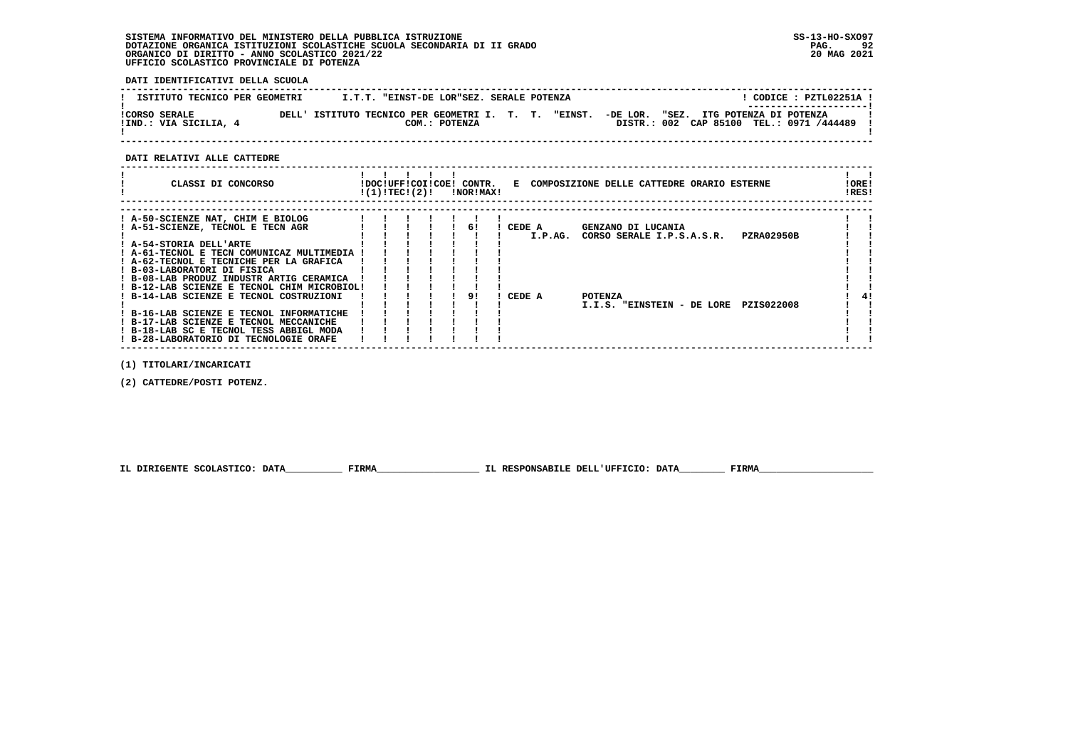SISTEMA INFORMATIVO DEL MINISTERO DELLA PUBBLICA ISTRUZIONE
DOTAZIONE ORGANICA ISTITUZIONI SCOLASTICHE SCUOLA SECONDARIA DI II GRADO
ORGANICO DI DIRITTO - ANNO SCOLASTICO 2021/22
UFFICIO SCOLASTICO PROVINCIALE DI POTENZA

SS-13-HO-SXO97
20 MAG 2021

**DATI IDENTIFICATIVI DELLA SCUOLA**

| | | |
|---|---|---|
| ISTITUTO TECNICO PER GEOMETRI | I.T.T. "EINST-DE LOR"SEZ. SERALE POTENZA | CODICE : PZTL02251A |
| CORSO SERALE | DELL' ISTITUTO TECNICO PER GEOMETRI I. T. T. "EINST. -DE LOR. "SEZ. ITG POTENZA DI POTENZA | |
| IND.: VIA SICILIA, 4 | COM.: POTENZA | DISTR.: 002 CAP 85100 TEL.: 0971 /444489 |

**DATI RELATIVI ALLE CATTEDRE**

| CLASSI DI CONCORSO | DOC (1) | UFF TEC | COI (2) | COE | CONTR. NOR | CONTR. MAX | E COMPOSIZIONE DELLE CATTEDRE ORARIO ESTERNE | ORE RES |
|---|---|---|---|---|---|---|---|---|
| A-50-SCIENZE NAT, CHIM E BIOLOG | | | | | | | | |
| A-51-SCIENZE, TECNOL E TECN AGR | | | | | | 6 | CEDE A GENZANO DI LUCANIA I.P.AG. CORSO SERALE I.P.S.A.S.R. PZRA02950B | |
| A-54-STORIA DELL'ARTE | | | | | | | | |
| A-61-TECNOL E TECN COMUNICAZ MULTIMEDIA | | | | | | | | |
| A-62-TECNOL E TECNICHE PER LA GRAFICA | | | | | | | | |
| B-03-LABORATORI DI FISICA | | | | | | | | |
| B-08-LAB PRODUZ INDUSTR ARTIG CERAMICA | | | | | | | | |
| B-12-LAB SCIENZE E TECNOL CHIM MICROBIOL | | | | | | | | |
| B-14-LAB SCIENZE E TECNOL COSTRUZIONI | | | | | | 9 | CEDE A POTENZA I.I.S. "EINSTEIN - DE LORE PZIS022008 | 4 |
| B-16-LAB SCIENZE E TECNOL INFORMATICHE | | | | | | | | |
| B-17-LAB SCIENZE E TECNOL MECCANICHE | | | | | | | | |
| B-18-LAB SC E TECNOL TESS ABBIGL MODA | | | | | | | | |
| B-28-LABORATORIO DI TECNOLOGIE ORAFE | | | | | | | | |

(1) TITOLARI/INCARICATI

(2) CATTEDRE/POSTI POTENZ.

IL DIRIGENTE SCOLASTICO: DATA__________ FIRMA__________________ IL RESPONSABILE DELL'UFFICIO: DATA________ FIRMA____________________